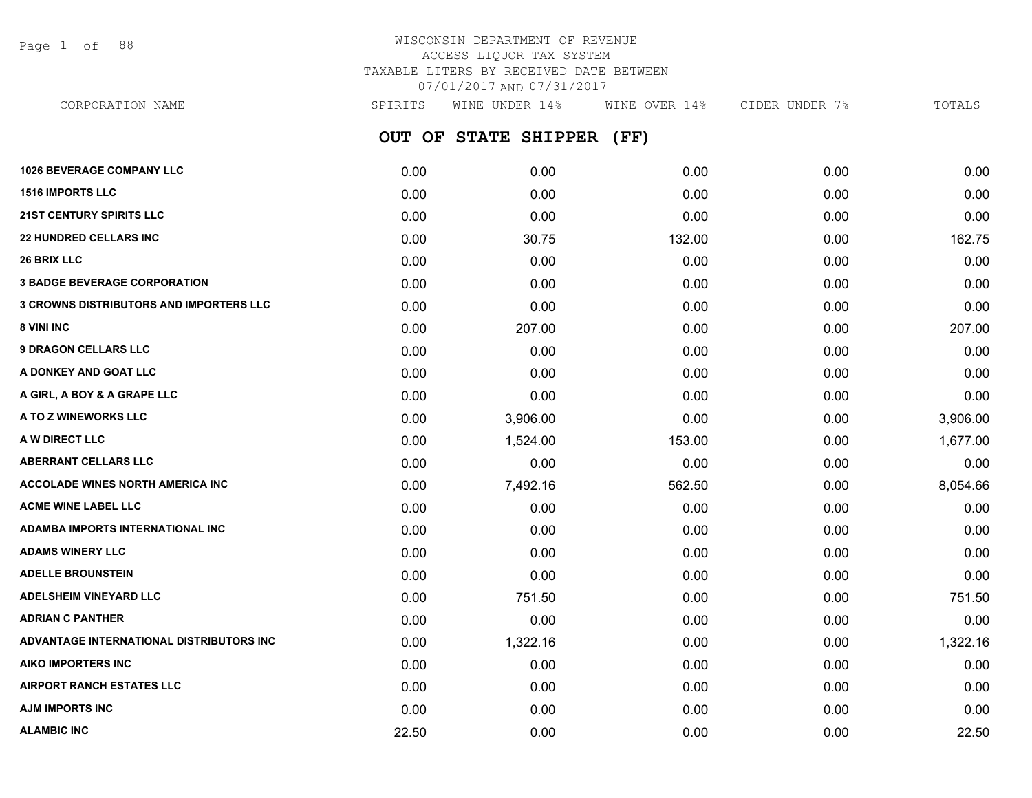WISCONSIN DEPARTMENT OF REVENUE
ACCESS LIQUOR TAX SYSTEM
TAXABLE LITERS BY RECEIVED DATE BETWEEN
07/01/2017 AND 07/31/2017

## OUT OF STATE SHIPPER (FF)

| CORPORATION NAME | SPIRITS | WINE UNDER 14% | WINE OVER 14% | CIDER UNDER 7% | TOTALS |
|---|---|---|---|---|---|
| **1026 BEVERAGE COMPANY LLC** | 0.00 | 0.00 | 0.00 | 0.00 | 0.00 |
| **1516 IMPORTS LLC** | 0.00 | 0.00 | 0.00 | 0.00 | 0.00 |
| **21ST CENTURY SPIRITS LLC** | 0.00 | 0.00 | 0.00 | 0.00 | 0.00 |
| **22 HUNDRED CELLARS INC** | 0.00 | 30.75 | 132.00 | 0.00 | 162.75 |
| **26 BRIX LLC** | 0.00 | 0.00 | 0.00 | 0.00 | 0.00 |
| **3 BADGE BEVERAGE CORPORATION** | 0.00 | 0.00 | 0.00 | 0.00 | 0.00 |
| **3 CROWNS DISTRIBUTORS AND IMPORTERS LLC** | 0.00 | 0.00 | 0.00 | 0.00 | 0.00 |
| **8 VINI INC** | 0.00 | 207.00 | 0.00 | 0.00 | 207.00 |
| **9 DRAGON CELLARS LLC** | 0.00 | 0.00 | 0.00 | 0.00 | 0.00 |
| **A DONKEY AND GOAT LLC** | 0.00 | 0.00 | 0.00 | 0.00 | 0.00 |
| **A GIRL, A BOY & A GRAPE LLC** | 0.00 | 0.00 | 0.00 | 0.00 | 0.00 |
| **A TO Z WINEWORKS LLC** | 0.00 | 3,906.00 | 0.00 | 0.00 | 3,906.00 |
| **A W DIRECT LLC** | 0.00 | 1,524.00 | 153.00 | 0.00 | 1,677.00 |
| **ABERRANT CELLARS LLC** | 0.00 | 0.00 | 0.00 | 0.00 | 0.00 |
| **ACCOLADE WINES NORTH AMERICA INC** | 0.00 | 7,492.16 | 562.50 | 0.00 | 8,054.66 |
| **ACME WINE LABEL LLC** | 0.00 | 0.00 | 0.00 | 0.00 | 0.00 |
| **ADAMBA IMPORTS INTERNATIONAL INC** | 0.00 | 0.00 | 0.00 | 0.00 | 0.00 |
| **ADAMS WINERY LLC** | 0.00 | 0.00 | 0.00 | 0.00 | 0.00 |
| **ADELLE BROUNSTEIN** | 0.00 | 0.00 | 0.00 | 0.00 | 0.00 |
| **ADELSHEIM VINEYARD LLC** | 0.00 | 751.50 | 0.00 | 0.00 | 751.50 |
| **ADRIAN C PANTHER** | 0.00 | 0.00 | 0.00 | 0.00 | 0.00 |
| **ADVANTAGE INTERNATIONAL DISTRIBUTORS INC** | 0.00 | 1,322.16 | 0.00 | 0.00 | 1,322.16 |
| **AIKO IMPORTERS INC** | 0.00 | 0.00 | 0.00 | 0.00 | 0.00 |
| **AIRPORT RANCH ESTATES LLC** | 0.00 | 0.00 | 0.00 | 0.00 | 0.00 |
| **AJM IMPORTS INC** | 0.00 | 0.00 | 0.00 | 0.00 | 0.00 |
| **ALAMBIC INC** | 22.50 | 0.00 | 0.00 | 0.00 | 22.50 |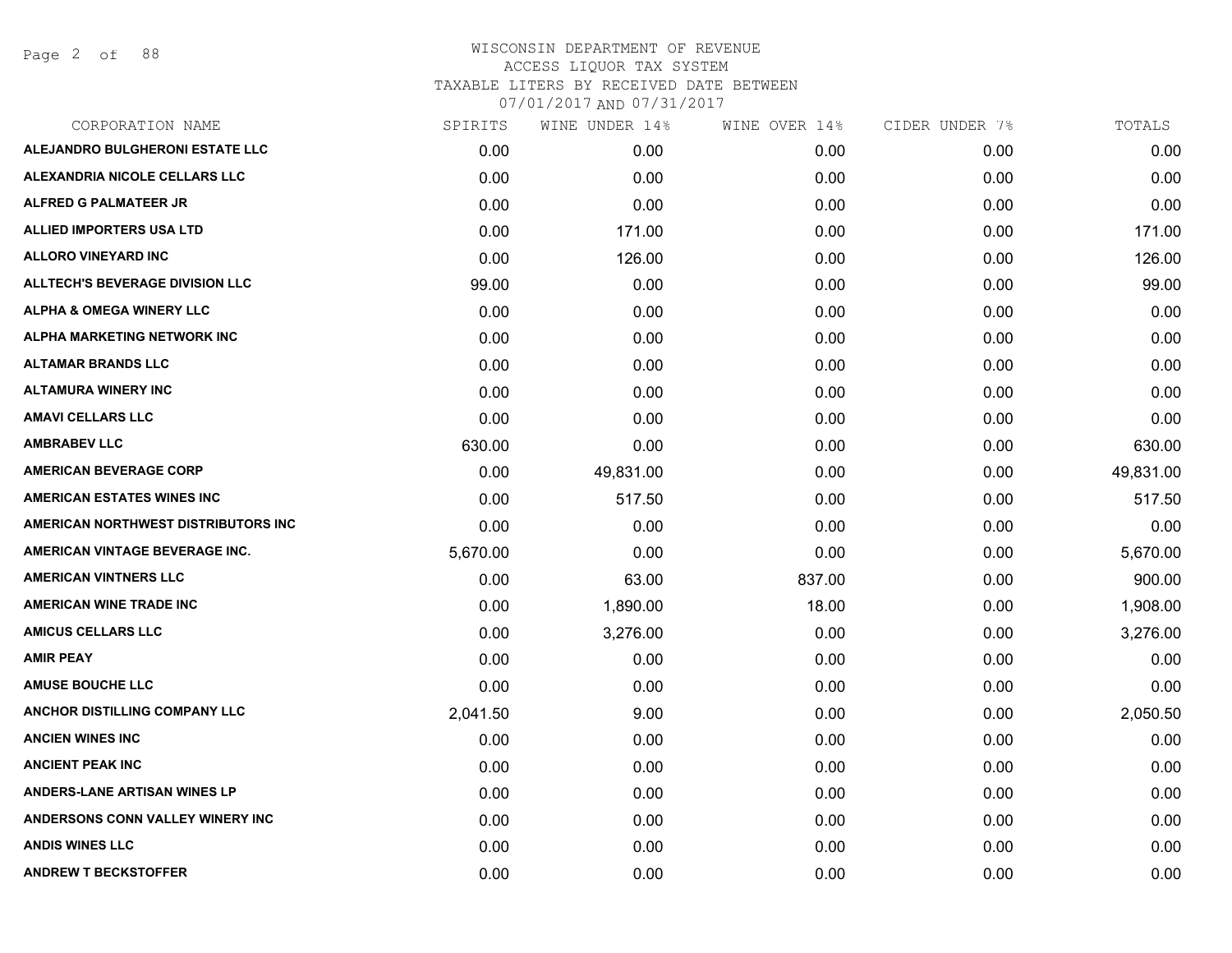# WISCONSIN DEPARTMENT OF REVENUE
## ACCESS LIQUOR TAX SYSTEM
## TAXABLE LITERS BY RECEIVED DATE BETWEEN 07/01/2017 AND 07/31/2017

| CORPORATION NAME | SPIRITS | WINE UNDER 14% | WINE OVER 14% | CIDER UNDER 7% | TOTALS |
|---|---|---|---|---|---|
| ALEJANDRO BULGHERONI ESTATE LLC | 0.00 | 0.00 | 0.00 | 0.00 | 0.00 |
| ALEXANDRIA NICOLE CELLARS LLC | 0.00 | 0.00 | 0.00 | 0.00 | 0.00 |
| ALFRED G PALMATEER JR | 0.00 | 0.00 | 0.00 | 0.00 | 0.00 |
| ALLIED IMPORTERS USA LTD | 0.00 | 171.00 | 0.00 | 0.00 | 171.00 |
| ALLORO VINEYARD INC | 0.00 | 126.00 | 0.00 | 0.00 | 126.00 |
| ALLTECH'S BEVERAGE DIVISION LLC | 99.00 | 0.00 | 0.00 | 0.00 | 99.00 |
| ALPHA & OMEGA WINERY LLC | 0.00 | 0.00 | 0.00 | 0.00 | 0.00 |
| ALPHA MARKETING NETWORK INC | 0.00 | 0.00 | 0.00 | 0.00 | 0.00 |
| ALTAMAR BRANDS LLC | 0.00 | 0.00 | 0.00 | 0.00 | 0.00 |
| ALTAMURA WINERY INC | 0.00 | 0.00 | 0.00 | 0.00 | 0.00 |
| AMAVI CELLARS LLC | 0.00 | 0.00 | 0.00 | 0.00 | 0.00 |
| AMBRABEV LLC | 630.00 | 0.00 | 0.00 | 0.00 | 630.00 |
| AMERICAN BEVERAGE CORP | 0.00 | 49,831.00 | 0.00 | 0.00 | 49,831.00 |
| AMERICAN ESTATES WINES INC | 0.00 | 517.50 | 0.00 | 0.00 | 517.50 |
| AMERICAN NORTHWEST DISTRIBUTORS INC | 0.00 | 0.00 | 0.00 | 0.00 | 0.00 |
| AMERICAN VINTAGE BEVERAGE INC. | 5,670.00 | 0.00 | 0.00 | 0.00 | 5,670.00 |
| AMERICAN VINTNERS LLC | 0.00 | 63.00 | 837.00 | 0.00 | 900.00 |
| AMERICAN WINE TRADE INC | 0.00 | 1,890.00 | 18.00 | 0.00 | 1,908.00 |
| AMICUS CELLARS LLC | 0.00 | 3,276.00 | 0.00 | 0.00 | 3,276.00 |
| AMIR PEAY | 0.00 | 0.00 | 0.00 | 0.00 | 0.00 |
| AMUSE BOUCHE LLC | 0.00 | 0.00 | 0.00 | 0.00 | 0.00 |
| ANCHOR DISTILLING COMPANY LLC | 2,041.50 | 9.00 | 0.00 | 0.00 | 2,050.50 |
| ANCIEN WINES INC | 0.00 | 0.00 | 0.00 | 0.00 | 0.00 |
| ANCIENT PEAK INC | 0.00 | 0.00 | 0.00 | 0.00 | 0.00 |
| ANDERS-LANE ARTISAN WINES LP | 0.00 | 0.00 | 0.00 | 0.00 | 0.00 |
| ANDERSONS CONN VALLEY WINERY INC | 0.00 | 0.00 | 0.00 | 0.00 | 0.00 |
| ANDIS WINES LLC | 0.00 | 0.00 | 0.00 | 0.00 | 0.00 |
| ANDREW T BECKSTOFFER | 0.00 | 0.00 | 0.00 | 0.00 | 0.00 |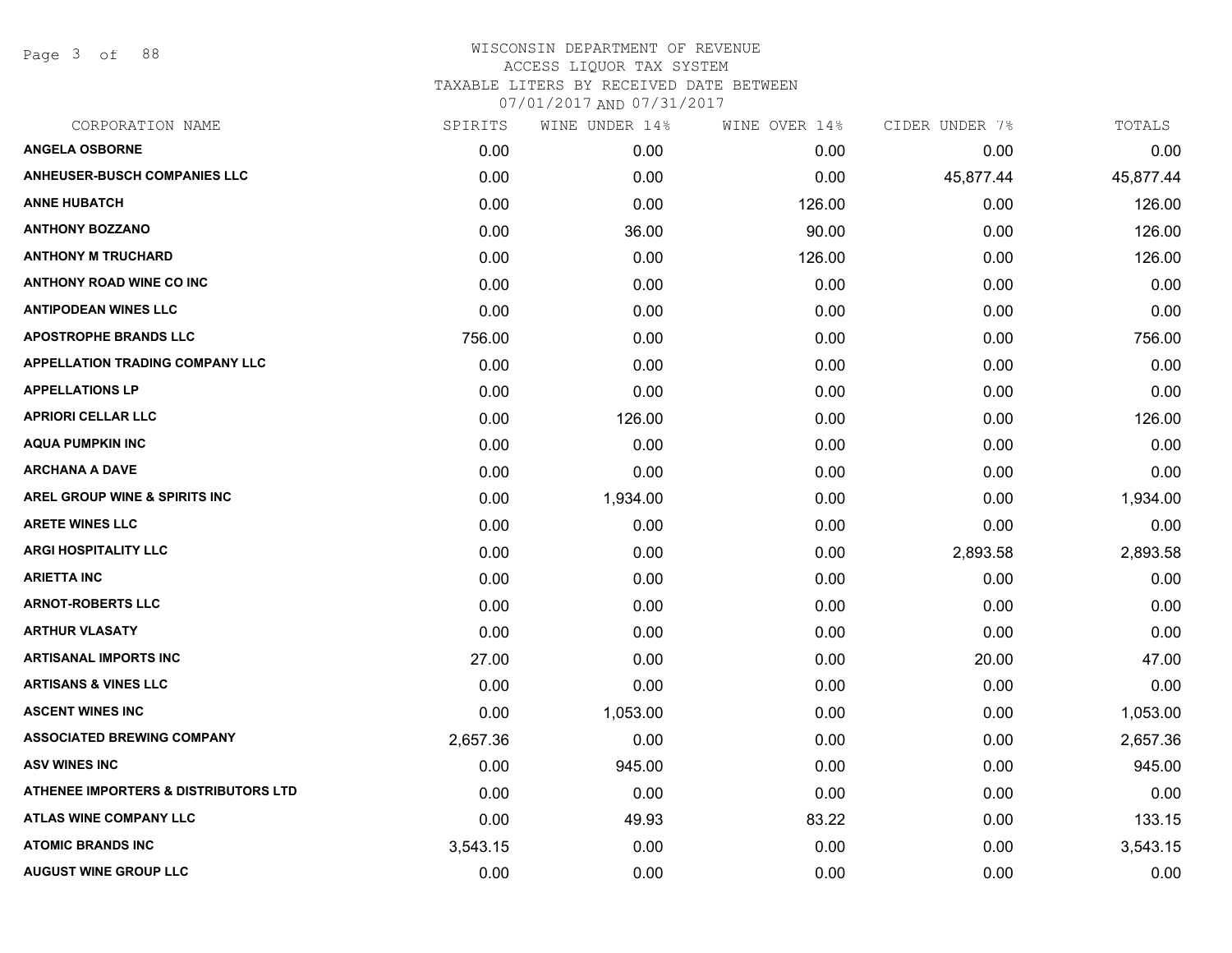# WISCONSIN DEPARTMENT OF REVENUE
## ACCESS LIQUOR TAX SYSTEM
### TAXABLE LITERS BY RECEIVED DATE BETWEEN 07/01/2017 AND 07/31/2017

| CORPORATION NAME | SPIRITS | WINE UNDER 14% | WINE OVER 14% | CIDER UNDER 7% | TOTALS |
|---|---|---|---|---|---|
| ANGELA OSBORNE | 0.00 | 0.00 | 0.00 | 0.00 | 0.00 |
| ANHEUSER-BUSCH COMPANIES LLC | 0.00 | 0.00 | 0.00 | 45,877.44 | 45,877.44 |
| ANNE HUBATCH | 0.00 | 0.00 | 126.00 | 0.00 | 126.00 |
| ANTHONY BOZZANO | 0.00 | 36.00 | 90.00 | 0.00 | 126.00 |
| ANTHONY M TRUCHARD | 0.00 | 0.00 | 126.00 | 0.00 | 126.00 |
| ANTHONY ROAD WINE CO INC | 0.00 | 0.00 | 0.00 | 0.00 | 0.00 |
| ANTIPODEAN WINES LLC | 0.00 | 0.00 | 0.00 | 0.00 | 0.00 |
| APOSTROPHE BRANDS LLC | 756.00 | 0.00 | 0.00 | 0.00 | 756.00 |
| APPELLATION TRADING COMPANY LLC | 0.00 | 0.00 | 0.00 | 0.00 | 0.00 |
| APPELLATIONS LP | 0.00 | 0.00 | 0.00 | 0.00 | 0.00 |
| APRIORI CELLAR LLC | 0.00 | 126.00 | 0.00 | 0.00 | 126.00 |
| AQUA PUMPKIN INC | 0.00 | 0.00 | 0.00 | 0.00 | 0.00 |
| ARCHANA A DAVE | 0.00 | 0.00 | 0.00 | 0.00 | 0.00 |
| AREL GROUP WINE & SPIRITS INC | 0.00 | 1,934.00 | 0.00 | 0.00 | 1,934.00 |
| ARETE WINES LLC | 0.00 | 0.00 | 0.00 | 0.00 | 0.00 |
| ARGI HOSPITALITY LLC | 0.00 | 0.00 | 0.00 | 2,893.58 | 2,893.58 |
| ARIETTA INC | 0.00 | 0.00 | 0.00 | 0.00 | 0.00 |
| ARNOT-ROBERTS LLC | 0.00 | 0.00 | 0.00 | 0.00 | 0.00 |
| ARTHUR VLASATY | 0.00 | 0.00 | 0.00 | 0.00 | 0.00 |
| ARTISANAL IMPORTS INC | 27.00 | 0.00 | 0.00 | 20.00 | 47.00 |
| ARTISANS & VINES LLC | 0.00 | 0.00 | 0.00 | 0.00 | 0.00 |
| ASCENT WINES INC | 0.00 | 1,053.00 | 0.00 | 0.00 | 1,053.00 |
| ASSOCIATED BREWING COMPANY | 2,657.36 | 0.00 | 0.00 | 0.00 | 2,657.36 |
| ASV WINES INC | 0.00 | 945.00 | 0.00 | 0.00 | 945.00 |
| ATHENEE IMPORTERS & DISTRIBUTORS LTD | 0.00 | 0.00 | 0.00 | 0.00 | 0.00 |
| ATLAS WINE COMPANY LLC | 0.00 | 49.93 | 83.22 | 0.00 | 133.15 |
| ATOMIC BRANDS INC | 3,543.15 | 0.00 | 0.00 | 0.00 | 3,543.15 |
| AUGUST WINE GROUP LLC | 0.00 | 0.00 | 0.00 | 0.00 | 0.00 |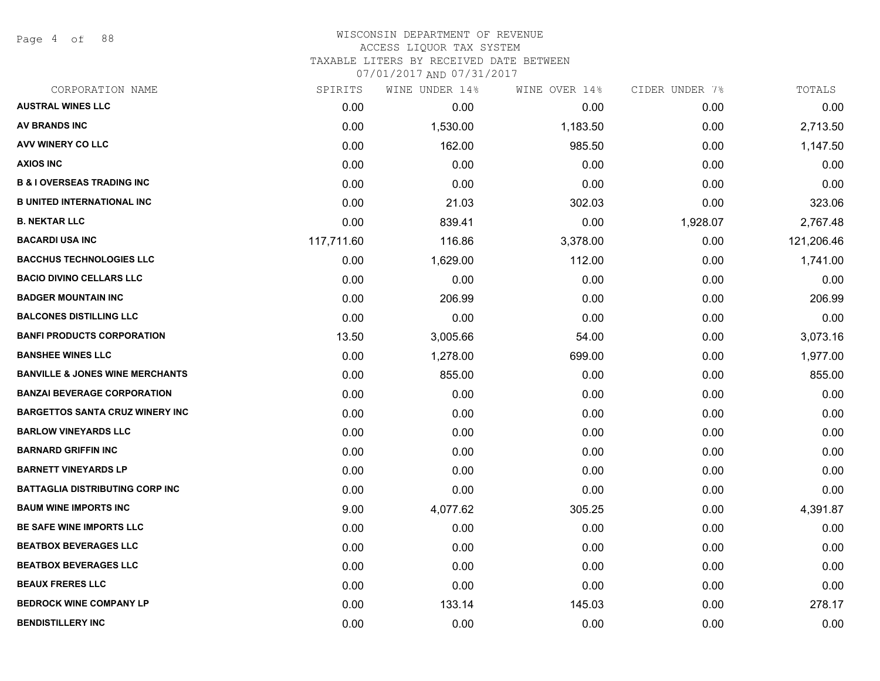WISCONSIN DEPARTMENT OF REVENUE
ACCESS LIQUOR TAX SYSTEM
TAXABLE LITERS BY RECEIVED DATE BETWEEN
07/01/2017 AND 07/31/2017

| CORPORATION NAME | SPIRITS | WINE UNDER 14% | WINE OVER 14% | CIDER UNDER 7% | TOTALS |
|---|---|---|---|---|---|
| AUSTRAL WINES LLC | 0.00 | 0.00 | 0.00 | 0.00 | 0.00 |
| AV BRANDS INC | 0.00 | 1,530.00 | 1,183.50 | 0.00 | 2,713.50 |
| AVV WINERY CO LLC | 0.00 | 162.00 | 985.50 | 0.00 | 1,147.50 |
| AXIOS INC | 0.00 | 0.00 | 0.00 | 0.00 | 0.00 |
| B & I OVERSEAS TRADING INC | 0.00 | 0.00 | 0.00 | 0.00 | 0.00 |
| B UNITED INTERNATIONAL INC | 0.00 | 21.03 | 302.03 | 0.00 | 323.06 |
| B. NEKTAR LLC | 0.00 | 839.41 | 0.00 | 1,928.07 | 2,767.48 |
| BACARDI USA INC | 117,711.60 | 116.86 | 3,378.00 | 0.00 | 121,206.46 |
| BACCHUS TECHNOLOGIES LLC | 0.00 | 1,629.00 | 112.00 | 0.00 | 1,741.00 |
| BACIO DIVINO CELLARS LLC | 0.00 | 0.00 | 0.00 | 0.00 | 0.00 |
| BADGER MOUNTAIN INC | 0.00 | 206.99 | 0.00 | 0.00 | 206.99 |
| BALCONES DISTILLING LLC | 0.00 | 0.00 | 0.00 | 0.00 | 0.00 |
| BANFI PRODUCTS CORPORATION | 13.50 | 3,005.66 | 54.00 | 0.00 | 3,073.16 |
| BANSHEE WINES LLC | 0.00 | 1,278.00 | 699.00 | 0.00 | 1,977.00 |
| BANVILLE & JONES WINE MERCHANTS | 0.00 | 855.00 | 0.00 | 0.00 | 855.00 |
| BANZAI BEVERAGE CORPORATION | 0.00 | 0.00 | 0.00 | 0.00 | 0.00 |
| BARGETTOS SANTA CRUZ WINERY INC | 0.00 | 0.00 | 0.00 | 0.00 | 0.00 |
| BARLOW VINEYARDS LLC | 0.00 | 0.00 | 0.00 | 0.00 | 0.00 |
| BARNARD GRIFFIN INC | 0.00 | 0.00 | 0.00 | 0.00 | 0.00 |
| BARNETT VINEYARDS LP | 0.00 | 0.00 | 0.00 | 0.00 | 0.00 |
| BATTAGLIA DISTRIBUTING CORP INC | 0.00 | 0.00 | 0.00 | 0.00 | 0.00 |
| BAUM WINE IMPORTS INC | 9.00 | 4,077.62 | 305.25 | 0.00 | 4,391.87 |
| BE SAFE WINE IMPORTS LLC | 0.00 | 0.00 | 0.00 | 0.00 | 0.00 |
| BEATBOX BEVERAGES LLC | 0.00 | 0.00 | 0.00 | 0.00 | 0.00 |
| BEATBOX BEVERAGES LLC | 0.00 | 0.00 | 0.00 | 0.00 | 0.00 |
| BEAUX FRERES LLC | 0.00 | 0.00 | 0.00 | 0.00 | 0.00 |
| BEDROCK WINE COMPANY LP | 0.00 | 133.14 | 145.03 | 0.00 | 278.17 |
| BENDISTILLERY INC | 0.00 | 0.00 | 0.00 | 0.00 | 0.00 |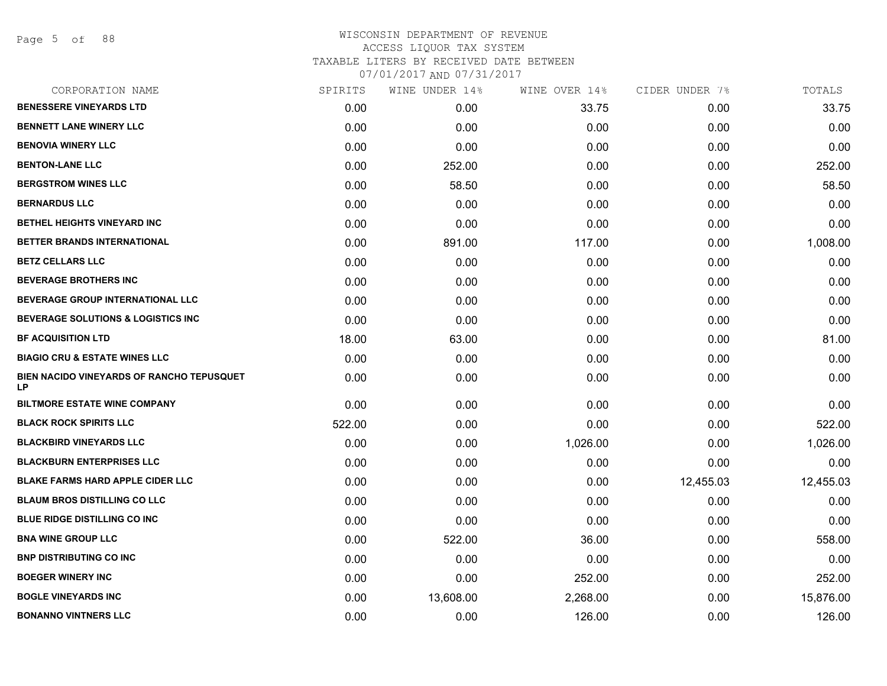# WISCONSIN DEPARTMENT OF REVENUE
## ACCESS LIQUOR TAX SYSTEM
### TAXABLE LITERS BY RECEIVED DATE BETWEEN 07/01/2017 AND 07/31/2017

| CORPORATION NAME | SPIRITS | WINE UNDER 14% | WINE OVER 14% | CIDER UNDER 7% | TOTALS |
|---|---|---|---|---|---|
| BENESSERE VINEYARDS LTD | 0.00 | 0.00 | 33.75 | 0.00 | 33.75 |
| BENNETT LANE WINERY LLC | 0.00 | 0.00 | 0.00 | 0.00 | 0.00 |
| BENOVIA WINERY LLC | 0.00 | 0.00 | 0.00 | 0.00 | 0.00 |
| BENTON-LANE LLC | 0.00 | 252.00 | 0.00 | 0.00 | 252.00 |
| BERGSTROM WINES LLC | 0.00 | 58.50 | 0.00 | 0.00 | 58.50 |
| BERNARDUS LLC | 0.00 | 0.00 | 0.00 | 0.00 | 0.00 |
| BETHEL HEIGHTS VINEYARD INC | 0.00 | 0.00 | 0.00 | 0.00 | 0.00 |
| BETTER BRANDS INTERNATIONAL | 0.00 | 891.00 | 117.00 | 0.00 | 1,008.00 |
| BETZ CELLARS LLC | 0.00 | 0.00 | 0.00 | 0.00 | 0.00 |
| BEVERAGE BROTHERS INC | 0.00 | 0.00 | 0.00 | 0.00 | 0.00 |
| BEVERAGE GROUP INTERNATIONAL LLC | 0.00 | 0.00 | 0.00 | 0.00 | 0.00 |
| BEVERAGE SOLUTIONS & LOGISTICS INC | 0.00 | 0.00 | 0.00 | 0.00 | 0.00 |
| BF ACQUISITION LTD | 18.00 | 63.00 | 0.00 | 0.00 | 81.00 |
| BIAGIO CRU & ESTATE WINES LLC | 0.00 | 0.00 | 0.00 | 0.00 | 0.00 |
| BIEN NACIDO VINEYARDS OF RANCHO TEPUSQUET LP | 0.00 | 0.00 | 0.00 | 0.00 | 0.00 |
| BILTMORE ESTATE WINE COMPANY | 0.00 | 0.00 | 0.00 | 0.00 | 0.00 |
| BLACK ROCK SPIRITS LLC | 522.00 | 0.00 | 0.00 | 0.00 | 522.00 |
| BLACKBIRD VINEYARDS LLC | 0.00 | 0.00 | 1,026.00 | 0.00 | 1,026.00 |
| BLACKBURN ENTERPRISES LLC | 0.00 | 0.00 | 0.00 | 0.00 | 0.00 |
| BLAKE FARMS HARD APPLE CIDER LLC | 0.00 | 0.00 | 0.00 | 12,455.03 | 12,455.03 |
| BLAUM BROS DISTILLING CO LLC | 0.00 | 0.00 | 0.00 | 0.00 | 0.00 |
| BLUE RIDGE DISTILLING CO INC | 0.00 | 0.00 | 0.00 | 0.00 | 0.00 |
| BNA WINE GROUP LLC | 0.00 | 522.00 | 36.00 | 0.00 | 558.00 |
| BNP DISTRIBUTING CO INC | 0.00 | 0.00 | 0.00 | 0.00 | 0.00 |
| BOEGER WINERY INC | 0.00 | 0.00 | 252.00 | 0.00 | 252.00 |
| BOGLE VINEYARDS INC | 0.00 | 13,608.00 | 2,268.00 | 0.00 | 15,876.00 |
| BONANNO VINTNERS LLC | 0.00 | 0.00 | 126.00 | 0.00 | 126.00 |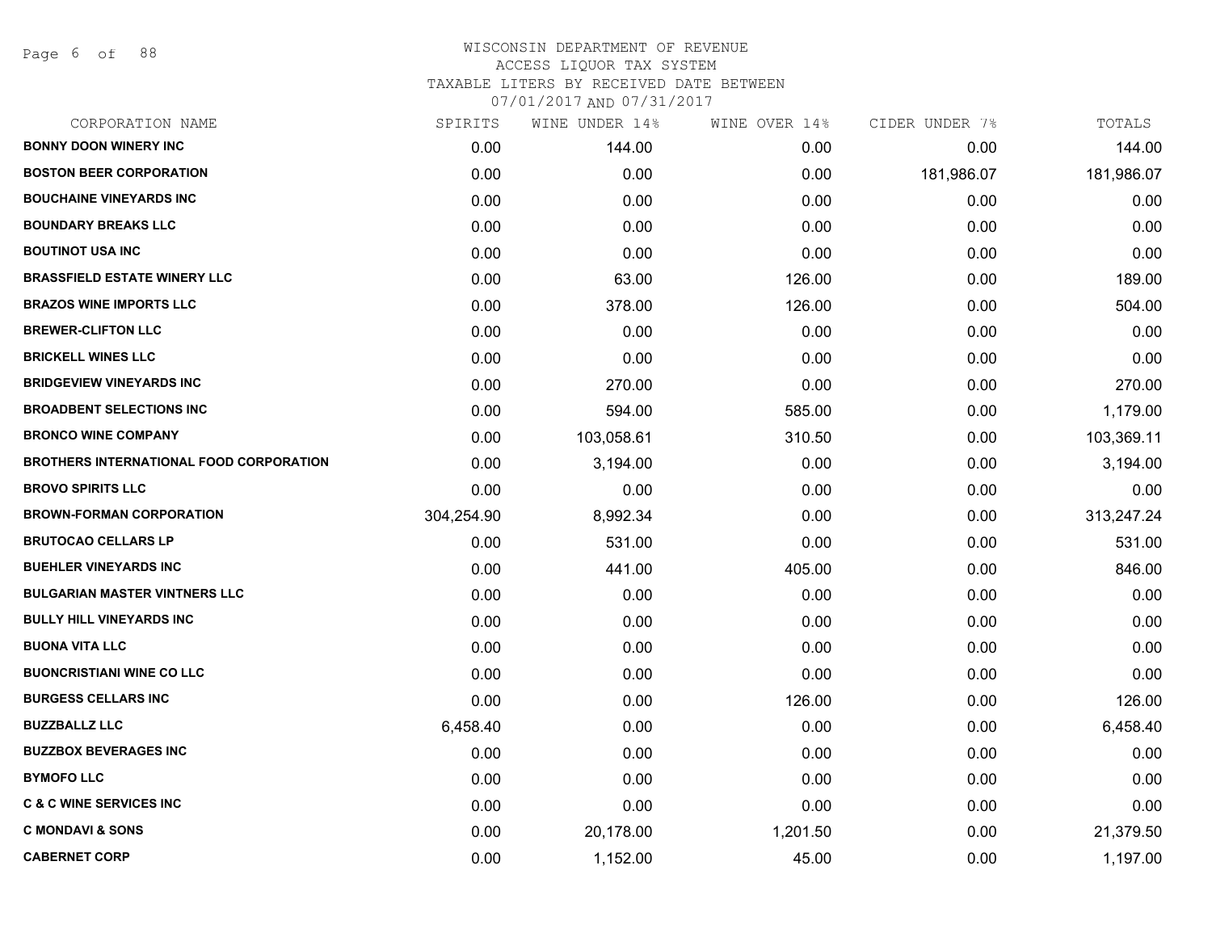WISCONSIN DEPARTMENT OF REVENUE
ACCESS LIQUOR TAX SYSTEM
TAXABLE LITERS BY RECEIVED DATE BETWEEN
07/01/2017 AND 07/31/2017

| CORPORATION NAME | SPIRITS | WINE UNDER 14% | WINE OVER 14% | CIDER UNDER 7% | TOTALS |
|---|---|---|---|---|---|
| **BONNY DOON WINERY INC** | 0.00 | 144.00 | 0.00 | 0.00 | 144.00 |
| **BOSTON BEER CORPORATION** | 0.00 | 0.00 | 0.00 | 181,986.07 | 181,986.07 |
| **BOUCHAINE VINEYARDS INC** | 0.00 | 0.00 | 0.00 | 0.00 | 0.00 |
| **BOUNDARY BREAKS LLC** | 0.00 | 0.00 | 0.00 | 0.00 | 0.00 |
| **BOUTINOT USA INC** | 0.00 | 0.00 | 0.00 | 0.00 | 0.00 |
| **BRASSFIELD ESTATE WINERY LLC** | 0.00 | 63.00 | 126.00 | 0.00 | 189.00 |
| **BRAZOS WINE IMPORTS LLC** | 0.00 | 378.00 | 126.00 | 0.00 | 504.00 |
| **BREWER-CLIFTON LLC** | 0.00 | 0.00 | 0.00 | 0.00 | 0.00 |
| **BRICKELL WINES LLC** | 0.00 | 0.00 | 0.00 | 0.00 | 0.00 |
| **BRIDGEVIEW VINEYARDS INC** | 0.00 | 270.00 | 0.00 | 0.00 | 270.00 |
| **BROADBENT SELECTIONS INC** | 0.00 | 594.00 | 585.00 | 0.00 | 1,179.00 |
| **BRONCO WINE COMPANY** | 0.00 | 103,058.61 | 310.50 | 0.00 | 103,369.11 |
| **BROTHERS INTERNATIONAL FOOD CORPORATION** | 0.00 | 3,194.00 | 0.00 | 0.00 | 3,194.00 |
| **BROVO SPIRITS LLC** | 0.00 | 0.00 | 0.00 | 0.00 | 0.00 |
| **BROWN-FORMAN CORPORATION** | 304,254.90 | 8,992.34 | 0.00 | 0.00 | 313,247.24 |
| **BRUTOCAO CELLARS LP** | 0.00 | 531.00 | 0.00 | 0.00 | 531.00 |
| **BUEHLER VINEYARDS INC** | 0.00 | 441.00 | 405.00 | 0.00 | 846.00 |
| **BULGARIAN MASTER VINTNERS LLC** | 0.00 | 0.00 | 0.00 | 0.00 | 0.00 |
| **BULLY HILL VINEYARDS INC** | 0.00 | 0.00 | 0.00 | 0.00 | 0.00 |
| **BUONA VITA LLC** | 0.00 | 0.00 | 0.00 | 0.00 | 0.00 |
| **BUONCRISTIANI WINE CO LLC** | 0.00 | 0.00 | 0.00 | 0.00 | 0.00 |
| **BURGESS CELLARS INC** | 0.00 | 0.00 | 126.00 | 0.00 | 126.00 |
| **BUZZBALLZ LLC** | 6,458.40 | 0.00 | 0.00 | 0.00 | 6,458.40 |
| **BUZZBOX BEVERAGES INC** | 0.00 | 0.00 | 0.00 | 0.00 | 0.00 |
| **BYMOFO LLC** | 0.00 | 0.00 | 0.00 | 0.00 | 0.00 |
| **C & C WINE SERVICES INC** | 0.00 | 0.00 | 0.00 | 0.00 | 0.00 |
| **C MONDAVI & SONS** | 0.00 | 20,178.00 | 1,201.50 | 0.00 | 21,379.50 |
| **CABERNET CORP** | 0.00 | 1,152.00 | 45.00 | 0.00 | 1,197.00 |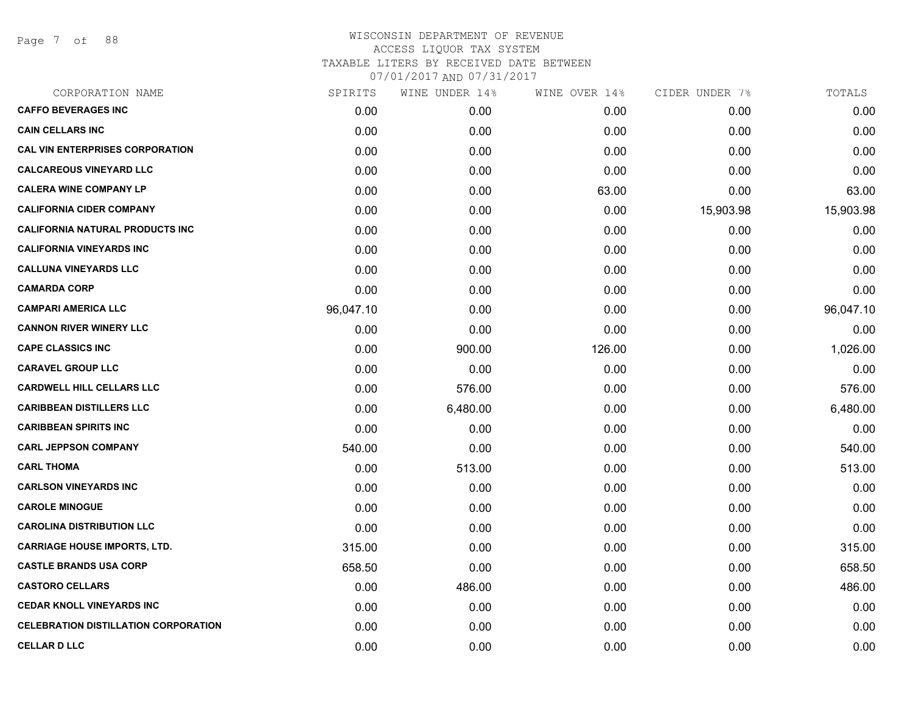# WISCONSIN DEPARTMENT OF REVENUE
## ACCESS LIQUOR TAX SYSTEM
### TAXABLE LITERS BY RECEIVED DATE BETWEEN 07/01/2017 AND 07/31/2017

| CORPORATION NAME | SPIRITS | WINE UNDER 14% | WINE OVER 14% | CIDER UNDER 7% | TOTALS |
|---|---|---|---|---|---|
| **CAFFO BEVERAGES INC** | 0.00 | 0.00 | 0.00 | 0.00 | 0.00 |
| **CAIN CELLARS INC** | 0.00 | 0.00 | 0.00 | 0.00 | 0.00 |
| **CAL VIN ENTERPRISES CORPORATION** | 0.00 | 0.00 | 0.00 | 0.00 | 0.00 |
| **CALCAREOUS VINEYARD LLC** | 0.00 | 0.00 | 0.00 | 0.00 | 0.00 |
| **CALERA WINE COMPANY LP** | 0.00 | 0.00 | 63.00 | 0.00 | 63.00 |
| **CALIFORNIA CIDER COMPANY** | 0.00 | 0.00 | 0.00 | 15,903.98 | 15,903.98 |
| **CALIFORNIA NATURAL PRODUCTS INC** | 0.00 | 0.00 | 0.00 | 0.00 | 0.00 |
| **CALIFORNIA VINEYARDS INC** | 0.00 | 0.00 | 0.00 | 0.00 | 0.00 |
| **CALLUNA VINEYARDS LLC** | 0.00 | 0.00 | 0.00 | 0.00 | 0.00 |
| **CAMARDA CORP** | 0.00 | 0.00 | 0.00 | 0.00 | 0.00 |
| **CAMPARI AMERICA LLC** | 96,047.10 | 0.00 | 0.00 | 0.00 | 96,047.10 |
| **CANNON RIVER WINERY LLC** | 0.00 | 0.00 | 0.00 | 0.00 | 0.00 |
| **CAPE CLASSICS INC** | 0.00 | 900.00 | 126.00 | 0.00 | 1,026.00 |
| **CARAVEL GROUP LLC** | 0.00 | 0.00 | 0.00 | 0.00 | 0.00 |
| **CARDWELL HILL CELLARS LLC** | 0.00 | 576.00 | 0.00 | 0.00 | 576.00 |
| **CARIBBEAN DISTILLERS LLC** | 0.00 | 6,480.00 | 0.00 | 0.00 | 6,480.00 |
| **CARIBBEAN SPIRITS INC** | 0.00 | 0.00 | 0.00 | 0.00 | 0.00 |
| **CARL JEPPSON COMPANY** | 540.00 | 0.00 | 0.00 | 0.00 | 540.00 |
| **CARL THOMA** | 0.00 | 513.00 | 0.00 | 0.00 | 513.00 |
| **CARLSON VINEYARDS INC** | 0.00 | 0.00 | 0.00 | 0.00 | 0.00 |
| **CAROLE MINOGUE** | 0.00 | 0.00 | 0.00 | 0.00 | 0.00 |
| **CAROLINA DISTRIBUTION LLC** | 0.00 | 0.00 | 0.00 | 0.00 | 0.00 |
| **CARRIAGE HOUSE IMPORTS, LTD.** | 315.00 | 0.00 | 0.00 | 0.00 | 315.00 |
| **CASTLE BRANDS USA CORP** | 658.50 | 0.00 | 0.00 | 0.00 | 658.50 |
| **CASTORO CELLARS** | 0.00 | 486.00 | 0.00 | 0.00 | 486.00 |
| **CEDAR KNOLL VINEYARDS INC** | 0.00 | 0.00 | 0.00 | 0.00 | 0.00 |
| **CELEBRATION DISTILLATION CORPORATION** | 0.00 | 0.00 | 0.00 | 0.00 | 0.00 |
| **CELLAR D LLC** | 0.00 | 0.00 | 0.00 | 0.00 | 0.00 |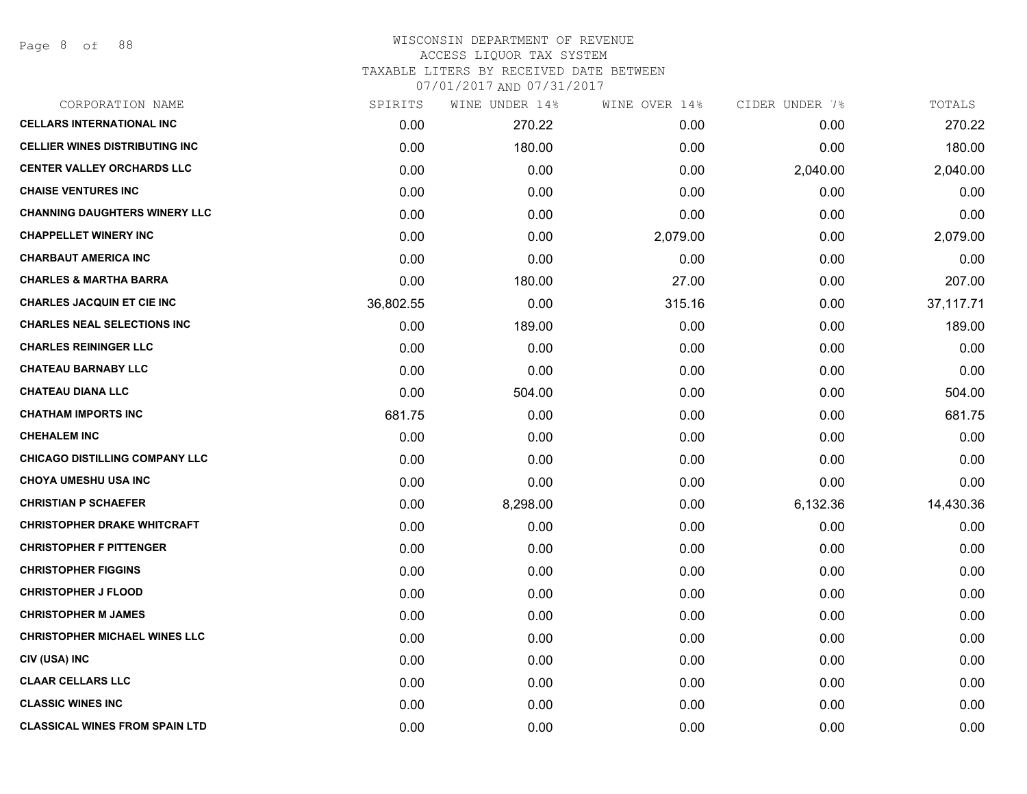WISCONSIN DEPARTMENT OF REVENUE
ACCESS LIQUOR TAX SYSTEM
TAXABLE LITERS BY RECEIVED DATE BETWEEN
07/01/2017 AND 07/31/2017

| CORPORATION NAME | SPIRITS | WINE UNDER 14% | WINE OVER 14% | CIDER UNDER 7% | TOTALS |
|---|---|---|---|---|---|
| **CELLARS INTERNATIONAL INC** | 0.00 | 270.22 | 0.00 | 0.00 | 270.22 |
| **CELLIER WINES DISTRIBUTING INC** | 0.00 | 180.00 | 0.00 | 0.00 | 180.00 |
| **CENTER VALLEY ORCHARDS LLC** | 0.00 | 0.00 | 0.00 | 2,040.00 | 2,040.00 |
| **CHAISE VENTURES INC** | 0.00 | 0.00 | 0.00 | 0.00 | 0.00 |
| **CHANNING DAUGHTERS WINERY LLC** | 0.00 | 0.00 | 0.00 | 0.00 | 0.00 |
| **CHAPPELLET WINERY INC** | 0.00 | 0.00 | 2,079.00 | 0.00 | 2,079.00 |
| **CHARBAUT AMERICA INC** | 0.00 | 0.00 | 0.00 | 0.00 | 0.00 |
| **CHARLES & MARTHA BARRA** | 0.00 | 180.00 | 27.00 | 0.00 | 207.00 |
| **CHARLES JACQUIN ET CIE INC** | 36,802.55 | 0.00 | 315.16 | 0.00 | 37,117.71 |
| **CHARLES NEAL SELECTIONS INC** | 0.00 | 189.00 | 0.00 | 0.00 | 189.00 |
| **CHARLES REININGER LLC** | 0.00 | 0.00 | 0.00 | 0.00 | 0.00 |
| **CHATEAU BARNABY LLC** | 0.00 | 0.00 | 0.00 | 0.00 | 0.00 |
| **CHATEAU DIANA LLC** | 0.00 | 504.00 | 0.00 | 0.00 | 504.00 |
| **CHATHAM IMPORTS INC** | 681.75 | 0.00 | 0.00 | 0.00 | 681.75 |
| **CHEHALEM INC** | 0.00 | 0.00 | 0.00 | 0.00 | 0.00 |
| **CHICAGO DISTILLING COMPANY LLC** | 0.00 | 0.00 | 0.00 | 0.00 | 0.00 |
| **CHOYA UMESHU USA INC** | 0.00 | 0.00 | 0.00 | 0.00 | 0.00 |
| **CHRISTIAN P SCHAEFER** | 0.00 | 8,298.00 | 0.00 | 6,132.36 | 14,430.36 |
| **CHRISTOPHER DRAKE WHITCRAFT** | 0.00 | 0.00 | 0.00 | 0.00 | 0.00 |
| **CHRISTOPHER F PITTENGER** | 0.00 | 0.00 | 0.00 | 0.00 | 0.00 |
| **CHRISTOPHER FIGGINS** | 0.00 | 0.00 | 0.00 | 0.00 | 0.00 |
| **CHRISTOPHER J FLOOD** | 0.00 | 0.00 | 0.00 | 0.00 | 0.00 |
| **CHRISTOPHER M JAMES** | 0.00 | 0.00 | 0.00 | 0.00 | 0.00 |
| **CHRISTOPHER MICHAEL WINES LLC** | 0.00 | 0.00 | 0.00 | 0.00 | 0.00 |
| **CIV (USA) INC** | 0.00 | 0.00 | 0.00 | 0.00 | 0.00 |
| **CLAAR CELLARS LLC** | 0.00 | 0.00 | 0.00 | 0.00 | 0.00 |
| **CLASSIC WINES INC** | 0.00 | 0.00 | 0.00 | 0.00 | 0.00 |
| **CLASSICAL WINES FROM SPAIN LTD** | 0.00 | 0.00 | 0.00 | 0.00 | 0.00 |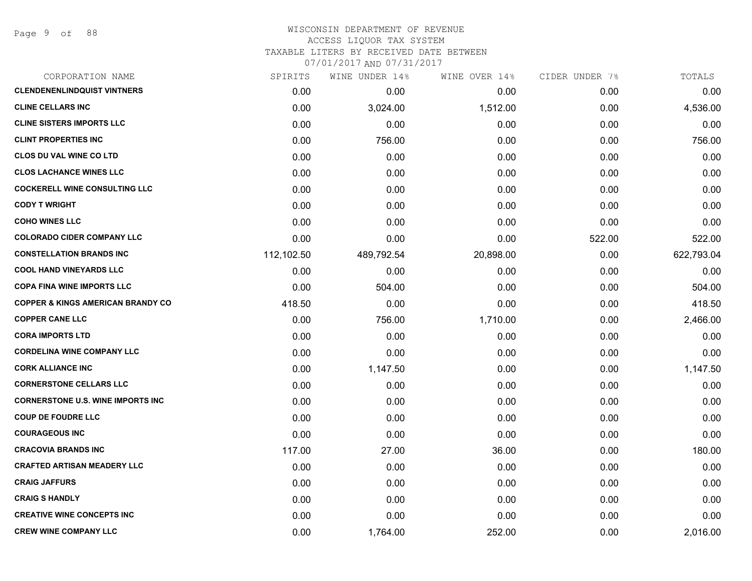WISCONSIN DEPARTMENT OF REVENUE
ACCESS LIQUOR TAX SYSTEM
TAXABLE LITERS BY RECEIVED DATE BETWEEN
07/01/2017 AND 07/31/2017

| CORPORATION NAME | SPIRITS | WINE UNDER 14% | WINE OVER 14% | CIDER UNDER 7% | TOTALS |
|---|---|---|---|---|---|
| **CLENDENENLINDQUIST VINTNERS** | 0.00 | 0.00 | 0.00 | 0.00 | 0.00 |
| **CLINE CELLARS INC** | 0.00 | 3,024.00 | 1,512.00 | 0.00 | 4,536.00 |
| **CLINE SISTERS IMPORTS LLC** | 0.00 | 0.00 | 0.00 | 0.00 | 0.00 |
| **CLINT PROPERTIES INC** | 0.00 | 756.00 | 0.00 | 0.00 | 756.00 |
| **CLOS DU VAL WINE CO LTD** | 0.00 | 0.00 | 0.00 | 0.00 | 0.00 |
| **CLOS LACHANCE WINES LLC** | 0.00 | 0.00 | 0.00 | 0.00 | 0.00 |
| **COCKERELL WINE CONSULTING LLC** | 0.00 | 0.00 | 0.00 | 0.00 | 0.00 |
| **CODY T WRIGHT** | 0.00 | 0.00 | 0.00 | 0.00 | 0.00 |
| **COHO WINES LLC** | 0.00 | 0.00 | 0.00 | 0.00 | 0.00 |
| **COLORADO CIDER COMPANY LLC** | 0.00 | 0.00 | 0.00 | 522.00 | 522.00 |
| **CONSTELLATION BRANDS INC** | 112,102.50 | 489,792.54 | 20,898.00 | 0.00 | 622,793.04 |
| **COOL HAND VINEYARDS LLC** | 0.00 | 0.00 | 0.00 | 0.00 | 0.00 |
| **COPA FINA WINE IMPORTS LLC** | 0.00 | 504.00 | 0.00 | 0.00 | 504.00 |
| **COPPER & KINGS AMERICAN BRANDY CO** | 418.50 | 0.00 | 0.00 | 0.00 | 418.50 |
| **COPPER CANE LLC** | 0.00 | 756.00 | 1,710.00 | 0.00 | 2,466.00 |
| **CORA IMPORTS LTD** | 0.00 | 0.00 | 0.00 | 0.00 | 0.00 |
| **CORDELINA WINE COMPANY LLC** | 0.00 | 0.00 | 0.00 | 0.00 | 0.00 |
| **CORK ALLIANCE INC** | 0.00 | 1,147.50 | 0.00 | 0.00 | 1,147.50 |
| **CORNERSTONE CELLARS LLC** | 0.00 | 0.00 | 0.00 | 0.00 | 0.00 |
| **CORNERSTONE U.S. WINE IMPORTS INC** | 0.00 | 0.00 | 0.00 | 0.00 | 0.00 |
| **COUP DE FOUDRE LLC** | 0.00 | 0.00 | 0.00 | 0.00 | 0.00 |
| **COURAGEOUS INC** | 0.00 | 0.00 | 0.00 | 0.00 | 0.00 |
| **CRACOVIA BRANDS INC** | 117.00 | 27.00 | 36.00 | 0.00 | 180.00 |
| **CRAFTED ARTISAN MEADERY LLC** | 0.00 | 0.00 | 0.00 | 0.00 | 0.00 |
| **CRAIG JAFFURS** | 0.00 | 0.00 | 0.00 | 0.00 | 0.00 |
| **CRAIG S HANDLY** | 0.00 | 0.00 | 0.00 | 0.00 | 0.00 |
| **CREATIVE WINE CONCEPTS INC** | 0.00 | 0.00 | 0.00 | 0.00 | 0.00 |
| **CREW WINE COMPANY LLC** | 0.00 | 1,764.00 | 252.00 | 0.00 | 2,016.00 |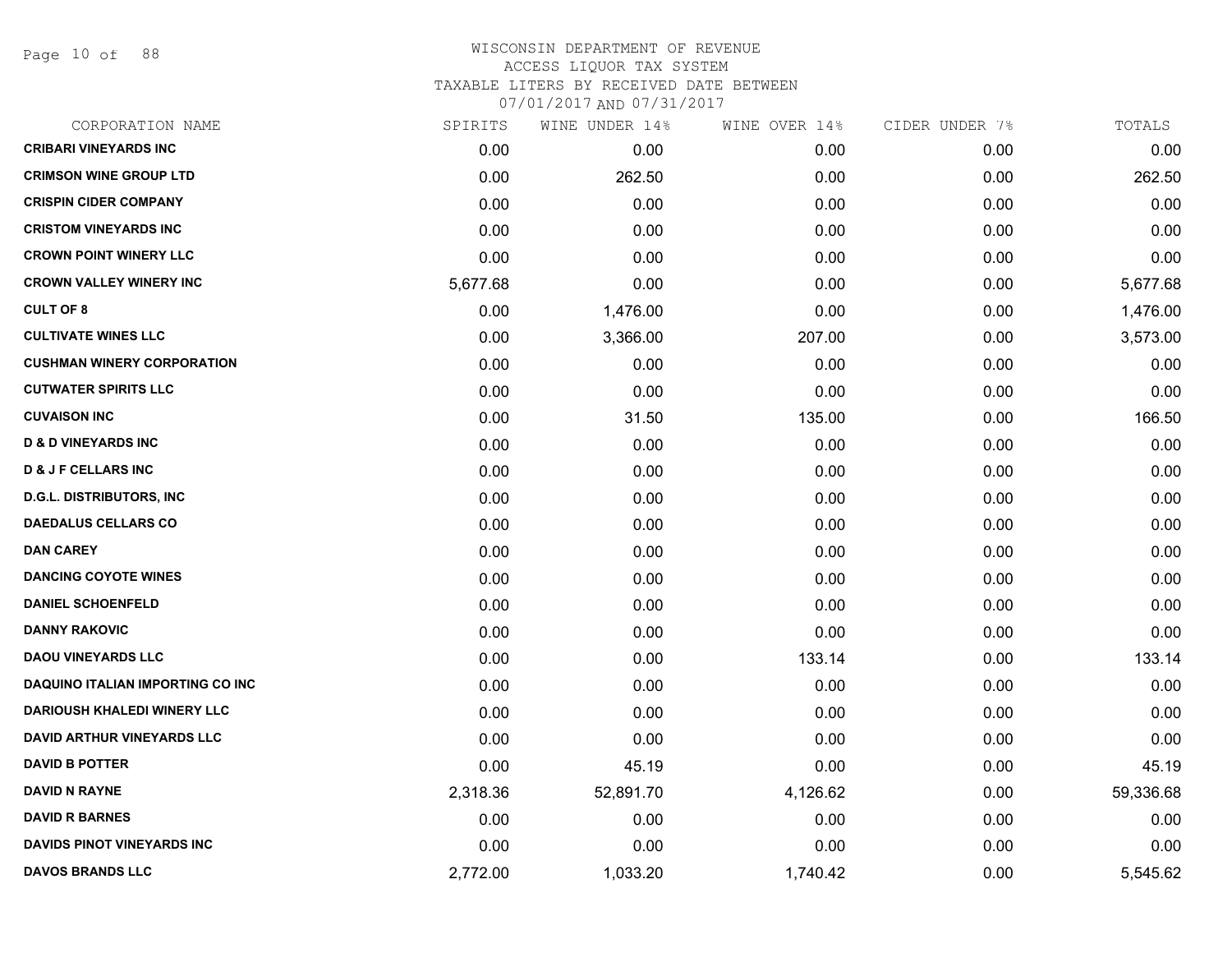WISCONSIN DEPARTMENT OF REVENUE
ACCESS LIQUOR TAX SYSTEM
TAXABLE LITERS BY RECEIVED DATE BETWEEN
07/01/2017 AND 07/31/2017

| CORPORATION NAME | SPIRITS | WINE UNDER 14% | WINE OVER 14% | CIDER UNDER 7% | TOTALS |
|---|---|---|---|---|---|
| **CRIBARI VINEYARDS INC** | 0.00 | 0.00 | 0.00 | 0.00 | 0.00 |
| **CRIMSON WINE GROUP LTD** | 0.00 | 262.50 | 0.00 | 0.00 | 262.50 |
| **CRISPIN CIDER COMPANY** | 0.00 | 0.00 | 0.00 | 0.00 | 0.00 |
| **CRISTOM VINEYARDS INC** | 0.00 | 0.00 | 0.00 | 0.00 | 0.00 |
| **CROWN POINT WINERY LLC** | 0.00 | 0.00 | 0.00 | 0.00 | 0.00 |
| **CROWN VALLEY WINERY INC** | 5,677.68 | 0.00 | 0.00 | 0.00 | 5,677.68 |
| **CULT OF 8** | 0.00 | 1,476.00 | 0.00 | 0.00 | 1,476.00 |
| **CULTIVATE WINES LLC** | 0.00 | 3,366.00 | 207.00 | 0.00 | 3,573.00 |
| **CUSHMAN WINERY CORPORATION** | 0.00 | 0.00 | 0.00 | 0.00 | 0.00 |
| **CUTWATER SPIRITS LLC** | 0.00 | 0.00 | 0.00 | 0.00 | 0.00 |
| **CUVAISON INC** | 0.00 | 31.50 | 135.00 | 0.00 | 166.50 |
| **D & D VINEYARDS INC** | 0.00 | 0.00 | 0.00 | 0.00 | 0.00 |
| **D & J F CELLARS INC** | 0.00 | 0.00 | 0.00 | 0.00 | 0.00 |
| **D.G.L. DISTRIBUTORS, INC** | 0.00 | 0.00 | 0.00 | 0.00 | 0.00 |
| **DAEDALUS CELLARS CO** | 0.00 | 0.00 | 0.00 | 0.00 | 0.00 |
| **DAN CAREY** | 0.00 | 0.00 | 0.00 | 0.00 | 0.00 |
| **DANCING COYOTE WINES** | 0.00 | 0.00 | 0.00 | 0.00 | 0.00 |
| **DANIEL SCHOENFELD** | 0.00 | 0.00 | 0.00 | 0.00 | 0.00 |
| **DANNY RAKOVIC** | 0.00 | 0.00 | 0.00 | 0.00 | 0.00 |
| **DAOU VINEYARDS LLC** | 0.00 | 0.00 | 133.14 | 0.00 | 133.14 |
| **DAQUINO ITALIAN IMPORTING CO INC** | 0.00 | 0.00 | 0.00 | 0.00 | 0.00 |
| **DARIOUSH KHALEDI WINERY LLC** | 0.00 | 0.00 | 0.00 | 0.00 | 0.00 |
| **DAVID ARTHUR VINEYARDS LLC** | 0.00 | 0.00 | 0.00 | 0.00 | 0.00 |
| **DAVID B POTTER** | 0.00 | 45.19 | 0.00 | 0.00 | 45.19 |
| **DAVID N RAYNE** | 2,318.36 | 52,891.70 | 4,126.62 | 0.00 | 59,336.68 |
| **DAVID R BARNES** | 0.00 | 0.00 | 0.00 | 0.00 | 0.00 |
| **DAVIDS PINOT VINEYARDS INC** | 0.00 | 0.00 | 0.00 | 0.00 | 0.00 |
| **DAVOS BRANDS LLC** | 2,772.00 | 1,033.20 | 1,740.42 | 0.00 | 5,545.62 |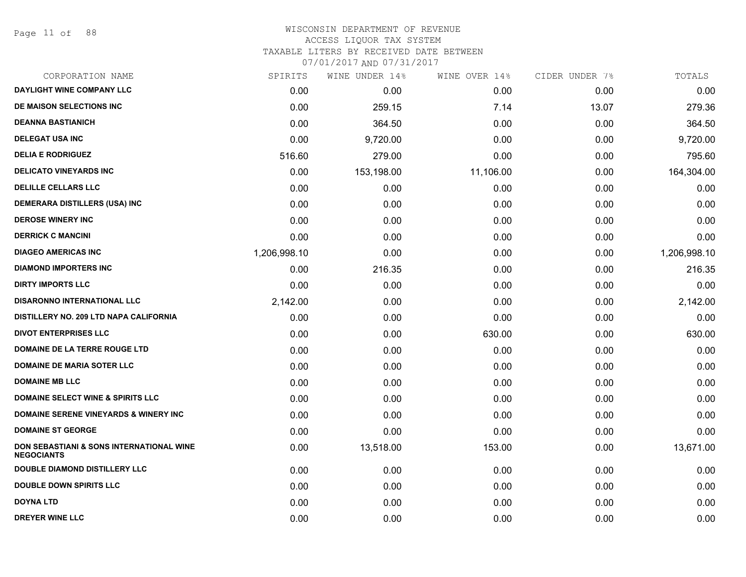WISCONSIN DEPARTMENT OF REVENUE
ACCESS LIQUOR TAX SYSTEM
TAXABLE LITERS BY RECEIVED DATE BETWEEN
07/01/2017 AND 07/31/2017

| CORPORATION NAME | SPIRITS | WINE UNDER 14% | WINE OVER 14% | CIDER UNDER 7% | TOTALS |
|---|---|---|---|---|---|
| DAYLIGHT WINE COMPANY LLC | 0.00 | 0.00 | 0.00 | 0.00 | 0.00 |
| DE MAISON SELECTIONS INC | 0.00 | 259.15 | 7.14 | 13.07 | 279.36 |
| DEANNA BASTIANICH | 0.00 | 364.50 | 0.00 | 0.00 | 364.50 |
| DELEGAT USA INC | 0.00 | 9,720.00 | 0.00 | 0.00 | 9,720.00 |
| DELIA E RODRIGUEZ | 516.60 | 279.00 | 0.00 | 0.00 | 795.60 |
| DELICATO VINEYARDS INC | 0.00 | 153,198.00 | 11,106.00 | 0.00 | 164,304.00 |
| DELILLE CELLARS LLC | 0.00 | 0.00 | 0.00 | 0.00 | 0.00 |
| DEMERARA DISTILLERS (USA) INC | 0.00 | 0.00 | 0.00 | 0.00 | 0.00 |
| DEROSE WINERY INC | 0.00 | 0.00 | 0.00 | 0.00 | 0.00 |
| DERRICK C MANCINI | 0.00 | 0.00 | 0.00 | 0.00 | 0.00 |
| DIAGEO AMERICAS INC | 1,206,998.10 | 0.00 | 0.00 | 0.00 | 1,206,998.10 |
| DIAMOND IMPORTERS INC | 0.00 | 216.35 | 0.00 | 0.00 | 216.35 |
| DIRTY IMPORTS LLC | 0.00 | 0.00 | 0.00 | 0.00 | 0.00 |
| DISARONNO INTERNATIONAL LLC | 2,142.00 | 0.00 | 0.00 | 0.00 | 2,142.00 |
| DISTILLERY NO. 209 LTD NAPA CALIFORNIA | 0.00 | 0.00 | 0.00 | 0.00 | 0.00 |
| DIVOT ENTERPRISES LLC | 0.00 | 0.00 | 630.00 | 0.00 | 630.00 |
| DOMAINE DE LA TERRE ROUGE LTD | 0.00 | 0.00 | 0.00 | 0.00 | 0.00 |
| DOMAINE DE MARIA SOTER LLC | 0.00 | 0.00 | 0.00 | 0.00 | 0.00 |
| DOMAINE MB LLC | 0.00 | 0.00 | 0.00 | 0.00 | 0.00 |
| DOMAINE SELECT WINE & SPIRITS LLC | 0.00 | 0.00 | 0.00 | 0.00 | 0.00 |
| DOMAINE SERENE VINEYARDS & WINERY INC | 0.00 | 0.00 | 0.00 | 0.00 | 0.00 |
| DOMAINE ST GEORGE | 0.00 | 0.00 | 0.00 | 0.00 | 0.00 |
| DON SEBASTIANI & SONS INTERNATIONAL WINE NEGOCIANTS | 0.00 | 13,518.00 | 153.00 | 0.00 | 13,671.00 |
| DOUBLE DIAMOND DISTILLERY LLC | 0.00 | 0.00 | 0.00 | 0.00 | 0.00 |
| DOUBLE DOWN SPIRITS LLC | 0.00 | 0.00 | 0.00 | 0.00 | 0.00 |
| DOYNA LTD | 0.00 | 0.00 | 0.00 | 0.00 | 0.00 |
| DREYER WINE LLC | 0.00 | 0.00 | 0.00 | 0.00 | 0.00 |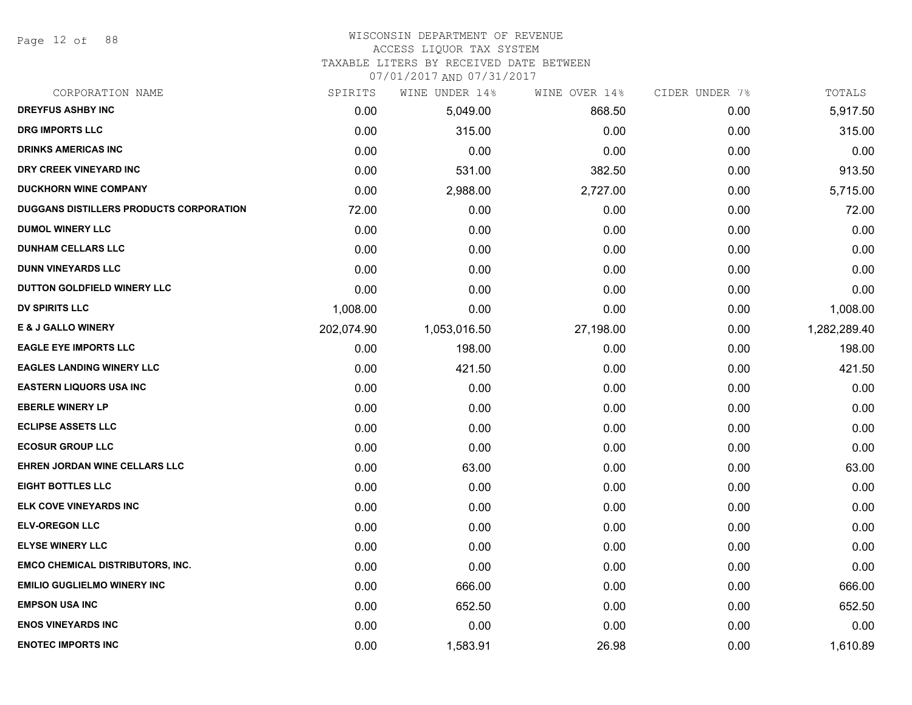WISCONSIN DEPARTMENT OF REVENUE
ACCESS LIQUOR TAX SYSTEM
TAXABLE LITERS BY RECEIVED DATE BETWEEN
07/01/2017 AND 07/31/2017

| CORPORATION NAME | SPIRITS | WINE UNDER 14% | WINE OVER 14% | CIDER UNDER 7% | TOTALS |
|---|---|---|---|---|---|
| DREYFUS ASHBY INC | 0.00 | 5,049.00 | 868.50 | 0.00 | 5,917.50 |
| DRG IMPORTS LLC | 0.00 | 315.00 | 0.00 | 0.00 | 315.00 |
| DRINKS AMERICAS INC | 0.00 | 0.00 | 0.00 | 0.00 | 0.00 |
| DRY CREEK VINEYARD INC | 0.00 | 531.00 | 382.50 | 0.00 | 913.50 |
| DUCKHORN WINE COMPANY | 0.00 | 2,988.00 | 2,727.00 | 0.00 | 5,715.00 |
| DUGGANS DISTILLERS PRODUCTS CORPORATION | 72.00 | 0.00 | 0.00 | 0.00 | 72.00 |
| DUMOL WINERY LLC | 0.00 | 0.00 | 0.00 | 0.00 | 0.00 |
| DUNHAM CELLARS LLC | 0.00 | 0.00 | 0.00 | 0.00 | 0.00 |
| DUNN VINEYARDS LLC | 0.00 | 0.00 | 0.00 | 0.00 | 0.00 |
| DUTTON GOLDFIELD WINERY LLC | 0.00 | 0.00 | 0.00 | 0.00 | 0.00 |
| DV SPIRITS LLC | 1,008.00 | 0.00 | 0.00 | 0.00 | 1,008.00 |
| E & J GALLO WINERY | 202,074.90 | 1,053,016.50 | 27,198.00 | 0.00 | 1,282,289.40 |
| EAGLE EYE IMPORTS LLC | 0.00 | 198.00 | 0.00 | 0.00 | 198.00 |
| EAGLES LANDING WINERY LLC | 0.00 | 421.50 | 0.00 | 0.00 | 421.50 |
| EASTERN LIQUORS USA INC | 0.00 | 0.00 | 0.00 | 0.00 | 0.00 |
| EBERLE WINERY LP | 0.00 | 0.00 | 0.00 | 0.00 | 0.00 |
| ECLIPSE ASSETS LLC | 0.00 | 0.00 | 0.00 | 0.00 | 0.00 |
| ECOSUR GROUP LLC | 0.00 | 0.00 | 0.00 | 0.00 | 0.00 |
| EHREN JORDAN WINE CELLARS LLC | 0.00 | 63.00 | 0.00 | 0.00 | 63.00 |
| EIGHT BOTTLES LLC | 0.00 | 0.00 | 0.00 | 0.00 | 0.00 |
| ELK COVE VINEYARDS INC | 0.00 | 0.00 | 0.00 | 0.00 | 0.00 |
| ELV-OREGON LLC | 0.00 | 0.00 | 0.00 | 0.00 | 0.00 |
| ELYSE WINERY LLC | 0.00 | 0.00 | 0.00 | 0.00 | 0.00 |
| EMCO CHEMICAL DISTRIBUTORS, INC. | 0.00 | 0.00 | 0.00 | 0.00 | 0.00 |
| EMILIO GUGLIELMO WINERY INC | 0.00 | 666.00 | 0.00 | 0.00 | 666.00 |
| EMPSON USA INC | 0.00 | 652.50 | 0.00 | 0.00 | 652.50 |
| ENOS VINEYARDS INC | 0.00 | 0.00 | 0.00 | 0.00 | 0.00 |
| ENOTEC IMPORTS INC | 0.00 | 1,583.91 | 26.98 | 0.00 | 1,610.89 |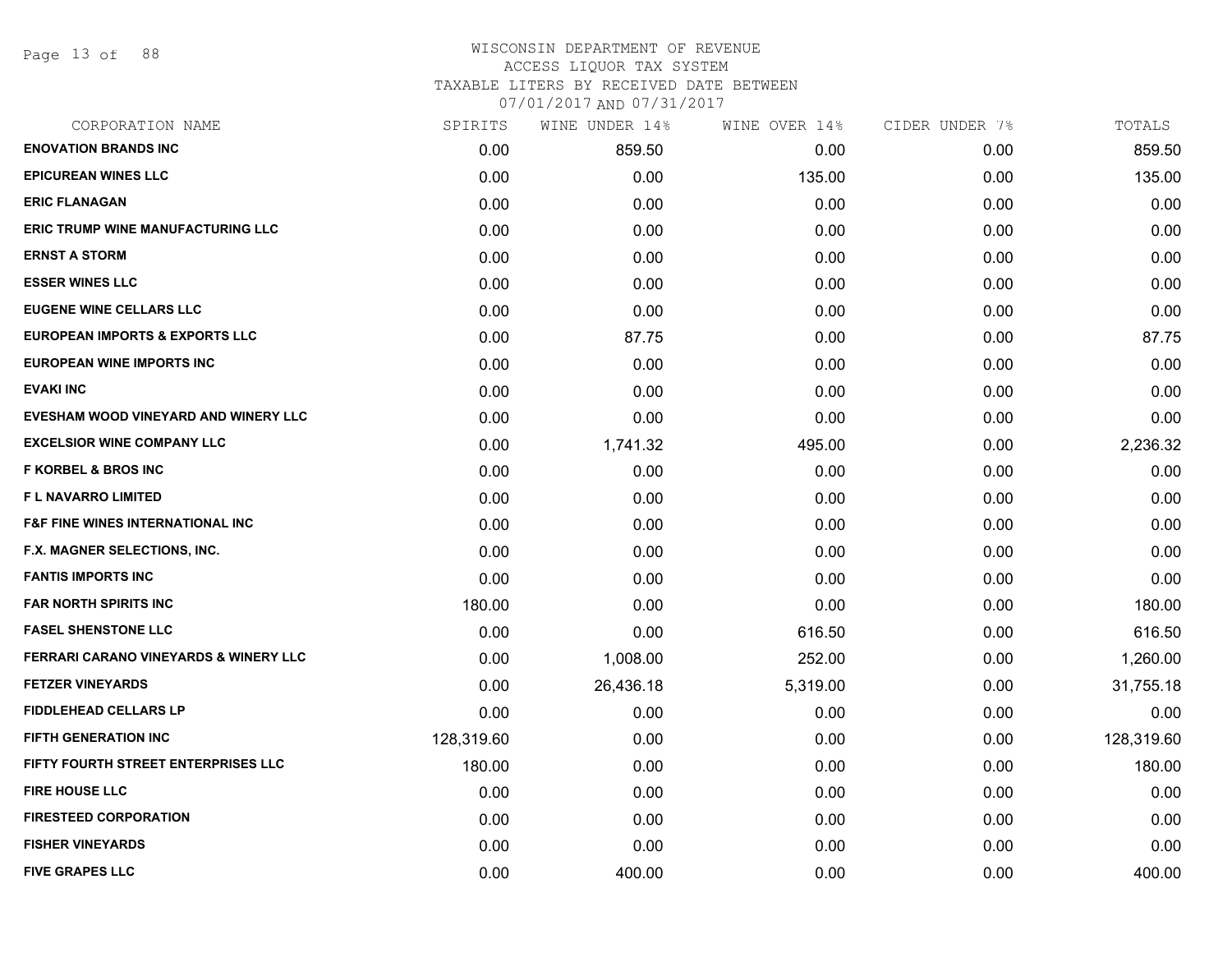# WISCONSIN DEPARTMENT OF REVENUE
## ACCESS LIQUOR TAX SYSTEM
### TAXABLE LITERS BY RECEIVED DATE BETWEEN 07/01/2017 AND 07/31/2017

| CORPORATION NAME | SPIRITS | WINE UNDER 14% | WINE OVER 14% | CIDER UNDER 7% | TOTALS |
|---|---|---|---|---|---|
| ENOVATION BRANDS INC | 0.00 | 859.50 | 0.00 | 0.00 | 859.50 |
| EPICUREAN WINES LLC | 0.00 | 0.00 | 135.00 | 0.00 | 135.00 |
| ERIC FLANAGAN | 0.00 | 0.00 | 0.00 | 0.00 | 0.00 |
| ERIC TRUMP WINE MANUFACTURING LLC | 0.00 | 0.00 | 0.00 | 0.00 | 0.00 |
| ERNST A STORM | 0.00 | 0.00 | 0.00 | 0.00 | 0.00 |
| ESSER WINES LLC | 0.00 | 0.00 | 0.00 | 0.00 | 0.00 |
| EUGENE WINE CELLARS LLC | 0.00 | 0.00 | 0.00 | 0.00 | 0.00 |
| EUROPEAN IMPORTS & EXPORTS LLC | 0.00 | 87.75 | 0.00 | 0.00 | 87.75 |
| EUROPEAN WINE IMPORTS INC | 0.00 | 0.00 | 0.00 | 0.00 | 0.00 |
| EVAKI INC | 0.00 | 0.00 | 0.00 | 0.00 | 0.00 |
| EVESHAM WOOD VINEYARD AND WINERY LLC | 0.00 | 0.00 | 0.00 | 0.00 | 0.00 |
| EXCELSIOR WINE COMPANY LLC | 0.00 | 1,741.32 | 495.00 | 0.00 | 2,236.32 |
| F KORBEL & BROS INC | 0.00 | 0.00 | 0.00 | 0.00 | 0.00 |
| F L NAVARRO LIMITED | 0.00 | 0.00 | 0.00 | 0.00 | 0.00 |
| F&F FINE WINES INTERNATIONAL INC | 0.00 | 0.00 | 0.00 | 0.00 | 0.00 |
| F.X. MAGNER SELECTIONS, INC. | 0.00 | 0.00 | 0.00 | 0.00 | 0.00 |
| FANTIS IMPORTS INC | 0.00 | 0.00 | 0.00 | 0.00 | 0.00 |
| FAR NORTH SPIRITS INC | 180.00 | 0.00 | 0.00 | 0.00 | 180.00 |
| FASEL SHENSTONE LLC | 0.00 | 0.00 | 616.50 | 0.00 | 616.50 |
| FERRARI CARANO VINEYARDS & WINERY LLC | 0.00 | 1,008.00 | 252.00 | 0.00 | 1,260.00 |
| FETZER VINEYARDS | 0.00 | 26,436.18 | 5,319.00 | 0.00 | 31,755.18 |
| FIDDLEHEAD CELLARS LP | 0.00 | 0.00 | 0.00 | 0.00 | 0.00 |
| FIFTH GENERATION INC | 128,319.60 | 0.00 | 0.00 | 0.00 | 128,319.60 |
| FIFTY FOURTH STREET ENTERPRISES LLC | 180.00 | 0.00 | 0.00 | 0.00 | 180.00 |
| FIRE HOUSE LLC | 0.00 | 0.00 | 0.00 | 0.00 | 0.00 |
| FIRESTEED CORPORATION | 0.00 | 0.00 | 0.00 | 0.00 | 0.00 |
| FISHER VINEYARDS | 0.00 | 0.00 | 0.00 | 0.00 | 0.00 |
| FIVE GRAPES LLC | 0.00 | 400.00 | 0.00 | 0.00 | 400.00 |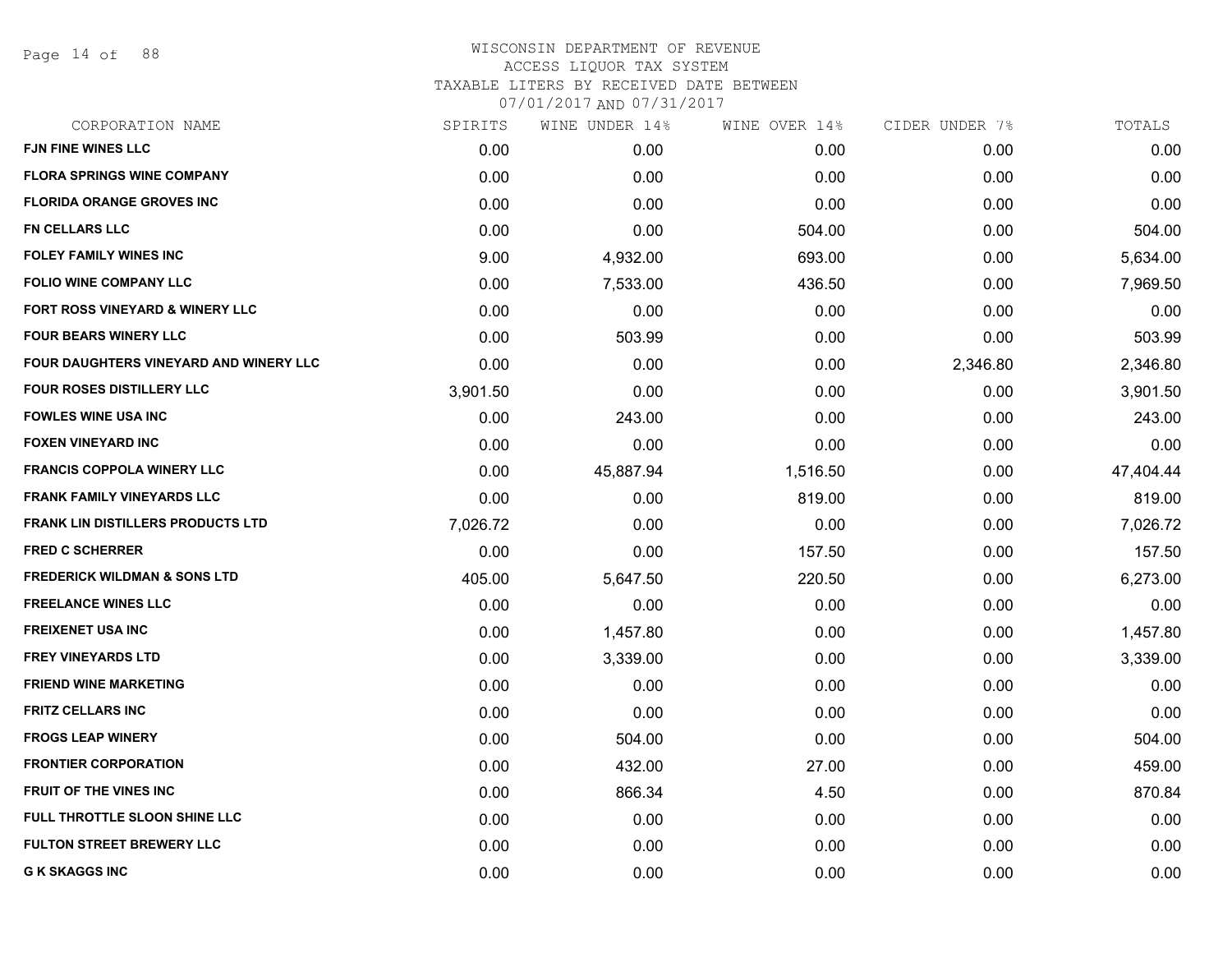WISCONSIN DEPARTMENT OF REVENUE
ACCESS LIQUOR TAX SYSTEM
TAXABLE LITERS BY RECEIVED DATE BETWEEN
07/01/2017 AND 07/31/2017

| CORPORATION NAME | SPIRITS | WINE UNDER 14% | WINE OVER 14% | CIDER UNDER 7% | TOTALS |
|---|---|---|---|---|---|
| FJN FINE WINES LLC | 0.00 | 0.00 | 0.00 | 0.00 | 0.00 |
| FLORA SPRINGS WINE COMPANY | 0.00 | 0.00 | 0.00 | 0.00 | 0.00 |
| FLORIDA ORANGE GROVES INC | 0.00 | 0.00 | 0.00 | 0.00 | 0.00 |
| FN CELLARS LLC | 0.00 | 0.00 | 504.00 | 0.00 | 504.00 |
| FOLEY FAMILY WINES INC | 9.00 | 4,932.00 | 693.00 | 0.00 | 5,634.00 |
| FOLIO WINE COMPANY LLC | 0.00 | 7,533.00 | 436.50 | 0.00 | 7,969.50 |
| FORT ROSS VINEYARD & WINERY LLC | 0.00 | 0.00 | 0.00 | 0.00 | 0.00 |
| FOUR BEARS WINERY LLC | 0.00 | 503.99 | 0.00 | 0.00 | 503.99 |
| FOUR DAUGHTERS VINEYARD AND WINERY LLC | 0.00 | 0.00 | 0.00 | 2,346.80 | 2,346.80 |
| FOUR ROSES DISTILLERY LLC | 3,901.50 | 0.00 | 0.00 | 0.00 | 3,901.50 |
| FOWLES WINE USA INC | 0.00 | 243.00 | 0.00 | 0.00 | 243.00 |
| FOXEN VINEYARD INC | 0.00 | 0.00 | 0.00 | 0.00 | 0.00 |
| FRANCIS COPPOLA WINERY LLC | 0.00 | 45,887.94 | 1,516.50 | 0.00 | 47,404.44 |
| FRANK FAMILY VINEYARDS LLC | 0.00 | 0.00 | 819.00 | 0.00 | 819.00 |
| FRANK LIN DISTILLERS PRODUCTS LTD | 7,026.72 | 0.00 | 0.00 | 0.00 | 7,026.72 |
| FRED C SCHERRER | 0.00 | 0.00 | 157.50 | 0.00 | 157.50 |
| FREDERICK WILDMAN & SONS LTD | 405.00 | 5,647.50 | 220.50 | 0.00 | 6,273.00 |
| FREELANCE WINES LLC | 0.00 | 0.00 | 0.00 | 0.00 | 0.00 |
| FREIXENET USA INC | 0.00 | 1,457.80 | 0.00 | 0.00 | 1,457.80 |
| FREY VINEYARDS LTD | 0.00 | 3,339.00 | 0.00 | 0.00 | 3,339.00 |
| FRIEND WINE MARKETING | 0.00 | 0.00 | 0.00 | 0.00 | 0.00 |
| FRITZ CELLARS INC | 0.00 | 0.00 | 0.00 | 0.00 | 0.00 |
| FROGS LEAP WINERY | 0.00 | 504.00 | 0.00 | 0.00 | 504.00 |
| FRONTIER CORPORATION | 0.00 | 432.00 | 27.00 | 0.00 | 459.00 |
| FRUIT OF THE VINES INC | 0.00 | 866.34 | 4.50 | 0.00 | 870.84 |
| FULL THROTTLE SLOON SHINE LLC | 0.00 | 0.00 | 0.00 | 0.00 | 0.00 |
| FULTON STREET BREWERY LLC | 0.00 | 0.00 | 0.00 | 0.00 | 0.00 |
| G K SKAGGS INC | 0.00 | 0.00 | 0.00 | 0.00 | 0.00 |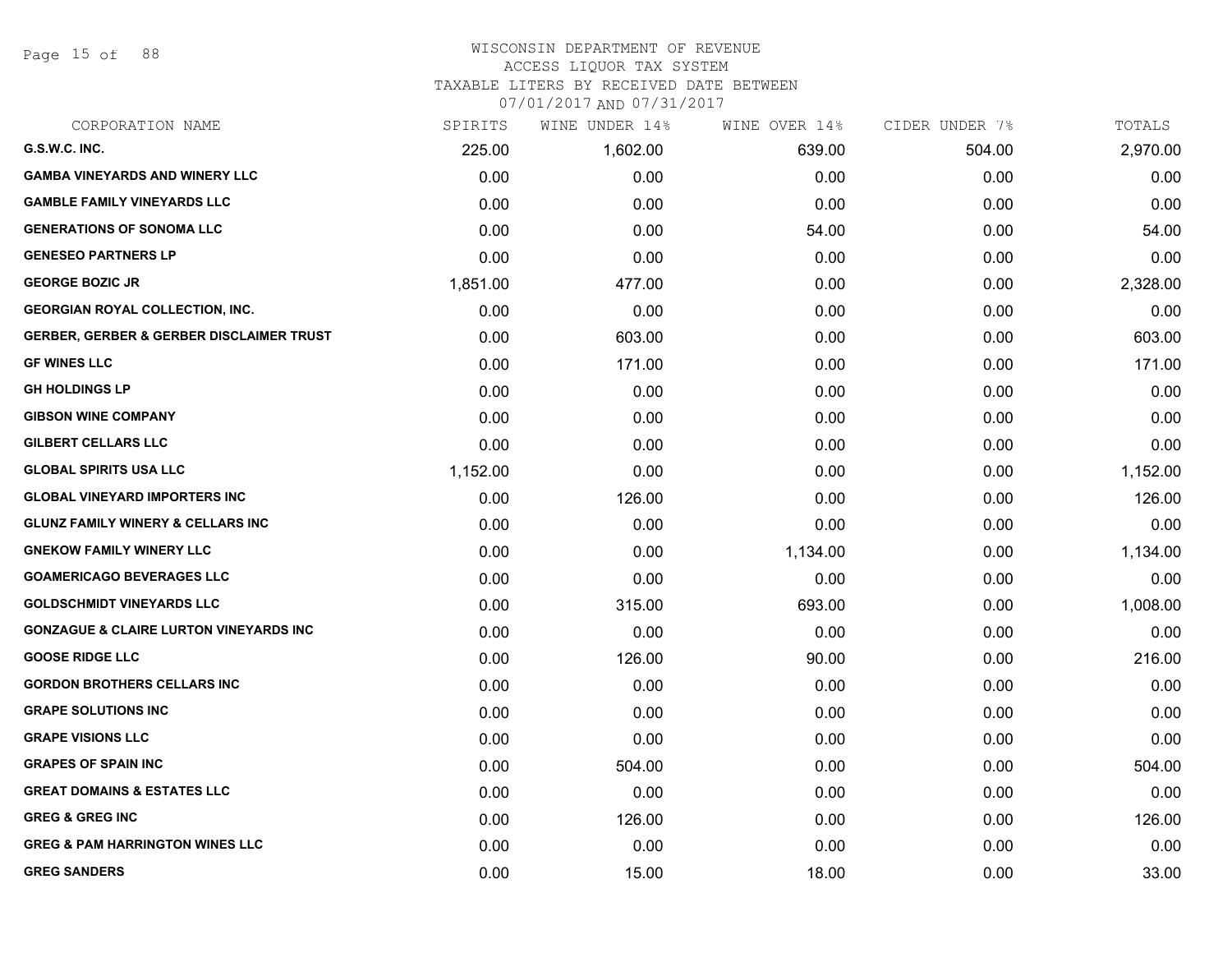# WISCONSIN DEPARTMENT OF REVENUE
## ACCESS LIQUOR TAX SYSTEM
### TAXABLE LITERS BY RECEIVED DATE BETWEEN 07/01/2017 AND 07/31/2017

| CORPORATION NAME | SPIRITS | WINE UNDER 14% | WINE OVER 14% | CIDER UNDER 7% | TOTALS |
|---|---|---|---|---|---|
| G.S.W.C. INC. | 225.00 | 1,602.00 | 639.00 | 504.00 | 2,970.00 |
| GAMBA VINEYARDS AND WINERY LLC | 0.00 | 0.00 | 0.00 | 0.00 | 0.00 |
| GAMBLE FAMILY VINEYARDS LLC | 0.00 | 0.00 | 0.00 | 0.00 | 0.00 |
| GENERATIONS OF SONOMA LLC | 0.00 | 0.00 | 54.00 | 0.00 | 54.00 |
| GENESEO PARTNERS LP | 0.00 | 0.00 | 0.00 | 0.00 | 0.00 |
| GEORGE BOZIC JR | 1,851.00 | 477.00 | 0.00 | 0.00 | 2,328.00 |
| GEORGIAN ROYAL COLLECTION, INC. | 0.00 | 0.00 | 0.00 | 0.00 | 0.00 |
| GERBER, GERBER & GERBER DISCLAIMER TRUST | 0.00 | 603.00 | 0.00 | 0.00 | 603.00 |
| GF WINES LLC | 0.00 | 171.00 | 0.00 | 0.00 | 171.00 |
| GH HOLDINGS LP | 0.00 | 0.00 | 0.00 | 0.00 | 0.00 |
| GIBSON WINE COMPANY | 0.00 | 0.00 | 0.00 | 0.00 | 0.00 |
| GILBERT CELLARS LLC | 0.00 | 0.00 | 0.00 | 0.00 | 0.00 |
| GLOBAL SPIRITS USA LLC | 1,152.00 | 0.00 | 0.00 | 0.00 | 1,152.00 |
| GLOBAL VINEYARD IMPORTERS INC | 0.00 | 126.00 | 0.00 | 0.00 | 126.00 |
| GLUNZ FAMILY WINERY & CELLARS INC | 0.00 | 0.00 | 0.00 | 0.00 | 0.00 |
| GNEKOW FAMILY WINERY LLC | 0.00 | 0.00 | 1,134.00 | 0.00 | 1,134.00 |
| GOAMERICAGO BEVERAGES LLC | 0.00 | 0.00 | 0.00 | 0.00 | 0.00 |
| GOLDSCHMIDT VINEYARDS LLC | 0.00 | 315.00 | 693.00 | 0.00 | 1,008.00 |
| GONZAGUE & CLAIRE LURTON VINEYARDS INC | 0.00 | 0.00 | 0.00 | 0.00 | 0.00 |
| GOOSE RIDGE LLC | 0.00 | 126.00 | 90.00 | 0.00 | 216.00 |
| GORDON BROTHERS CELLARS INC | 0.00 | 0.00 | 0.00 | 0.00 | 0.00 |
| GRAPE SOLUTIONS INC | 0.00 | 0.00 | 0.00 | 0.00 | 0.00 |
| GRAPE VISIONS LLC | 0.00 | 0.00 | 0.00 | 0.00 | 0.00 |
| GRAPES OF SPAIN INC | 0.00 | 504.00 | 0.00 | 0.00 | 504.00 |
| GREAT DOMAINS & ESTATES LLC | 0.00 | 0.00 | 0.00 | 0.00 | 0.00 |
| GREG & GREG INC | 0.00 | 126.00 | 0.00 | 0.00 | 126.00 |
| GREG & PAM HARRINGTON WINES LLC | 0.00 | 0.00 | 0.00 | 0.00 | 0.00 |
| GREG SANDERS | 0.00 | 15.00 | 18.00 | 0.00 | 33.00 |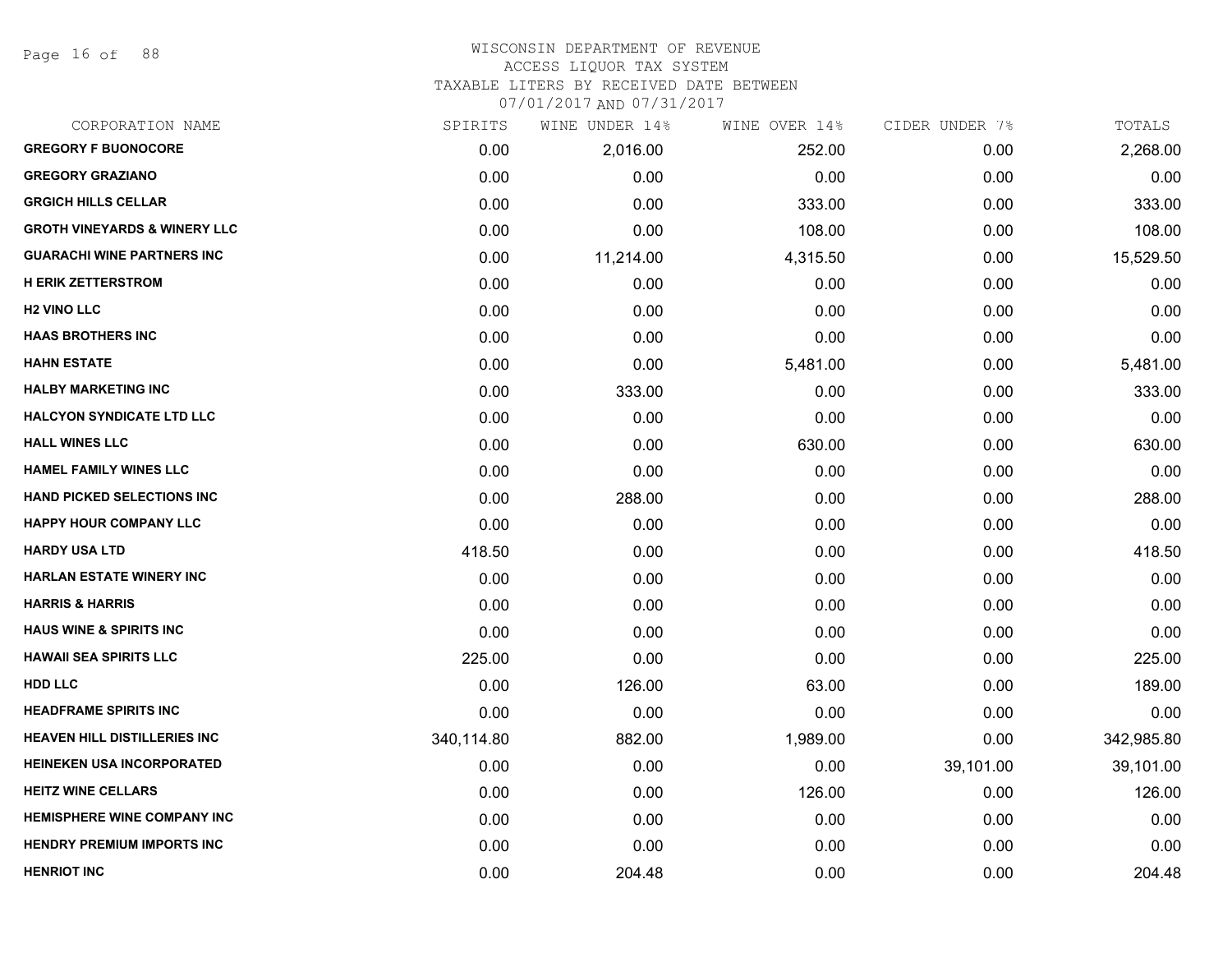WISCONSIN DEPARTMENT OF REVENUE
ACCESS LIQUOR TAX SYSTEM
TAXABLE LITERS BY RECEIVED DATE BETWEEN
07/01/2017 AND 07/31/2017

| CORPORATION NAME | SPIRITS | WINE UNDER 14% | WINE OVER 14% | CIDER UNDER 7% | TOTALS |
|---|---|---|---|---|---|
| **GREGORY F BUONOCORE** | 0.00 | 2,016.00 | 252.00 | 0.00 | 2,268.00 |
| **GREGORY GRAZIANO** | 0.00 | 0.00 | 0.00 | 0.00 | 0.00 |
| **GRGICH HILLS CELLAR** | 0.00 | 0.00 | 333.00 | 0.00 | 333.00 |
| **GROTH VINEYARDS & WINERY LLC** | 0.00 | 0.00 | 108.00 | 0.00 | 108.00 |
| **GUARACHI WINE PARTNERS INC** | 0.00 | 11,214.00 | 4,315.50 | 0.00 | 15,529.50 |
| **H ERIK ZETTERSTROM** | 0.00 | 0.00 | 0.00 | 0.00 | 0.00 |
| **H2 VINO LLC** | 0.00 | 0.00 | 0.00 | 0.00 | 0.00 |
| **HAAS BROTHERS INC** | 0.00 | 0.00 | 0.00 | 0.00 | 0.00 |
| **HAHN ESTATE** | 0.00 | 0.00 | 5,481.00 | 0.00 | 5,481.00 |
| **HALBY MARKETING INC** | 0.00 | 333.00 | 0.00 | 0.00 | 333.00 |
| **HALCYON SYNDICATE LTD LLC** | 0.00 | 0.00 | 0.00 | 0.00 | 0.00 |
| **HALL WINES LLC** | 0.00 | 0.00 | 630.00 | 0.00 | 630.00 |
| **HAMEL FAMILY WINES LLC** | 0.00 | 0.00 | 0.00 | 0.00 | 0.00 |
| **HAND PICKED SELECTIONS INC** | 0.00 | 288.00 | 0.00 | 0.00 | 288.00 |
| **HAPPY HOUR COMPANY LLC** | 0.00 | 0.00 | 0.00 | 0.00 | 0.00 |
| **HARDY USA LTD** | 418.50 | 0.00 | 0.00 | 0.00 | 418.50 |
| **HARLAN ESTATE WINERY INC** | 0.00 | 0.00 | 0.00 | 0.00 | 0.00 |
| **HARRIS & HARRIS** | 0.00 | 0.00 | 0.00 | 0.00 | 0.00 |
| **HAUS WINE & SPIRITS INC** | 0.00 | 0.00 | 0.00 | 0.00 | 0.00 |
| **HAWAII SEA SPIRITS LLC** | 225.00 | 0.00 | 0.00 | 0.00 | 225.00 |
| **HDD LLC** | 0.00 | 126.00 | 63.00 | 0.00 | 189.00 |
| **HEADFRAME SPIRITS INC** | 0.00 | 0.00 | 0.00 | 0.00 | 0.00 |
| **HEAVEN HILL DISTILLERIES INC** | 340,114.80 | 882.00 | 1,989.00 | 0.00 | 342,985.80 |
| **HEINEKEN USA INCORPORATED** | 0.00 | 0.00 | 0.00 | 39,101.00 | 39,101.00 |
| **HEITZ WINE CELLARS** | 0.00 | 0.00 | 126.00 | 0.00 | 126.00 |
| **HEMISPHERE WINE COMPANY INC** | 0.00 | 0.00 | 0.00 | 0.00 | 0.00 |
| **HENDRY PREMIUM IMPORTS INC** | 0.00 | 0.00 | 0.00 | 0.00 | 0.00 |
| **HENRIOT INC** | 0.00 | 204.48 | 0.00 | 0.00 | 204.48 |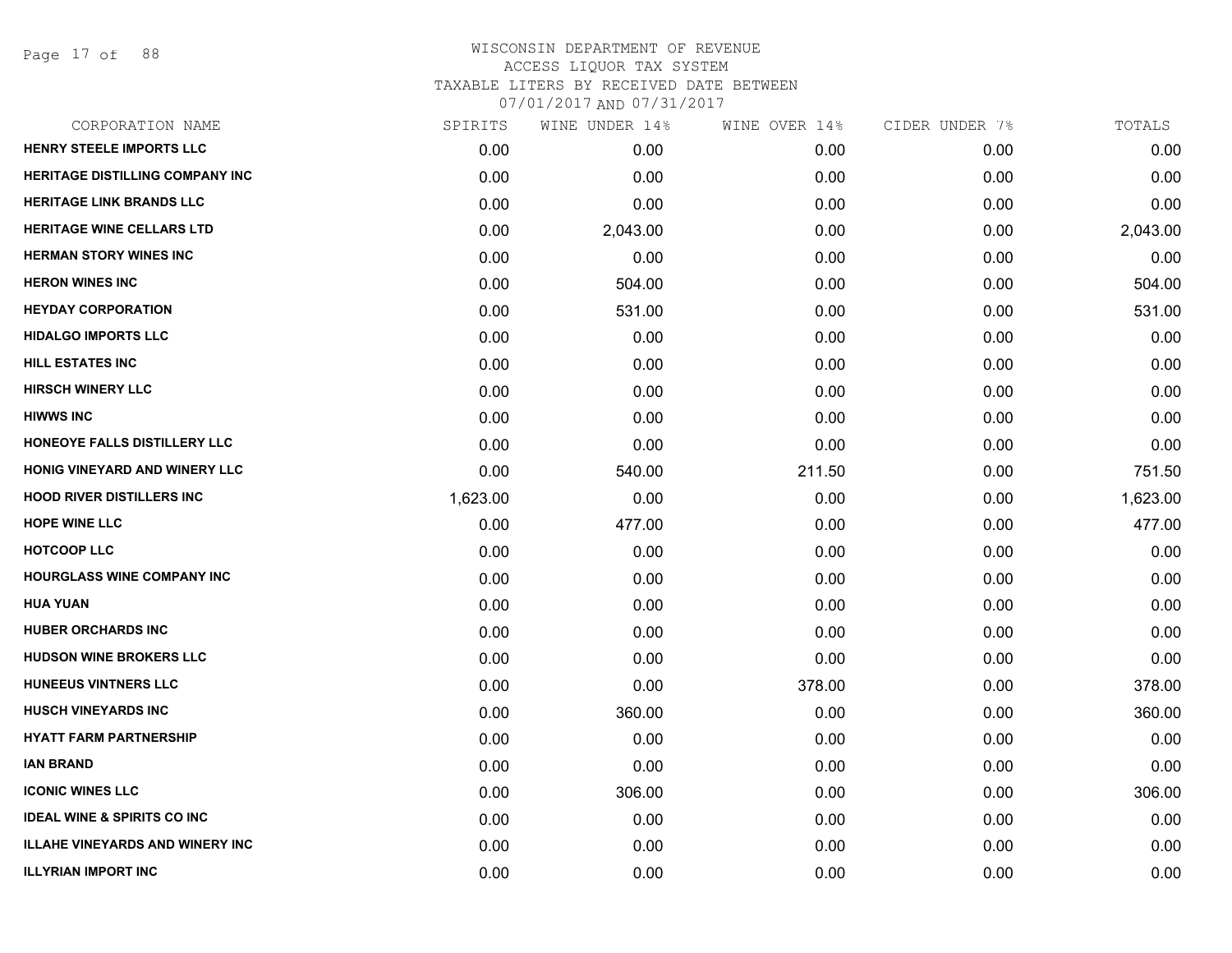# WISCONSIN DEPARTMENT OF REVENUE
ACCESS LIQUOR TAX SYSTEM
TAXABLE LITERS BY RECEIVED DATE BETWEEN
07/01/2017 AND 07/31/2017

| CORPORATION NAME | SPIRITS | WINE UNDER 14% | WINE OVER 14% | CIDER UNDER 7% | TOTALS |
|---|---|---|---|---|---|
| HENRY STEELE IMPORTS LLC | 0.00 | 0.00 | 0.00 | 0.00 | 0.00 |
| HERITAGE DISTILLING COMPANY INC | 0.00 | 0.00 | 0.00 | 0.00 | 0.00 |
| HERITAGE LINK BRANDS LLC | 0.00 | 0.00 | 0.00 | 0.00 | 0.00 |
| HERITAGE WINE CELLARS LTD | 0.00 | 2,043.00 | 0.00 | 0.00 | 2,043.00 |
| HERMAN STORY WINES INC | 0.00 | 0.00 | 0.00 | 0.00 | 0.00 |
| HERON WINES INC | 0.00 | 504.00 | 0.00 | 0.00 | 504.00 |
| HEYDAY CORPORATION | 0.00 | 531.00 | 0.00 | 0.00 | 531.00 |
| HIDALGO IMPORTS LLC | 0.00 | 0.00 | 0.00 | 0.00 | 0.00 |
| HILL ESTATES INC | 0.00 | 0.00 | 0.00 | 0.00 | 0.00 |
| HIRSCH WINERY LLC | 0.00 | 0.00 | 0.00 | 0.00 | 0.00 |
| HIWWS INC | 0.00 | 0.00 | 0.00 | 0.00 | 0.00 |
| HONEOYE FALLS DISTILLERY LLC | 0.00 | 0.00 | 0.00 | 0.00 | 0.00 |
| HONIG VINEYARD AND WINERY LLC | 0.00 | 540.00 | 211.50 | 0.00 | 751.50 |
| HOOD RIVER DISTILLERS INC | 1,623.00 | 0.00 | 0.00 | 0.00 | 1,623.00 |
| HOPE WINE LLC | 0.00 | 477.00 | 0.00 | 0.00 | 477.00 |
| HOTCOOP LLC | 0.00 | 0.00 | 0.00 | 0.00 | 0.00 |
| HOURGLASS WINE COMPANY INC | 0.00 | 0.00 | 0.00 | 0.00 | 0.00 |
| HUA YUAN | 0.00 | 0.00 | 0.00 | 0.00 | 0.00 |
| HUBER ORCHARDS INC | 0.00 | 0.00 | 0.00 | 0.00 | 0.00 |
| HUDSON WINE BROKERS LLC | 0.00 | 0.00 | 0.00 | 0.00 | 0.00 |
| HUNEEUS VINTNERS LLC | 0.00 | 0.00 | 378.00 | 0.00 | 378.00 |
| HUSCH VINEYARDS INC | 0.00 | 360.00 | 0.00 | 0.00 | 360.00 |
| HYATT FARM PARTNERSHIP | 0.00 | 0.00 | 0.00 | 0.00 | 0.00 |
| IAN BRAND | 0.00 | 0.00 | 0.00 | 0.00 | 0.00 |
| ICONIC WINES LLC | 0.00 | 306.00 | 0.00 | 0.00 | 306.00 |
| IDEAL WINE & SPIRITS CO INC | 0.00 | 0.00 | 0.00 | 0.00 | 0.00 |
| ILLAHE VINEYARDS AND WINERY INC | 0.00 | 0.00 | 0.00 | 0.00 | 0.00 |
| ILLYRIAN IMPORT INC | 0.00 | 0.00 | 0.00 | 0.00 | 0.00 |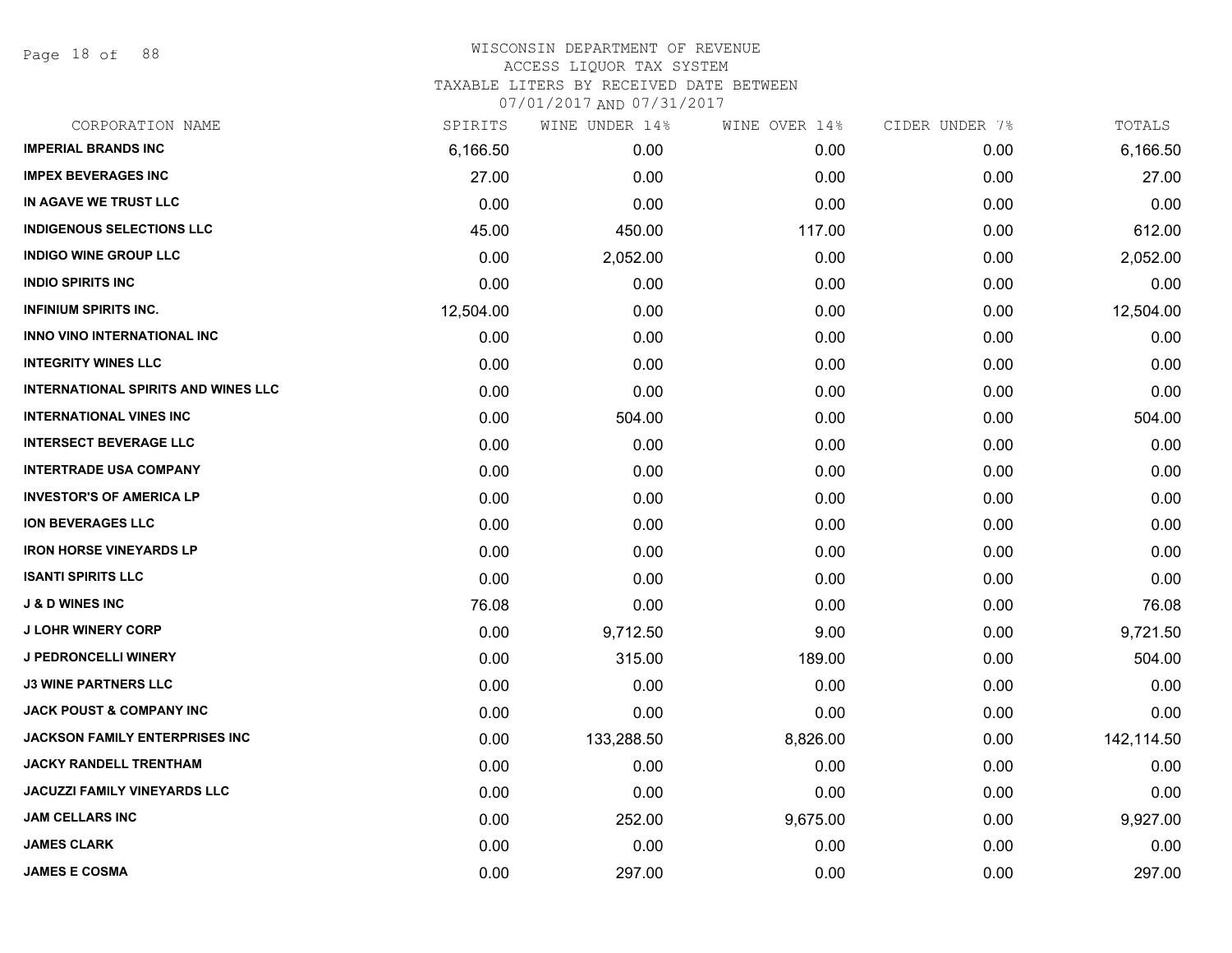WISCONSIN DEPARTMENT OF REVENUE
ACCESS LIQUOR TAX SYSTEM
TAXABLE LITERS BY RECEIVED DATE BETWEEN
07/01/2017 AND 07/31/2017

| CORPORATION NAME | SPIRITS | WINE UNDER 14% | WINE OVER 14% | CIDER UNDER 7% | TOTALS |
|---|---|---|---|---|---|
| **IMPERIAL BRANDS INC** | 6,166.50 | 0.00 | 0.00 | 0.00 | 6,166.50 |
| **IMPEX BEVERAGES INC** | 27.00 | 0.00 | 0.00 | 0.00 | 27.00 |
| **IN AGAVE WE TRUST LLC** | 0.00 | 0.00 | 0.00 | 0.00 | 0.00 |
| **INDIGENOUS SELECTIONS LLC** | 45.00 | 450.00 | 117.00 | 0.00 | 612.00 |
| **INDIGO WINE GROUP LLC** | 0.00 | 2,052.00 | 0.00 | 0.00 | 2,052.00 |
| **INDIO SPIRITS INC** | 0.00 | 0.00 | 0.00 | 0.00 | 0.00 |
| **INFINIUM SPIRITS INC.** | 12,504.00 | 0.00 | 0.00 | 0.00 | 12,504.00 |
| **INNO VINO INTERNATIONAL INC** | 0.00 | 0.00 | 0.00 | 0.00 | 0.00 |
| **INTEGRITY WINES LLC** | 0.00 | 0.00 | 0.00 | 0.00 | 0.00 |
| **INTERNATIONAL SPIRITS AND WINES LLC** | 0.00 | 0.00 | 0.00 | 0.00 | 0.00 |
| **INTERNATIONAL VINES INC** | 0.00 | 504.00 | 0.00 | 0.00 | 504.00 |
| **INTERSECT BEVERAGE LLC** | 0.00 | 0.00 | 0.00 | 0.00 | 0.00 |
| **INTERTRADE USA COMPANY** | 0.00 | 0.00 | 0.00 | 0.00 | 0.00 |
| **INVESTOR'S OF AMERICA LP** | 0.00 | 0.00 | 0.00 | 0.00 | 0.00 |
| **ION BEVERAGES LLC** | 0.00 | 0.00 | 0.00 | 0.00 | 0.00 |
| **IRON HORSE VINEYARDS LP** | 0.00 | 0.00 | 0.00 | 0.00 | 0.00 |
| **ISANTI SPIRITS LLC** | 0.00 | 0.00 | 0.00 | 0.00 | 0.00 |
| **J & D WINES INC** | 76.08 | 0.00 | 0.00 | 0.00 | 76.08 |
| **J LOHR WINERY CORP** | 0.00 | 9,712.50 | 9.00 | 0.00 | 9,721.50 |
| **J PEDRONCELLI WINERY** | 0.00 | 315.00 | 189.00 | 0.00 | 504.00 |
| **J3 WINE PARTNERS LLC** | 0.00 | 0.00 | 0.00 | 0.00 | 0.00 |
| **JACK POUST & COMPANY INC** | 0.00 | 0.00 | 0.00 | 0.00 | 0.00 |
| **JACKSON FAMILY ENTERPRISES INC** | 0.00 | 133,288.50 | 8,826.00 | 0.00 | 142,114.50 |
| **JACKY RANDELL TRENTHAM** | 0.00 | 0.00 | 0.00 | 0.00 | 0.00 |
| **JACUZZI FAMILY VINEYARDS LLC** | 0.00 | 0.00 | 0.00 | 0.00 | 0.00 |
| **JAM CELLARS INC** | 0.00 | 252.00 | 9,675.00 | 0.00 | 9,927.00 |
| **JAMES CLARK** | 0.00 | 0.00 | 0.00 | 0.00 | 0.00 |
| **JAMES E COSMA** | 0.00 | 297.00 | 0.00 | 0.00 | 297.00 |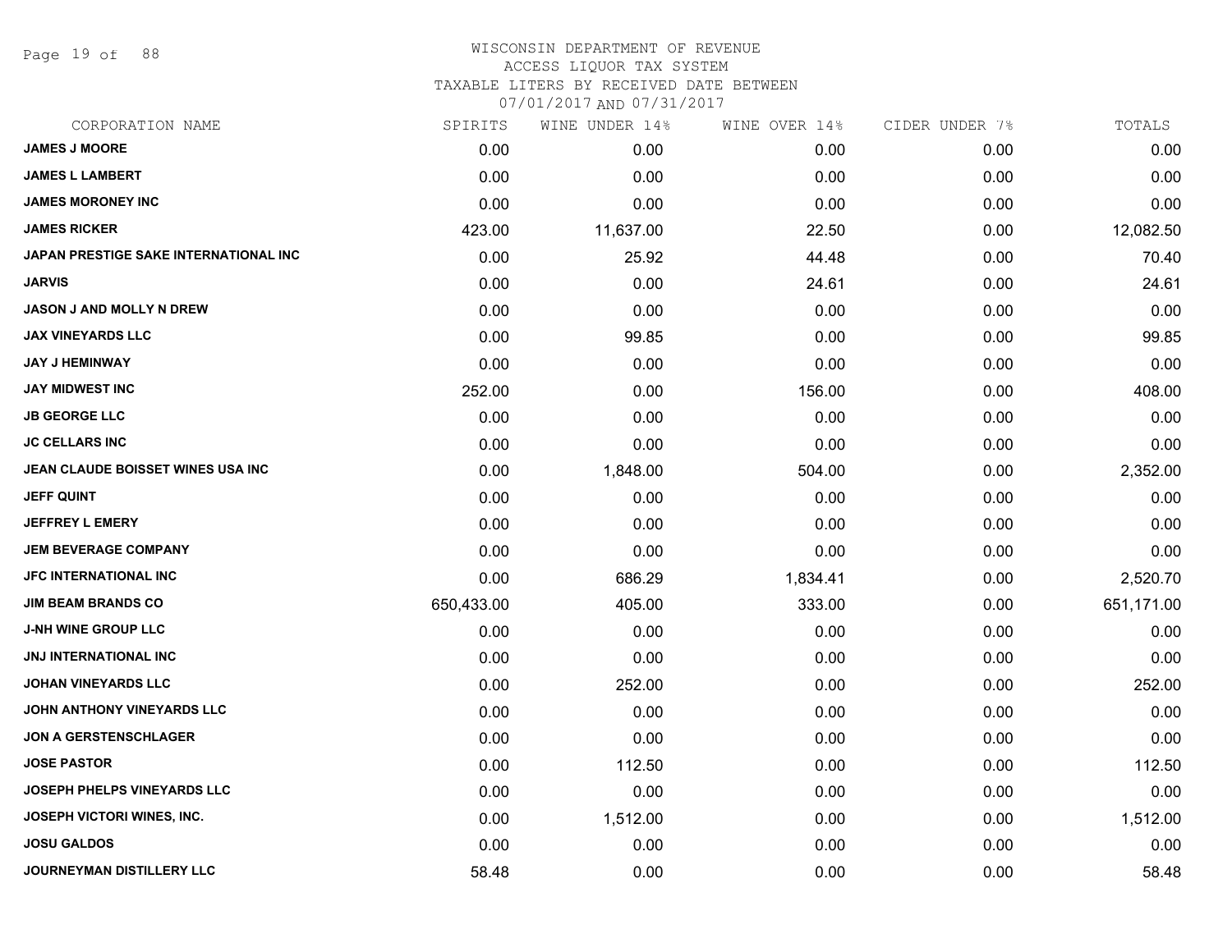WISCONSIN DEPARTMENT OF REVENUE
ACCESS LIQUOR TAX SYSTEM
TAXABLE LITERS BY RECEIVED DATE BETWEEN
07/01/2017 AND 07/31/2017

| CORPORATION NAME | SPIRITS | WINE UNDER 14% | WINE OVER 14% | CIDER UNDER 7% | TOTALS |
|---|---|---|---|---|---|
| JAMES J MOORE | 0.00 | 0.00 | 0.00 | 0.00 | 0.00 |
| JAMES L LAMBERT | 0.00 | 0.00 | 0.00 | 0.00 | 0.00 |
| JAMES MORONEY INC | 0.00 | 0.00 | 0.00 | 0.00 | 0.00 |
| JAMES RICKER | 423.00 | 11,637.00 | 22.50 | 0.00 | 12,082.50 |
| JAPAN PRESTIGE SAKE INTERNATIONAL INC | 0.00 | 25.92 | 44.48 | 0.00 | 70.40 |
| JARVIS | 0.00 | 0.00 | 24.61 | 0.00 | 24.61 |
| JASON J AND MOLLY N DREW | 0.00 | 0.00 | 0.00 | 0.00 | 0.00 |
| JAX VINEYARDS LLC | 0.00 | 99.85 | 0.00 | 0.00 | 99.85 |
| JAY J HEMINWAY | 0.00 | 0.00 | 0.00 | 0.00 | 0.00 |
| JAY MIDWEST INC | 252.00 | 0.00 | 156.00 | 0.00 | 408.00 |
| JB GEORGE LLC | 0.00 | 0.00 | 0.00 | 0.00 | 0.00 |
| JC CELLARS INC | 0.00 | 0.00 | 0.00 | 0.00 | 0.00 |
| JEAN CLAUDE BOISSET WINES USA INC | 0.00 | 1,848.00 | 504.00 | 0.00 | 2,352.00 |
| JEFF QUINT | 0.00 | 0.00 | 0.00 | 0.00 | 0.00 |
| JEFFREY L EMERY | 0.00 | 0.00 | 0.00 | 0.00 | 0.00 |
| JEM BEVERAGE COMPANY | 0.00 | 0.00 | 0.00 | 0.00 | 0.00 |
| JFC INTERNATIONAL INC | 0.00 | 686.29 | 1,834.41 | 0.00 | 2,520.70 |
| JIM BEAM BRANDS CO | 650,433.00 | 405.00 | 333.00 | 0.00 | 651,171.00 |
| J-NH WINE GROUP LLC | 0.00 | 0.00 | 0.00 | 0.00 | 0.00 |
| JNJ INTERNATIONAL INC | 0.00 | 0.00 | 0.00 | 0.00 | 0.00 |
| JOHAN VINEYARDS LLC | 0.00 | 252.00 | 0.00 | 0.00 | 252.00 |
| JOHN ANTHONY VINEYARDS LLC | 0.00 | 0.00 | 0.00 | 0.00 | 0.00 |
| JON A GERSTENSCHLAGER | 0.00 | 0.00 | 0.00 | 0.00 | 0.00 |
| JOSE PASTOR | 0.00 | 112.50 | 0.00 | 0.00 | 112.50 |
| JOSEPH PHELPS VINEYARDS LLC | 0.00 | 0.00 | 0.00 | 0.00 | 0.00 |
| JOSEPH VICTORI WINES, INC. | 0.00 | 1,512.00 | 0.00 | 0.00 | 1,512.00 |
| JOSU GALDOS | 0.00 | 0.00 | 0.00 | 0.00 | 0.00 |
| JOURNEYMAN DISTILLERY LLC | 58.48 | 0.00 | 0.00 | 0.00 | 58.48 |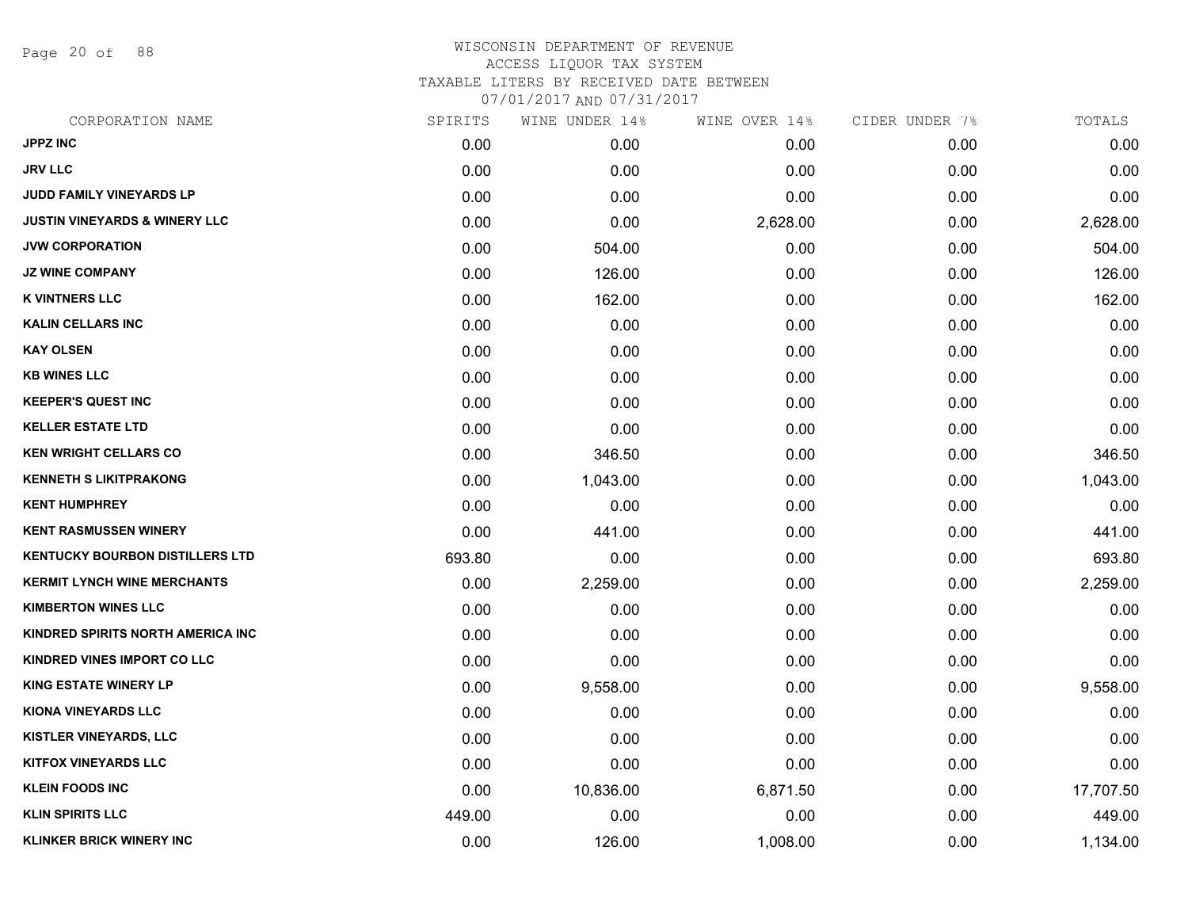# WISCONSIN DEPARTMENT OF REVENUE
ACCESS LIQUOR TAX SYSTEM
TAXABLE LITERS BY RECEIVED DATE BETWEEN
07/01/2017 AND 07/31/2017

| CORPORATION NAME | SPIRITS | WINE UNDER 14% | WINE OVER 14% | CIDER UNDER 7% | TOTALS |
|---|---|---|---|---|---|
| JPPZ INC | 0.00 | 0.00 | 0.00 | 0.00 | 0.00 |
| JRV LLC | 0.00 | 0.00 | 0.00 | 0.00 | 0.00 |
| JUDD FAMILY VINEYARDS LP | 0.00 | 0.00 | 0.00 | 0.00 | 0.00 |
| JUSTIN VINEYARDS & WINERY LLC | 0.00 | 0.00 | 2,628.00 | 0.00 | 2,628.00 |
| JVW CORPORATION | 0.00 | 504.00 | 0.00 | 0.00 | 504.00 |
| JZ WINE COMPANY | 0.00 | 126.00 | 0.00 | 0.00 | 126.00 |
| K VINTNERS LLC | 0.00 | 162.00 | 0.00 | 0.00 | 162.00 |
| KALIN CELLARS INC | 0.00 | 0.00 | 0.00 | 0.00 | 0.00 |
| KAY OLSEN | 0.00 | 0.00 | 0.00 | 0.00 | 0.00 |
| KB WINES LLC | 0.00 | 0.00 | 0.00 | 0.00 | 0.00 |
| KEEPER'S QUEST INC | 0.00 | 0.00 | 0.00 | 0.00 | 0.00 |
| KELLER ESTATE LTD | 0.00 | 0.00 | 0.00 | 0.00 | 0.00 |
| KEN WRIGHT CELLARS CO | 0.00 | 346.50 | 0.00 | 0.00 | 346.50 |
| KENNETH S LIKITPRAKONG | 0.00 | 1,043.00 | 0.00 | 0.00 | 1,043.00 |
| KENT HUMPHREY | 0.00 | 0.00 | 0.00 | 0.00 | 0.00 |
| KENT RASMUSSEN WINERY | 0.00 | 441.00 | 0.00 | 0.00 | 441.00 |
| KENTUCKY BOURBON DISTILLERS LTD | 693.80 | 0.00 | 0.00 | 0.00 | 693.80 |
| KERMIT LYNCH WINE MERCHANTS | 0.00 | 2,259.00 | 0.00 | 0.00 | 2,259.00 |
| KIMBERTON WINES LLC | 0.00 | 0.00 | 0.00 | 0.00 | 0.00 |
| KINDRED SPIRITS NORTH AMERICA INC | 0.00 | 0.00 | 0.00 | 0.00 | 0.00 |
| KINDRED VINES IMPORT CO LLC | 0.00 | 0.00 | 0.00 | 0.00 | 0.00 |
| KING ESTATE WINERY LP | 0.00 | 9,558.00 | 0.00 | 0.00 | 9,558.00 |
| KIONA VINEYARDS LLC | 0.00 | 0.00 | 0.00 | 0.00 | 0.00 |
| KISTLER VINEYARDS, LLC | 0.00 | 0.00 | 0.00 | 0.00 | 0.00 |
| KITFOX VINEYARDS LLC | 0.00 | 0.00 | 0.00 | 0.00 | 0.00 |
| KLEIN FOODS INC | 0.00 | 10,836.00 | 6,871.50 | 0.00 | 17,707.50 |
| KLIN SPIRITS LLC | 449.00 | 0.00 | 0.00 | 0.00 | 449.00 |
| KLINKER BRICK WINERY INC | 0.00 | 126.00 | 1,008.00 | 0.00 | 1,134.00 |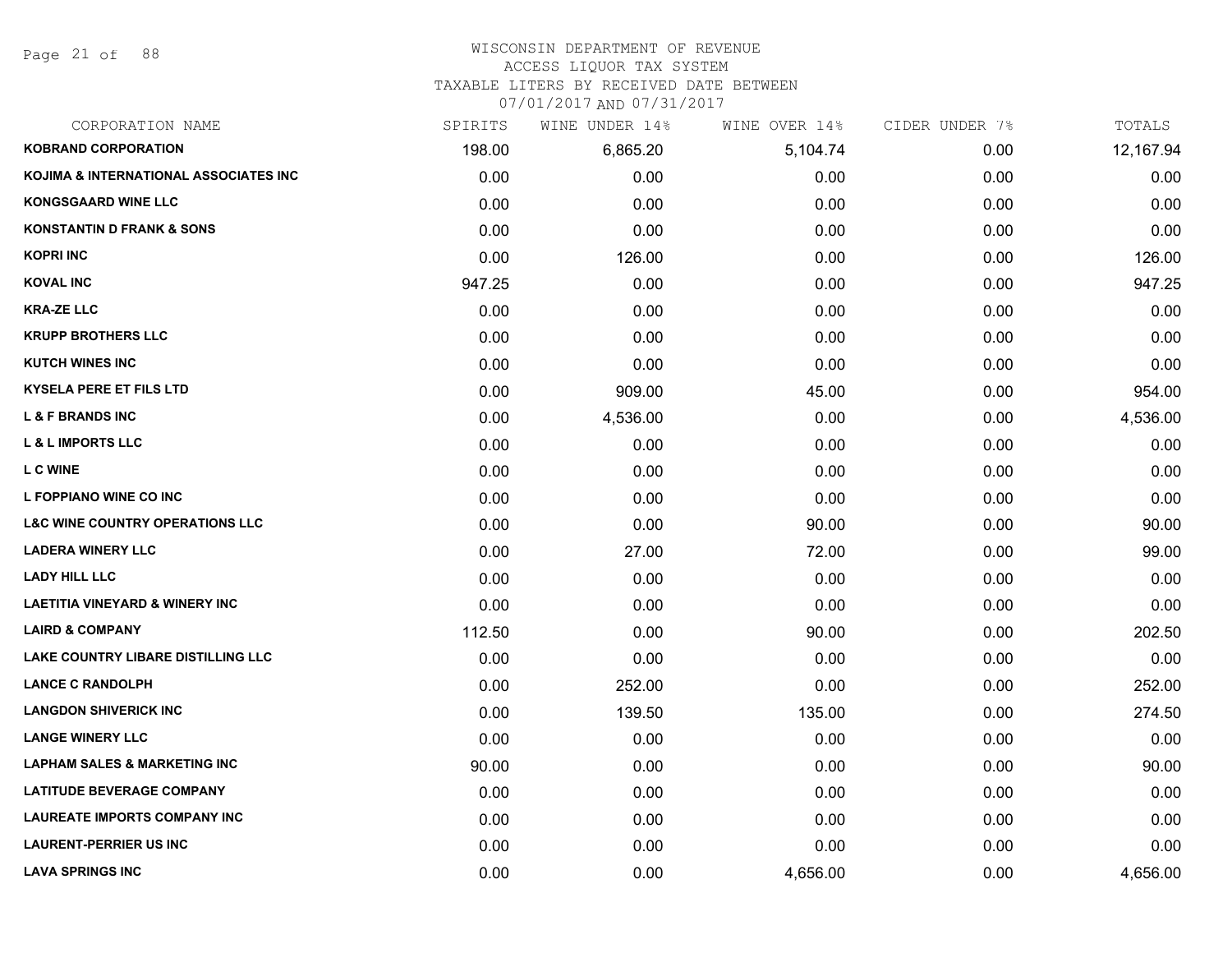# WISCONSIN DEPARTMENT OF REVENUE
ACCESS LIQUOR TAX SYSTEM
TAXABLE LITERS BY RECEIVED DATE BETWEEN
07/01/2017 AND 07/31/2017

| CORPORATION NAME | SPIRITS | WINE UNDER 14% | WINE OVER 14% | CIDER UNDER 7% | TOTALS |
|---|---|---|---|---|---|
| **KOBRAND CORPORATION** | 198.00 | 6,865.20 | 5,104.74 | 0.00 | 12,167.94 |
| **KOJIMA & INTERNATIONAL ASSOCIATES INC** | 0.00 | 0.00 | 0.00 | 0.00 | 0.00 |
| **KONGSGAARD WINE LLC** | 0.00 | 0.00 | 0.00 | 0.00 | 0.00 |
| **KONSTANTIN D FRANK & SONS** | 0.00 | 0.00 | 0.00 | 0.00 | 0.00 |
| **KOPRI INC** | 0.00 | 126.00 | 0.00 | 0.00 | 126.00 |
| **KOVAL INC** | 947.25 | 0.00 | 0.00 | 0.00 | 947.25 |
| **KRA-ZE LLC** | 0.00 | 0.00 | 0.00 | 0.00 | 0.00 |
| **KRUPP BROTHERS LLC** | 0.00 | 0.00 | 0.00 | 0.00 | 0.00 |
| **KUTCH WINES INC** | 0.00 | 0.00 | 0.00 | 0.00 | 0.00 |
| **KYSELA PERE ET FILS LTD** | 0.00 | 909.00 | 45.00 | 0.00 | 954.00 |
| **L & F BRANDS INC** | 0.00 | 4,536.00 | 0.00 | 0.00 | 4,536.00 |
| **L & L IMPORTS LLC** | 0.00 | 0.00 | 0.00 | 0.00 | 0.00 |
| **L C WINE** | 0.00 | 0.00 | 0.00 | 0.00 | 0.00 |
| **L FOPPIANO WINE CO INC** | 0.00 | 0.00 | 0.00 | 0.00 | 0.00 |
| **L&C WINE COUNTRY OPERATIONS LLC** | 0.00 | 0.00 | 90.00 | 0.00 | 90.00 |
| **LADERA WINERY LLC** | 0.00 | 27.00 | 72.00 | 0.00 | 99.00 |
| **LADY HILL LLC** | 0.00 | 0.00 | 0.00 | 0.00 | 0.00 |
| **LAETITIA VINEYARD & WINERY INC** | 0.00 | 0.00 | 0.00 | 0.00 | 0.00 |
| **LAIRD & COMPANY** | 112.50 | 0.00 | 90.00 | 0.00 | 202.50 |
| **LAKE COUNTRY LIBARE DISTILLING LLC** | 0.00 | 0.00 | 0.00 | 0.00 | 0.00 |
| **LANCE C RANDOLPH** | 0.00 | 252.00 | 0.00 | 0.00 | 252.00 |
| **LANGDON SHIVERICK INC** | 0.00 | 139.50 | 135.00 | 0.00 | 274.50 |
| **LANGE WINERY LLC** | 0.00 | 0.00 | 0.00 | 0.00 | 0.00 |
| **LAPHAM SALES & MARKETING INC** | 90.00 | 0.00 | 0.00 | 0.00 | 90.00 |
| **LATITUDE BEVERAGE COMPANY** | 0.00 | 0.00 | 0.00 | 0.00 | 0.00 |
| **LAUREATE IMPORTS COMPANY INC** | 0.00 | 0.00 | 0.00 | 0.00 | 0.00 |
| **LAURENT-PERRIER US INC** | 0.00 | 0.00 | 0.00 | 0.00 | 0.00 |
| **LAVA SPRINGS INC** | 0.00 | 0.00 | 4,656.00 | 0.00 | 4,656.00 |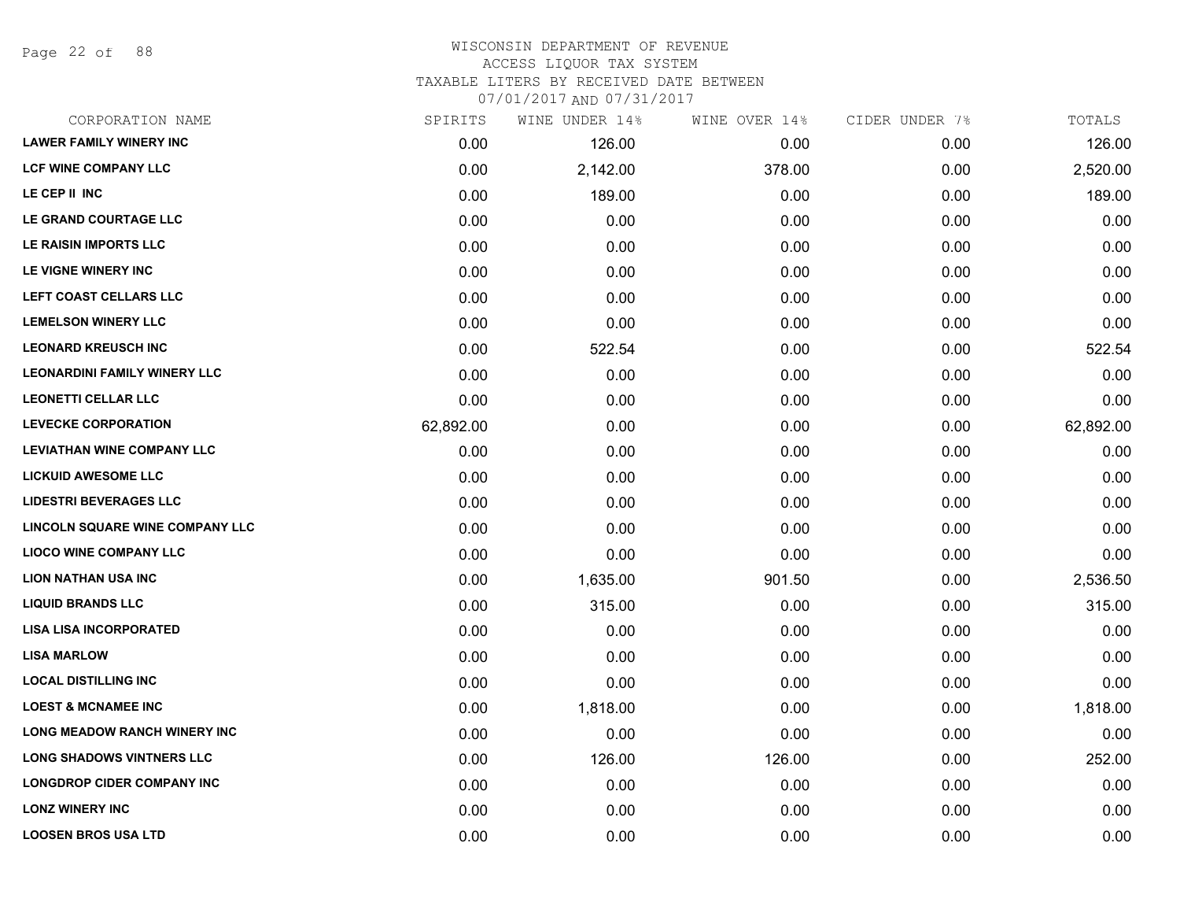WISCONSIN DEPARTMENT OF REVENUE
ACCESS LIQUOR TAX SYSTEM
TAXABLE LITERS BY RECEIVED DATE BETWEEN
07/01/2017 AND 07/31/2017

| CORPORATION NAME | SPIRITS | WINE UNDER 14% | WINE OVER 14% | CIDER UNDER 7% | TOTALS |
|---|---|---|---|---|---|
| LAWER FAMILY WINERY INC | 0.00 | 126.00 | 0.00 | 0.00 | 126.00 |
| LCF WINE COMPANY LLC | 0.00 | 2,142.00 | 378.00 | 0.00 | 2,520.00 |
| LE CEP II INC | 0.00 | 189.00 | 0.00 | 0.00 | 189.00 |
| LE GRAND COURTAGE LLC | 0.00 | 0.00 | 0.00 | 0.00 | 0.00 |
| LE RAISIN IMPORTS LLC | 0.00 | 0.00 | 0.00 | 0.00 | 0.00 |
| LE VIGNE WINERY INC | 0.00 | 0.00 | 0.00 | 0.00 | 0.00 |
| LEFT COAST CELLARS LLC | 0.00 | 0.00 | 0.00 | 0.00 | 0.00 |
| LEMELSON WINERY LLC | 0.00 | 0.00 | 0.00 | 0.00 | 0.00 |
| LEONARD KREUSCH INC | 0.00 | 522.54 | 0.00 | 0.00 | 522.54 |
| LEONARDINI FAMILY WINERY LLC | 0.00 | 0.00 | 0.00 | 0.00 | 0.00 |
| LEONETTI CELLAR LLC | 0.00 | 0.00 | 0.00 | 0.00 | 0.00 |
| LEVECKE CORPORATION | 62,892.00 | 0.00 | 0.00 | 0.00 | 62,892.00 |
| LEVIATHAN WINE COMPANY LLC | 0.00 | 0.00 | 0.00 | 0.00 | 0.00 |
| LICKUID AWESOME LLC | 0.00 | 0.00 | 0.00 | 0.00 | 0.00 |
| LIDESTRI BEVERAGES LLC | 0.00 | 0.00 | 0.00 | 0.00 | 0.00 |
| LINCOLN SQUARE WINE COMPANY LLC | 0.00 | 0.00 | 0.00 | 0.00 | 0.00 |
| LIOCO WINE COMPANY LLC | 0.00 | 0.00 | 0.00 | 0.00 | 0.00 |
| LION NATHAN USA INC | 0.00 | 1,635.00 | 901.50 | 0.00 | 2,536.50 |
| LIQUID BRANDS LLC | 0.00 | 315.00 | 0.00 | 0.00 | 315.00 |
| LISA LISA INCORPORATED | 0.00 | 0.00 | 0.00 | 0.00 | 0.00 |
| LISA MARLOW | 0.00 | 0.00 | 0.00 | 0.00 | 0.00 |
| LOCAL DISTILLING INC | 0.00 | 0.00 | 0.00 | 0.00 | 0.00 |
| LOEST & MCNAMEE INC | 0.00 | 1,818.00 | 0.00 | 0.00 | 1,818.00 |
| LONG MEADOW RANCH WINERY INC | 0.00 | 0.00 | 0.00 | 0.00 | 0.00 |
| LONG SHADOWS VINTNERS LLC | 0.00 | 126.00 | 126.00 | 0.00 | 252.00 |
| LONGDROP CIDER COMPANY INC | 0.00 | 0.00 | 0.00 | 0.00 | 0.00 |
| LONZ WINERY INC | 0.00 | 0.00 | 0.00 | 0.00 | 0.00 |
| LOOSEN BROS USA LTD | 0.00 | 0.00 | 0.00 | 0.00 | 0.00 |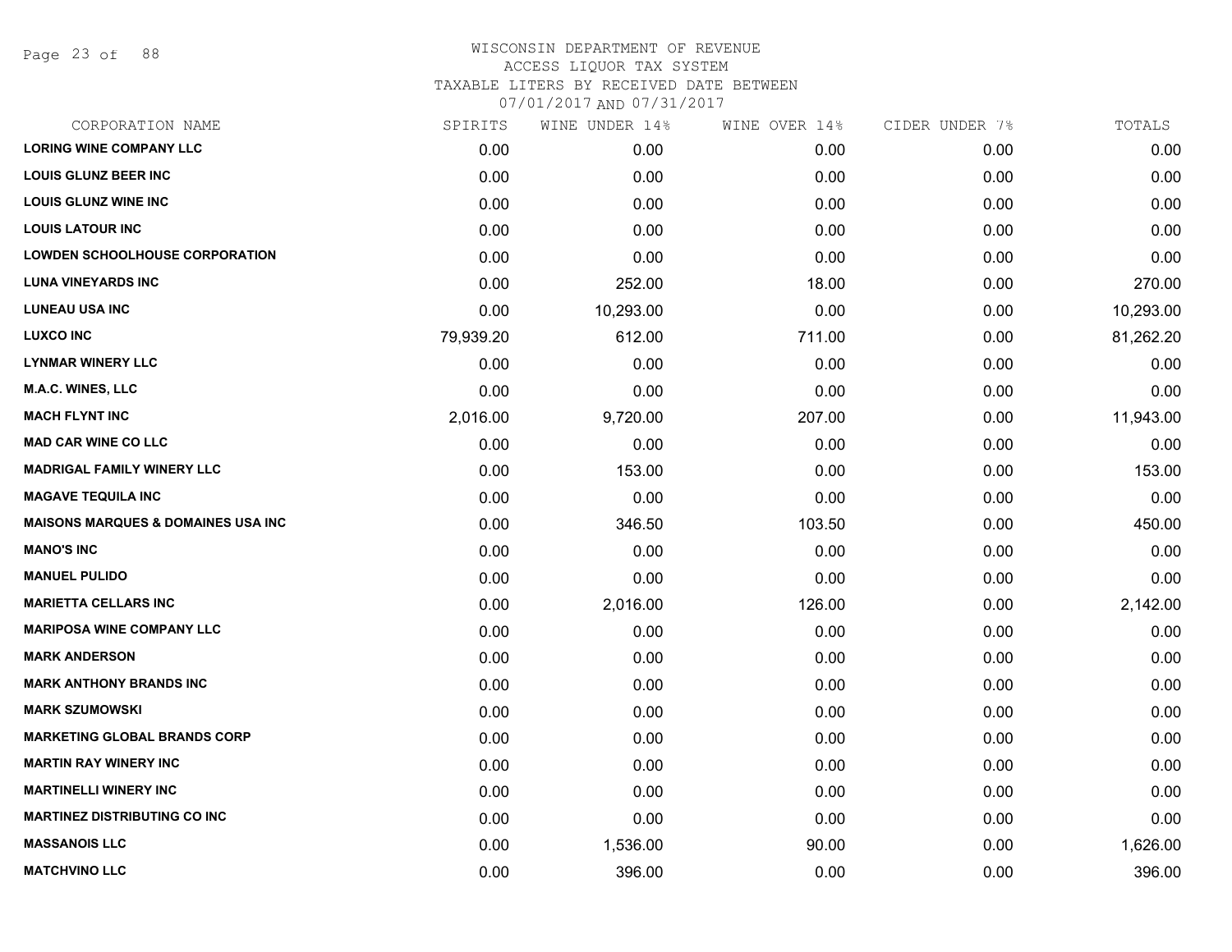WISCONSIN DEPARTMENT OF REVENUE
ACCESS LIQUOR TAX SYSTEM
TAXABLE LITERS BY RECEIVED DATE BETWEEN
07/01/2017 AND 07/31/2017

| CORPORATION NAME | SPIRITS | WINE UNDER 14% | WINE OVER 14% | CIDER UNDER 7% | TOTALS |
|---|---|---|---|---|---|
| LORING WINE COMPANY LLC | 0.00 | 0.00 | 0.00 | 0.00 | 0.00 |
| LOUIS GLUNZ BEER INC | 0.00 | 0.00 | 0.00 | 0.00 | 0.00 |
| LOUIS GLUNZ WINE INC | 0.00 | 0.00 | 0.00 | 0.00 | 0.00 |
| LOUIS LATOUR INC | 0.00 | 0.00 | 0.00 | 0.00 | 0.00 |
| LOWDEN SCHOOLHOUSE CORPORATION | 0.00 | 0.00 | 0.00 | 0.00 | 0.00 |
| LUNA VINEYARDS INC | 0.00 | 252.00 | 18.00 | 0.00 | 270.00 |
| LUNEAU USA INC | 0.00 | 10,293.00 | 0.00 | 0.00 | 10,293.00 |
| LUXCO INC | 79,939.20 | 612.00 | 711.00 | 0.00 | 81,262.20 |
| LYNMAR WINERY LLC | 0.00 | 0.00 | 0.00 | 0.00 | 0.00 |
| M.A.C. WINES, LLC | 0.00 | 0.00 | 0.00 | 0.00 | 0.00 |
| MACH FLYNT INC | 2,016.00 | 9,720.00 | 207.00 | 0.00 | 11,943.00 |
| MAD CAR WINE CO LLC | 0.00 | 0.00 | 0.00 | 0.00 | 0.00 |
| MADRIGAL FAMILY WINERY LLC | 0.00 | 153.00 | 0.00 | 0.00 | 153.00 |
| MAGAVE TEQUILA INC | 0.00 | 0.00 | 0.00 | 0.00 | 0.00 |
| MAISONS MARQUES & DOMAINES USA INC | 0.00 | 346.50 | 103.50 | 0.00 | 450.00 |
| MANO'S INC | 0.00 | 0.00 | 0.00 | 0.00 | 0.00 |
| MANUEL PULIDO | 0.00 | 0.00 | 0.00 | 0.00 | 0.00 |
| MARIETTA CELLARS INC | 0.00 | 2,016.00 | 126.00 | 0.00 | 2,142.00 |
| MARIPOSA WINE COMPANY LLC | 0.00 | 0.00 | 0.00 | 0.00 | 0.00 |
| MARK ANDERSON | 0.00 | 0.00 | 0.00 | 0.00 | 0.00 |
| MARK ANTHONY BRANDS INC | 0.00 | 0.00 | 0.00 | 0.00 | 0.00 |
| MARK SZUMOWSKI | 0.00 | 0.00 | 0.00 | 0.00 | 0.00 |
| MARKETING GLOBAL BRANDS CORP | 0.00 | 0.00 | 0.00 | 0.00 | 0.00 |
| MARTIN RAY WINERY INC | 0.00 | 0.00 | 0.00 | 0.00 | 0.00 |
| MARTINELLI WINERY INC | 0.00 | 0.00 | 0.00 | 0.00 | 0.00 |
| MARTINEZ DISTRIBUTING CO INC | 0.00 | 0.00 | 0.00 | 0.00 | 0.00 |
| MASSANOIS LLC | 0.00 | 1,536.00 | 90.00 | 0.00 | 1,626.00 |
| MATCHVINO LLC | 0.00 | 396.00 | 0.00 | 0.00 | 396.00 |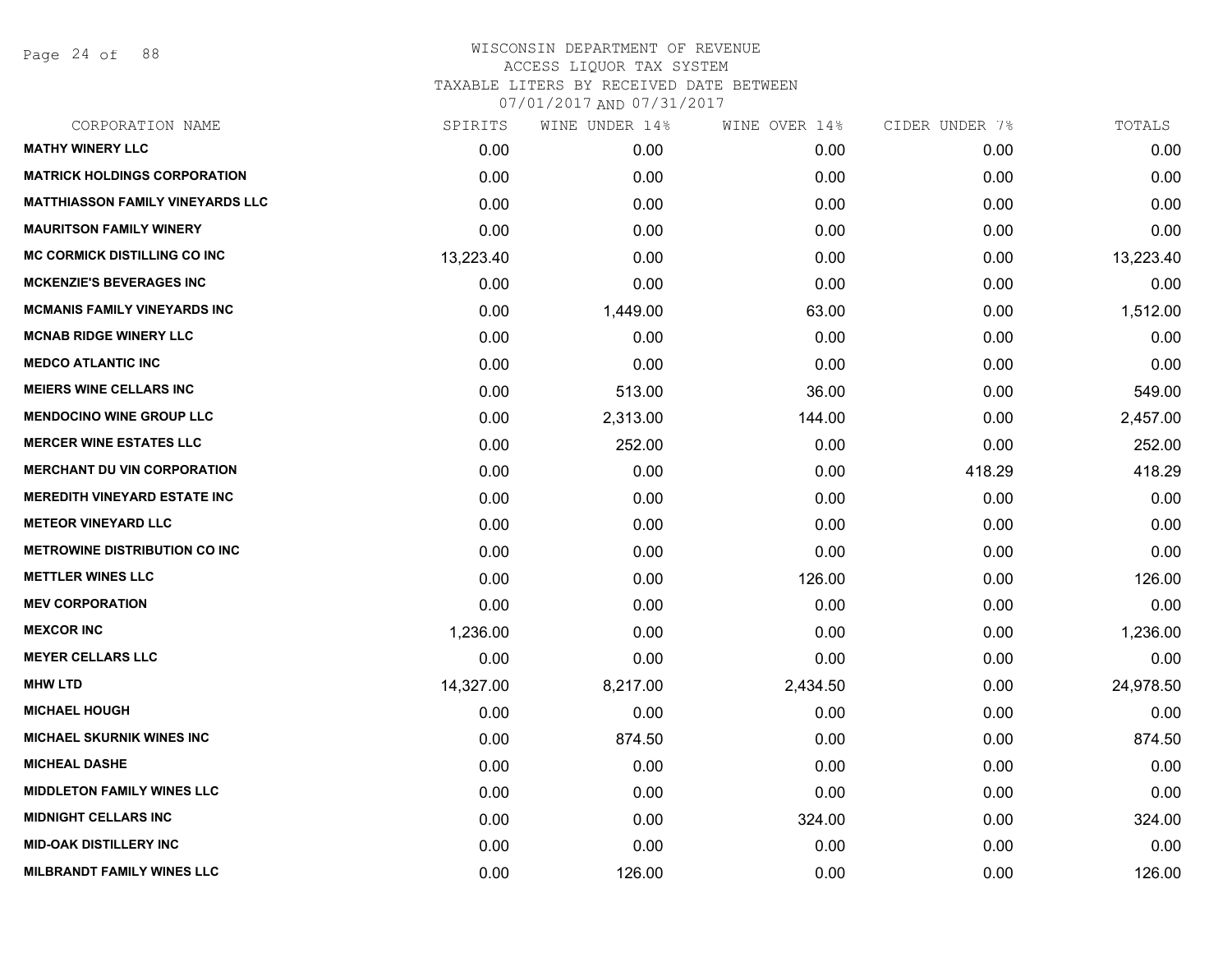WISCONSIN DEPARTMENT OF REVENUE
ACCESS LIQUOR TAX SYSTEM
TAXABLE LITERS BY RECEIVED DATE BETWEEN
07/01/2017 AND 07/31/2017

| CORPORATION NAME | SPIRITS | WINE UNDER 14% | WINE OVER 14% | CIDER UNDER 7% | TOTALS |
|---|---|---|---|---|---|
| MATHY WINERY LLC | 0.00 | 0.00 | 0.00 | 0.00 | 0.00 |
| MATRICK HOLDINGS CORPORATION | 0.00 | 0.00 | 0.00 | 0.00 | 0.00 |
| MATTHIASSON FAMILY VINEYARDS LLC | 0.00 | 0.00 | 0.00 | 0.00 | 0.00 |
| MAURITSON FAMILY WINERY | 0.00 | 0.00 | 0.00 | 0.00 | 0.00 |
| MC CORMICK DISTILLING CO INC | 13,223.40 | 0.00 | 0.00 | 0.00 | 13,223.40 |
| MCKENZIE'S BEVERAGES INC | 0.00 | 0.00 | 0.00 | 0.00 | 0.00 |
| MCMANIS FAMILY VINEYARDS INC | 0.00 | 1,449.00 | 63.00 | 0.00 | 1,512.00 |
| MCNAB RIDGE WINERY LLC | 0.00 | 0.00 | 0.00 | 0.00 | 0.00 |
| MEDCO ATLANTIC INC | 0.00 | 0.00 | 0.00 | 0.00 | 0.00 |
| MEIERS WINE CELLARS INC | 0.00 | 513.00 | 36.00 | 0.00 | 549.00 |
| MENDOCINO WINE GROUP LLC | 0.00 | 2,313.00 | 144.00 | 0.00 | 2,457.00 |
| MERCER WINE ESTATES LLC | 0.00 | 252.00 | 0.00 | 0.00 | 252.00 |
| MERCHANT DU VIN CORPORATION | 0.00 | 0.00 | 0.00 | 418.29 | 418.29 |
| MEREDITH VINEYARD ESTATE INC | 0.00 | 0.00 | 0.00 | 0.00 | 0.00 |
| METEOR VINEYARD LLC | 0.00 | 0.00 | 0.00 | 0.00 | 0.00 |
| METROWINE DISTRIBUTION CO INC | 0.00 | 0.00 | 0.00 | 0.00 | 0.00 |
| METTLER WINES LLC | 0.00 | 0.00 | 126.00 | 0.00 | 126.00 |
| MEV CORPORATION | 0.00 | 0.00 | 0.00 | 0.00 | 0.00 |
| MEXCOR INC | 1,236.00 | 0.00 | 0.00 | 0.00 | 1,236.00 |
| MEYER CELLARS LLC | 0.00 | 0.00 | 0.00 | 0.00 | 0.00 |
| MHW LTD | 14,327.00 | 8,217.00 | 2,434.50 | 0.00 | 24,978.50 |
| MICHAEL HOUGH | 0.00 | 0.00 | 0.00 | 0.00 | 0.00 |
| MICHAEL SKURNIK WINES INC | 0.00 | 874.50 | 0.00 | 0.00 | 874.50 |
| MICHEAL DASHE | 0.00 | 0.00 | 0.00 | 0.00 | 0.00 |
| MIDDLETON FAMILY WINES LLC | 0.00 | 0.00 | 0.00 | 0.00 | 0.00 |
| MIDNIGHT CELLARS INC | 0.00 | 0.00 | 324.00 | 0.00 | 324.00 |
| MID-OAK DISTILLERY INC | 0.00 | 0.00 | 0.00 | 0.00 | 0.00 |
| MILBRANDT FAMILY WINES LLC | 0.00 | 126.00 | 0.00 | 0.00 | 126.00 |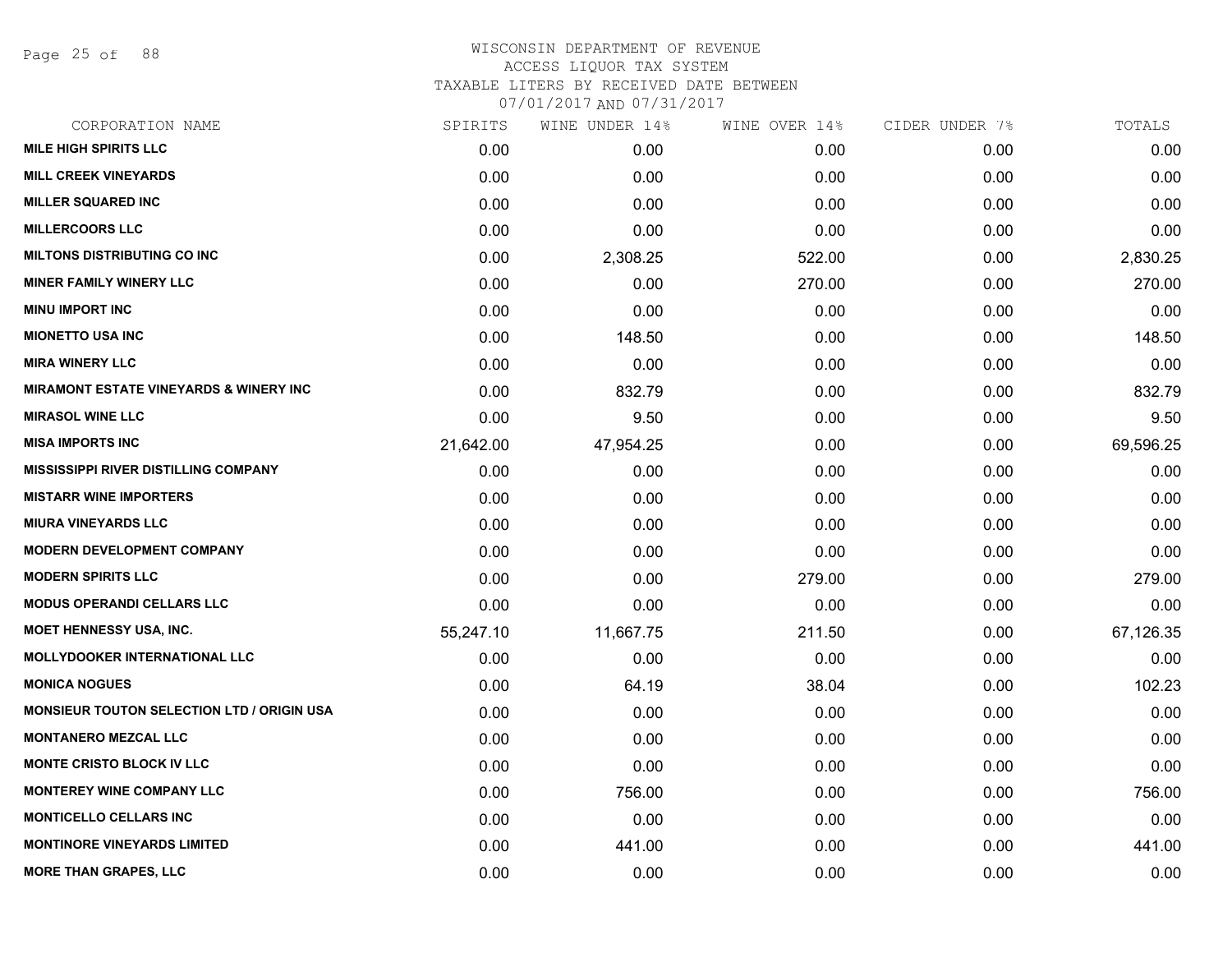WISCONSIN DEPARTMENT OF REVENUE
ACCESS LIQUOR TAX SYSTEM
TAXABLE LITERS BY RECEIVED DATE BETWEEN
07/01/2017 AND 07/31/2017

| CORPORATION NAME | SPIRITS | WINE UNDER 14% | WINE OVER 14% | CIDER UNDER 7% | TOTALS |
|---|---|---|---|---|---|
| MILE HIGH SPIRITS LLC | 0.00 | 0.00 | 0.00 | 0.00 | 0.00 |
| MILL CREEK VINEYARDS | 0.00 | 0.00 | 0.00 | 0.00 | 0.00 |
| MILLER SQUARED INC | 0.00 | 0.00 | 0.00 | 0.00 | 0.00 |
| MILLERCOORS LLC | 0.00 | 0.00 | 0.00 | 0.00 | 0.00 |
| MILTONS DISTRIBUTING CO INC | 0.00 | 2,308.25 | 522.00 | 0.00 | 2,830.25 |
| MINER FAMILY WINERY LLC | 0.00 | 0.00 | 270.00 | 0.00 | 270.00 |
| MINU IMPORT INC | 0.00 | 0.00 | 0.00 | 0.00 | 0.00 |
| MIONETTO USA INC | 0.00 | 148.50 | 0.00 | 0.00 | 148.50 |
| MIRA WINERY LLC | 0.00 | 0.00 | 0.00 | 0.00 | 0.00 |
| MIRAMONT ESTATE VINEYARDS & WINERY INC | 0.00 | 832.79 | 0.00 | 0.00 | 832.79 |
| MIRASOL WINE LLC | 0.00 | 9.50 | 0.00 | 0.00 | 9.50 |
| MISA IMPORTS INC | 21,642.00 | 47,954.25 | 0.00 | 0.00 | 69,596.25 |
| MISSISSIPPI RIVER DISTILLING COMPANY | 0.00 | 0.00 | 0.00 | 0.00 | 0.00 |
| MISTARR WINE IMPORTERS | 0.00 | 0.00 | 0.00 | 0.00 | 0.00 |
| MIURA VINEYARDS LLC | 0.00 | 0.00 | 0.00 | 0.00 | 0.00 |
| MODERN DEVELOPMENT COMPANY | 0.00 | 0.00 | 0.00 | 0.00 | 0.00 |
| MODERN SPIRITS LLC | 0.00 | 0.00 | 279.00 | 0.00 | 279.00 |
| MODUS OPERANDI CELLARS LLC | 0.00 | 0.00 | 0.00 | 0.00 | 0.00 |
| MOET HENNESSY USA, INC. | 55,247.10 | 11,667.75 | 211.50 | 0.00 | 67,126.35 |
| MOLLYDOOKER INTERNATIONAL LLC | 0.00 | 0.00 | 0.00 | 0.00 | 0.00 |
| MONICA NOGUES | 0.00 | 64.19 | 38.04 | 0.00 | 102.23 |
| MONSIEUR TOUTON SELECTION LTD / ORIGIN USA | 0.00 | 0.00 | 0.00 | 0.00 | 0.00 |
| MONTANERO MEZCAL LLC | 0.00 | 0.00 | 0.00 | 0.00 | 0.00 |
| MONTE CRISTO BLOCK IV LLC | 0.00 | 0.00 | 0.00 | 0.00 | 0.00 |
| MONTEREY WINE COMPANY LLC | 0.00 | 756.00 | 0.00 | 0.00 | 756.00 |
| MONTICELLO CELLARS INC | 0.00 | 0.00 | 0.00 | 0.00 | 0.00 |
| MONTINORE VINEYARDS LIMITED | 0.00 | 441.00 | 0.00 | 0.00 | 441.00 |
| MORE THAN GRAPES, LLC | 0.00 | 0.00 | 0.00 | 0.00 | 0.00 |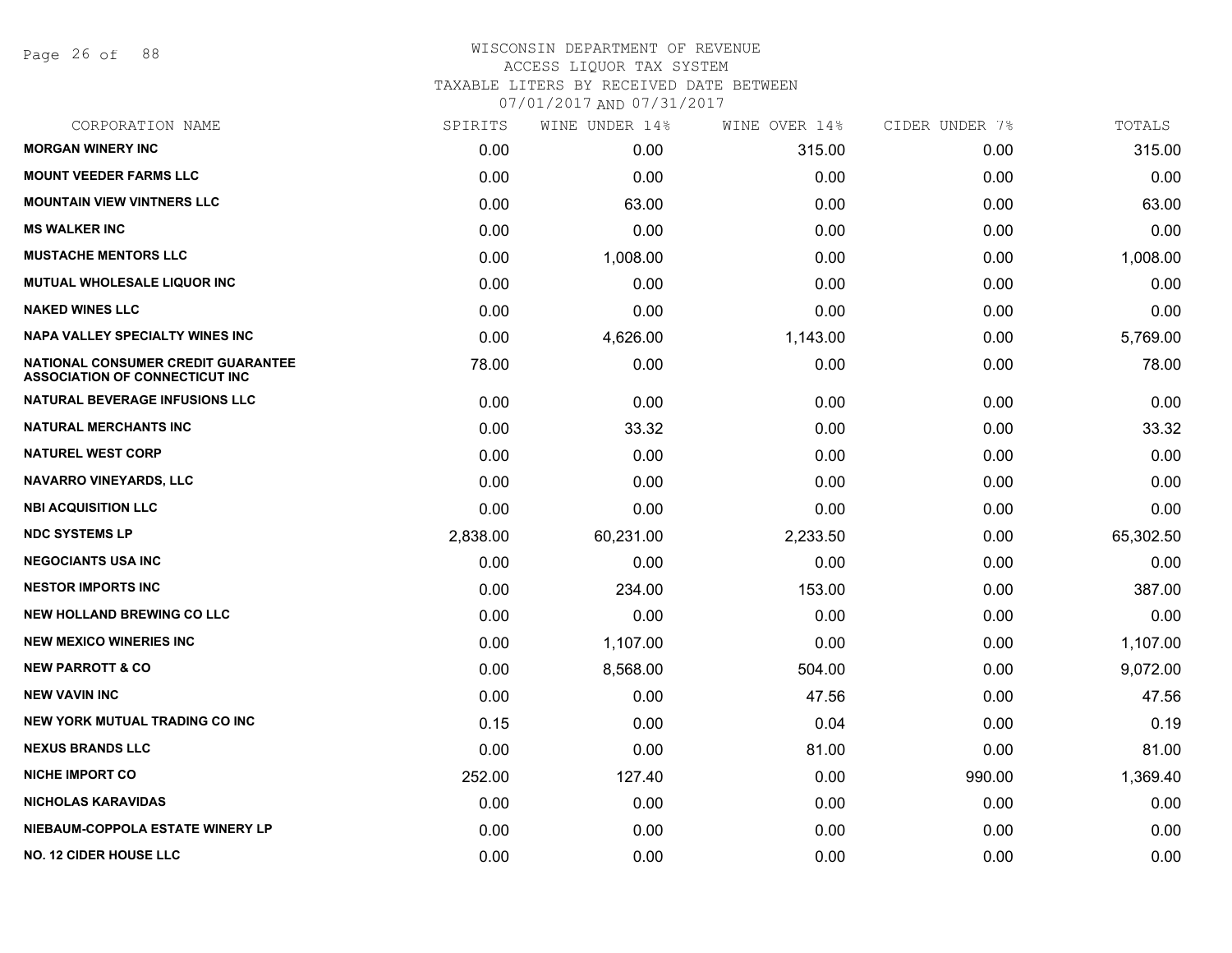WISCONSIN DEPARTMENT OF REVENUE
ACCESS LIQUOR TAX SYSTEM
TAXABLE LITERS BY RECEIVED DATE BETWEEN
07/01/2017 AND 07/31/2017

| CORPORATION NAME | SPIRITS | WINE UNDER 14% | WINE OVER 14% | CIDER UNDER 7% | TOTALS |
|---|---|---|---|---|---|
| **MORGAN WINERY INC** | 0.00 | 0.00 | 315.00 | 0.00 | 315.00 |
| **MOUNT VEEDER FARMS LLC** | 0.00 | 0.00 | 0.00 | 0.00 | 0.00 |
| **MOUNTAIN VIEW VINTNERS LLC** | 0.00 | 63.00 | 0.00 | 0.00 | 63.00 |
| **MS WALKER INC** | 0.00 | 0.00 | 0.00 | 0.00 | 0.00 |
| **MUSTACHE MENTORS LLC** | 0.00 | 1,008.00 | 0.00 | 0.00 | 1,008.00 |
| **MUTUAL WHOLESALE LIQUOR INC** | 0.00 | 0.00 | 0.00 | 0.00 | 0.00 |
| **NAKED WINES LLC** | 0.00 | 0.00 | 0.00 | 0.00 | 0.00 |
| **NAPA VALLEY SPECIALTY WINES INC** | 0.00 | 4,626.00 | 1,143.00 | 0.00 | 5,769.00 |
| **NATIONAL CONSUMER CREDIT GUARANTEE ASSOCIATION OF CONNECTICUT INC** | 78.00 | 0.00 | 0.00 | 0.00 | 78.00 |
| **NATURAL BEVERAGE INFUSIONS LLC** | 0.00 | 0.00 | 0.00 | 0.00 | 0.00 |
| **NATURAL MERCHANTS INC** | 0.00 | 33.32 | 0.00 | 0.00 | 33.32 |
| **NATUREL WEST CORP** | 0.00 | 0.00 | 0.00 | 0.00 | 0.00 |
| **NAVARRO VINEYARDS, LLC** | 0.00 | 0.00 | 0.00 | 0.00 | 0.00 |
| **NBI ACQUISITION LLC** | 0.00 | 0.00 | 0.00 | 0.00 | 0.00 |
| **NDC SYSTEMS LP** | 2,838.00 | 60,231.00 | 2,233.50 | 0.00 | 65,302.50 |
| **NEGOCIANTS USA INC** | 0.00 | 0.00 | 0.00 | 0.00 | 0.00 |
| **NESTOR IMPORTS INC** | 0.00 | 234.00 | 153.00 | 0.00 | 387.00 |
| **NEW HOLLAND BREWING CO LLC** | 0.00 | 0.00 | 0.00 | 0.00 | 0.00 |
| **NEW MEXICO WINERIES INC** | 0.00 | 1,107.00 | 0.00 | 0.00 | 1,107.00 |
| **NEW PARROTT & CO** | 0.00 | 8,568.00 | 504.00 | 0.00 | 9,072.00 |
| **NEW VAVIN INC** | 0.00 | 0.00 | 47.56 | 0.00 | 47.56 |
| **NEW YORK MUTUAL TRADING CO INC** | 0.15 | 0.00 | 0.04 | 0.00 | 0.19 |
| **NEXUS BRANDS LLC** | 0.00 | 0.00 | 81.00 | 0.00 | 81.00 |
| **NICHE IMPORT CO** | 252.00 | 127.40 | 0.00 | 990.00 | 1,369.40 |
| **NICHOLAS KARAVIDAS** | 0.00 | 0.00 | 0.00 | 0.00 | 0.00 |
| **NIEBAUM-COPPOLA ESTATE WINERY LP** | 0.00 | 0.00 | 0.00 | 0.00 | 0.00 |
| **NO. 12 CIDER HOUSE LLC** | 0.00 | 0.00 | 0.00 | 0.00 | 0.00 |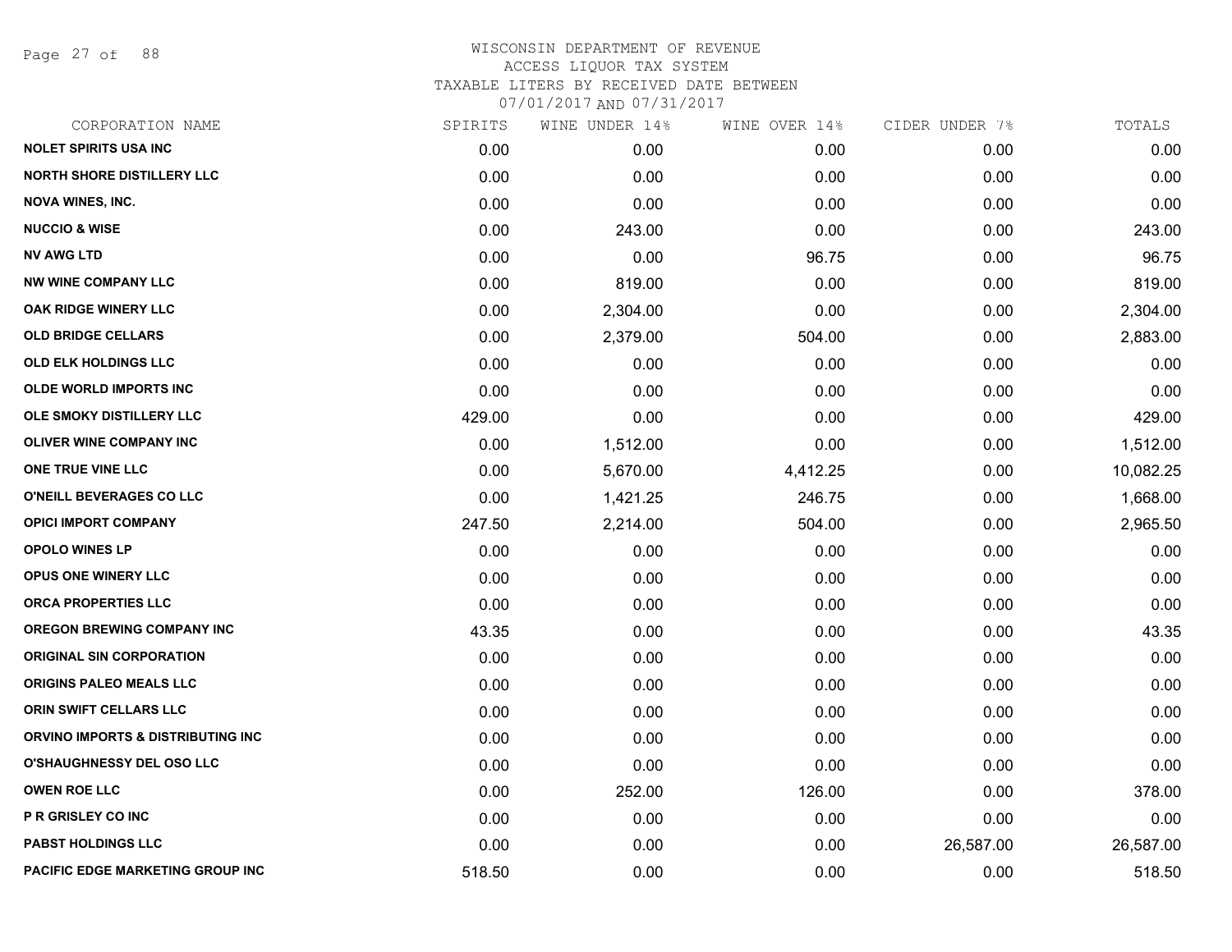# WISCONSIN DEPARTMENT OF REVENUE
## ACCESS LIQUOR TAX SYSTEM
### TAXABLE LITERS BY RECEIVED DATE BETWEEN 07/01/2017 AND 07/31/2017

| CORPORATION NAME | SPIRITS | WINE UNDER 14% | WINE OVER 14% | CIDER UNDER 7% | TOTALS |
|---|---|---|---|---|---|
| NOLET SPIRITS USA INC | 0.00 | 0.00 | 0.00 | 0.00 | 0.00 |
| NORTH SHORE DISTILLERY LLC | 0.00 | 0.00 | 0.00 | 0.00 | 0.00 |
| NOVA WINES, INC. | 0.00 | 0.00 | 0.00 | 0.00 | 0.00 |
| NUCCIO & WISE | 0.00 | 243.00 | 0.00 | 0.00 | 243.00 |
| NV AWG LTD | 0.00 | 0.00 | 96.75 | 0.00 | 96.75 |
| NW WINE COMPANY LLC | 0.00 | 819.00 | 0.00 | 0.00 | 819.00 |
| OAK RIDGE WINERY LLC | 0.00 | 2,304.00 | 0.00 | 0.00 | 2,304.00 |
| OLD BRIDGE CELLARS | 0.00 | 2,379.00 | 504.00 | 0.00 | 2,883.00 |
| OLD ELK HOLDINGS LLC | 0.00 | 0.00 | 0.00 | 0.00 | 0.00 |
| OLDE WORLD IMPORTS INC | 0.00 | 0.00 | 0.00 | 0.00 | 0.00 |
| OLE SMOKY DISTILLERY LLC | 429.00 | 0.00 | 0.00 | 0.00 | 429.00 |
| OLIVER WINE COMPANY INC | 0.00 | 1,512.00 | 0.00 | 0.00 | 1,512.00 |
| ONE TRUE VINE LLC | 0.00 | 5,670.00 | 4,412.25 | 0.00 | 10,082.25 |
| O'NEILL BEVERAGES CO LLC | 0.00 | 1,421.25 | 246.75 | 0.00 | 1,668.00 |
| OPICI IMPORT COMPANY | 247.50 | 2,214.00 | 504.00 | 0.00 | 2,965.50 |
| OPOLO WINES LP | 0.00 | 0.00 | 0.00 | 0.00 | 0.00 |
| OPUS ONE WINERY LLC | 0.00 | 0.00 | 0.00 | 0.00 | 0.00 |
| ORCA PROPERTIES LLC | 0.00 | 0.00 | 0.00 | 0.00 | 0.00 |
| OREGON BREWING COMPANY INC | 43.35 | 0.00 | 0.00 | 0.00 | 43.35 |
| ORIGINAL SIN CORPORATION | 0.00 | 0.00 | 0.00 | 0.00 | 0.00 |
| ORIGINS PALEO MEALS LLC | 0.00 | 0.00 | 0.00 | 0.00 | 0.00 |
| ORIN SWIFT CELLARS LLC | 0.00 | 0.00 | 0.00 | 0.00 | 0.00 |
| ORVINO IMPORTS & DISTRIBUTING INC | 0.00 | 0.00 | 0.00 | 0.00 | 0.00 |
| O'SHAUGHNESSY DEL OSO LLC | 0.00 | 0.00 | 0.00 | 0.00 | 0.00 |
| OWEN ROE LLC | 0.00 | 252.00 | 126.00 | 0.00 | 378.00 |
| P R GRISLEY CO INC | 0.00 | 0.00 | 0.00 | 0.00 | 0.00 |
| PABST HOLDINGS LLC | 0.00 | 0.00 | 0.00 | 26,587.00 | 26,587.00 |
| PACIFIC EDGE MARKETING GROUP INC | 518.50 | 0.00 | 0.00 | 0.00 | 518.50 |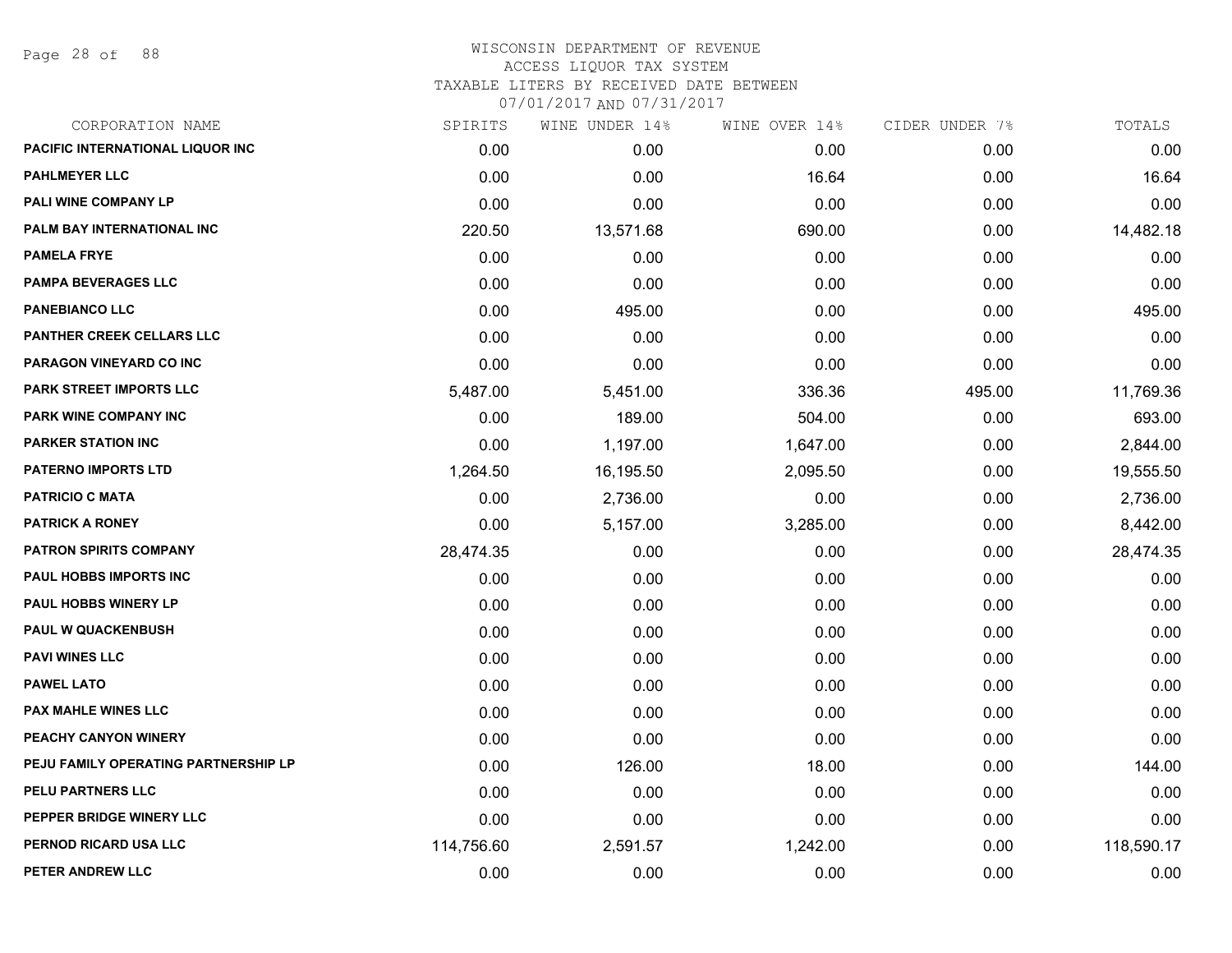# WISCONSIN DEPARTMENT OF REVENUE
## ACCESS LIQUOR TAX SYSTEM
### TAXABLE LITERS BY RECEIVED DATE BETWEEN 07/01/2017 AND 07/31/2017

| CORPORATION NAME | SPIRITS | WINE UNDER 14% | WINE OVER 14% | CIDER UNDER 7% | TOTALS |
|---|---|---|---|---|---|
| PACIFIC INTERNATIONAL LIQUOR INC | 0.00 | 0.00 | 0.00 | 0.00 | 0.00 |
| PAHLMEYER LLC | 0.00 | 0.00 | 16.64 | 0.00 | 16.64 |
| PALI WINE COMPANY LP | 0.00 | 0.00 | 0.00 | 0.00 | 0.00 |
| PALM BAY INTERNATIONAL INC | 220.50 | 13,571.68 | 690.00 | 0.00 | 14,482.18 |
| PAMELA FRYE | 0.00 | 0.00 | 0.00 | 0.00 | 0.00 |
| PAMPA BEVERAGES LLC | 0.00 | 0.00 | 0.00 | 0.00 | 0.00 |
| PANEBIANCO LLC | 0.00 | 495.00 | 0.00 | 0.00 | 495.00 |
| PANTHER CREEK CELLARS LLC | 0.00 | 0.00 | 0.00 | 0.00 | 0.00 |
| PARAGON VINEYARD CO INC | 0.00 | 0.00 | 0.00 | 0.00 | 0.00 |
| PARK STREET IMPORTS LLC | 5,487.00 | 5,451.00 | 336.36 | 495.00 | 11,769.36 |
| PARK WINE COMPANY INC | 0.00 | 189.00 | 504.00 | 0.00 | 693.00 |
| PARKER STATION INC | 0.00 | 1,197.00 | 1,647.00 | 0.00 | 2,844.00 |
| PATERNO IMPORTS LTD | 1,264.50 | 16,195.50 | 2,095.50 | 0.00 | 19,555.50 |
| PATRICIO C MATA | 0.00 | 2,736.00 | 0.00 | 0.00 | 2,736.00 |
| PATRICK A RONEY | 0.00 | 5,157.00 | 3,285.00 | 0.00 | 8,442.00 |
| PATRON SPIRITS COMPANY | 28,474.35 | 0.00 | 0.00 | 0.00 | 28,474.35 |
| PAUL HOBBS IMPORTS INC | 0.00 | 0.00 | 0.00 | 0.00 | 0.00 |
| PAUL HOBBS WINERY LP | 0.00 | 0.00 | 0.00 | 0.00 | 0.00 |
| PAUL W QUACKENBUSH | 0.00 | 0.00 | 0.00 | 0.00 | 0.00 |
| PAVI WINES LLC | 0.00 | 0.00 | 0.00 | 0.00 | 0.00 |
| PAWEL LATO | 0.00 | 0.00 | 0.00 | 0.00 | 0.00 |
| PAX MAHLE WINES LLC | 0.00 | 0.00 | 0.00 | 0.00 | 0.00 |
| PEACHY CANYON WINERY | 0.00 | 0.00 | 0.00 | 0.00 | 0.00 |
| PEJU FAMILY OPERATING PARTNERSHIP LP | 0.00 | 126.00 | 18.00 | 0.00 | 144.00 |
| PELU PARTNERS LLC | 0.00 | 0.00 | 0.00 | 0.00 | 0.00 |
| PEPPER BRIDGE WINERY LLC | 0.00 | 0.00 | 0.00 | 0.00 | 0.00 |
| PERNOD RICARD USA LLC | 114,756.60 | 2,591.57 | 1,242.00 | 0.00 | 118,590.17 |
| PETER ANDREW LLC | 0.00 | 0.00 | 0.00 | 0.00 | 0.00 |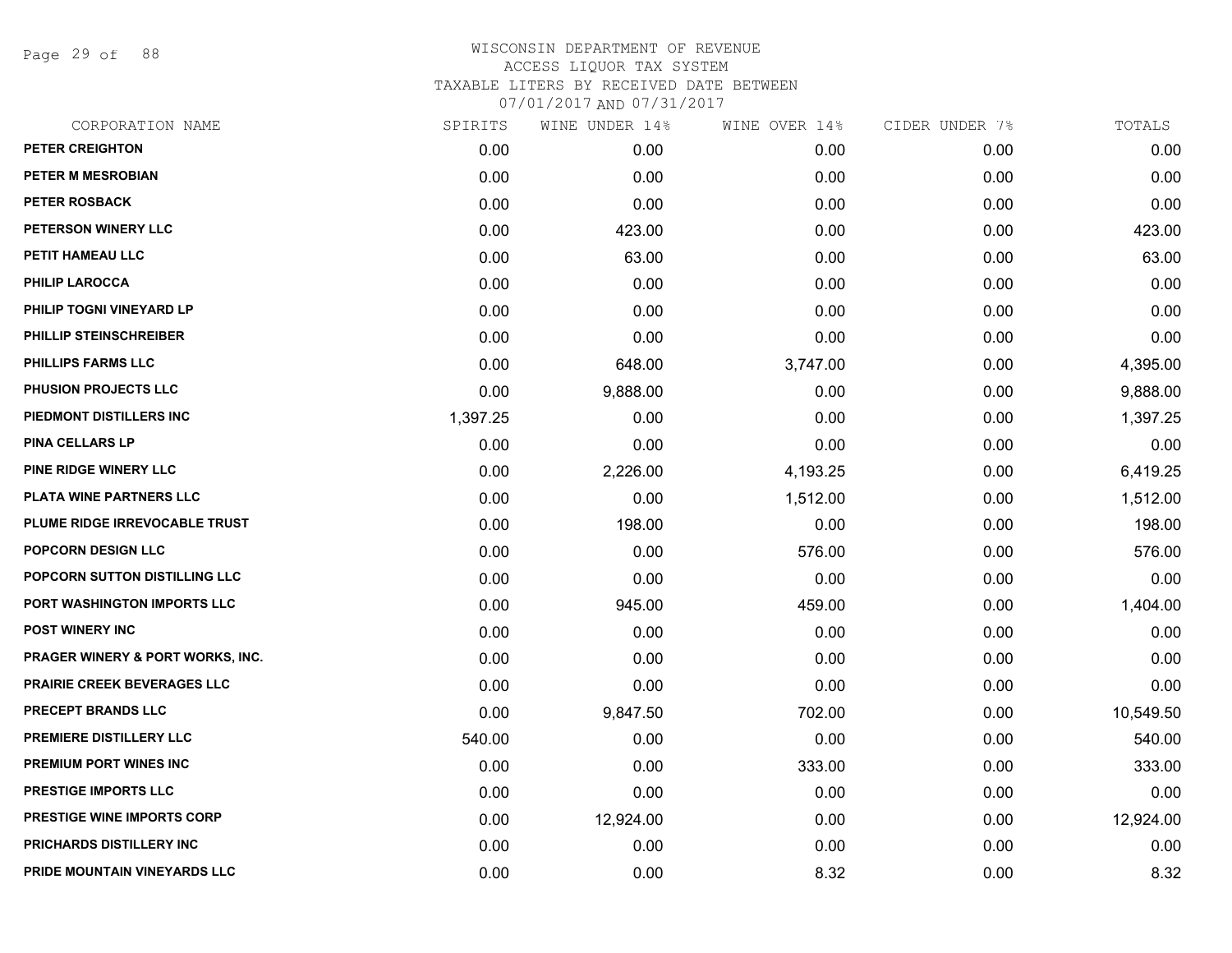WISCONSIN DEPARTMENT OF REVENUE
ACCESS LIQUOR TAX SYSTEM
TAXABLE LITERS BY RECEIVED DATE BETWEEN
07/01/2017 AND 07/31/2017

| CORPORATION NAME | SPIRITS | WINE UNDER 14% | WINE OVER 14% | CIDER UNDER 7% | TOTALS |
|---|---|---|---|---|---|
| PETER CREIGHTON | 0.00 | 0.00 | 0.00 | 0.00 | 0.00 |
| PETER M MESROBIAN | 0.00 | 0.00 | 0.00 | 0.00 | 0.00 |
| PETER ROSBACK | 0.00 | 0.00 | 0.00 | 0.00 | 0.00 |
| PETERSON WINERY LLC | 0.00 | 423.00 | 0.00 | 0.00 | 423.00 |
| PETIT HAMEAU LLC | 0.00 | 63.00 | 0.00 | 0.00 | 63.00 |
| PHILIP LAROCCA | 0.00 | 0.00 | 0.00 | 0.00 | 0.00 |
| PHILIP TOGNI VINEYARD LP | 0.00 | 0.00 | 0.00 | 0.00 | 0.00 |
| PHILLIP STEINSCHREIBER | 0.00 | 0.00 | 0.00 | 0.00 | 0.00 |
| PHILLIPS FARMS LLC | 0.00 | 648.00 | 3,747.00 | 0.00 | 4,395.00 |
| PHUSION PROJECTS LLC | 0.00 | 9,888.00 | 0.00 | 0.00 | 9,888.00 |
| PIEDMONT DISTILLERS INC | 1,397.25 | 0.00 | 0.00 | 0.00 | 1,397.25 |
| PINA CELLARS LP | 0.00 | 0.00 | 0.00 | 0.00 | 0.00 |
| PINE RIDGE WINERY LLC | 0.00 | 2,226.00 | 4,193.25 | 0.00 | 6,419.25 |
| PLATA WINE PARTNERS LLC | 0.00 | 0.00 | 1,512.00 | 0.00 | 1,512.00 |
| PLUME RIDGE IRREVOCABLE TRUST | 0.00 | 198.00 | 0.00 | 0.00 | 198.00 |
| POPCORN DESIGN LLC | 0.00 | 0.00 | 576.00 | 0.00 | 576.00 |
| POPCORN SUTTON DISTILLING LLC | 0.00 | 0.00 | 0.00 | 0.00 | 0.00 |
| PORT WASHINGTON IMPORTS LLC | 0.00 | 945.00 | 459.00 | 0.00 | 1,404.00 |
| POST WINERY INC | 0.00 | 0.00 | 0.00 | 0.00 | 0.00 |
| PRAGER WINERY & PORT WORKS, INC. | 0.00 | 0.00 | 0.00 | 0.00 | 0.00 |
| PRAIRIE CREEK BEVERAGES LLC | 0.00 | 0.00 | 0.00 | 0.00 | 0.00 |
| PRECEPT BRANDS LLC | 0.00 | 9,847.50 | 702.00 | 0.00 | 10,549.50 |
| PREMIERE DISTILLERY LLC | 540.00 | 0.00 | 0.00 | 0.00 | 540.00 |
| PREMIUM PORT WINES INC | 0.00 | 0.00 | 333.00 | 0.00 | 333.00 |
| PRESTIGE IMPORTS LLC | 0.00 | 0.00 | 0.00 | 0.00 | 0.00 |
| PRESTIGE WINE IMPORTS CORP | 0.00 | 12,924.00 | 0.00 | 0.00 | 12,924.00 |
| PRICHARDS DISTILLERY INC | 0.00 | 0.00 | 0.00 | 0.00 | 0.00 |
| PRIDE MOUNTAIN VINEYARDS LLC | 0.00 | 0.00 | 8.32 | 0.00 | 8.32 |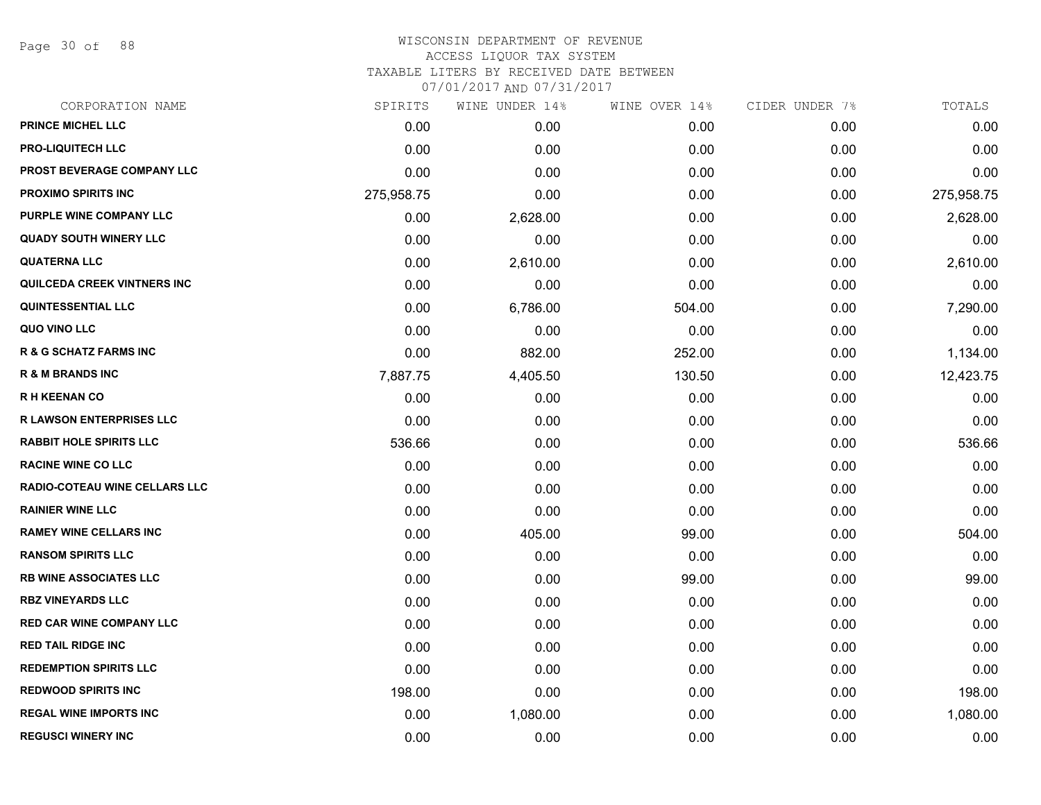# WISCONSIN DEPARTMENT OF REVENUE
ACCESS LIQUOR TAX SYSTEM
TAXABLE LITERS BY RECEIVED DATE BETWEEN
07/01/2017 AND 07/31/2017

| CORPORATION NAME | SPIRITS | WINE UNDER 14% | WINE OVER 14% | CIDER UNDER 7% | TOTALS |
|---|---|---|---|---|---|
| PRINCE MICHEL LLC | 0.00 | 0.00 | 0.00 | 0.00 | 0.00 |
| PRO-LIQUITECH LLC | 0.00 | 0.00 | 0.00 | 0.00 | 0.00 |
| PROST BEVERAGE COMPANY LLC | 0.00 | 0.00 | 0.00 | 0.00 | 0.00 |
| PROXIMO SPIRITS INC | 275,958.75 | 0.00 | 0.00 | 0.00 | 275,958.75 |
| PURPLE WINE COMPANY LLC | 0.00 | 2,628.00 | 0.00 | 0.00 | 2,628.00 |
| QUADY SOUTH WINERY LLC | 0.00 | 0.00 | 0.00 | 0.00 | 0.00 |
| QUATERNA LLC | 0.00 | 2,610.00 | 0.00 | 0.00 | 2,610.00 |
| QUILCEDA CREEK VINTNERS INC | 0.00 | 0.00 | 0.00 | 0.00 | 0.00 |
| QUINTESSENTIAL LLC | 0.00 | 6,786.00 | 504.00 | 0.00 | 7,290.00 |
| QUO VINO LLC | 0.00 | 0.00 | 0.00 | 0.00 | 0.00 |
| R & G SCHATZ FARMS INC | 0.00 | 882.00 | 252.00 | 0.00 | 1,134.00 |
| R & M BRANDS INC | 7,887.75 | 4,405.50 | 130.50 | 0.00 | 12,423.75 |
| R H KEENAN CO | 0.00 | 0.00 | 0.00 | 0.00 | 0.00 |
| R LAWSON ENTERPRISES LLC | 0.00 | 0.00 | 0.00 | 0.00 | 0.00 |
| RABBIT HOLE SPIRITS LLC | 536.66 | 0.00 | 0.00 | 0.00 | 536.66 |
| RACINE WINE CO LLC | 0.00 | 0.00 | 0.00 | 0.00 | 0.00 |
| RADIO-COTEAU WINE CELLARS LLC | 0.00 | 0.00 | 0.00 | 0.00 | 0.00 |
| RAINIER WINE LLC | 0.00 | 0.00 | 0.00 | 0.00 | 0.00 |
| RAMEY WINE CELLARS INC | 0.00 | 405.00 | 99.00 | 0.00 | 504.00 |
| RANSOM SPIRITS LLC | 0.00 | 0.00 | 0.00 | 0.00 | 0.00 |
| RB WINE ASSOCIATES LLC | 0.00 | 0.00 | 99.00 | 0.00 | 99.00 |
| RBZ VINEYARDS LLC | 0.00 | 0.00 | 0.00 | 0.00 | 0.00 |
| RED CAR WINE COMPANY LLC | 0.00 | 0.00 | 0.00 | 0.00 | 0.00 |
| RED TAIL RIDGE INC | 0.00 | 0.00 | 0.00 | 0.00 | 0.00 |
| REDEMPTION SPIRITS LLC | 0.00 | 0.00 | 0.00 | 0.00 | 0.00 |
| REDWOOD SPIRITS INC | 198.00 | 0.00 | 0.00 | 0.00 | 198.00 |
| REGAL WINE IMPORTS INC | 0.00 | 1,080.00 | 0.00 | 0.00 | 1,080.00 |
| REGUSCI WINERY INC | 0.00 | 0.00 | 0.00 | 0.00 | 0.00 |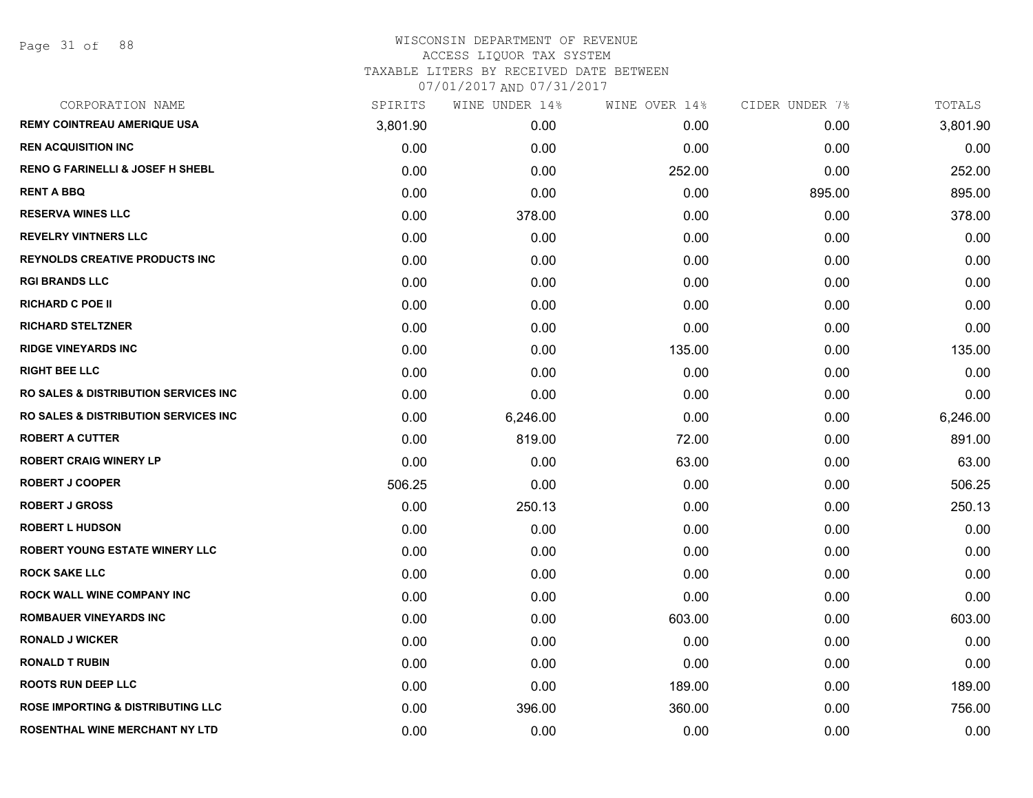# WISCONSIN DEPARTMENT OF REVENUE
ACCESS LIQUOR TAX SYSTEM
TAXABLE LITERS BY RECEIVED DATE BETWEEN
07/01/2017 AND 07/31/2017

| CORPORATION NAME | SPIRITS | WINE UNDER 14% | WINE OVER 14% | CIDER UNDER 7% | TOTALS |
|---|---|---|---|---|---|
| REMY COINTREAU AMERIQUE USA | 3,801.90 | 0.00 | 0.00 | 0.00 | 3,801.90 |
| REN ACQUISITION INC | 0.00 | 0.00 | 0.00 | 0.00 | 0.00 |
| RENO G FARINELLI & JOSEF H SHEBL | 0.00 | 0.00 | 252.00 | 0.00 | 252.00 |
| RENT A BBQ | 0.00 | 0.00 | 0.00 | 895.00 | 895.00 |
| RESERVA WINES LLC | 0.00 | 378.00 | 0.00 | 0.00 | 378.00 |
| REVELRY VINTNERS LLC | 0.00 | 0.00 | 0.00 | 0.00 | 0.00 |
| REYNOLDS CREATIVE PRODUCTS INC | 0.00 | 0.00 | 0.00 | 0.00 | 0.00 |
| RGI BRANDS LLC | 0.00 | 0.00 | 0.00 | 0.00 | 0.00 |
| RICHARD C POE II | 0.00 | 0.00 | 0.00 | 0.00 | 0.00 |
| RICHARD STELTZNER | 0.00 | 0.00 | 0.00 | 0.00 | 0.00 |
| RIDGE VINEYARDS INC | 0.00 | 0.00 | 135.00 | 0.00 | 135.00 |
| RIGHT BEE LLC | 0.00 | 0.00 | 0.00 | 0.00 | 0.00 |
| RO SALES & DISTRIBUTION SERVICES INC | 0.00 | 0.00 | 0.00 | 0.00 | 0.00 |
| RO SALES & DISTRIBUTION SERVICES INC | 0.00 | 6,246.00 | 0.00 | 0.00 | 6,246.00 |
| ROBERT A CUTTER | 0.00 | 819.00 | 72.00 | 0.00 | 891.00 |
| ROBERT CRAIG WINERY LP | 0.00 | 0.00 | 63.00 | 0.00 | 63.00 |
| ROBERT J COOPER | 506.25 | 0.00 | 0.00 | 0.00 | 506.25 |
| ROBERT J GROSS | 0.00 | 250.13 | 0.00 | 0.00 | 250.13 |
| ROBERT L HUDSON | 0.00 | 0.00 | 0.00 | 0.00 | 0.00 |
| ROBERT YOUNG ESTATE WINERY LLC | 0.00 | 0.00 | 0.00 | 0.00 | 0.00 |
| ROCK SAKE LLC | 0.00 | 0.00 | 0.00 | 0.00 | 0.00 |
| ROCK WALL WINE COMPANY INC | 0.00 | 0.00 | 0.00 | 0.00 | 0.00 |
| ROMBAUER VINEYARDS INC | 0.00 | 0.00 | 603.00 | 0.00 | 603.00 |
| RONALD J WICKER | 0.00 | 0.00 | 0.00 | 0.00 | 0.00 |
| RONALD T RUBIN | 0.00 | 0.00 | 0.00 | 0.00 | 0.00 |
| ROOTS RUN DEEP LLC | 0.00 | 0.00 | 189.00 | 0.00 | 189.00 |
| ROSE IMPORTING & DISTRIBUTING LLC | 0.00 | 396.00 | 360.00 | 0.00 | 756.00 |
| ROSENTHAL WINE MERCHANT NY LTD | 0.00 | 0.00 | 0.00 | 0.00 | 0.00 |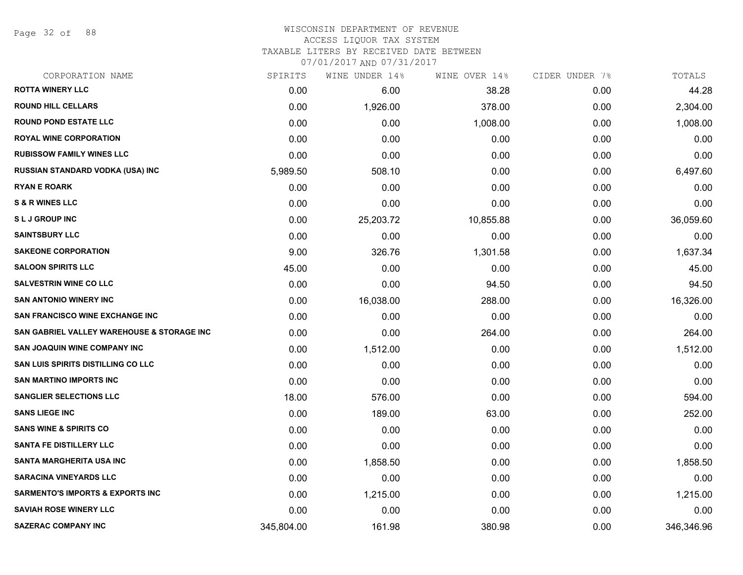WISCONSIN DEPARTMENT OF REVENUE
ACCESS LIQUOR TAX SYSTEM
TAXABLE LITERS BY RECEIVED DATE BETWEEN
07/01/2017 AND 07/31/2017

| CORPORATION NAME | SPIRITS | WINE UNDER 14% | WINE OVER 14% | CIDER UNDER 7% | TOTALS |
|---|---|---|---|---|---|
| ROTTA WINERY LLC | 0.00 | 6.00 | 38.28 | 0.00 | 44.28 |
| ROUND HILL CELLARS | 0.00 | 1,926.00 | 378.00 | 0.00 | 2,304.00 |
| ROUND POND ESTATE LLC | 0.00 | 0.00 | 1,008.00 | 0.00 | 1,008.00 |
| ROYAL WINE CORPORATION | 0.00 | 0.00 | 0.00 | 0.00 | 0.00 |
| RUBISSOW FAMILY WINES LLC | 0.00 | 0.00 | 0.00 | 0.00 | 0.00 |
| RUSSIAN STANDARD VODKA (USA) INC | 5,989.50 | 508.10 | 0.00 | 0.00 | 6,497.60 |
| RYAN E ROARK | 0.00 | 0.00 | 0.00 | 0.00 | 0.00 |
| S & R WINES LLC | 0.00 | 0.00 | 0.00 | 0.00 | 0.00 |
| S L J GROUP INC | 0.00 | 25,203.72 | 10,855.88 | 0.00 | 36,059.60 |
| SAINTSBURY LLC | 0.00 | 0.00 | 0.00 | 0.00 | 0.00 |
| SAKEONE CORPORATION | 9.00 | 326.76 | 1,301.58 | 0.00 | 1,637.34 |
| SALOON SPIRITS LLC | 45.00 | 0.00 | 0.00 | 0.00 | 45.00 |
| SALVESTRIN WINE CO LLC | 0.00 | 0.00 | 94.50 | 0.00 | 94.50 |
| SAN ANTONIO WINERY INC | 0.00 | 16,038.00 | 288.00 | 0.00 | 16,326.00 |
| SAN FRANCISCO WINE EXCHANGE INC | 0.00 | 0.00 | 0.00 | 0.00 | 0.00 |
| SAN GABRIEL VALLEY WAREHOUSE & STORAGE INC | 0.00 | 0.00 | 264.00 | 0.00 | 264.00 |
| SAN JOAQUIN WINE COMPANY INC | 0.00 | 1,512.00 | 0.00 | 0.00 | 1,512.00 |
| SAN LUIS SPIRITS DISTILLING CO LLC | 0.00 | 0.00 | 0.00 | 0.00 | 0.00 |
| SAN MARTINO IMPORTS INC | 0.00 | 0.00 | 0.00 | 0.00 | 0.00 |
| SANGLIER SELECTIONS LLC | 18.00 | 576.00 | 0.00 | 0.00 | 594.00 |
| SANS LIEGE INC | 0.00 | 189.00 | 63.00 | 0.00 | 252.00 |
| SANS WINE & SPIRITS CO | 0.00 | 0.00 | 0.00 | 0.00 | 0.00 |
| SANTA FE DISTILLERY LLC | 0.00 | 0.00 | 0.00 | 0.00 | 0.00 |
| SANTA MARGHERITA USA INC | 0.00 | 1,858.50 | 0.00 | 0.00 | 1,858.50 |
| SARACINA VINEYARDS LLC | 0.00 | 0.00 | 0.00 | 0.00 | 0.00 |
| SARMENTO'S IMPORTS & EXPORTS INC | 0.00 | 1,215.00 | 0.00 | 0.00 | 1,215.00 |
| SAVIAH ROSE WINERY LLC | 0.00 | 0.00 | 0.00 | 0.00 | 0.00 |
| SAZERAC COMPANY INC | 345,804.00 | 161.98 | 380.98 | 0.00 | 346,346.96 |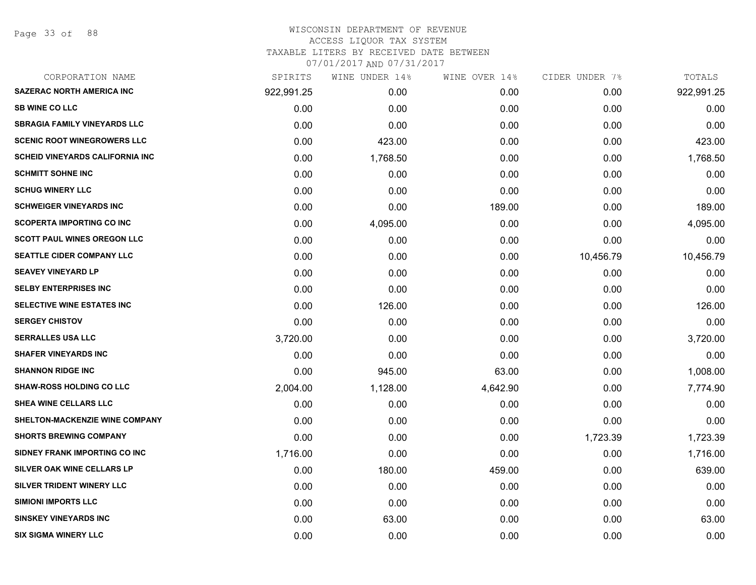# WISCONSIN DEPARTMENT OF REVENUE
## ACCESS LIQUOR TAX SYSTEM
### TAXABLE LITERS BY RECEIVED DATE BETWEEN 07/01/2017 AND 07/31/2017

| CORPORATION NAME | SPIRITS | WINE UNDER 14% | WINE OVER 14% | CIDER UNDER 7% | TOTALS |
|---|---|---|---|---|---|
| SAZERAC NORTH AMERICA INC | 922,991.25 | 0.00 | 0.00 | 0.00 | 922,991.25 |
| SB WINE CO LLC | 0.00 | 0.00 | 0.00 | 0.00 | 0.00 |
| SBRAGIA FAMILY VINEYARDS LLC | 0.00 | 0.00 | 0.00 | 0.00 | 0.00 |
| SCENIC ROOT WINEGROWERS LLC | 0.00 | 423.00 | 0.00 | 0.00 | 423.00 |
| SCHEID VINEYARDS CALIFORNIA INC | 0.00 | 1,768.50 | 0.00 | 0.00 | 1,768.50 |
| SCHMITT SOHNE INC | 0.00 | 0.00 | 0.00 | 0.00 | 0.00 |
| SCHUG WINERY LLC | 0.00 | 0.00 | 0.00 | 0.00 | 0.00 |
| SCHWEIGER VINEYARDS INC | 0.00 | 0.00 | 189.00 | 0.00 | 189.00 |
| SCOPERTA IMPORTING CO INC | 0.00 | 4,095.00 | 0.00 | 0.00 | 4,095.00 |
| SCOTT PAUL WINES OREGON LLC | 0.00 | 0.00 | 0.00 | 0.00 | 0.00 |
| SEATTLE CIDER COMPANY LLC | 0.00 | 0.00 | 0.00 | 10,456.79 | 10,456.79 |
| SEAVEY VINEYARD LP | 0.00 | 0.00 | 0.00 | 0.00 | 0.00 |
| SELBY ENTERPRISES INC | 0.00 | 0.00 | 0.00 | 0.00 | 0.00 |
| SELECTIVE WINE ESTATES INC | 0.00 | 126.00 | 0.00 | 0.00 | 126.00 |
| SERGEY CHISTOV | 0.00 | 0.00 | 0.00 | 0.00 | 0.00 |
| SERRALLES USA LLC | 3,720.00 | 0.00 | 0.00 | 0.00 | 3,720.00 |
| SHAFER VINEYARDS INC | 0.00 | 0.00 | 0.00 | 0.00 | 0.00 |
| SHANNON RIDGE INC | 0.00 | 945.00 | 63.00 | 0.00 | 1,008.00 |
| SHAW-ROSS HOLDING CO LLC | 2,004.00 | 1,128.00 | 4,642.90 | 0.00 | 7,774.90 |
| SHEA WINE CELLARS LLC | 0.00 | 0.00 | 0.00 | 0.00 | 0.00 |
| SHELTON-MACKENZIE WINE COMPANY | 0.00 | 0.00 | 0.00 | 0.00 | 0.00 |
| SHORTS BREWING COMPANY | 0.00 | 0.00 | 0.00 | 1,723.39 | 1,723.39 |
| SIDNEY FRANK IMPORTING CO INC | 1,716.00 | 0.00 | 0.00 | 0.00 | 1,716.00 |
| SILVER OAK WINE CELLARS LP | 0.00 | 180.00 | 459.00 | 0.00 | 639.00 |
| SILVER TRIDENT WINERY LLC | 0.00 | 0.00 | 0.00 | 0.00 | 0.00 |
| SIMIONI IMPORTS LLC | 0.00 | 0.00 | 0.00 | 0.00 | 0.00 |
| SINSKEY VINEYARDS INC | 0.00 | 63.00 | 0.00 | 0.00 | 63.00 |
| SIX SIGMA WINERY LLC | 0.00 | 0.00 | 0.00 | 0.00 | 0.00 |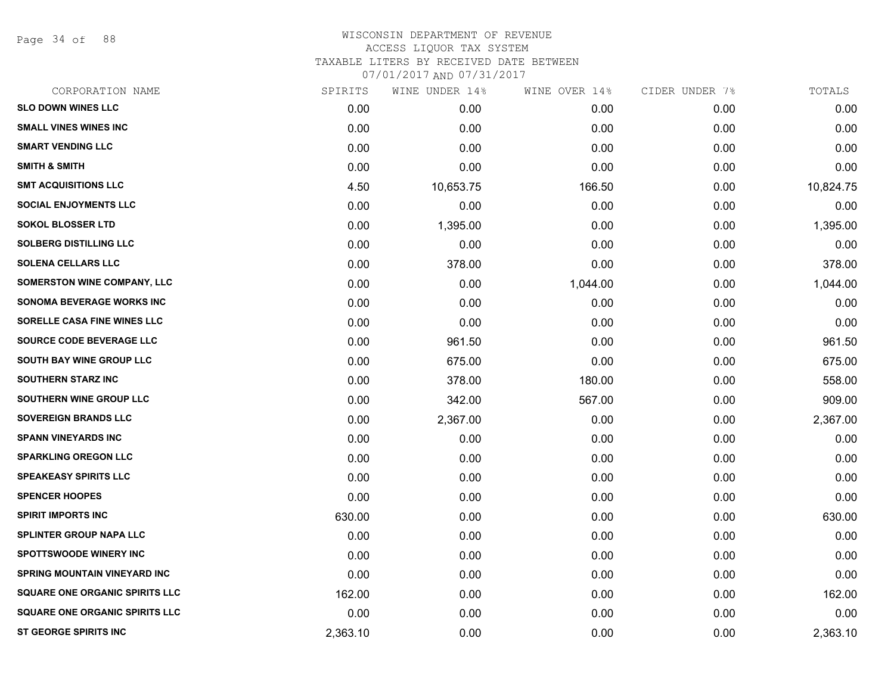# WISCONSIN DEPARTMENT OF REVENUE
## ACCESS LIQUOR TAX SYSTEM
### TAXABLE LITERS BY RECEIVED DATE BETWEEN 07/01/2017 AND 07/31/2017

| CORPORATION NAME | SPIRITS | WINE UNDER 14% | WINE OVER 14% | CIDER UNDER 7% | TOTALS |
|---|---|---|---|---|---|
| SLO DOWN WINES LLC | 0.00 | 0.00 | 0.00 | 0.00 | 0.00 |
| SMALL VINES WINES INC | 0.00 | 0.00 | 0.00 | 0.00 | 0.00 |
| SMART VENDING LLC | 0.00 | 0.00 | 0.00 | 0.00 | 0.00 |
| SMITH & SMITH | 0.00 | 0.00 | 0.00 | 0.00 | 0.00 |
| SMT ACQUISITIONS LLC | 4.50 | 10,653.75 | 166.50 | 0.00 | 10,824.75 |
| SOCIAL ENJOYMENTS LLC | 0.00 | 0.00 | 0.00 | 0.00 | 0.00 |
| SOKOL BLOSSER LTD | 0.00 | 1,395.00 | 0.00 | 0.00 | 1,395.00 |
| SOLBERG DISTILLING LLC | 0.00 | 0.00 | 0.00 | 0.00 | 0.00 |
| SOLENA CELLARS LLC | 0.00 | 378.00 | 0.00 | 0.00 | 378.00 |
| SOMERSTON WINE COMPANY, LLC | 0.00 | 0.00 | 1,044.00 | 0.00 | 1,044.00 |
| SONOMA BEVERAGE WORKS INC | 0.00 | 0.00 | 0.00 | 0.00 | 0.00 |
| SORELLE CASA FINE WINES LLC | 0.00 | 0.00 | 0.00 | 0.00 | 0.00 |
| SOURCE CODE BEVERAGE LLC | 0.00 | 961.50 | 0.00 | 0.00 | 961.50 |
| SOUTH BAY WINE GROUP LLC | 0.00 | 675.00 | 0.00 | 0.00 | 675.00 |
| SOUTHERN STARZ INC | 0.00 | 378.00 | 180.00 | 0.00 | 558.00 |
| SOUTHERN WINE GROUP LLC | 0.00 | 342.00 | 567.00 | 0.00 | 909.00 |
| SOVEREIGN BRANDS LLC | 0.00 | 2,367.00 | 0.00 | 0.00 | 2,367.00 |
| SPANN VINEYARDS INC | 0.00 | 0.00 | 0.00 | 0.00 | 0.00 |
| SPARKLING OREGON LLC | 0.00 | 0.00 | 0.00 | 0.00 | 0.00 |
| SPEAKEASY SPIRITS LLC | 0.00 | 0.00 | 0.00 | 0.00 | 0.00 |
| SPENCER HOOPES | 0.00 | 0.00 | 0.00 | 0.00 | 0.00 |
| SPIRIT IMPORTS INC | 630.00 | 0.00 | 0.00 | 0.00 | 630.00 |
| SPLINTER GROUP NAPA LLC | 0.00 | 0.00 | 0.00 | 0.00 | 0.00 |
| SPOTTSWOODE WINERY INC | 0.00 | 0.00 | 0.00 | 0.00 | 0.00 |
| SPRING MOUNTAIN VINEYARD INC | 0.00 | 0.00 | 0.00 | 0.00 | 0.00 |
| SQUARE ONE ORGANIC SPIRITS LLC | 162.00 | 0.00 | 0.00 | 0.00 | 162.00 |
| SQUARE ONE ORGANIC SPIRITS LLC | 0.00 | 0.00 | 0.00 | 0.00 | 0.00 |
| ST GEORGE SPIRITS INC | 2,363.10 | 0.00 | 0.00 | 0.00 | 2,363.10 |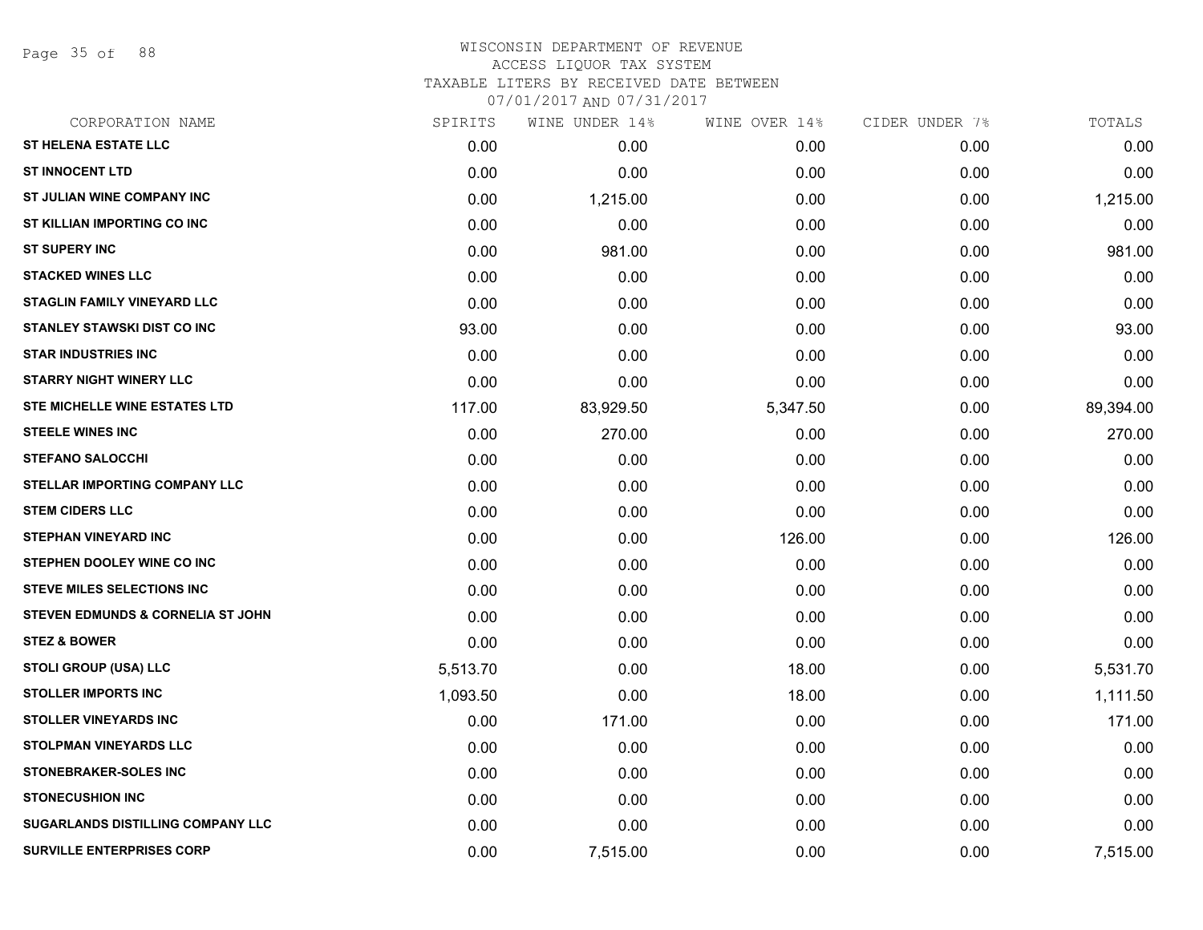# WISCONSIN DEPARTMENT OF REVENUE
ACCESS LIQUOR TAX SYSTEM
TAXABLE LITERS BY RECEIVED DATE BETWEEN
07/01/2017 AND 07/31/2017

| CORPORATION NAME | SPIRITS | WINE UNDER 14% | WINE OVER 14% | CIDER UNDER 7% | TOTALS |
|---|---|---|---|---|---|
| ST HELENA ESTATE LLC | 0.00 | 0.00 | 0.00 | 0.00 | 0.00 |
| ST INNOCENT LTD | 0.00 | 0.00 | 0.00 | 0.00 | 0.00 |
| ST JULIAN WINE COMPANY INC | 0.00 | 1,215.00 | 0.00 | 0.00 | 1,215.00 |
| ST KILLIAN IMPORTING CO INC | 0.00 | 0.00 | 0.00 | 0.00 | 0.00 |
| ST SUPERY INC | 0.00 | 981.00 | 0.00 | 0.00 | 981.00 |
| STACKED WINES LLC | 0.00 | 0.00 | 0.00 | 0.00 | 0.00 |
| STAGLIN FAMILY VINEYARD LLC | 0.00 | 0.00 | 0.00 | 0.00 | 0.00 |
| STANLEY STAWSKI DIST CO INC | 93.00 | 0.00 | 0.00 | 0.00 | 93.00 |
| STAR INDUSTRIES INC | 0.00 | 0.00 | 0.00 | 0.00 | 0.00 |
| STARRY NIGHT WINERY LLC | 0.00 | 0.00 | 0.00 | 0.00 | 0.00 |
| STE MICHELLE WINE ESTATES LTD | 117.00 | 83,929.50 | 5,347.50 | 0.00 | 89,394.00 |
| STEELE WINES INC | 0.00 | 270.00 | 0.00 | 0.00 | 270.00 |
| STEFANO SALOCCHI | 0.00 | 0.00 | 0.00 | 0.00 | 0.00 |
| STELLAR IMPORTING COMPANY LLC | 0.00 | 0.00 | 0.00 | 0.00 | 0.00 |
| STEM CIDERS LLC | 0.00 | 0.00 | 0.00 | 0.00 | 0.00 |
| STEPHAN VINEYARD INC | 0.00 | 0.00 | 126.00 | 0.00 | 126.00 |
| STEPHEN DOOLEY WINE CO INC | 0.00 | 0.00 | 0.00 | 0.00 | 0.00 |
| STEVE MILES SELECTIONS INC | 0.00 | 0.00 | 0.00 | 0.00 | 0.00 |
| STEVEN EDMUNDS & CORNELIA ST JOHN | 0.00 | 0.00 | 0.00 | 0.00 | 0.00 |
| STEZ & BOWER | 0.00 | 0.00 | 0.00 | 0.00 | 0.00 |
| STOLI GROUP (USA) LLC | 5,513.70 | 0.00 | 18.00 | 0.00 | 5,531.70 |
| STOLLER IMPORTS INC | 1,093.50 | 0.00 | 18.00 | 0.00 | 1,111.50 |
| STOLLER VINEYARDS INC | 0.00 | 171.00 | 0.00 | 0.00 | 171.00 |
| STOLPMAN VINEYARDS LLC | 0.00 | 0.00 | 0.00 | 0.00 | 0.00 |
| STONEBRAKER-SOLES INC | 0.00 | 0.00 | 0.00 | 0.00 | 0.00 |
| STONECUSHION INC | 0.00 | 0.00 | 0.00 | 0.00 | 0.00 |
| SUGARLANDS DISTILLING COMPANY LLC | 0.00 | 0.00 | 0.00 | 0.00 | 0.00 |
| SURVILLE ENTERPRISES CORP | 0.00 | 7,515.00 | 0.00 | 0.00 | 7,515.00 |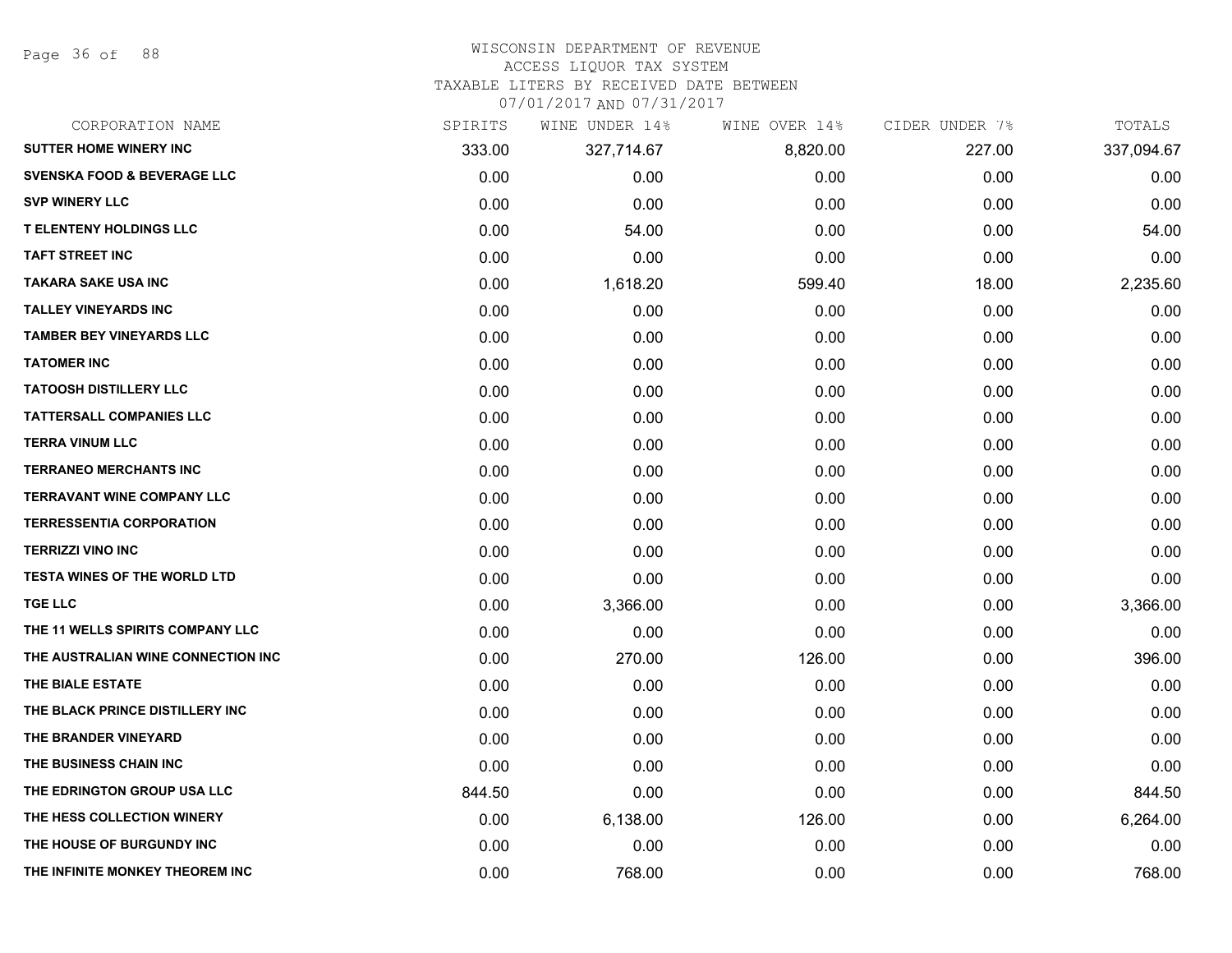WISCONSIN DEPARTMENT OF REVENUE
ACCESS LIQUOR TAX SYSTEM
TAXABLE LITERS BY RECEIVED DATE BETWEEN
07/01/2017 AND 07/31/2017

| CORPORATION NAME | SPIRITS | WINE UNDER 14% | WINE OVER 14% | CIDER UNDER 7% | TOTALS |
|---|---|---|---|---|---|
| SUTTER HOME WINERY INC | 333.00 | 327,714.67 | 8,820.00 | 227.00 | 337,094.67 |
| SVENSKA FOOD & BEVERAGE LLC | 0.00 | 0.00 | 0.00 | 0.00 | 0.00 |
| SVP WINERY LLC | 0.00 | 0.00 | 0.00 | 0.00 | 0.00 |
| T ELENTENY HOLDINGS LLC | 0.00 | 54.00 | 0.00 | 0.00 | 54.00 |
| TAFT STREET INC | 0.00 | 0.00 | 0.00 | 0.00 | 0.00 |
| TAKARA SAKE USA INC | 0.00 | 1,618.20 | 599.40 | 18.00 | 2,235.60 |
| TALLEY VINEYARDS INC | 0.00 | 0.00 | 0.00 | 0.00 | 0.00 |
| TAMBER BEY VINEYARDS LLC | 0.00 | 0.00 | 0.00 | 0.00 | 0.00 |
| TATOMER INC | 0.00 | 0.00 | 0.00 | 0.00 | 0.00 |
| TATOOSH DISTILLERY LLC | 0.00 | 0.00 | 0.00 | 0.00 | 0.00 |
| TATTERSALL COMPANIES LLC | 0.00 | 0.00 | 0.00 | 0.00 | 0.00 |
| TERRA VINUM LLC | 0.00 | 0.00 | 0.00 | 0.00 | 0.00 |
| TERRANEO MERCHANTS INC | 0.00 | 0.00 | 0.00 | 0.00 | 0.00 |
| TERRAVANT WINE COMPANY LLC | 0.00 | 0.00 | 0.00 | 0.00 | 0.00 |
| TERRESSENTIA CORPORATION | 0.00 | 0.00 | 0.00 | 0.00 | 0.00 |
| TERRIZZI VINO INC | 0.00 | 0.00 | 0.00 | 0.00 | 0.00 |
| TESTA WINES OF THE WORLD LTD | 0.00 | 0.00 | 0.00 | 0.00 | 0.00 |
| TGE LLC | 0.00 | 3,366.00 | 0.00 | 0.00 | 3,366.00 |
| THE 11 WELLS SPIRITS COMPANY LLC | 0.00 | 0.00 | 0.00 | 0.00 | 0.00 |
| THE AUSTRALIAN WINE CONNECTION INC | 0.00 | 270.00 | 126.00 | 0.00 | 396.00 |
| THE BIALE ESTATE | 0.00 | 0.00 | 0.00 | 0.00 | 0.00 |
| THE BLACK PRINCE DISTILLERY INC | 0.00 | 0.00 | 0.00 | 0.00 | 0.00 |
| THE BRANDER VINEYARD | 0.00 | 0.00 | 0.00 | 0.00 | 0.00 |
| THE BUSINESS CHAIN INC | 0.00 | 0.00 | 0.00 | 0.00 | 0.00 |
| THE EDRINGTON GROUP USA LLC | 844.50 | 0.00 | 0.00 | 0.00 | 844.50 |
| THE HESS COLLECTION WINERY | 0.00 | 6,138.00 | 126.00 | 0.00 | 6,264.00 |
| THE HOUSE OF BURGUNDY INC | 0.00 | 0.00 | 0.00 | 0.00 | 0.00 |
| THE INFINITE MONKEY THEOREM INC | 0.00 | 768.00 | 0.00 | 0.00 | 768.00 |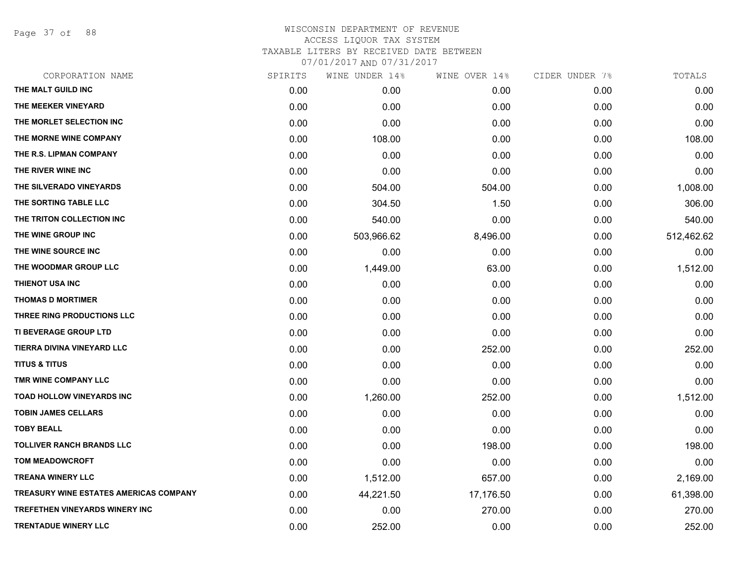WISCONSIN DEPARTMENT OF REVENUE
ACCESS LIQUOR TAX SYSTEM
TAXABLE LITERS BY RECEIVED DATE BETWEEN
07/01/2017 AND 07/31/2017

| CORPORATION NAME | SPIRITS | WINE UNDER 14% | WINE OVER 14% | CIDER UNDER 7% | TOTALS |
|---|---|---|---|---|---|
| THE MALT GUILD INC | 0.00 | 0.00 | 0.00 | 0.00 | 0.00 |
| THE MEEKER VINEYARD | 0.00 | 0.00 | 0.00 | 0.00 | 0.00 |
| THE MORLET SELECTION INC | 0.00 | 0.00 | 0.00 | 0.00 | 0.00 |
| THE MORNE WINE COMPANY | 0.00 | 108.00 | 0.00 | 0.00 | 108.00 |
| THE R.S. LIPMAN COMPANY | 0.00 | 0.00 | 0.00 | 0.00 | 0.00 |
| THE RIVER WINE INC | 0.00 | 0.00 | 0.00 | 0.00 | 0.00 |
| THE SILVERADO VINEYARDS | 0.00 | 504.00 | 504.00 | 0.00 | 1,008.00 |
| THE SORTING TABLE LLC | 0.00 | 304.50 | 1.50 | 0.00 | 306.00 |
| THE TRITON COLLECTION INC | 0.00 | 540.00 | 0.00 | 0.00 | 540.00 |
| THE WINE GROUP INC | 0.00 | 503,966.62 | 8,496.00 | 0.00 | 512,462.62 |
| THE WINE SOURCE INC | 0.00 | 0.00 | 0.00 | 0.00 | 0.00 |
| THE WOODMAR GROUP LLC | 0.00 | 1,449.00 | 63.00 | 0.00 | 1,512.00 |
| THIENOT USA INC | 0.00 | 0.00 | 0.00 | 0.00 | 0.00 |
| THOMAS D MORTIMER | 0.00 | 0.00 | 0.00 | 0.00 | 0.00 |
| THREE RING PRODUCTIONS LLC | 0.00 | 0.00 | 0.00 | 0.00 | 0.00 |
| TI BEVERAGE GROUP LTD | 0.00 | 0.00 | 0.00 | 0.00 | 0.00 |
| TIERRA DIVINA VINEYARD LLC | 0.00 | 0.00 | 252.00 | 0.00 | 252.00 |
| TITUS & TITUS | 0.00 | 0.00 | 0.00 | 0.00 | 0.00 |
| TMR WINE COMPANY LLC | 0.00 | 0.00 | 0.00 | 0.00 | 0.00 |
| TOAD HOLLOW VINEYARDS INC | 0.00 | 1,260.00 | 252.00 | 0.00 | 1,512.00 |
| TOBIN JAMES CELLARS | 0.00 | 0.00 | 0.00 | 0.00 | 0.00 |
| TOBY BEALL | 0.00 | 0.00 | 0.00 | 0.00 | 0.00 |
| TOLLIVER RANCH BRANDS LLC | 0.00 | 0.00 | 198.00 | 0.00 | 198.00 |
| TOM MEADOWCROFT | 0.00 | 0.00 | 0.00 | 0.00 | 0.00 |
| TREANA WINERY LLC | 0.00 | 1,512.00 | 657.00 | 0.00 | 2,169.00 |
| TREASURY WINE ESTATES AMERICAS COMPANY | 0.00 | 44,221.50 | 17,176.50 | 0.00 | 61,398.00 |
| TREFETHEN VINEYARDS WINERY INC | 0.00 | 0.00 | 270.00 | 0.00 | 270.00 |
| TRENTADUE WINERY LLC | 0.00 | 252.00 | 0.00 | 0.00 | 252.00 |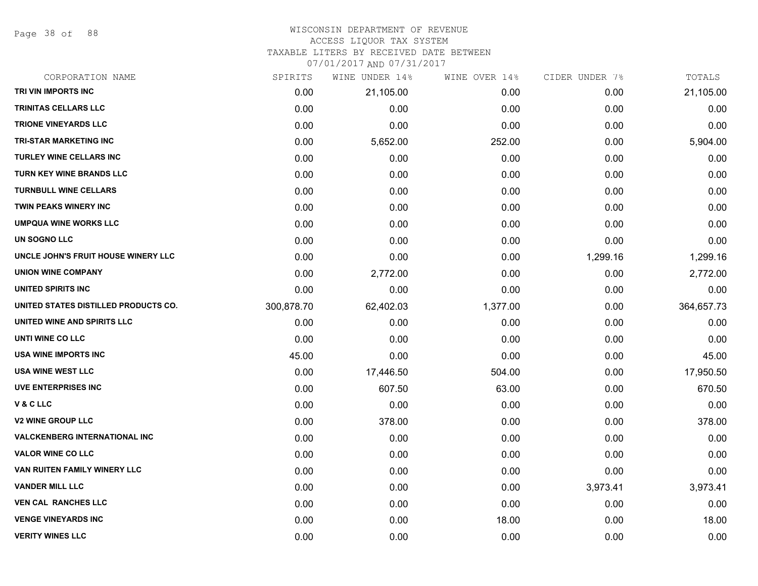# WISCONSIN DEPARTMENT OF REVENUE
## ACCESS LIQUOR TAX SYSTEM
### TAXABLE LITERS BY RECEIVED DATE BETWEEN 07/01/2017 AND 07/31/2017

| CORPORATION NAME | SPIRITS | WINE UNDER 14% | WINE OVER 14% | CIDER UNDER 7% | TOTALS |
|---|---|---|---|---|---|
| TRI VIN IMPORTS INC | 0.00 | 21,105.00 | 0.00 | 0.00 | 21,105.00 |
| TRINITAS CELLARS LLC | 0.00 | 0.00 | 0.00 | 0.00 | 0.00 |
| TRIONE VINEYARDS LLC | 0.00 | 0.00 | 0.00 | 0.00 | 0.00 |
| TRI-STAR MARKETING INC | 0.00 | 5,652.00 | 252.00 | 0.00 | 5,904.00 |
| TURLEY WINE CELLARS INC | 0.00 | 0.00 | 0.00 | 0.00 | 0.00 |
| TURN KEY WINE BRANDS LLC | 0.00 | 0.00 | 0.00 | 0.00 | 0.00 |
| TURNBULL WINE CELLARS | 0.00 | 0.00 | 0.00 | 0.00 | 0.00 |
| TWIN PEAKS WINERY INC | 0.00 | 0.00 | 0.00 | 0.00 | 0.00 |
| UMPQUA WINE WORKS LLC | 0.00 | 0.00 | 0.00 | 0.00 | 0.00 |
| UN SOGNO LLC | 0.00 | 0.00 | 0.00 | 0.00 | 0.00 |
| UNCLE JOHN'S FRUIT HOUSE WINERY LLC | 0.00 | 0.00 | 0.00 | 1,299.16 | 1,299.16 |
| UNION WINE COMPANY | 0.00 | 2,772.00 | 0.00 | 0.00 | 2,772.00 |
| UNITED SPIRITS INC | 0.00 | 0.00 | 0.00 | 0.00 | 0.00 |
| UNITED STATES DISTILLED PRODUCTS CO. | 300,878.70 | 62,402.03 | 1,377.00 | 0.00 | 364,657.73 |
| UNITED WINE AND SPIRITS LLC | 0.00 | 0.00 | 0.00 | 0.00 | 0.00 |
| UNTI WINE CO LLC | 0.00 | 0.00 | 0.00 | 0.00 | 0.00 |
| USA WINE IMPORTS INC | 45.00 | 0.00 | 0.00 | 0.00 | 45.00 |
| USA WINE WEST LLC | 0.00 | 17,446.50 | 504.00 | 0.00 | 17,950.50 |
| UVE ENTERPRISES INC | 0.00 | 607.50 | 63.00 | 0.00 | 670.50 |
| V & C LLC | 0.00 | 0.00 | 0.00 | 0.00 | 0.00 |
| V2 WINE GROUP LLC | 0.00 | 378.00 | 0.00 | 0.00 | 378.00 |
| VALCKENBERG INTERNATIONAL INC | 0.00 | 0.00 | 0.00 | 0.00 | 0.00 |
| VALOR WINE CO LLC | 0.00 | 0.00 | 0.00 | 0.00 | 0.00 |
| VAN RUITEN FAMILY WINERY LLC | 0.00 | 0.00 | 0.00 | 0.00 | 0.00 |
| VANDER MILL LLC | 0.00 | 0.00 | 0.00 | 3,973.41 | 3,973.41 |
| VEN CAL RANCHES LLC | 0.00 | 0.00 | 0.00 | 0.00 | 0.00 |
| VENGE VINEYARDS INC | 0.00 | 0.00 | 18.00 | 0.00 | 18.00 |
| VERITY WINES LLC | 0.00 | 0.00 | 0.00 | 0.00 | 0.00 |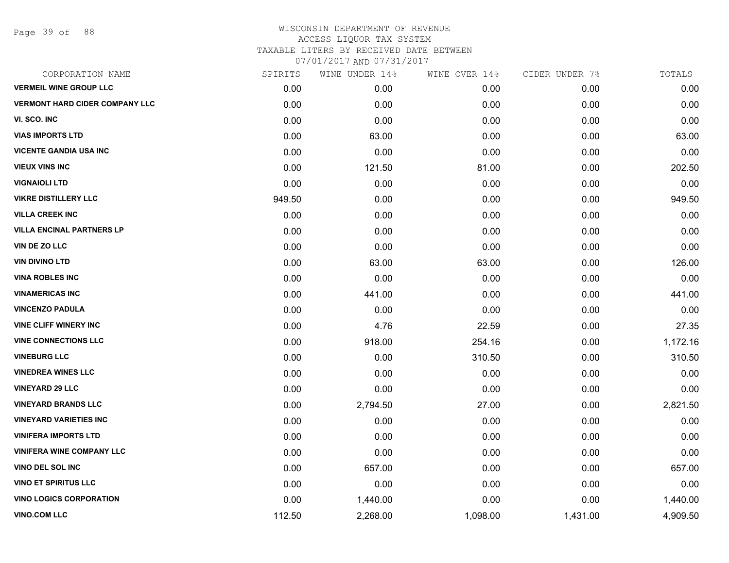# WISCONSIN DEPARTMENT OF REVENUE
ACCESS LIQUOR TAX SYSTEM
TAXABLE LITERS BY RECEIVED DATE BETWEEN
07/01/2017 AND 07/31/2017

| CORPORATION NAME | SPIRITS | WINE UNDER 14% | WINE OVER 14% | CIDER UNDER 7% | TOTALS |
|---|---|---|---|---|---|
| VERMEIL WINE GROUP LLC | 0.00 | 0.00 | 0.00 | 0.00 | 0.00 |
| VERMONT HARD CIDER COMPANY LLC | 0.00 | 0.00 | 0.00 | 0.00 | 0.00 |
| VI. SCO. INC | 0.00 | 0.00 | 0.00 | 0.00 | 0.00 |
| VIAS IMPORTS LTD | 0.00 | 63.00 | 0.00 | 0.00 | 63.00 |
| VICENTE GANDIA USA INC | 0.00 | 0.00 | 0.00 | 0.00 | 0.00 |
| VIEUX VINS INC | 0.00 | 121.50 | 81.00 | 0.00 | 202.50 |
| VIGNAIOLI LTD | 0.00 | 0.00 | 0.00 | 0.00 | 0.00 |
| VIKRE DISTILLERY LLC | 949.50 | 0.00 | 0.00 | 0.00 | 949.50 |
| VILLA CREEK INC | 0.00 | 0.00 | 0.00 | 0.00 | 0.00 |
| VILLA ENCINAL PARTNERS LP | 0.00 | 0.00 | 0.00 | 0.00 | 0.00 |
| VIN DE ZO LLC | 0.00 | 0.00 | 0.00 | 0.00 | 0.00 |
| VIN DIVINO LTD | 0.00 | 63.00 | 63.00 | 0.00 | 126.00 |
| VINA ROBLES INC | 0.00 | 0.00 | 0.00 | 0.00 | 0.00 |
| VINAMERICAS INC | 0.00 | 441.00 | 0.00 | 0.00 | 441.00 |
| VINCENZO PADULA | 0.00 | 0.00 | 0.00 | 0.00 | 0.00 |
| VINE CLIFF WINERY INC | 0.00 | 4.76 | 22.59 | 0.00 | 27.35 |
| VINE CONNECTIONS LLC | 0.00 | 918.00 | 254.16 | 0.00 | 1,172.16 |
| VINEBURG LLC | 0.00 | 0.00 | 310.50 | 0.00 | 310.50 |
| VINEDREA WINES LLC | 0.00 | 0.00 | 0.00 | 0.00 | 0.00 |
| VINEYARD 29 LLC | 0.00 | 0.00 | 0.00 | 0.00 | 0.00 |
| VINEYARD BRANDS LLC | 0.00 | 2,794.50 | 27.00 | 0.00 | 2,821.50 |
| VINEYARD VARIETIES INC | 0.00 | 0.00 | 0.00 | 0.00 | 0.00 |
| VINIFERA IMPORTS LTD | 0.00 | 0.00 | 0.00 | 0.00 | 0.00 |
| VINIFERA WINE COMPANY LLC | 0.00 | 0.00 | 0.00 | 0.00 | 0.00 |
| VINO DEL SOL INC | 0.00 | 657.00 | 0.00 | 0.00 | 657.00 |
| VINO ET SPIRITUS LLC | 0.00 | 0.00 | 0.00 | 0.00 | 0.00 |
| VINO LOGICS CORPORATION | 0.00 | 1,440.00 | 0.00 | 0.00 | 1,440.00 |
| VINO.COM LLC | 112.50 | 2,268.00 | 1,098.00 | 1,431.00 | 4,909.50 |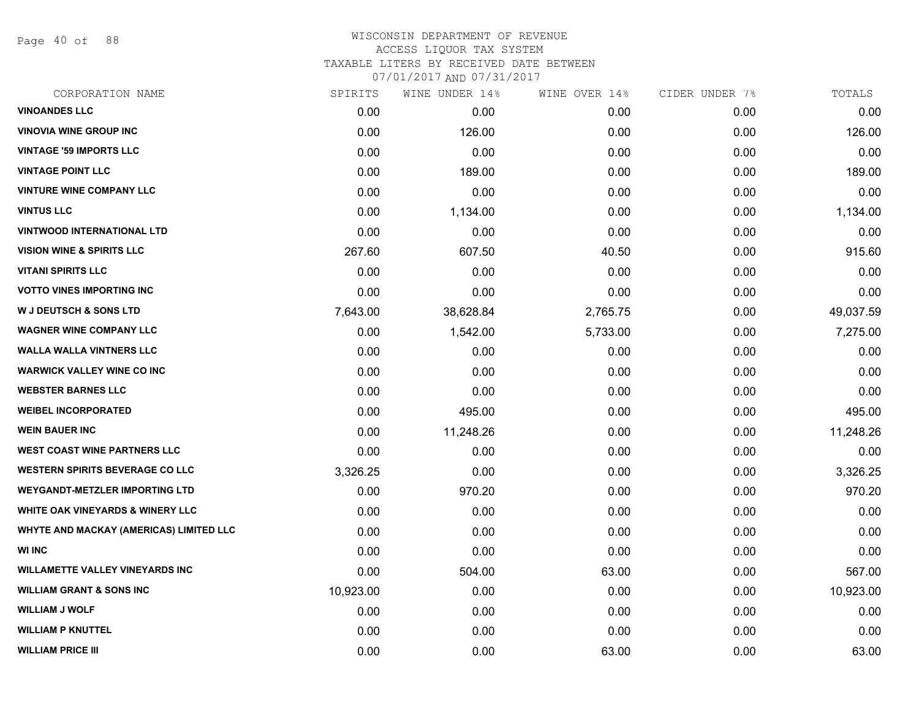# WISCONSIN DEPARTMENT OF REVENUE
## ACCESS LIQUOR TAX SYSTEM
## TAXABLE LITERS BY RECEIVED DATE BETWEEN 07/01/2017 AND 07/31/2017

| CORPORATION NAME | SPIRITS | WINE UNDER 14% | WINE OVER 14% | CIDER UNDER 7% | TOTALS |
|---|---|---|---|---|---|
| VINOANDES LLC | 0.00 | 0.00 | 0.00 | 0.00 | 0.00 |
| VINOVIA WINE GROUP INC | 0.00 | 126.00 | 0.00 | 0.00 | 126.00 |
| VINTAGE '59 IMPORTS LLC | 0.00 | 0.00 | 0.00 | 0.00 | 0.00 |
| VINTAGE POINT LLC | 0.00 | 189.00 | 0.00 | 0.00 | 189.00 |
| VINTURE WINE COMPANY LLC | 0.00 | 0.00 | 0.00 | 0.00 | 0.00 |
| VINTUS LLC | 0.00 | 1,134.00 | 0.00 | 0.00 | 1,134.00 |
| VINTWOOD INTERNATIONAL LTD | 0.00 | 0.00 | 0.00 | 0.00 | 0.00 |
| VISION WINE & SPIRITS LLC | 267.60 | 607.50 | 40.50 | 0.00 | 915.60 |
| VITANI SPIRITS LLC | 0.00 | 0.00 | 0.00 | 0.00 | 0.00 |
| VOTTO VINES IMPORTING INC | 0.00 | 0.00 | 0.00 | 0.00 | 0.00 |
| W J DEUTSCH & SONS LTD | 7,643.00 | 38,628.84 | 2,765.75 | 0.00 | 49,037.59 |
| WAGNER WINE COMPANY LLC | 0.00 | 1,542.00 | 5,733.00 | 0.00 | 7,275.00 |
| WALLA WALLA VINTNERS LLC | 0.00 | 0.00 | 0.00 | 0.00 | 0.00 |
| WARWICK VALLEY WINE CO INC | 0.00 | 0.00 | 0.00 | 0.00 | 0.00 |
| WEBSTER BARNES LLC | 0.00 | 0.00 | 0.00 | 0.00 | 0.00 |
| WEIBEL INCORPORATED | 0.00 | 495.00 | 0.00 | 0.00 | 495.00 |
| WEIN BAUER INC | 0.00 | 11,248.26 | 0.00 | 0.00 | 11,248.26 |
| WEST COAST WINE PARTNERS LLC | 0.00 | 0.00 | 0.00 | 0.00 | 0.00 |
| WESTERN SPIRITS BEVERAGE CO LLC | 3,326.25 | 0.00 | 0.00 | 0.00 | 3,326.25 |
| WEYGANDT-METZLER IMPORTING LTD | 0.00 | 970.20 | 0.00 | 0.00 | 970.20 |
| WHITE OAK VINEYARDS & WINERY LLC | 0.00 | 0.00 | 0.00 | 0.00 | 0.00 |
| WHYTE AND MACKAY (AMERICAS) LIMITED LLC | 0.00 | 0.00 | 0.00 | 0.00 | 0.00 |
| WI INC | 0.00 | 0.00 | 0.00 | 0.00 | 0.00 |
| WILLAMETTE VALLEY VINEYARDS INC | 0.00 | 504.00 | 63.00 | 0.00 | 567.00 |
| WILLIAM GRANT & SONS INC | 10,923.00 | 0.00 | 0.00 | 0.00 | 10,923.00 |
| WILLIAM J WOLF | 0.00 | 0.00 | 0.00 | 0.00 | 0.00 |
| WILLIAM P KNUTTEL | 0.00 | 0.00 | 0.00 | 0.00 | 0.00 |
| WILLIAM PRICE III | 0.00 | 0.00 | 63.00 | 0.00 | 63.00 |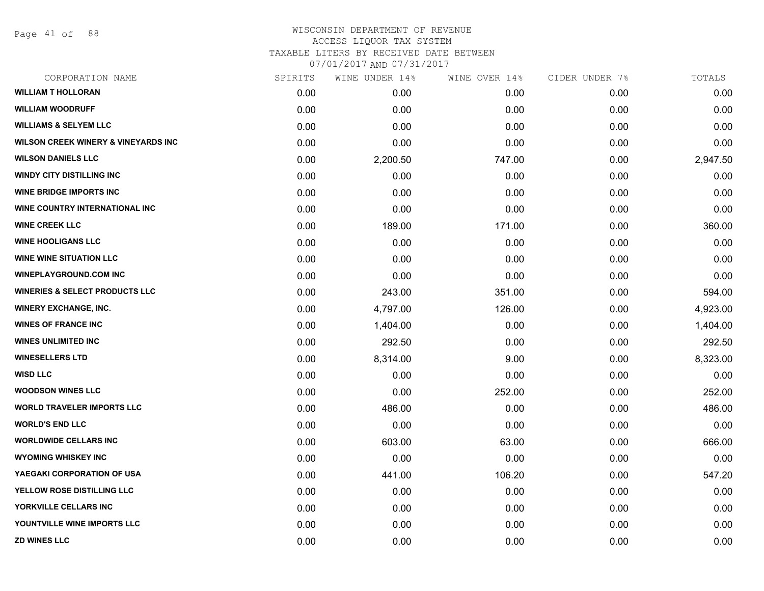# WISCONSIN DEPARTMENT OF REVENUE
## ACCESS LIQUOR TAX SYSTEM
### TAXABLE LITERS BY RECEIVED DATE BETWEEN 07/01/2017 AND 07/31/2017

| CORPORATION NAME | SPIRITS | WINE UNDER 14% | WINE OVER 14% | CIDER UNDER 7% | TOTALS |
|---|---|---|---|---|---|
| WILLIAM T HOLLORAN | 0.00 | 0.00 | 0.00 | 0.00 | 0.00 |
| WILLIAM WOODRUFF | 0.00 | 0.00 | 0.00 | 0.00 | 0.00 |
| WILLIAMS & SELYEM LLC | 0.00 | 0.00 | 0.00 | 0.00 | 0.00 |
| WILSON CREEK WINERY & VINEYARDS INC | 0.00 | 0.00 | 0.00 | 0.00 | 0.00 |
| WILSON DANIELS LLC | 0.00 | 2,200.50 | 747.00 | 0.00 | 2,947.50 |
| WINDY CITY DISTILLING INC | 0.00 | 0.00 | 0.00 | 0.00 | 0.00 |
| WINE BRIDGE IMPORTS INC | 0.00 | 0.00 | 0.00 | 0.00 | 0.00 |
| WINE COUNTRY INTERNATIONAL INC | 0.00 | 0.00 | 0.00 | 0.00 | 0.00 |
| WINE CREEK LLC | 0.00 | 189.00 | 171.00 | 0.00 | 360.00 |
| WINE HOOLIGANS LLC | 0.00 | 0.00 | 0.00 | 0.00 | 0.00 |
| WINE WINE SITUATION LLC | 0.00 | 0.00 | 0.00 | 0.00 | 0.00 |
| WINEPLAYGROUND.COM INC | 0.00 | 0.00 | 0.00 | 0.00 | 0.00 |
| WINERIES & SELECT PRODUCTS LLC | 0.00 | 243.00 | 351.00 | 0.00 | 594.00 |
| WINERY EXCHANGE, INC. | 0.00 | 4,797.00 | 126.00 | 0.00 | 4,923.00 |
| WINES OF FRANCE INC | 0.00 | 1,404.00 | 0.00 | 0.00 | 1,404.00 |
| WINES UNLIMITED INC | 0.00 | 292.50 | 0.00 | 0.00 | 292.50 |
| WINESELLERS LTD | 0.00 | 8,314.00 | 9.00 | 0.00 | 8,323.00 |
| WISD LLC | 0.00 | 0.00 | 0.00 | 0.00 | 0.00 |
| WOODSON WINES LLC | 0.00 | 0.00 | 252.00 | 0.00 | 252.00 |
| WORLD TRAVELER IMPORTS LLC | 0.00 | 486.00 | 0.00 | 0.00 | 486.00 |
| WORLD'S END LLC | 0.00 | 0.00 | 0.00 | 0.00 | 0.00 |
| WORLDWIDE CELLARS INC | 0.00 | 603.00 | 63.00 | 0.00 | 666.00 |
| WYOMING WHISKEY INC | 0.00 | 0.00 | 0.00 | 0.00 | 0.00 |
| YAEGAKI CORPORATION OF USA | 0.00 | 441.00 | 106.20 | 0.00 | 547.20 |
| YELLOW ROSE DISTILLING LLC | 0.00 | 0.00 | 0.00 | 0.00 | 0.00 |
| YORKVILLE CELLARS INC | 0.00 | 0.00 | 0.00 | 0.00 | 0.00 |
| YOUNTVILLE WINE IMPORTS LLC | 0.00 | 0.00 | 0.00 | 0.00 | 0.00 |
| ZD WINES LLC | 0.00 | 0.00 | 0.00 | 0.00 | 0.00 |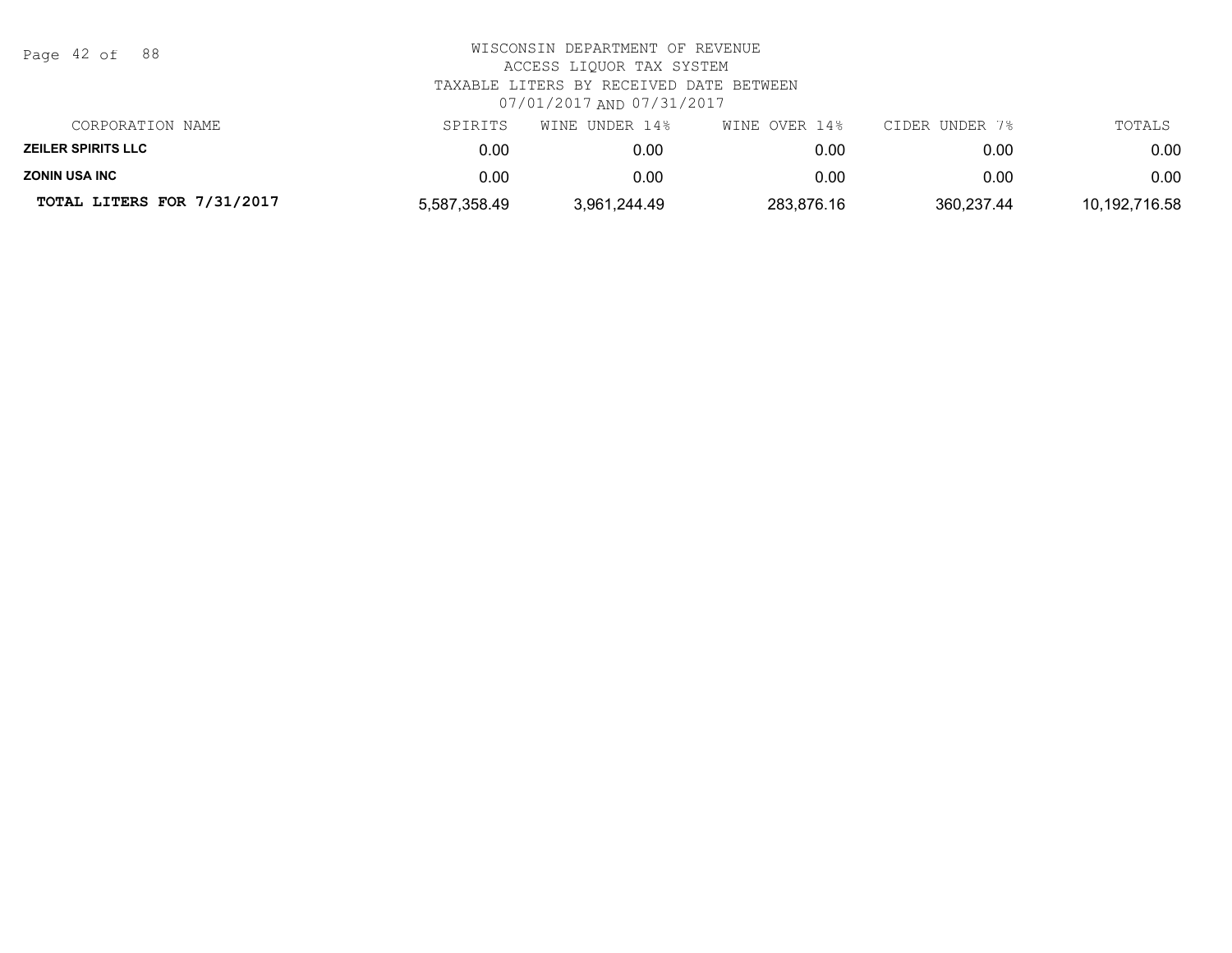WISCONSIN DEPARTMENT OF REVENUE
ACCESS LIQUOR TAX SYSTEM
TAXABLE LITERS BY RECEIVED DATE BETWEEN
07/01/2017 AND 07/31/2017

| CORPORATION NAME | SPIRITS | WINE UNDER 14% | WINE OVER 14% | CIDER UNDER 7% | TOTALS |
|---|---|---|---|---|---|
| **ZEILER SPIRITS LLC** | 0.00 | 0.00 | 0.00 | 0.00 | 0.00 |
| **ZONIN USA INC** | 0.00 | 0.00 | 0.00 | 0.00 | 0.00 |
| **TOTAL LITERS FOR 7/31/2017** | 5,587,358.49 | 3,961,244.49 | 283,876.16 | 360,237.44 | 10,192,716.58 |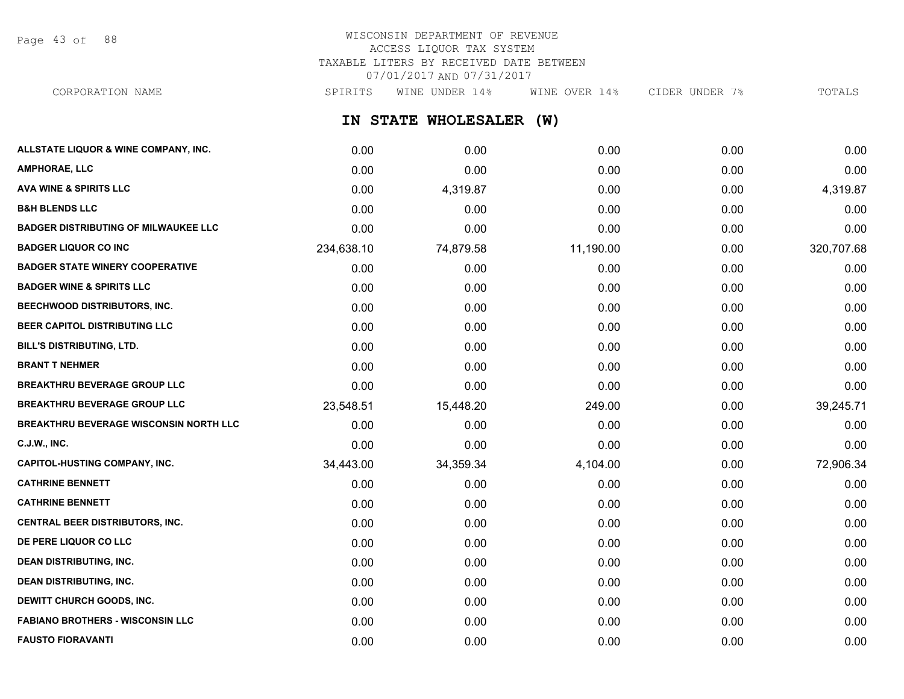WISCONSIN DEPARTMENT OF REVENUE
ACCESS LIQUOR TAX SYSTEM
TAXABLE LITERS BY RECEIVED DATE BETWEEN
07/01/2017 AND 07/31/2017

## IN STATE WHOLESALER (W)

| CORPORATION NAME | SPIRITS | WINE UNDER 14% | WINE OVER 14% | CIDER UNDER 7% | TOTALS |
|---|---|---|---|---|---|
| ALLSTATE LIQUOR & WINE COMPANY, INC. | 0.00 | 0.00 | 0.00 | 0.00 | 0.00 |
| AMPHORAE, LLC | 0.00 | 0.00 | 0.00 | 0.00 | 0.00 |
| AVA WINE & SPIRITS LLC | 0.00 | 4,319.87 | 0.00 | 0.00 | 4,319.87 |
| B&H BLENDS LLC | 0.00 | 0.00 | 0.00 | 0.00 | 0.00 |
| BADGER DISTRIBUTING OF MILWAUKEE LLC | 0.00 | 0.00 | 0.00 | 0.00 | 0.00 |
| BADGER LIQUOR CO INC | 234,638.10 | 74,879.58 | 11,190.00 | 0.00 | 320,707.68 |
| BADGER STATE WINERY COOPERATIVE | 0.00 | 0.00 | 0.00 | 0.00 | 0.00 |
| BADGER WINE & SPIRITS LLC | 0.00 | 0.00 | 0.00 | 0.00 | 0.00 |
| BEECHWOOD DISTRIBUTORS, INC. | 0.00 | 0.00 | 0.00 | 0.00 | 0.00 |
| BEER CAPITOL DISTRIBUTING LLC | 0.00 | 0.00 | 0.00 | 0.00 | 0.00 |
| BILL'S DISTRIBUTING, LTD. | 0.00 | 0.00 | 0.00 | 0.00 | 0.00 |
| BRANT T NEHMER | 0.00 | 0.00 | 0.00 | 0.00 | 0.00 |
| BREAKTHRU BEVERAGE GROUP LLC | 0.00 | 0.00 | 0.00 | 0.00 | 0.00 |
| BREAKTHRU BEVERAGE GROUP LLC | 23,548.51 | 15,448.20 | 249.00 | 0.00 | 39,245.71 |
| BREAKTHRU BEVERAGE WISCONSIN NORTH LLC | 0.00 | 0.00 | 0.00 | 0.00 | 0.00 |
| C.J.W., INC. | 0.00 | 0.00 | 0.00 | 0.00 | 0.00 |
| CAPITOL-HUSTING COMPANY, INC. | 34,443.00 | 34,359.34 | 4,104.00 | 0.00 | 72,906.34 |
| CATHRINE BENNETT | 0.00 | 0.00 | 0.00 | 0.00 | 0.00 |
| CATHRINE BENNETT | 0.00 | 0.00 | 0.00 | 0.00 | 0.00 |
| CENTRAL BEER DISTRIBUTORS, INC. | 0.00 | 0.00 | 0.00 | 0.00 | 0.00 |
| DE PERE LIQUOR CO LLC | 0.00 | 0.00 | 0.00 | 0.00 | 0.00 |
| DEAN DISTRIBUTING, INC. | 0.00 | 0.00 | 0.00 | 0.00 | 0.00 |
| DEAN DISTRIBUTING, INC. | 0.00 | 0.00 | 0.00 | 0.00 | 0.00 |
| DEWITT CHURCH GOODS, INC. | 0.00 | 0.00 | 0.00 | 0.00 | 0.00 |
| FABIANO BROTHERS - WISCONSIN LLC | 0.00 | 0.00 | 0.00 | 0.00 | 0.00 |
| FAUSTO FIORAVANTI | 0.00 | 0.00 | 0.00 | 0.00 | 0.00 |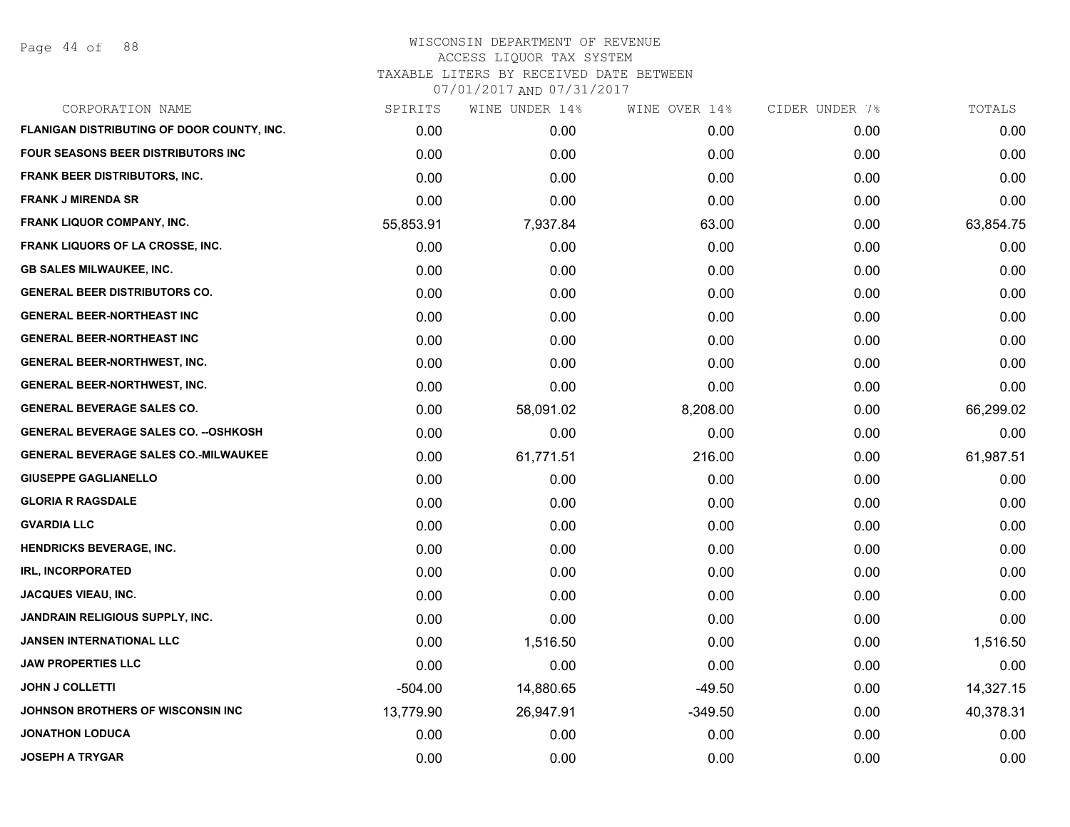# WISCONSIN DEPARTMENT OF REVENUE
## ACCESS LIQUOR TAX SYSTEM
### TAXABLE LITERS BY RECEIVED DATE BETWEEN 07/01/2017 AND 07/31/2017

| CORPORATION NAME | SPIRITS | WINE UNDER 14% | WINE OVER 14% | CIDER UNDER 7% | TOTALS |
|---|---|---|---|---|---|
| FLANIGAN DISTRIBUTING OF DOOR COUNTY, INC. | 0.00 | 0.00 | 0.00 | 0.00 | 0.00 |
| FOUR SEASONS BEER DISTRIBUTORS INC | 0.00 | 0.00 | 0.00 | 0.00 | 0.00 |
| FRANK BEER DISTRIBUTORS, INC. | 0.00 | 0.00 | 0.00 | 0.00 | 0.00 |
| FRANK J MIRENDA SR | 0.00 | 0.00 | 0.00 | 0.00 | 0.00 |
| FRANK LIQUOR COMPANY, INC. | 55,853.91 | 7,937.84 | 63.00 | 0.00 | 63,854.75 |
| FRANK LIQUORS OF LA CROSSE, INC. | 0.00 | 0.00 | 0.00 | 0.00 | 0.00 |
| GB SALES MILWAUKEE, INC. | 0.00 | 0.00 | 0.00 | 0.00 | 0.00 |
| GENERAL BEER DISTRIBUTORS CO. | 0.00 | 0.00 | 0.00 | 0.00 | 0.00 |
| GENERAL BEER-NORTHEAST INC | 0.00 | 0.00 | 0.00 | 0.00 | 0.00 |
| GENERAL BEER-NORTHEAST INC | 0.00 | 0.00 | 0.00 | 0.00 | 0.00 |
| GENERAL BEER-NORTHWEST, INC. | 0.00 | 0.00 | 0.00 | 0.00 | 0.00 |
| GENERAL BEER-NORTHWEST, INC. | 0.00 | 0.00 | 0.00 | 0.00 | 0.00 |
| GENERAL BEVERAGE SALES CO. | 0.00 | 58,091.02 | 8,208.00 | 0.00 | 66,299.02 |
| GENERAL BEVERAGE SALES CO. --OSHKOSH | 0.00 | 0.00 | 0.00 | 0.00 | 0.00 |
| GENERAL BEVERAGE SALES CO.-MILWAUKEE | 0.00 | 61,771.51 | 216.00 | 0.00 | 61,987.51 |
| GIUSEPPE GAGLIANELLO | 0.00 | 0.00 | 0.00 | 0.00 | 0.00 |
| GLORIA R RAGSDALE | 0.00 | 0.00 | 0.00 | 0.00 | 0.00 |
| GVARDIA LLC | 0.00 | 0.00 | 0.00 | 0.00 | 0.00 |
| HENDRICKS BEVERAGE, INC. | 0.00 | 0.00 | 0.00 | 0.00 | 0.00 |
| IRL, INCORPORATED | 0.00 | 0.00 | 0.00 | 0.00 | 0.00 |
| JACQUES VIEAU, INC. | 0.00 | 0.00 | 0.00 | 0.00 | 0.00 |
| JANDRAIN RELIGIOUS SUPPLY, INC. | 0.00 | 0.00 | 0.00 | 0.00 | 0.00 |
| JANSEN INTERNATIONAL LLC | 0.00 | 1,516.50 | 0.00 | 0.00 | 1,516.50 |
| JAW PROPERTIES LLC | 0.00 | 0.00 | 0.00 | 0.00 | 0.00 |
| JOHN J COLLETTI | -504.00 | 14,880.65 | -49.50 | 0.00 | 14,327.15 |
| JOHNSON BROTHERS OF WISCONSIN INC | 13,779.90 | 26,947.91 | -349.50 | 0.00 | 40,378.31 |
| JONATHON LODUCA | 0.00 | 0.00 | 0.00 | 0.00 | 0.00 |
| JOSEPH A TRYGAR | 0.00 | 0.00 | 0.00 | 0.00 | 0.00 |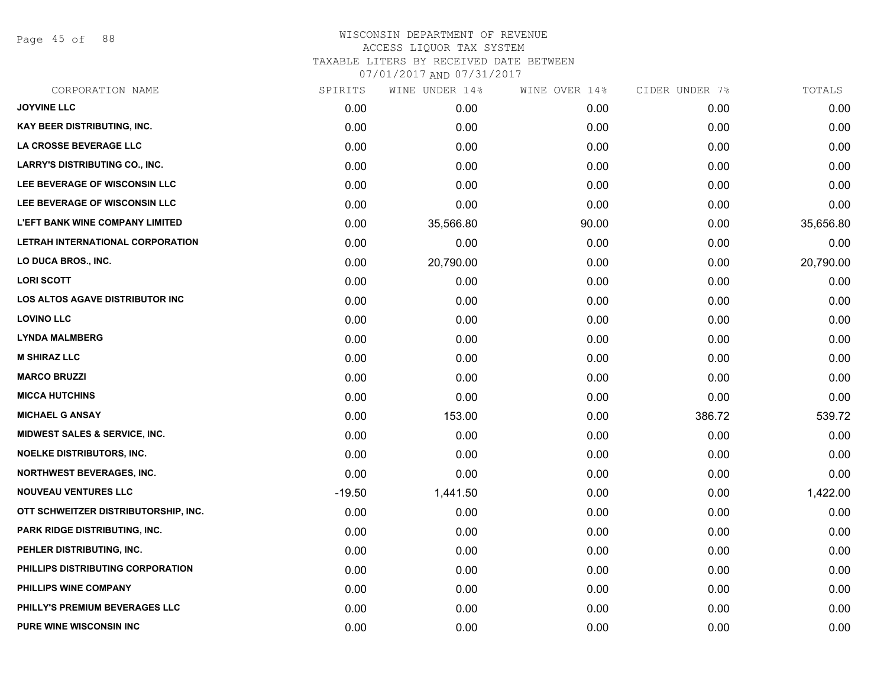# WISCONSIN DEPARTMENT OF REVENUE
## ACCESS LIQUOR TAX SYSTEM
### TAXABLE LITERS BY RECEIVED DATE BETWEEN 07/01/2017 AND 07/31/2017

| CORPORATION NAME | SPIRITS | WINE UNDER 14% | WINE OVER 14% | CIDER UNDER 7% | TOTALS |
|---|---|---|---|---|---|
| JOYVINE LLC | 0.00 | 0.00 | 0.00 | 0.00 | 0.00 |
| KAY BEER DISTRIBUTING, INC. | 0.00 | 0.00 | 0.00 | 0.00 | 0.00 |
| LA CROSSE BEVERAGE LLC | 0.00 | 0.00 | 0.00 | 0.00 | 0.00 |
| LARRY'S DISTRIBUTING CO., INC. | 0.00 | 0.00 | 0.00 | 0.00 | 0.00 |
| LEE BEVERAGE OF WISCONSIN LLC | 0.00 | 0.00 | 0.00 | 0.00 | 0.00 |
| LEE BEVERAGE OF WISCONSIN LLC | 0.00 | 0.00 | 0.00 | 0.00 | 0.00 |
| L'EFT BANK WINE COMPANY LIMITED | 0.00 | 35,566.80 | 90.00 | 0.00 | 35,656.80 |
| LETRAH INTERNATIONAL CORPORATION | 0.00 | 0.00 | 0.00 | 0.00 | 0.00 |
| LO DUCA BROS., INC. | 0.00 | 20,790.00 | 0.00 | 0.00 | 20,790.00 |
| LORI SCOTT | 0.00 | 0.00 | 0.00 | 0.00 | 0.00 |
| LOS ALTOS AGAVE DISTRIBUTOR INC | 0.00 | 0.00 | 0.00 | 0.00 | 0.00 |
| LOVINO LLC | 0.00 | 0.00 | 0.00 | 0.00 | 0.00 |
| LYNDA MALMBERG | 0.00 | 0.00 | 0.00 | 0.00 | 0.00 |
| M SHIRAZ LLC | 0.00 | 0.00 | 0.00 | 0.00 | 0.00 |
| MARCO BRUZZI | 0.00 | 0.00 | 0.00 | 0.00 | 0.00 |
| MICCA HUTCHINS | 0.00 | 0.00 | 0.00 | 0.00 | 0.00 |
| MICHAEL G ANSAY | 0.00 | 153.00 | 0.00 | 386.72 | 539.72 |
| MIDWEST SALES & SERVICE, INC. | 0.00 | 0.00 | 0.00 | 0.00 | 0.00 |
| NOELKE DISTRIBUTORS, INC. | 0.00 | 0.00 | 0.00 | 0.00 | 0.00 |
| NORTHWEST BEVERAGES, INC. | 0.00 | 0.00 | 0.00 | 0.00 | 0.00 |
| NOUVEAU VENTURES LLC | -19.50 | 1,441.50 | 0.00 | 0.00 | 1,422.00 |
| OTT SCHWEITZER DISTRIBUTORSHIP, INC. | 0.00 | 0.00 | 0.00 | 0.00 | 0.00 |
| PARK RIDGE DISTRIBUTING, INC. | 0.00 | 0.00 | 0.00 | 0.00 | 0.00 |
| PEHLER DISTRIBUTING, INC. | 0.00 | 0.00 | 0.00 | 0.00 | 0.00 |
| PHILLIPS DISTRIBUTING CORPORATION | 0.00 | 0.00 | 0.00 | 0.00 | 0.00 |
| PHILLIPS WINE COMPANY | 0.00 | 0.00 | 0.00 | 0.00 | 0.00 |
| PHILLY'S PREMIUM BEVERAGES LLC | 0.00 | 0.00 | 0.00 | 0.00 | 0.00 |
| PURE WINE WISCONSIN INC | 0.00 | 0.00 | 0.00 | 0.00 | 0.00 |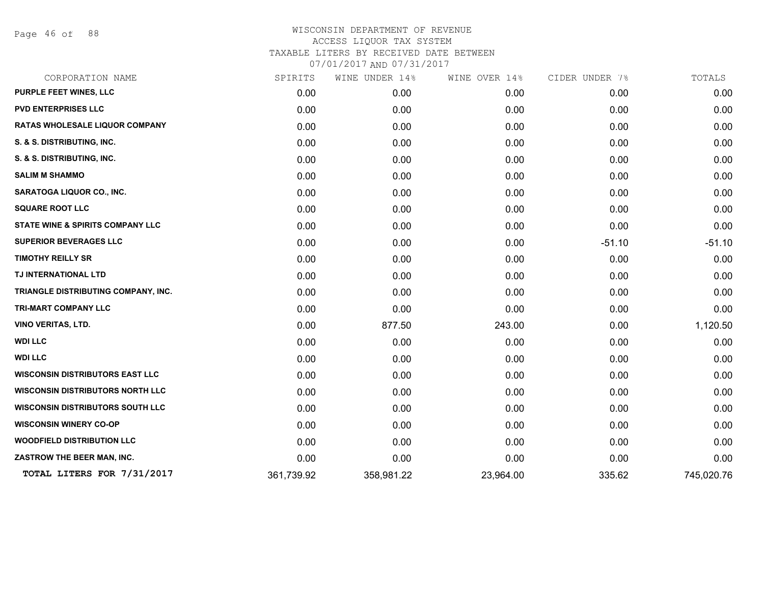# WISCONSIN DEPARTMENT OF REVENUE

ACCESS LIQUOR TAX SYSTEM

TAXABLE LITERS BY RECEIVED DATE BETWEEN

07/01/2017 AND 07/31/2017

| CORPORATION NAME | SPIRITS | WINE UNDER 14% | WINE OVER 14% | CIDER UNDER 7% | TOTALS |
|---|---|---|---|---|---|
| PURPLE FEET WINES, LLC | 0.00 | 0.00 | 0.00 | 0.00 | 0.00 |
| PVD ENTERPRISES LLC | 0.00 | 0.00 | 0.00 | 0.00 | 0.00 |
| RATAS WHOLESALE LIQUOR COMPANY | 0.00 | 0.00 | 0.00 | 0.00 | 0.00 |
| S. & S. DISTRIBUTING, INC. | 0.00 | 0.00 | 0.00 | 0.00 | 0.00 |
| S. & S. DISTRIBUTING, INC. | 0.00 | 0.00 | 0.00 | 0.00 | 0.00 |
| SALIM M SHAMMO | 0.00 | 0.00 | 0.00 | 0.00 | 0.00 |
| SARATOGA LIQUOR CO., INC. | 0.00 | 0.00 | 0.00 | 0.00 | 0.00 |
| SQUARE ROOT LLC | 0.00 | 0.00 | 0.00 | 0.00 | 0.00 |
| STATE WINE & SPIRITS COMPANY LLC | 0.00 | 0.00 | 0.00 | 0.00 | 0.00 |
| SUPERIOR BEVERAGES LLC | 0.00 | 0.00 | 0.00 | -51.10 | -51.10 |
| TIMOTHY REILLY SR | 0.00 | 0.00 | 0.00 | 0.00 | 0.00 |
| TJ INTERNATIONAL LTD | 0.00 | 0.00 | 0.00 | 0.00 | 0.00 |
| TRIANGLE DISTRIBUTING COMPANY, INC. | 0.00 | 0.00 | 0.00 | 0.00 | 0.00 |
| TRI-MART COMPANY LLC | 0.00 | 0.00 | 0.00 | 0.00 | 0.00 |
| VINO VERITAS, LTD. | 0.00 | 877.50 | 243.00 | 0.00 | 1,120.50 |
| WDI LLC | 0.00 | 0.00 | 0.00 | 0.00 | 0.00 |
| WDI LLC | 0.00 | 0.00 | 0.00 | 0.00 | 0.00 |
| WISCONSIN DISTRIBUTORS EAST LLC | 0.00 | 0.00 | 0.00 | 0.00 | 0.00 |
| WISCONSIN DISTRIBUTORS NORTH LLC | 0.00 | 0.00 | 0.00 | 0.00 | 0.00 |
| WISCONSIN DISTRIBUTORS SOUTH LLC | 0.00 | 0.00 | 0.00 | 0.00 | 0.00 |
| WISCONSIN WINERY CO-OP | 0.00 | 0.00 | 0.00 | 0.00 | 0.00 |
| WOODFIELD DISTRIBUTION LLC | 0.00 | 0.00 | 0.00 | 0.00 | 0.00 |
| ZASTROW THE BEER MAN, INC. | 0.00 | 0.00 | 0.00 | 0.00 | 0.00 |
| **TOTAL LITERS FOR 7/31/2017** | 361,739.92 | 358,981.22 | 23,964.00 | 335.62 | 745,020.76 |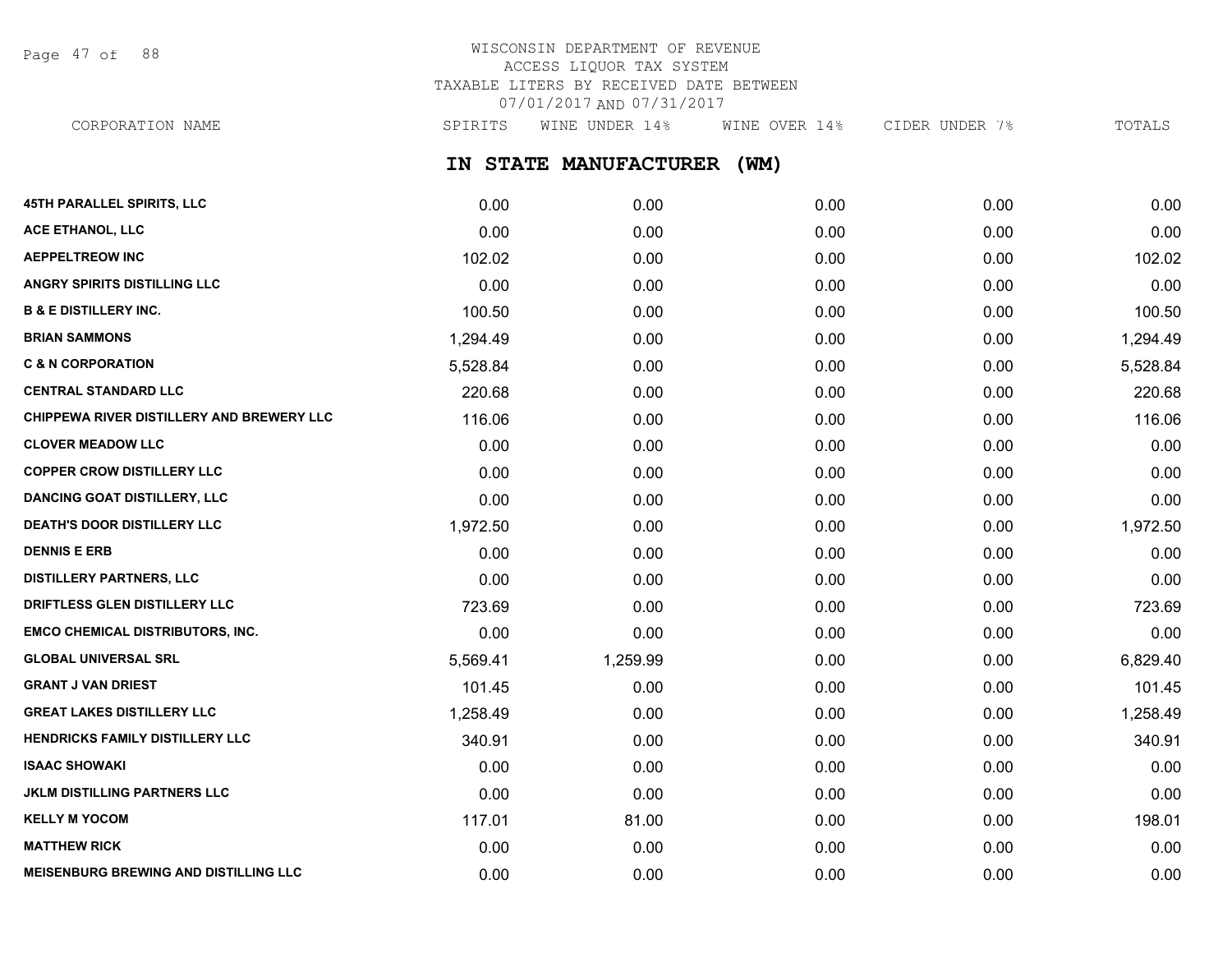WISCONSIN DEPARTMENT OF REVENUE
ACCESS LIQUOR TAX SYSTEM
TAXABLE LITERS BY RECEIVED DATE BETWEEN
07/01/2017 AND 07/31/2017

## IN STATE MANUFACTURER (WM)

| CORPORATION NAME | SPIRITS | WINE UNDER 14% | WINE OVER 14% | CIDER UNDER 7% | TOTALS |
|---|---|---|---|---|---|
| **45TH PARALLEL SPIRITS, LLC** | 0.00 | 0.00 | 0.00 | 0.00 | 0.00 |
| **ACE ETHANOL, LLC** | 0.00 | 0.00 | 0.00 | 0.00 | 0.00 |
| **AEPPELTREOW INC** | 102.02 | 0.00 | 0.00 | 0.00 | 102.02 |
| **ANGRY SPIRITS DISTILLING LLC** | 0.00 | 0.00 | 0.00 | 0.00 | 0.00 |
| **B & E DISTILLERY INC.** | 100.50 | 0.00 | 0.00 | 0.00 | 100.50 |
| **BRIAN SAMMONS** | 1,294.49 | 0.00 | 0.00 | 0.00 | 1,294.49 |
| **C & N CORPORATION** | 5,528.84 | 0.00 | 0.00 | 0.00 | 5,528.84 |
| **CENTRAL STANDARD LLC** | 220.68 | 0.00 | 0.00 | 0.00 | 220.68 |
| **CHIPPEWA RIVER DISTILLERY AND BREWERY LLC** | 116.06 | 0.00 | 0.00 | 0.00 | 116.06 |
| **CLOVER MEADOW LLC** | 0.00 | 0.00 | 0.00 | 0.00 | 0.00 |
| **COPPER CROW DISTILLERY LLC** | 0.00 | 0.00 | 0.00 | 0.00 | 0.00 |
| **DANCING GOAT DISTILLERY, LLC** | 0.00 | 0.00 | 0.00 | 0.00 | 0.00 |
| **DEATH'S DOOR DISTILLERY LLC** | 1,972.50 | 0.00 | 0.00 | 0.00 | 1,972.50 |
| **DENNIS E ERB** | 0.00 | 0.00 | 0.00 | 0.00 | 0.00 |
| **DISTILLERY PARTNERS, LLC** | 0.00 | 0.00 | 0.00 | 0.00 | 0.00 |
| **DRIFTLESS GLEN DISTILLERY LLC** | 723.69 | 0.00 | 0.00 | 0.00 | 723.69 |
| **EMCO CHEMICAL DISTRIBUTORS, INC.** | 0.00 | 0.00 | 0.00 | 0.00 | 0.00 |
| **GLOBAL UNIVERSAL SRL** | 5,569.41 | 1,259.99 | 0.00 | 0.00 | 6,829.40 |
| **GRANT J VAN DRIEST** | 101.45 | 0.00 | 0.00 | 0.00 | 101.45 |
| **GREAT LAKES DISTILLERY LLC** | 1,258.49 | 0.00 | 0.00 | 0.00 | 1,258.49 |
| **HENDRICKS FAMILY DISTILLERY LLC** | 340.91 | 0.00 | 0.00 | 0.00 | 340.91 |
| **ISAAC SHOWAKI** | 0.00 | 0.00 | 0.00 | 0.00 | 0.00 |
| **JKLM DISTILLING PARTNERS LLC** | 0.00 | 0.00 | 0.00 | 0.00 | 0.00 |
| **KELLY M YOCOM** | 117.01 | 81.00 | 0.00 | 0.00 | 198.01 |
| **MATTHEW RICK** | 0.00 | 0.00 | 0.00 | 0.00 | 0.00 |
| **MEISENBURG BREWING AND DISTILLING LLC** | 0.00 | 0.00 | 0.00 | 0.00 | 0.00 |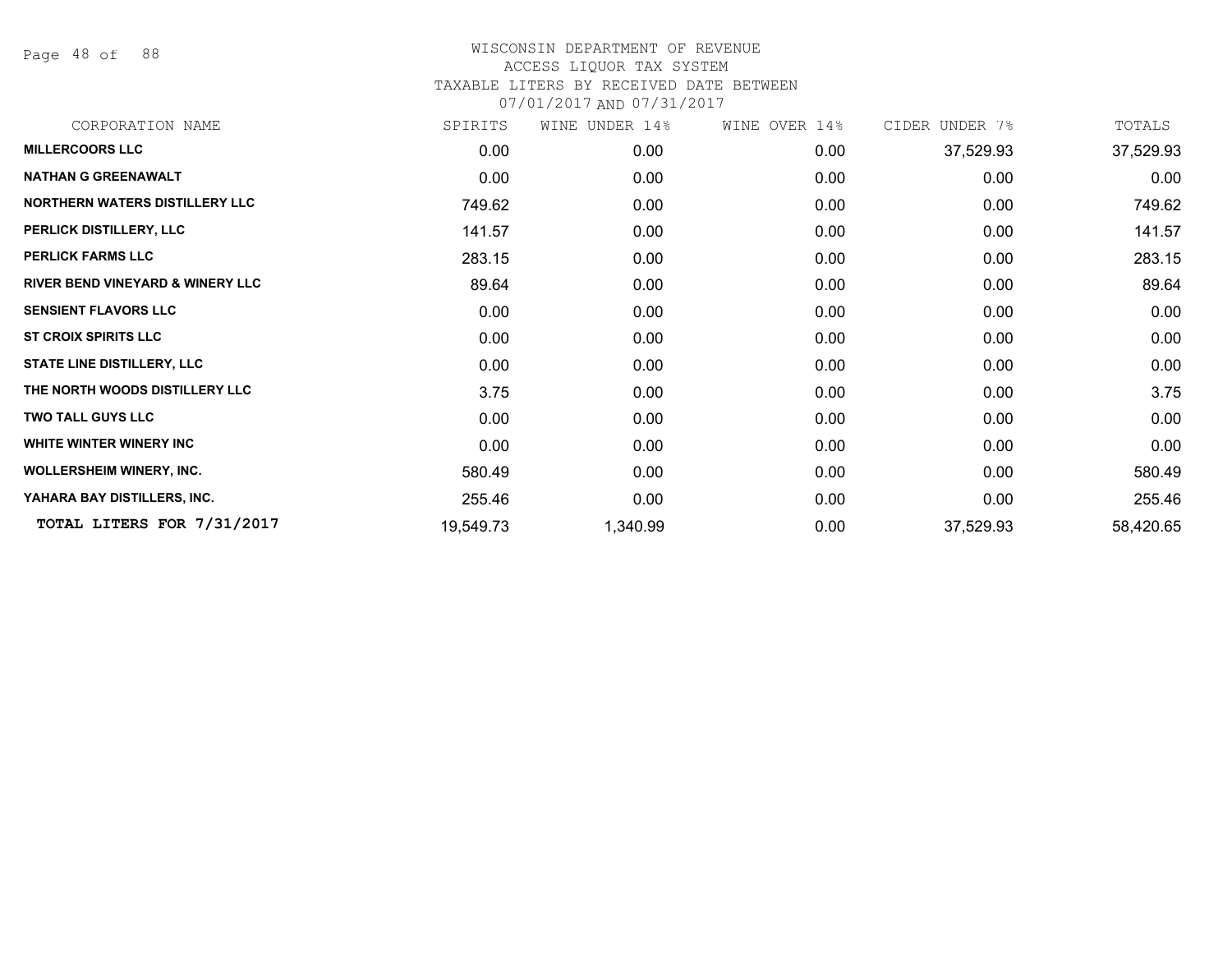# WISCONSIN DEPARTMENT OF REVENUE
## ACCESS LIQUOR TAX SYSTEM
### TAXABLE LITERS BY RECEIVED DATE BETWEEN 07/01/2017 AND 07/31/2017

| CORPORATION NAME | SPIRITS | WINE UNDER 14% | WINE OVER 14% | CIDER UNDER 7% | TOTALS |
|---|---|---|---|---|---|
| **MILLERCOORS LLC** | 0.00 | 0.00 | 0.00 | 37,529.93 | 37,529.93 |
| **NATHAN G GREENAWALT** | 0.00 | 0.00 | 0.00 | 0.00 | 0.00 |
| **NORTHERN WATERS DISTILLERY LLC** | 749.62 | 0.00 | 0.00 | 0.00 | 749.62 |
| **PERLICK DISTILLERY, LLC** | 141.57 | 0.00 | 0.00 | 0.00 | 141.57 |
| **PERLICK FARMS LLC** | 283.15 | 0.00 | 0.00 | 0.00 | 283.15 |
| **RIVER BEND VINEYARD & WINERY LLC** | 89.64 | 0.00 | 0.00 | 0.00 | 89.64 |
| **SENSIENT FLAVORS LLC** | 0.00 | 0.00 | 0.00 | 0.00 | 0.00 |
| **ST CROIX SPIRITS LLC** | 0.00 | 0.00 | 0.00 | 0.00 | 0.00 |
| **STATE LINE DISTILLERY, LLC** | 0.00 | 0.00 | 0.00 | 0.00 | 0.00 |
| **THE NORTH WOODS DISTILLERY LLC** | 3.75 | 0.00 | 0.00 | 0.00 | 3.75 |
| **TWO TALL GUYS LLC** | 0.00 | 0.00 | 0.00 | 0.00 | 0.00 |
| **WHITE WINTER WINERY INC** | 0.00 | 0.00 | 0.00 | 0.00 | 0.00 |
| **WOLLERSHEIM WINERY, INC.** | 580.49 | 0.00 | 0.00 | 0.00 | 580.49 |
| **YAHARA BAY DISTILLERS, INC.** | 255.46 | 0.00 | 0.00 | 0.00 | 255.46 |
| **TOTAL LITERS FOR 7/31/2017** | 19,549.73 | 1,340.99 | 0.00 | 37,529.93 | 58,420.65 |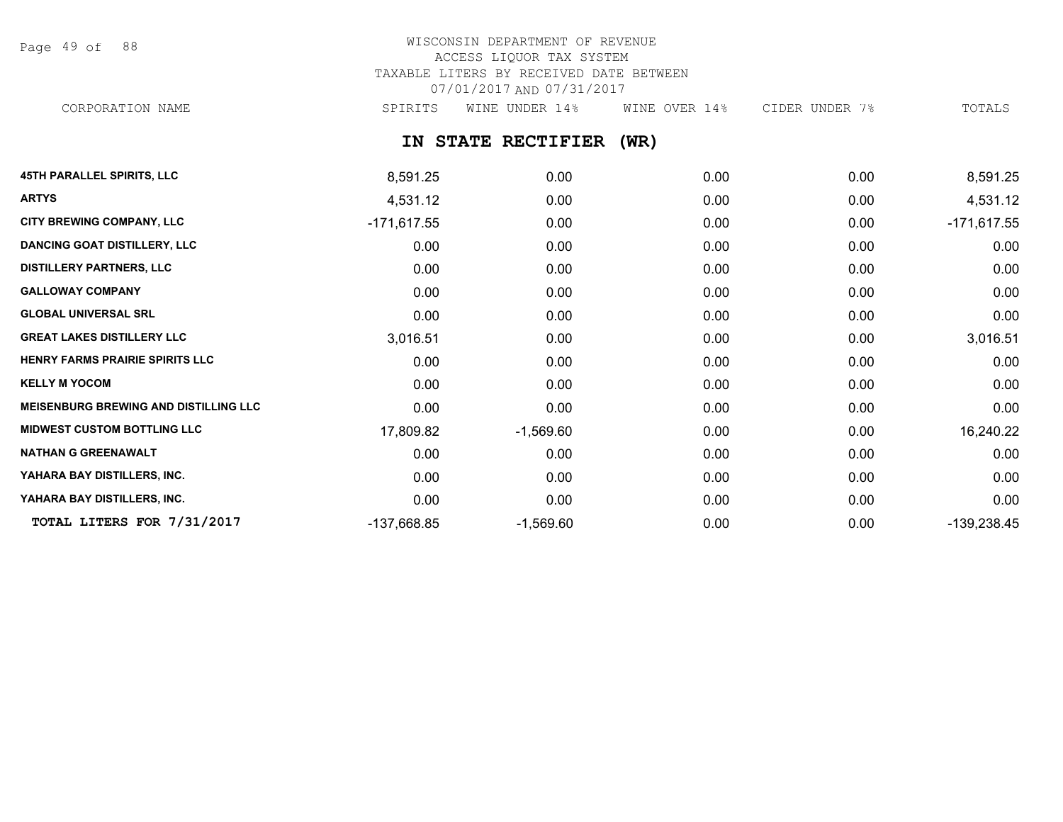WISCONSIN DEPARTMENT OF REVENUE
ACCESS LIQUOR TAX SYSTEM
TAXABLE LITERS BY RECEIVED DATE BETWEEN
07/01/2017 AND 07/31/2017

## IN STATE RECTIFIER (WR)

| CORPORATION NAME | SPIRITS | WINE UNDER 14% | WINE OVER 14% | CIDER UNDER 7% | TOTALS |
|---|---|---|---|---|---|
| **45TH PARALLEL SPIRITS, LLC** | 8,591.25 | 0.00 | 0.00 | 0.00 | 8,591.25 |
| **ARTYS** | 4,531.12 | 0.00 | 0.00 | 0.00 | 4,531.12 |
| **CITY BREWING COMPANY, LLC** | -171,617.55 | 0.00 | 0.00 | 0.00 | -171,617.55 |
| **DANCING GOAT DISTILLERY, LLC** | 0.00 | 0.00 | 0.00 | 0.00 | 0.00 |
| **DISTILLERY PARTNERS, LLC** | 0.00 | 0.00 | 0.00 | 0.00 | 0.00 |
| **GALLOWAY COMPANY** | 0.00 | 0.00 | 0.00 | 0.00 | 0.00 |
| **GLOBAL UNIVERSAL SRL** | 0.00 | 0.00 | 0.00 | 0.00 | 0.00 |
| **GREAT LAKES DISTILLERY LLC** | 3,016.51 | 0.00 | 0.00 | 0.00 | 3,016.51 |
| **HENRY FARMS PRAIRIE SPIRITS LLC** | 0.00 | 0.00 | 0.00 | 0.00 | 0.00 |
| **KELLY M YOCOM** | 0.00 | 0.00 | 0.00 | 0.00 | 0.00 |
| **MEISENBURG BREWING AND DISTILLING LLC** | 0.00 | 0.00 | 0.00 | 0.00 | 0.00 |
| **MIDWEST CUSTOM BOTTLING LLC** | 17,809.82 | -1,569.60 | 0.00 | 0.00 | 16,240.22 |
| **NATHAN G GREENAWALT** | 0.00 | 0.00 | 0.00 | 0.00 | 0.00 |
| **YAHARA BAY DISTILLERS, INC.** | 0.00 | 0.00 | 0.00 | 0.00 | 0.00 |
| **YAHARA BAY DISTILLERS, INC.** | 0.00 | 0.00 | 0.00 | 0.00 | 0.00 |
| **TOTAL LITERS FOR 7/31/2017** | -137,668.85 | -1,569.60 | 0.00 | 0.00 | -139,238.45 |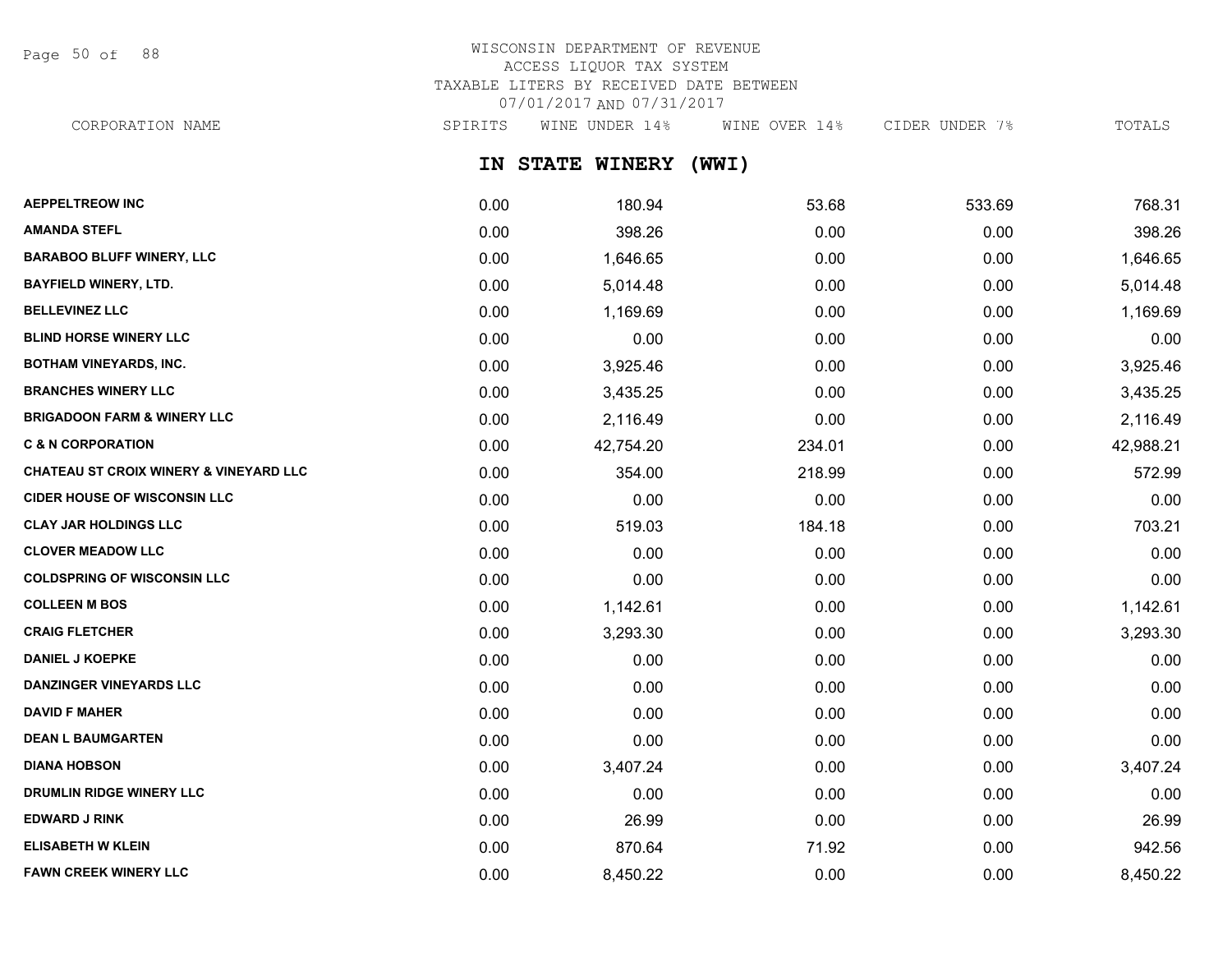WISCONSIN DEPARTMENT OF REVENUE
ACCESS LIQUOR TAX SYSTEM
TAXABLE LITERS BY RECEIVED DATE BETWEEN
07/01/2017 AND 07/31/2017

## IN STATE WINERY (WWI)

| CORPORATION NAME | SPIRITS | WINE UNDER 14% | WINE OVER 14% | CIDER UNDER 7% | TOTALS |
|---|---|---|---|---|---|
| AEPPELTREOW INC | 0.00 | 180.94 | 53.68 | 533.69 | 768.31 |
| AMANDA STEFL | 0.00 | 398.26 | 0.00 | 0.00 | 398.26 |
| BARABOO BLUFF WINERY, LLC | 0.00 | 1,646.65 | 0.00 | 0.00 | 1,646.65 |
| BAYFIELD WINERY, LTD. | 0.00 | 5,014.48 | 0.00 | 0.00 | 5,014.48 |
| BELLEVINEZ LLC | 0.00 | 1,169.69 | 0.00 | 0.00 | 1,169.69 |
| BLIND HORSE WINERY LLC | 0.00 | 0.00 | 0.00 | 0.00 | 0.00 |
| BOTHAM VINEYARDS, INC. | 0.00 | 3,925.46 | 0.00 | 0.00 | 3,925.46 |
| BRANCHES WINERY LLC | 0.00 | 3,435.25 | 0.00 | 0.00 | 3,435.25 |
| BRIGADOON FARM & WINERY LLC | 0.00 | 2,116.49 | 0.00 | 0.00 | 2,116.49 |
| C & N CORPORATION | 0.00 | 42,754.20 | 234.01 | 0.00 | 42,988.21 |
| CHATEAU ST CROIX WINERY & VINEYARD LLC | 0.00 | 354.00 | 218.99 | 0.00 | 572.99 |
| CIDER HOUSE OF WISCONSIN LLC | 0.00 | 0.00 | 0.00 | 0.00 | 0.00 |
| CLAY JAR HOLDINGS LLC | 0.00 | 519.03 | 184.18 | 0.00 | 703.21 |
| CLOVER MEADOW LLC | 0.00 | 0.00 | 0.00 | 0.00 | 0.00 |
| COLDSPRING OF WISCONSIN LLC | 0.00 | 0.00 | 0.00 | 0.00 | 0.00 |
| COLLEEN M BOS | 0.00 | 1,142.61 | 0.00 | 0.00 | 1,142.61 |
| CRAIG FLETCHER | 0.00 | 3,293.30 | 0.00 | 0.00 | 3,293.30 |
| DANIEL J KOEPKE | 0.00 | 0.00 | 0.00 | 0.00 | 0.00 |
| DANZINGER VINEYARDS LLC | 0.00 | 0.00 | 0.00 | 0.00 | 0.00 |
| DAVID F MAHER | 0.00 | 0.00 | 0.00 | 0.00 | 0.00 |
| DEAN L BAUMGARTEN | 0.00 | 0.00 | 0.00 | 0.00 | 0.00 |
| DIANA HOBSON | 0.00 | 3,407.24 | 0.00 | 0.00 | 3,407.24 |
| DRUMLIN RIDGE WINERY LLC | 0.00 | 0.00 | 0.00 | 0.00 | 0.00 |
| EDWARD J RINK | 0.00 | 26.99 | 0.00 | 0.00 | 26.99 |
| ELISABETH W KLEIN | 0.00 | 870.64 | 71.92 | 0.00 | 942.56 |
| FAWN CREEK WINERY LLC | 0.00 | 8,450.22 | 0.00 | 0.00 | 8,450.22 |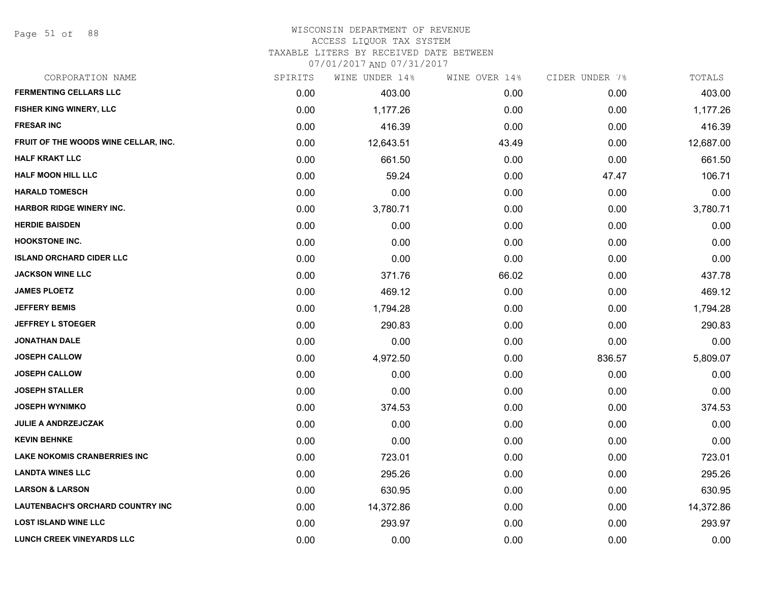WISCONSIN DEPARTMENT OF REVENUE
ACCESS LIQUOR TAX SYSTEM
TAXABLE LITERS BY RECEIVED DATE BETWEEN
07/01/2017 AND 07/31/2017

| CORPORATION NAME | SPIRITS | WINE UNDER 14% | WINE OVER 14% | CIDER UNDER 7% | TOTALS |
|---|---|---|---|---|---|
| FERMENTING CELLARS LLC | 0.00 | 403.00 | 0.00 | 0.00 | 403.00 |
| FISHER KING WINERY, LLC | 0.00 | 1,177.26 | 0.00 | 0.00 | 1,177.26 |
| FRESAR INC | 0.00 | 416.39 | 0.00 | 0.00 | 416.39 |
| FRUIT OF THE WOODS WINE CELLAR, INC. | 0.00 | 12,643.51 | 43.49 | 0.00 | 12,687.00 |
| HALF KRAKT LLC | 0.00 | 661.50 | 0.00 | 0.00 | 661.50 |
| HALF MOON HILL LLC | 0.00 | 59.24 | 0.00 | 47.47 | 106.71 |
| HARALD TOMESCH | 0.00 | 0.00 | 0.00 | 0.00 | 0.00 |
| HARBOR RIDGE WINERY INC. | 0.00 | 3,780.71 | 0.00 | 0.00 | 3,780.71 |
| HERDIE BAISDEN | 0.00 | 0.00 | 0.00 | 0.00 | 0.00 |
| HOOKSTONE INC. | 0.00 | 0.00 | 0.00 | 0.00 | 0.00 |
| ISLAND ORCHARD CIDER LLC | 0.00 | 0.00 | 0.00 | 0.00 | 0.00 |
| JACKSON WINE LLC | 0.00 | 371.76 | 66.02 | 0.00 | 437.78 |
| JAMES PLOETZ | 0.00 | 469.12 | 0.00 | 0.00 | 469.12 |
| JEFFERY BEMIS | 0.00 | 1,794.28 | 0.00 | 0.00 | 1,794.28 |
| JEFFREY L STOEGER | 0.00 | 290.83 | 0.00 | 0.00 | 290.83 |
| JONATHAN DALE | 0.00 | 0.00 | 0.00 | 0.00 | 0.00 |
| JOSEPH CALLOW | 0.00 | 4,972.50 | 0.00 | 836.57 | 5,809.07 |
| JOSEPH CALLOW | 0.00 | 0.00 | 0.00 | 0.00 | 0.00 |
| JOSEPH STALLER | 0.00 | 0.00 | 0.00 | 0.00 | 0.00 |
| JOSEPH WYNIMKO | 0.00 | 374.53 | 0.00 | 0.00 | 374.53 |
| JULIE A ANDRZEJCZAK | 0.00 | 0.00 | 0.00 | 0.00 | 0.00 |
| KEVIN BEHNKE | 0.00 | 0.00 | 0.00 | 0.00 | 0.00 |
| LAKE NOKOMIS CRANBERRIES INC | 0.00 | 723.01 | 0.00 | 0.00 | 723.01 |
| LANDTA WINES LLC | 0.00 | 295.26 | 0.00 | 0.00 | 295.26 |
| LARSON & LARSON | 0.00 | 630.95 | 0.00 | 0.00 | 630.95 |
| LAUTENBACH'S ORCHARD COUNTRY INC | 0.00 | 14,372.86 | 0.00 | 0.00 | 14,372.86 |
| LOST ISLAND WINE LLC | 0.00 | 293.97 | 0.00 | 0.00 | 293.97 |
| LUNCH CREEK VINEYARDS LLC | 0.00 | 0.00 | 0.00 | 0.00 | 0.00 |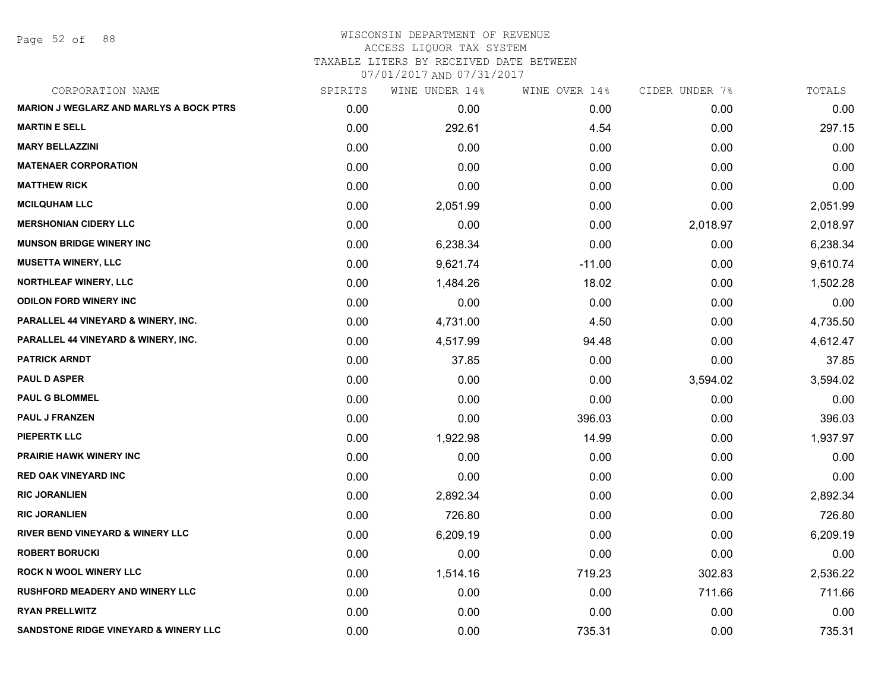# WISCONSIN DEPARTMENT OF REVENUE
## ACCESS LIQUOR TAX SYSTEM
### TAXABLE LITERS BY RECEIVED DATE BETWEEN 07/01/2017 AND 07/31/2017

| CORPORATION NAME | SPIRITS | WINE UNDER 14% | WINE OVER 14% | CIDER UNDER 7% | TOTALS |
|---|---|---|---|---|---|
| MARION J WEGLARZ AND MARLYS A BOCK PTRS | 0.00 | 0.00 | 0.00 | 0.00 | 0.00 |
| MARTIN E SELL | 0.00 | 292.61 | 4.54 | 0.00 | 297.15 |
| MARY BELLAZZINI | 0.00 | 0.00 | 0.00 | 0.00 | 0.00 |
| MATENAER CORPORATION | 0.00 | 0.00 | 0.00 | 0.00 | 0.00 |
| MATTHEW RICK | 0.00 | 0.00 | 0.00 | 0.00 | 0.00 |
| MCILQUHAM LLC | 0.00 | 2,051.99 | 0.00 | 0.00 | 2,051.99 |
| MERSHONIAN CIDERY LLC | 0.00 | 0.00 | 0.00 | 2,018.97 | 2,018.97 |
| MUNSON BRIDGE WINERY INC | 0.00 | 6,238.34 | 0.00 | 0.00 | 6,238.34 |
| MUSETTA WINERY, LLC | 0.00 | 9,621.74 | -11.00 | 0.00 | 9,610.74 |
| NORTHLEAF WINERY, LLC | 0.00 | 1,484.26 | 18.02 | 0.00 | 1,502.28 |
| ODILON FORD WINERY INC | 0.00 | 0.00 | 0.00 | 0.00 | 0.00 |
| PARALLEL 44 VINEYARD & WINERY, INC. | 0.00 | 4,731.00 | 4.50 | 0.00 | 4,735.50 |
| PARALLEL 44 VINEYARD & WINERY, INC. | 0.00 | 4,517.99 | 94.48 | 0.00 | 4,612.47 |
| PATRICK ARNDT | 0.00 | 37.85 | 0.00 | 0.00 | 37.85 |
| PAUL D ASPER | 0.00 | 0.00 | 0.00 | 3,594.02 | 3,594.02 |
| PAUL G BLOMMEL | 0.00 | 0.00 | 0.00 | 0.00 | 0.00 |
| PAUL J FRANZEN | 0.00 | 0.00 | 396.03 | 0.00 | 396.03 |
| PIEPERTK LLC | 0.00 | 1,922.98 | 14.99 | 0.00 | 1,937.97 |
| PRAIRIE HAWK WINERY INC | 0.00 | 0.00 | 0.00 | 0.00 | 0.00 |
| RED OAK VINEYARD INC | 0.00 | 0.00 | 0.00 | 0.00 | 0.00 |
| RIC JORANLIEN | 0.00 | 2,892.34 | 0.00 | 0.00 | 2,892.34 |
| RIC JORANLIEN | 0.00 | 726.80 | 0.00 | 0.00 | 726.80 |
| RIVER BEND VINEYARD & WINERY LLC | 0.00 | 6,209.19 | 0.00 | 0.00 | 6,209.19 |
| ROBERT BORUCKI | 0.00 | 0.00 | 0.00 | 0.00 | 0.00 |
| ROCK N WOOL WINERY LLC | 0.00 | 1,514.16 | 719.23 | 302.83 | 2,536.22 |
| RUSHFORD MEADERY AND WINERY LLC | 0.00 | 0.00 | 0.00 | 711.66 | 711.66 |
| RYAN PRELLWITZ | 0.00 | 0.00 | 0.00 | 0.00 | 0.00 |
| SANDSTONE RIDGE VINEYARD & WINERY LLC | 0.00 | 0.00 | 735.31 | 0.00 | 735.31 |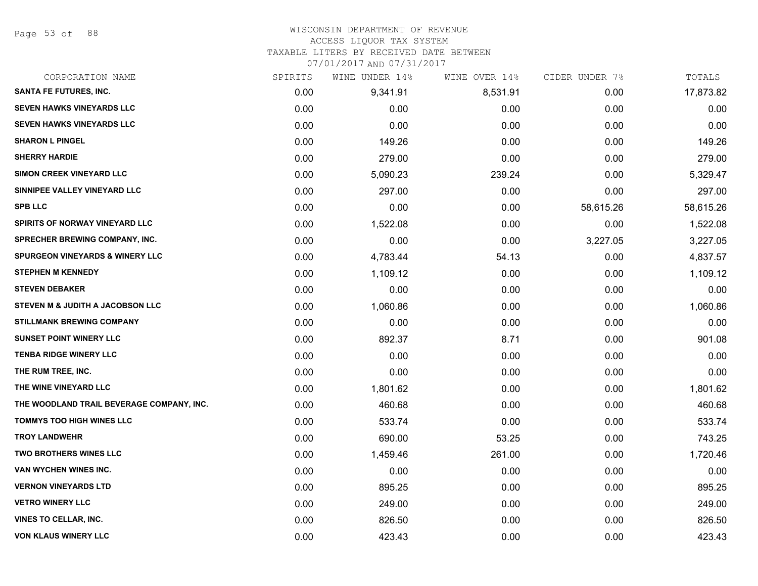WISCONSIN DEPARTMENT OF REVENUE
ACCESS LIQUOR TAX SYSTEM
TAXABLE LITERS BY RECEIVED DATE BETWEEN
07/01/2017 AND 07/31/2017

| CORPORATION NAME | SPIRITS | WINE UNDER 14% | WINE OVER 14% | CIDER UNDER 7% | TOTALS |
|---|---|---|---|---|---|
| SANTA FE FUTURES, INC. | 0.00 | 9,341.91 | 8,531.91 | 0.00 | 17,873.82 |
| SEVEN HAWKS VINEYARDS LLC | 0.00 | 0.00 | 0.00 | 0.00 | 0.00 |
| SEVEN HAWKS VINEYARDS LLC | 0.00 | 0.00 | 0.00 | 0.00 | 0.00 |
| SHARON L PINGEL | 0.00 | 149.26 | 0.00 | 0.00 | 149.26 |
| SHERRY HARDIE | 0.00 | 279.00 | 0.00 | 0.00 | 279.00 |
| SIMON CREEK VINEYARD LLC | 0.00 | 5,090.23 | 239.24 | 0.00 | 5,329.47 |
| SINNIPEE VALLEY VINEYARD LLC | 0.00 | 297.00 | 0.00 | 0.00 | 297.00 |
| SPB LLC | 0.00 | 0.00 | 0.00 | 58,615.26 | 58,615.26 |
| SPIRITS OF NORWAY VINEYARD LLC | 0.00 | 1,522.08 | 0.00 | 0.00 | 1,522.08 |
| SPRECHER BREWING COMPANY, INC. | 0.00 | 0.00 | 0.00 | 3,227.05 | 3,227.05 |
| SPURGEON VINEYARDS & WINERY LLC | 0.00 | 4,783.44 | 54.13 | 0.00 | 4,837.57 |
| STEPHEN M KENNEDY | 0.00 | 1,109.12 | 0.00 | 0.00 | 1,109.12 |
| STEVEN DEBAKER | 0.00 | 0.00 | 0.00 | 0.00 | 0.00 |
| STEVEN M & JUDITH A JACOBSON LLC | 0.00 | 1,060.86 | 0.00 | 0.00 | 1,060.86 |
| STILLMANK BREWING COMPANY | 0.00 | 0.00 | 0.00 | 0.00 | 0.00 |
| SUNSET POINT WINERY LLC | 0.00 | 892.37 | 8.71 | 0.00 | 901.08 |
| TENBA RIDGE WINERY LLC | 0.00 | 0.00 | 0.00 | 0.00 | 0.00 |
| THE RUM TREE, INC. | 0.00 | 0.00 | 0.00 | 0.00 | 0.00 |
| THE WINE VINEYARD LLC | 0.00 | 1,801.62 | 0.00 | 0.00 | 1,801.62 |
| THE WOODLAND TRAIL BEVERAGE COMPANY, INC. | 0.00 | 460.68 | 0.00 | 0.00 | 460.68 |
| TOMMYS TOO HIGH WINES LLC | 0.00 | 533.74 | 0.00 | 0.00 | 533.74 |
| TROY LANDWEHR | 0.00 | 690.00 | 53.25 | 0.00 | 743.25 |
| TWO BROTHERS WINES LLC | 0.00 | 1,459.46 | 261.00 | 0.00 | 1,720.46 |
| VAN WYCHEN WINES INC. | 0.00 | 0.00 | 0.00 | 0.00 | 0.00 |
| VERNON VINEYARDS LTD | 0.00 | 895.25 | 0.00 | 0.00 | 895.25 |
| VETRO WINERY LLC | 0.00 | 249.00 | 0.00 | 0.00 | 249.00 |
| VINES TO CELLAR, INC. | 0.00 | 826.50 | 0.00 | 0.00 | 826.50 |
| VON KLAUS WINERY LLC | 0.00 | 423.43 | 0.00 | 0.00 | 423.43 |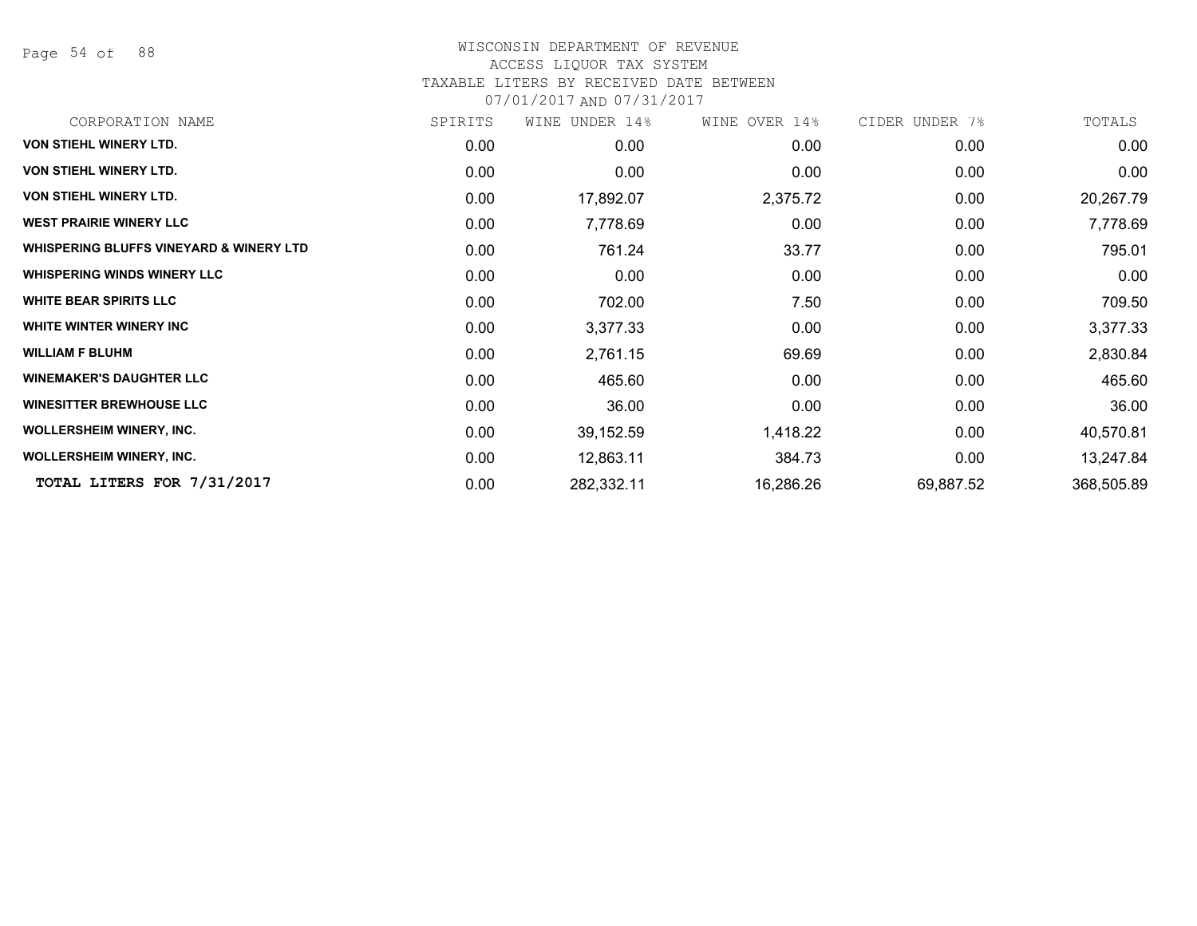# WISCONSIN DEPARTMENT OF REVENUE
## ACCESS LIQUOR TAX SYSTEM
### TAXABLE LITERS BY RECEIVED DATE BETWEEN 07/01/2017 AND 07/31/2017

| CORPORATION NAME | SPIRITS | WINE UNDER 14% | WINE OVER 14% | CIDER UNDER 7% | TOTALS |
|---|---|---|---|---|---|
| **VON STIEHL WINERY LTD.** | 0.00 | 0.00 | 0.00 | 0.00 | 0.00 |
| **VON STIEHL WINERY LTD.** | 0.00 | 0.00 | 0.00 | 0.00 | 0.00 |
| **VON STIEHL WINERY LTD.** | 0.00 | 17,892.07 | 2,375.72 | 0.00 | 20,267.79 |
| **WEST PRAIRIE WINERY LLC** | 0.00 | 7,778.69 | 0.00 | 0.00 | 7,778.69 |
| **WHISPERING BLUFFS VINEYARD & WINERY LTD** | 0.00 | 761.24 | 33.77 | 0.00 | 795.01 |
| **WHISPERING WINDS WINERY LLC** | 0.00 | 0.00 | 0.00 | 0.00 | 0.00 |
| **WHITE BEAR SPIRITS LLC** | 0.00 | 702.00 | 7.50 | 0.00 | 709.50 |
| **WHITE WINTER WINERY INC** | 0.00 | 3,377.33 | 0.00 | 0.00 | 3,377.33 |
| **WILLIAM F BLUHM** | 0.00 | 2,761.15 | 69.69 | 0.00 | 2,830.84 |
| **WINEMAKER'S DAUGHTER LLC** | 0.00 | 465.60 | 0.00 | 0.00 | 465.60 |
| **WINESITTER BREWHOUSE LLC** | 0.00 | 36.00 | 0.00 | 0.00 | 36.00 |
| **WOLLERSHEIM WINERY, INC.** | 0.00 | 39,152.59 | 1,418.22 | 0.00 | 40,570.81 |
| **WOLLERSHEIM WINERY, INC.** | 0.00 | 12,863.11 | 384.73 | 0.00 | 13,247.84 |
| **TOTAL LITERS FOR 7/31/2017** | 0.00 | 282,332.11 | 16,286.26 | 69,887.52 | 368,505.89 |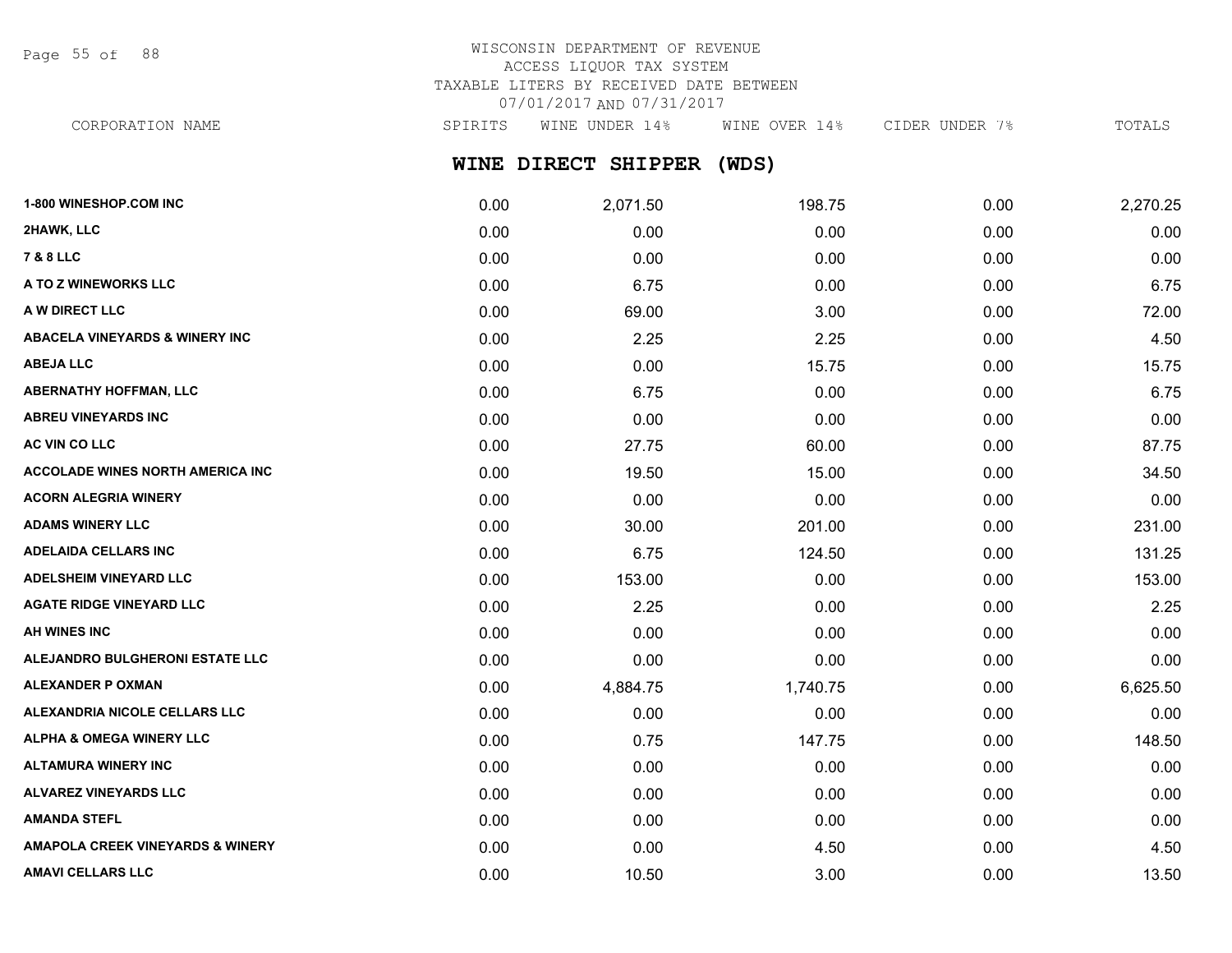WISCONSIN DEPARTMENT OF REVENUE
ACCESS LIQUOR TAX SYSTEM
TAXABLE LITERS BY RECEIVED DATE BETWEEN
07/01/2017 AND 07/31/2017

## WINE DIRECT SHIPPER (WDS)

| CORPORATION NAME | SPIRITS | WINE UNDER 14% | WINE OVER 14% | CIDER UNDER 7% | TOTALS |
|---|---|---|---|---|---|
| 1-800 WINESHOP.COM INC | 0.00 | 2,071.50 | 198.75 | 0.00 | 2,270.25 |
| 2HAWK, LLC | 0.00 | 0.00 | 0.00 | 0.00 | 0.00 |
| 7 & 8 LLC | 0.00 | 0.00 | 0.00 | 0.00 | 0.00 |
| A TO Z WINEWORKS LLC | 0.00 | 6.75 | 0.00 | 0.00 | 6.75 |
| A W DIRECT LLC | 0.00 | 69.00 | 3.00 | 0.00 | 72.00 |
| ABACELA VINEYARDS & WINERY INC | 0.00 | 2.25 | 2.25 | 0.00 | 4.50 |
| ABEJA LLC | 0.00 | 0.00 | 15.75 | 0.00 | 15.75 |
| ABERNATHY HOFFMAN, LLC | 0.00 | 6.75 | 0.00 | 0.00 | 6.75 |
| ABREU VINEYARDS INC | 0.00 | 0.00 | 0.00 | 0.00 | 0.00 |
| AC VIN CO LLC | 0.00 | 27.75 | 60.00 | 0.00 | 87.75 |
| ACCOLADE WINES NORTH AMERICA INC | 0.00 | 19.50 | 15.00 | 0.00 | 34.50 |
| ACORN ALEGRIA WINERY | 0.00 | 0.00 | 0.00 | 0.00 | 0.00 |
| ADAMS WINERY LLC | 0.00 | 30.00 | 201.00 | 0.00 | 231.00 |
| ADELAIDA CELLARS INC | 0.00 | 6.75 | 124.50 | 0.00 | 131.25 |
| ADELSHEIM VINEYARD LLC | 0.00 | 153.00 | 0.00 | 0.00 | 153.00 |
| AGATE RIDGE VINEYARD LLC | 0.00 | 2.25 | 0.00 | 0.00 | 2.25 |
| AH WINES INC | 0.00 | 0.00 | 0.00 | 0.00 | 0.00 |
| ALEJANDRO BULGHERONI ESTATE LLC | 0.00 | 0.00 | 0.00 | 0.00 | 0.00 |
| ALEXANDER P OXMAN | 0.00 | 4,884.75 | 1,740.75 | 0.00 | 6,625.50 |
| ALEXANDRIA NICOLE CELLARS LLC | 0.00 | 0.00 | 0.00 | 0.00 | 0.00 |
| ALPHA & OMEGA WINERY LLC | 0.00 | 0.75 | 147.75 | 0.00 | 148.50 |
| ALTAMURA WINERY INC | 0.00 | 0.00 | 0.00 | 0.00 | 0.00 |
| ALVAREZ VINEYARDS LLC | 0.00 | 0.00 | 0.00 | 0.00 | 0.00 |
| AMANDA STEFL | 0.00 | 0.00 | 0.00 | 0.00 | 0.00 |
| AMAPOLA CREEK VINEYARDS & WINERY | 0.00 | 0.00 | 4.50 | 0.00 | 4.50 |
| AMAVI CELLARS LLC | 0.00 | 10.50 | 3.00 | 0.00 | 13.50 |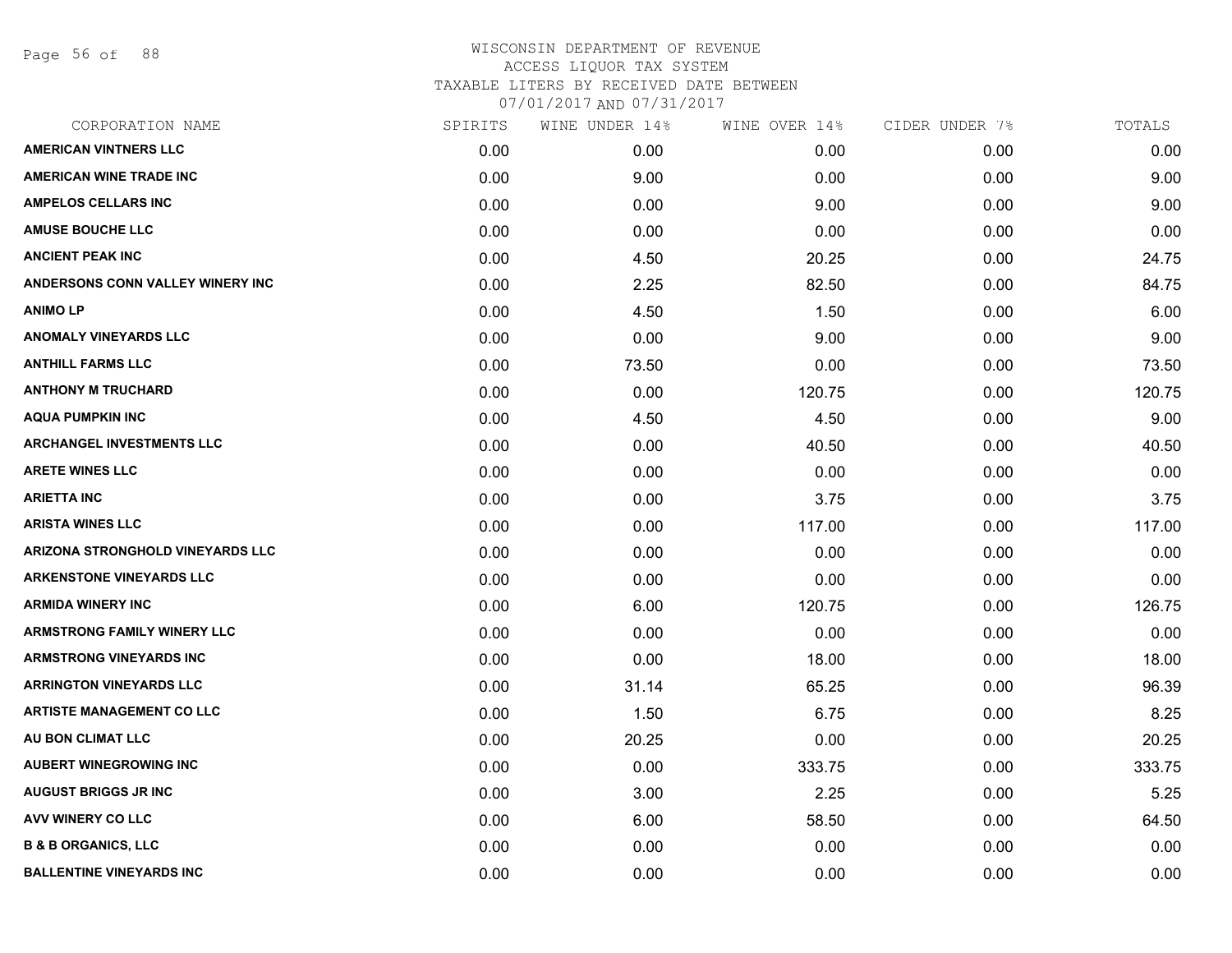# WISCONSIN DEPARTMENT OF REVENUE
## ACCESS LIQUOR TAX SYSTEM
### TAXABLE LITERS BY RECEIVED DATE BETWEEN 07/01/2017 AND 07/31/2017

| CORPORATION NAME | SPIRITS | WINE UNDER 14% | WINE OVER 14% | CIDER UNDER 7% | TOTALS |
|---|---|---|---|---|---|
| AMERICAN VINTNERS LLC | 0.00 | 0.00 | 0.00 | 0.00 | 0.00 |
| AMERICAN WINE TRADE INC | 0.00 | 9.00 | 0.00 | 0.00 | 9.00 |
| AMPELOS CELLARS INC | 0.00 | 0.00 | 9.00 | 0.00 | 9.00 |
| AMUSE BOUCHE LLC | 0.00 | 0.00 | 0.00 | 0.00 | 0.00 |
| ANCIENT PEAK INC | 0.00 | 4.50 | 20.25 | 0.00 | 24.75 |
| ANDERSONS CONN VALLEY WINERY INC | 0.00 | 2.25 | 82.50 | 0.00 | 84.75 |
| ANIMO LP | 0.00 | 4.50 | 1.50 | 0.00 | 6.00 |
| ANOMALY VINEYARDS LLC | 0.00 | 0.00 | 9.00 | 0.00 | 9.00 |
| ANTHILL FARMS LLC | 0.00 | 73.50 | 0.00 | 0.00 | 73.50 |
| ANTHONY M TRUCHARD | 0.00 | 0.00 | 120.75 | 0.00 | 120.75 |
| AQUA PUMPKIN INC | 0.00 | 4.50 | 4.50 | 0.00 | 9.00 |
| ARCHANGEL INVESTMENTS LLC | 0.00 | 0.00 | 40.50 | 0.00 | 40.50 |
| ARETE WINES LLC | 0.00 | 0.00 | 0.00 | 0.00 | 0.00 |
| ARIETTA INC | 0.00 | 0.00 | 3.75 | 0.00 | 3.75 |
| ARISTA WINES LLC | 0.00 | 0.00 | 117.00 | 0.00 | 117.00 |
| ARIZONA STRONGHOLD VINEYARDS LLC | 0.00 | 0.00 | 0.00 | 0.00 | 0.00 |
| ARKENSTONE VINEYARDS LLC | 0.00 | 0.00 | 0.00 | 0.00 | 0.00 |
| ARMIDA WINERY INC | 0.00 | 6.00 | 120.75 | 0.00 | 126.75 |
| ARMSTRONG FAMILY WINERY LLC | 0.00 | 0.00 | 0.00 | 0.00 | 0.00 |
| ARMSTRONG VINEYARDS INC | 0.00 | 0.00 | 18.00 | 0.00 | 18.00 |
| ARRINGTON VINEYARDS LLC | 0.00 | 31.14 | 65.25 | 0.00 | 96.39 |
| ARTISTE MANAGEMENT CO LLC | 0.00 | 1.50 | 6.75 | 0.00 | 8.25 |
| AU BON CLIMAT LLC | 0.00 | 20.25 | 0.00 | 0.00 | 20.25 |
| AUBERT WINEGROWING INC | 0.00 | 0.00 | 333.75 | 0.00 | 333.75 |
| AUGUST BRIGGS JR INC | 0.00 | 3.00 | 2.25 | 0.00 | 5.25 |
| AVV WINERY CO LLC | 0.00 | 6.00 | 58.50 | 0.00 | 64.50 |
| B & B ORGANICS, LLC | 0.00 | 0.00 | 0.00 | 0.00 | 0.00 |
| BALLENTINE VINEYARDS INC | 0.00 | 0.00 | 0.00 | 0.00 | 0.00 |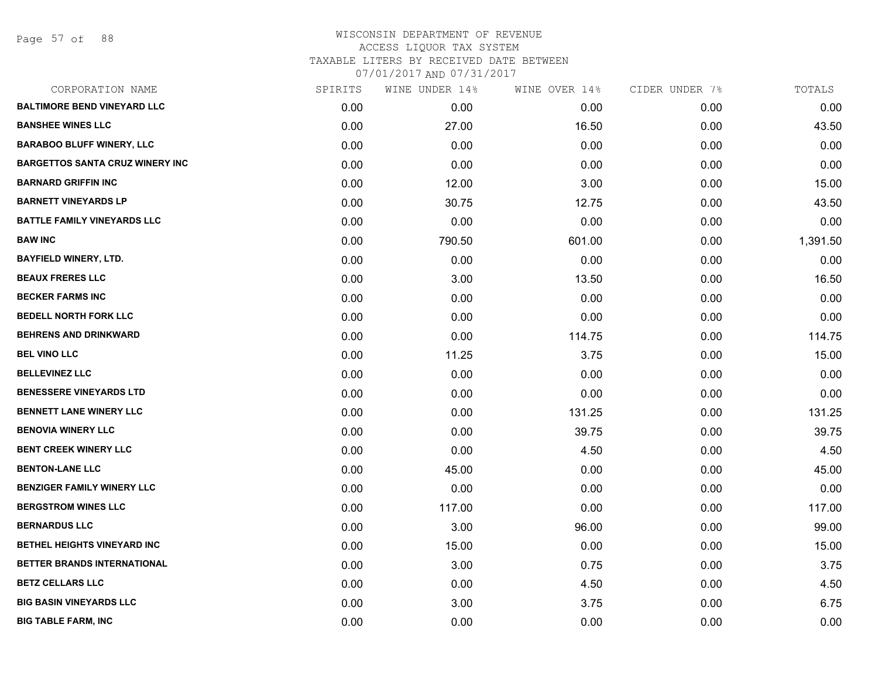WISCONSIN DEPARTMENT OF REVENUE
ACCESS LIQUOR TAX SYSTEM
TAXABLE LITERS BY RECEIVED DATE BETWEEN
07/01/2017 AND 07/31/2017

| CORPORATION NAME | SPIRITS | WINE UNDER 14% | WINE OVER 14% | CIDER UNDER 7% | TOTALS |
|---|---|---|---|---|---|
| BALTIMORE BEND VINEYARD LLC | 0.00 | 0.00 | 0.00 | 0.00 | 0.00 |
| BANSHEE WINES LLC | 0.00 | 27.00 | 16.50 | 0.00 | 43.50 |
| BARABOO BLUFF WINERY, LLC | 0.00 | 0.00 | 0.00 | 0.00 | 0.00 |
| BARGETTOS SANTA CRUZ WINERY INC | 0.00 | 0.00 | 0.00 | 0.00 | 0.00 |
| BARNARD GRIFFIN INC | 0.00 | 12.00 | 3.00 | 0.00 | 15.00 |
| BARNETT VINEYARDS LP | 0.00 | 30.75 | 12.75 | 0.00 | 43.50 |
| BATTLE FAMILY VINEYARDS LLC | 0.00 | 0.00 | 0.00 | 0.00 | 0.00 |
| BAW INC | 0.00 | 790.50 | 601.00 | 0.00 | 1,391.50 |
| BAYFIELD WINERY, LTD. | 0.00 | 0.00 | 0.00 | 0.00 | 0.00 |
| BEAUX FRERES LLC | 0.00 | 3.00 | 13.50 | 0.00 | 16.50 |
| BECKER FARMS INC | 0.00 | 0.00 | 0.00 | 0.00 | 0.00 |
| BEDELL NORTH FORK LLC | 0.00 | 0.00 | 0.00 | 0.00 | 0.00 |
| BEHRENS AND DRINKWARD | 0.00 | 0.00 | 114.75 | 0.00 | 114.75 |
| BEL VINO LLC | 0.00 | 11.25 | 3.75 | 0.00 | 15.00 |
| BELLEVINEZ LLC | 0.00 | 0.00 | 0.00 | 0.00 | 0.00 |
| BENESSERE VINEYARDS LTD | 0.00 | 0.00 | 0.00 | 0.00 | 0.00 |
| BENNETT LANE WINERY LLC | 0.00 | 0.00 | 131.25 | 0.00 | 131.25 |
| BENOVIA WINERY LLC | 0.00 | 0.00 | 39.75 | 0.00 | 39.75 |
| BENT CREEK WINERY LLC | 0.00 | 0.00 | 4.50 | 0.00 | 4.50 |
| BENTON-LANE LLC | 0.00 | 45.00 | 0.00 | 0.00 | 45.00 |
| BENZIGER FAMILY WINERY LLC | 0.00 | 0.00 | 0.00 | 0.00 | 0.00 |
| BERGSTROM WINES LLC | 0.00 | 117.00 | 0.00 | 0.00 | 117.00 |
| BERNARDUS LLC | 0.00 | 3.00 | 96.00 | 0.00 | 99.00 |
| BETHEL HEIGHTS VINEYARD INC | 0.00 | 15.00 | 0.00 | 0.00 | 15.00 |
| BETTER BRANDS INTERNATIONAL | 0.00 | 3.00 | 0.75 | 0.00 | 3.75 |
| BETZ CELLARS LLC | 0.00 | 0.00 | 4.50 | 0.00 | 4.50 |
| BIG BASIN VINEYARDS LLC | 0.00 | 3.00 | 3.75 | 0.00 | 6.75 |
| BIG TABLE FARM, INC | 0.00 | 0.00 | 0.00 | 0.00 | 0.00 |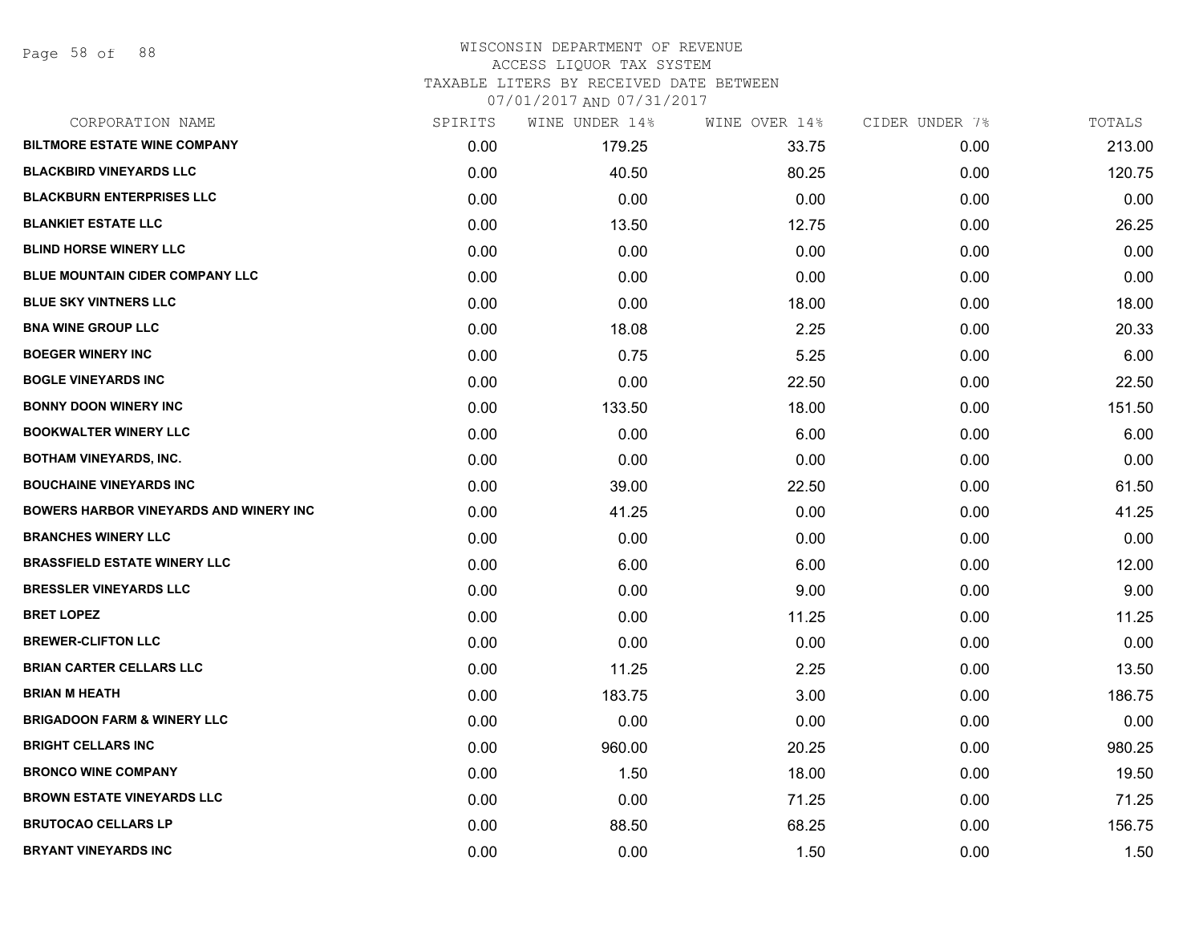WISCONSIN DEPARTMENT OF REVENUE
ACCESS LIQUOR TAX SYSTEM
TAXABLE LITERS BY RECEIVED DATE BETWEEN
07/01/2017 AND 07/31/2017

| CORPORATION NAME | SPIRITS | WINE UNDER 14% | WINE OVER 14% | CIDER UNDER 7% | TOTALS |
|---|---|---|---|---|---|
| BILTMORE ESTATE WINE COMPANY | 0.00 | 179.25 | 33.75 | 0.00 | 213.00 |
| BLACKBIRD VINEYARDS LLC | 0.00 | 40.50 | 80.25 | 0.00 | 120.75 |
| BLACKBURN ENTERPRISES LLC | 0.00 | 0.00 | 0.00 | 0.00 | 0.00 |
| BLANKIET ESTATE LLC | 0.00 | 13.50 | 12.75 | 0.00 | 26.25 |
| BLIND HORSE WINERY LLC | 0.00 | 0.00 | 0.00 | 0.00 | 0.00 |
| BLUE MOUNTAIN CIDER COMPANY LLC | 0.00 | 0.00 | 0.00 | 0.00 | 0.00 |
| BLUE SKY VINTNERS LLC | 0.00 | 0.00 | 18.00 | 0.00 | 18.00 |
| BNA WINE GROUP LLC | 0.00 | 18.08 | 2.25 | 0.00 | 20.33 |
| BOEGER WINERY INC | 0.00 | 0.75 | 5.25 | 0.00 | 6.00 |
| BOGLE VINEYARDS INC | 0.00 | 0.00 | 22.50 | 0.00 | 22.50 |
| BONNY DOON WINERY INC | 0.00 | 133.50 | 18.00 | 0.00 | 151.50 |
| BOOKWALTER WINERY LLC | 0.00 | 0.00 | 6.00 | 0.00 | 6.00 |
| BOTHAM VINEYARDS, INC. | 0.00 | 0.00 | 0.00 | 0.00 | 0.00 |
| BOUCHAINE VINEYARDS INC | 0.00 | 39.00 | 22.50 | 0.00 | 61.50 |
| BOWERS HARBOR VINEYARDS AND WINERY INC | 0.00 | 41.25 | 0.00 | 0.00 | 41.25 |
| BRANCHES WINERY LLC | 0.00 | 0.00 | 0.00 | 0.00 | 0.00 |
| BRASSFIELD ESTATE WINERY LLC | 0.00 | 6.00 | 6.00 | 0.00 | 12.00 |
| BRESSLER VINEYARDS LLC | 0.00 | 0.00 | 9.00 | 0.00 | 9.00 |
| BRET LOPEZ | 0.00 | 0.00 | 11.25 | 0.00 | 11.25 |
| BREWER-CLIFTON LLC | 0.00 | 0.00 | 0.00 | 0.00 | 0.00 |
| BRIAN CARTER CELLARS LLC | 0.00 | 11.25 | 2.25 | 0.00 | 13.50 |
| BRIAN M HEATH | 0.00 | 183.75 | 3.00 | 0.00 | 186.75 |
| BRIGADOON FARM & WINERY LLC | 0.00 | 0.00 | 0.00 | 0.00 | 0.00 |
| BRIGHT CELLARS INC | 0.00 | 960.00 | 20.25 | 0.00 | 980.25 |
| BRONCO WINE COMPANY | 0.00 | 1.50 | 18.00 | 0.00 | 19.50 |
| BROWN ESTATE VINEYARDS LLC | 0.00 | 0.00 | 71.25 | 0.00 | 71.25 |
| BRUTOCAO CELLARS LP | 0.00 | 88.50 | 68.25 | 0.00 | 156.75 |
| BRYANT VINEYARDS INC | 0.00 | 0.00 | 1.50 | 0.00 | 1.50 |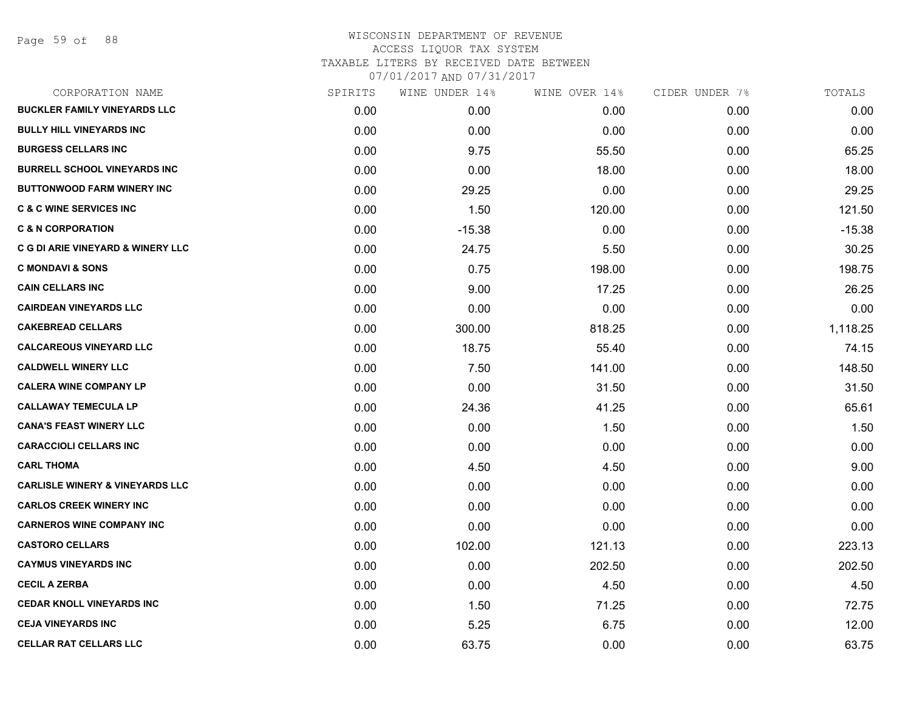# WISCONSIN DEPARTMENT OF REVENUE
## ACCESS LIQUOR TAX SYSTEM
### TAXABLE LITERS BY RECEIVED DATE BETWEEN 07/01/2017 AND 07/31/2017

| CORPORATION NAME | SPIRITS | WINE UNDER 14% | WINE OVER 14% | CIDER UNDER 7% | TOTALS |
|---|---|---|---|---|---|
| BUCKLER FAMILY VINEYARDS LLC | 0.00 | 0.00 | 0.00 | 0.00 | 0.00 |
| BULLY HILL VINEYARDS INC | 0.00 | 0.00 | 0.00 | 0.00 | 0.00 |
| BURGESS CELLARS INC | 0.00 | 9.75 | 55.50 | 0.00 | 65.25 |
| BURRELL SCHOOL VINEYARDS INC | 0.00 | 0.00 | 18.00 | 0.00 | 18.00 |
| BUTTONWOOD FARM WINERY INC | 0.00 | 29.25 | 0.00 | 0.00 | 29.25 |
| C & C WINE SERVICES INC | 0.00 | 1.50 | 120.00 | 0.00 | 121.50 |
| C & N CORPORATION | 0.00 | -15.38 | 0.00 | 0.00 | -15.38 |
| C G DI ARIE VINEYARD & WINERY LLC | 0.00 | 24.75 | 5.50 | 0.00 | 30.25 |
| C MONDAVI & SONS | 0.00 | 0.75 | 198.00 | 0.00 | 198.75 |
| CAIN CELLARS INC | 0.00 | 9.00 | 17.25 | 0.00 | 26.25 |
| CAIRDEAN VINEYARDS LLC | 0.00 | 0.00 | 0.00 | 0.00 | 0.00 |
| CAKEBREAD CELLARS | 0.00 | 300.00 | 818.25 | 0.00 | 1,118.25 |
| CALCAREOUS VINEYARD LLC | 0.00 | 18.75 | 55.40 | 0.00 | 74.15 |
| CALDWELL WINERY LLC | 0.00 | 7.50 | 141.00 | 0.00 | 148.50 |
| CALERA WINE COMPANY LP | 0.00 | 0.00 | 31.50 | 0.00 | 31.50 |
| CALLAWAY TEMECULA LP | 0.00 | 24.36 | 41.25 | 0.00 | 65.61 |
| CANA'S FEAST WINERY LLC | 0.00 | 0.00 | 1.50 | 0.00 | 1.50 |
| CARACCIOLI CELLARS INC | 0.00 | 0.00 | 0.00 | 0.00 | 0.00 |
| CARL THOMA | 0.00 | 4.50 | 4.50 | 0.00 | 9.00 |
| CARLISLE WINERY & VINEYARDS LLC | 0.00 | 0.00 | 0.00 | 0.00 | 0.00 |
| CARLOS CREEK WINERY INC | 0.00 | 0.00 | 0.00 | 0.00 | 0.00 |
| CARNEROS WINE COMPANY INC | 0.00 | 0.00 | 0.00 | 0.00 | 0.00 |
| CASTORO CELLARS | 0.00 | 102.00 | 121.13 | 0.00 | 223.13 |
| CAYMUS VINEYARDS INC | 0.00 | 0.00 | 202.50 | 0.00 | 202.50 |
| CECIL A ZERBA | 0.00 | 0.00 | 4.50 | 0.00 | 4.50 |
| CEDAR KNOLL VINEYARDS INC | 0.00 | 1.50 | 71.25 | 0.00 | 72.75 |
| CEJA VINEYARDS INC | 0.00 | 5.25 | 6.75 | 0.00 | 12.00 |
| CELLAR RAT CELLARS LLC | 0.00 | 63.75 | 0.00 | 0.00 | 63.75 |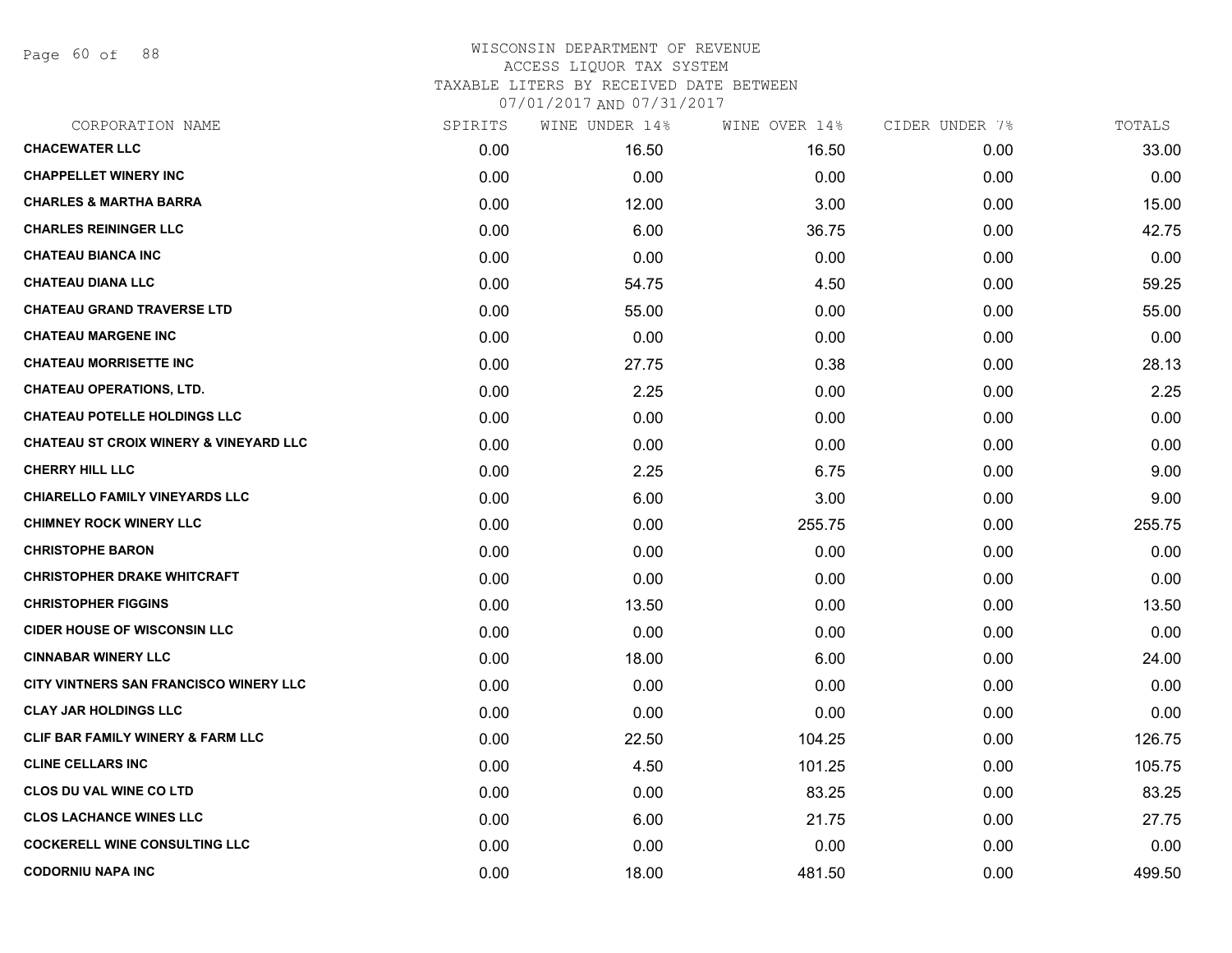WISCONSIN DEPARTMENT OF REVENUE
ACCESS LIQUOR TAX SYSTEM
TAXABLE LITERS BY RECEIVED DATE BETWEEN
07/01/2017 AND 07/31/2017

| CORPORATION NAME | SPIRITS | WINE UNDER 14% | WINE OVER 14% | CIDER UNDER 7% | TOTALS |
|---|---|---|---|---|---|
| **CHACEWATER LLC** | 0.00 | 16.50 | 16.50 | 0.00 | 33.00 |
| **CHAPPELLET WINERY INC** | 0.00 | 0.00 | 0.00 | 0.00 | 0.00 |
| **CHARLES & MARTHA BARRA** | 0.00 | 12.00 | 3.00 | 0.00 | 15.00 |
| **CHARLES REININGER LLC** | 0.00 | 6.00 | 36.75 | 0.00 | 42.75 |
| **CHATEAU BIANCA INC** | 0.00 | 0.00 | 0.00 | 0.00 | 0.00 |
| **CHATEAU DIANA LLC** | 0.00 | 54.75 | 4.50 | 0.00 | 59.25 |
| **CHATEAU GRAND TRAVERSE LTD** | 0.00 | 55.00 | 0.00 | 0.00 | 55.00 |
| **CHATEAU MARGENE INC** | 0.00 | 0.00 | 0.00 | 0.00 | 0.00 |
| **CHATEAU MORRISETTE INC** | 0.00 | 27.75 | 0.38 | 0.00 | 28.13 |
| **CHATEAU OPERATIONS, LTD.** | 0.00 | 2.25 | 0.00 | 0.00 | 2.25 |
| **CHATEAU POTELLE HOLDINGS LLC** | 0.00 | 0.00 | 0.00 | 0.00 | 0.00 |
| **CHATEAU ST CROIX WINERY & VINEYARD LLC** | 0.00 | 0.00 | 0.00 | 0.00 | 0.00 |
| **CHERRY HILL LLC** | 0.00 | 2.25 | 6.75 | 0.00 | 9.00 |
| **CHIARELLO FAMILY VINEYARDS LLC** | 0.00 | 6.00 | 3.00 | 0.00 | 9.00 |
| **CHIMNEY ROCK WINERY LLC** | 0.00 | 0.00 | 255.75 | 0.00 | 255.75 |
| **CHRISTOPHE BARON** | 0.00 | 0.00 | 0.00 | 0.00 | 0.00 |
| **CHRISTOPHER DRAKE WHITCRAFT** | 0.00 | 0.00 | 0.00 | 0.00 | 0.00 |
| **CHRISTOPHER FIGGINS** | 0.00 | 13.50 | 0.00 | 0.00 | 13.50 |
| **CIDER HOUSE OF WISCONSIN LLC** | 0.00 | 0.00 | 0.00 | 0.00 | 0.00 |
| **CINNABAR WINERY LLC** | 0.00 | 18.00 | 6.00 | 0.00 | 24.00 |
| **CITY VINTNERS SAN FRANCISCO WINERY LLC** | 0.00 | 0.00 | 0.00 | 0.00 | 0.00 |
| **CLAY JAR HOLDINGS LLC** | 0.00 | 0.00 | 0.00 | 0.00 | 0.00 |
| **CLIF BAR FAMILY WINERY & FARM LLC** | 0.00 | 22.50 | 104.25 | 0.00 | 126.75 |
| **CLINE CELLARS INC** | 0.00 | 4.50 | 101.25 | 0.00 | 105.75 |
| **CLOS DU VAL WINE CO LTD** | 0.00 | 0.00 | 83.25 | 0.00 | 83.25 |
| **CLOS LACHANCE WINES LLC** | 0.00 | 6.00 | 21.75 | 0.00 | 27.75 |
| **COCKERELL WINE CONSULTING LLC** | 0.00 | 0.00 | 0.00 | 0.00 | 0.00 |
| **CODORNIU NAPA INC** | 0.00 | 18.00 | 481.50 | 0.00 | 499.50 |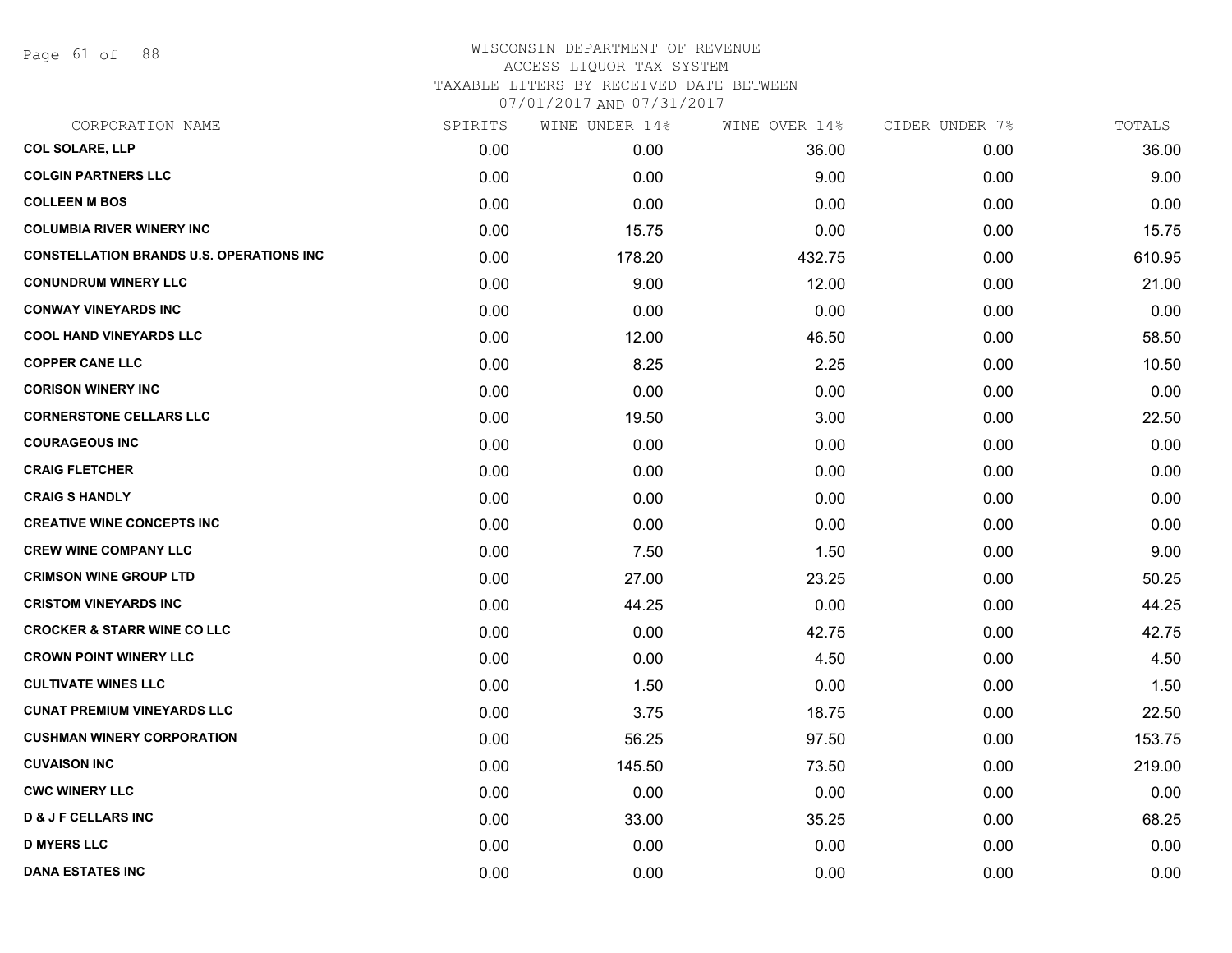WISCONSIN DEPARTMENT OF REVENUE
ACCESS LIQUOR TAX SYSTEM
TAXABLE LITERS BY RECEIVED DATE BETWEEN
07/01/2017 AND 07/31/2017

| CORPORATION NAME | SPIRITS | WINE UNDER 14% | WINE OVER 14% | CIDER UNDER 7% | TOTALS |
|---|---|---|---|---|---|
| **COL SOLARE, LLP** | 0.00 | 0.00 | 36.00 | 0.00 | 36.00 |
| **COLGIN PARTNERS LLC** | 0.00 | 0.00 | 9.00 | 0.00 | 9.00 |
| **COLLEEN M BOS** | 0.00 | 0.00 | 0.00 | 0.00 | 0.00 |
| **COLUMBIA RIVER WINERY INC** | 0.00 | 15.75 | 0.00 | 0.00 | 15.75 |
| **CONSTELLATION BRANDS U.S. OPERATIONS INC** | 0.00 | 178.20 | 432.75 | 0.00 | 610.95 |
| **CONUNDRUM WINERY LLC** | 0.00 | 9.00 | 12.00 | 0.00 | 21.00 |
| **CONWAY VINEYARDS INC** | 0.00 | 0.00 | 0.00 | 0.00 | 0.00 |
| **COOL HAND VINEYARDS LLC** | 0.00 | 12.00 | 46.50 | 0.00 | 58.50 |
| **COPPER CANE LLC** | 0.00 | 8.25 | 2.25 | 0.00 | 10.50 |
| **CORISON WINERY INC** | 0.00 | 0.00 | 0.00 | 0.00 | 0.00 |
| **CORNERSTONE CELLARS LLC** | 0.00 | 19.50 | 3.00 | 0.00 | 22.50 |
| **COURAGEOUS INC** | 0.00 | 0.00 | 0.00 | 0.00 | 0.00 |
| **CRAIG FLETCHER** | 0.00 | 0.00 | 0.00 | 0.00 | 0.00 |
| **CRAIG S HANDLY** | 0.00 | 0.00 | 0.00 | 0.00 | 0.00 |
| **CREATIVE WINE CONCEPTS INC** | 0.00 | 0.00 | 0.00 | 0.00 | 0.00 |
| **CREW WINE COMPANY LLC** | 0.00 | 7.50 | 1.50 | 0.00 | 9.00 |
| **CRIMSON WINE GROUP LTD** | 0.00 | 27.00 | 23.25 | 0.00 | 50.25 |
| **CRISTOM VINEYARDS INC** | 0.00 | 44.25 | 0.00 | 0.00 | 44.25 |
| **CROCKER & STARR WINE CO LLC** | 0.00 | 0.00 | 42.75 | 0.00 | 42.75 |
| **CROWN POINT WINERY LLC** | 0.00 | 0.00 | 4.50 | 0.00 | 4.50 |
| **CULTIVATE WINES LLC** | 0.00 | 1.50 | 0.00 | 0.00 | 1.50 |
| **CUNAT PREMIUM VINEYARDS LLC** | 0.00 | 3.75 | 18.75 | 0.00 | 22.50 |
| **CUSHMAN WINERY CORPORATION** | 0.00 | 56.25 | 97.50 | 0.00 | 153.75 |
| **CUVAISON INC** | 0.00 | 145.50 | 73.50 | 0.00 | 219.00 |
| **CWC WINERY LLC** | 0.00 | 0.00 | 0.00 | 0.00 | 0.00 |
| **D & J F CELLARS INC** | 0.00 | 33.00 | 35.25 | 0.00 | 68.25 |
| **D MYERS LLC** | 0.00 | 0.00 | 0.00 | 0.00 | 0.00 |
| **DANA ESTATES INC** | 0.00 | 0.00 | 0.00 | 0.00 | 0.00 |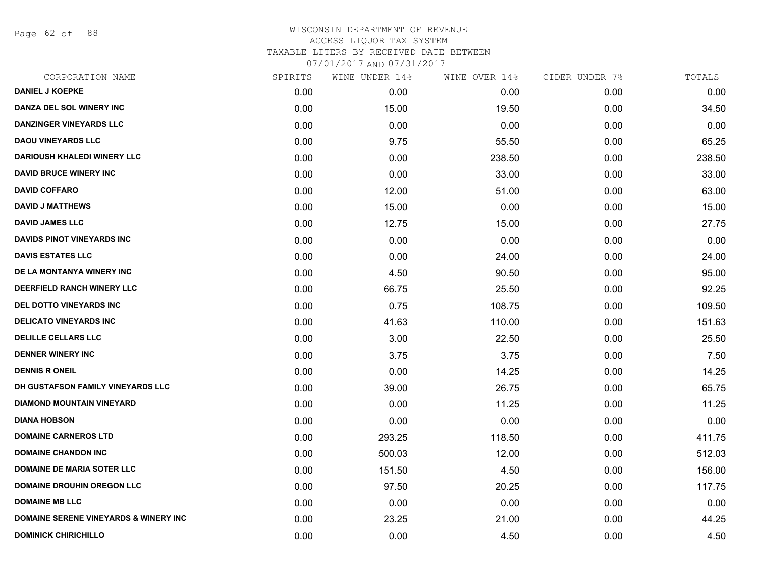# WISCONSIN DEPARTMENT OF REVENUE
## ACCESS LIQUOR TAX SYSTEM
### TAXABLE LITERS BY RECEIVED DATE BETWEEN 07/01/2017 AND 07/31/2017

| CORPORATION NAME | SPIRITS | WINE UNDER 14% | WINE OVER 14% | CIDER UNDER 7% | TOTALS |
|---|---|---|---|---|---|
| DANIEL J KOEPKE | 0.00 | 0.00 | 0.00 | 0.00 | 0.00 |
| DANZA DEL SOL WINERY INC | 0.00 | 15.00 | 19.50 | 0.00 | 34.50 |
| DANZINGER VINEYARDS LLC | 0.00 | 0.00 | 0.00 | 0.00 | 0.00 |
| DAOU VINEYARDS LLC | 0.00 | 9.75 | 55.50 | 0.00 | 65.25 |
| DARIOUSH KHALEDI WINERY LLC | 0.00 | 0.00 | 238.50 | 0.00 | 238.50 |
| DAVID BRUCE WINERY INC | 0.00 | 0.00 | 33.00 | 0.00 | 33.00 |
| DAVID COFFARO | 0.00 | 12.00 | 51.00 | 0.00 | 63.00 |
| DAVID J MATTHEWS | 0.00 | 15.00 | 0.00 | 0.00 | 15.00 |
| DAVID JAMES LLC | 0.00 | 12.75 | 15.00 | 0.00 | 27.75 |
| DAVIDS PINOT VINEYARDS INC | 0.00 | 0.00 | 0.00 | 0.00 | 0.00 |
| DAVIS ESTATES LLC | 0.00 | 0.00 | 24.00 | 0.00 | 24.00 |
| DE LA MONTANYA WINERY INC | 0.00 | 4.50 | 90.50 | 0.00 | 95.00 |
| DEERFIELD RANCH WINERY LLC | 0.00 | 66.75 | 25.50 | 0.00 | 92.25 |
| DEL DOTTO VINEYARDS INC | 0.00 | 0.75 | 108.75 | 0.00 | 109.50 |
| DELICATO VINEYARDS INC | 0.00 | 41.63 | 110.00 | 0.00 | 151.63 |
| DELILLE CELLARS LLC | 0.00 | 3.00 | 22.50 | 0.00 | 25.50 |
| DENNER WINERY INC | 0.00 | 3.75 | 3.75 | 0.00 | 7.50 |
| DENNIS R ONEIL | 0.00 | 0.00 | 14.25 | 0.00 | 14.25 |
| DH GUSTAFSON FAMILY VINEYARDS LLC | 0.00 | 39.00 | 26.75 | 0.00 | 65.75 |
| DIAMOND MOUNTAIN VINEYARD | 0.00 | 0.00 | 11.25 | 0.00 | 11.25 |
| DIANA HOBSON | 0.00 | 0.00 | 0.00 | 0.00 | 0.00 |
| DOMAINE CARNEROS LTD | 0.00 | 293.25 | 118.50 | 0.00 | 411.75 |
| DOMAINE CHANDON INC | 0.00 | 500.03 | 12.00 | 0.00 | 512.03 |
| DOMAINE DE MARIA SOTER LLC | 0.00 | 151.50 | 4.50 | 0.00 | 156.00 |
| DOMAINE DROUHIN OREGON LLC | 0.00 | 97.50 | 20.25 | 0.00 | 117.75 |
| DOMAINE MB LLC | 0.00 | 0.00 | 0.00 | 0.00 | 0.00 |
| DOMAINE SERENE VINEYARDS & WINERY INC | 0.00 | 23.25 | 21.00 | 0.00 | 44.25 |
| DOMINICK CHIRICHILLO | 0.00 | 0.00 | 4.50 | 0.00 | 4.50 |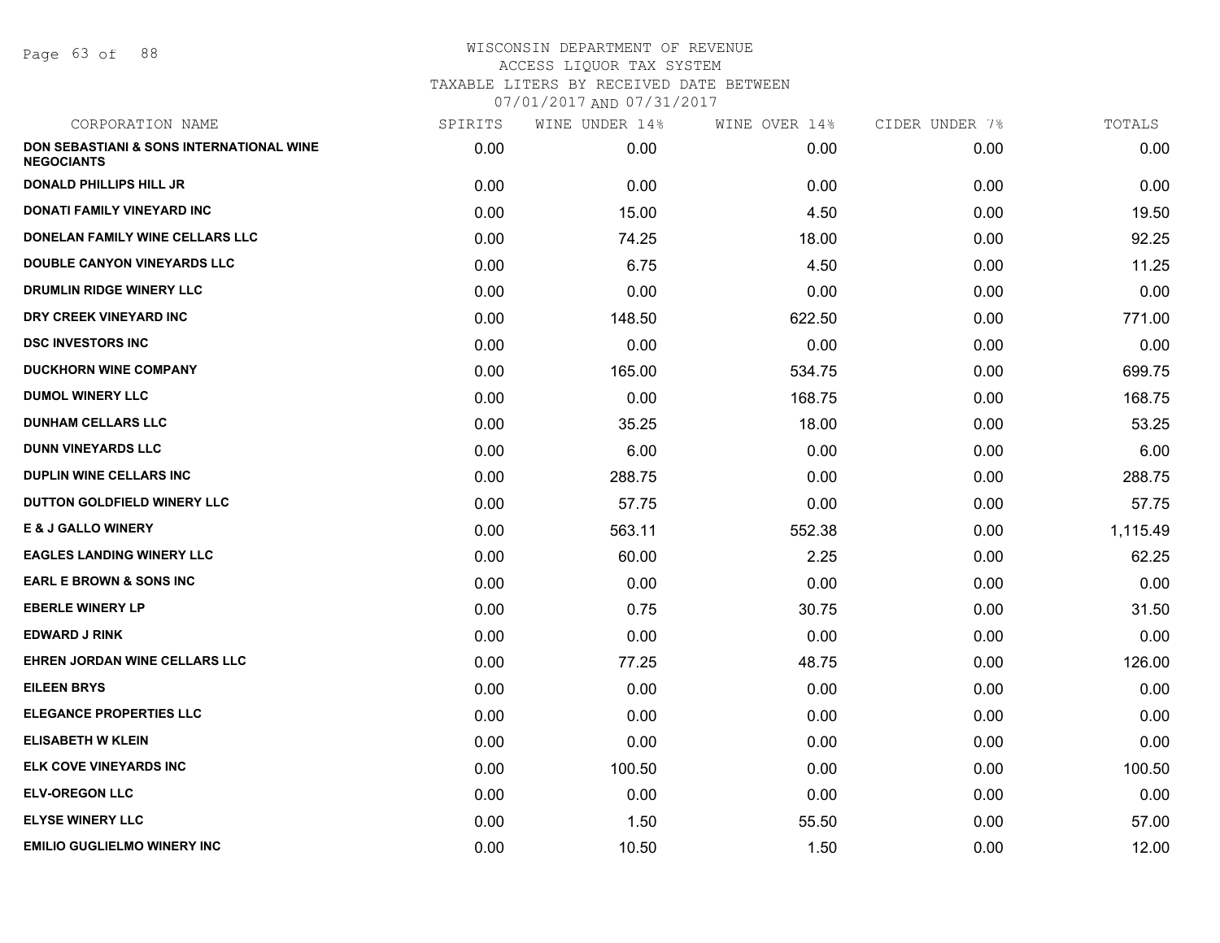# WISCONSIN DEPARTMENT OF REVENUE
ACCESS LIQUOR TAX SYSTEM
TAXABLE LITERS BY RECEIVED DATE BETWEEN
07/01/2017 AND 07/31/2017

| CORPORATION NAME | SPIRITS | WINE UNDER 14% | WINE OVER 14% | CIDER UNDER 7% | TOTALS |
|---|---|---|---|---|---|
| DON SEBASTIANI & SONS INTERNATIONAL WINE NEGOCIANTS | 0.00 | 0.00 | 0.00 | 0.00 | 0.00 |
| DONALD PHILLIPS HILL JR | 0.00 | 0.00 | 0.00 | 0.00 | 0.00 |
| DONATI FAMILY VINEYARD INC | 0.00 | 15.00 | 4.50 | 0.00 | 19.50 |
| DONELAN FAMILY WINE CELLARS LLC | 0.00 | 74.25 | 18.00 | 0.00 | 92.25 |
| DOUBLE CANYON VINEYARDS LLC | 0.00 | 6.75 | 4.50 | 0.00 | 11.25 |
| DRUMLIN RIDGE WINERY LLC | 0.00 | 0.00 | 0.00 | 0.00 | 0.00 |
| DRY CREEK VINEYARD INC | 0.00 | 148.50 | 622.50 | 0.00 | 771.00 |
| DSC INVESTORS INC | 0.00 | 0.00 | 0.00 | 0.00 | 0.00 |
| DUCKHORN WINE COMPANY | 0.00 | 165.00 | 534.75 | 0.00 | 699.75 |
| DUMOL WINERY LLC | 0.00 | 0.00 | 168.75 | 0.00 | 168.75 |
| DUNHAM CELLARS LLC | 0.00 | 35.25 | 18.00 | 0.00 | 53.25 |
| DUNN VINEYARDS LLC | 0.00 | 6.00 | 0.00 | 0.00 | 6.00 |
| DUPLIN WINE CELLARS INC | 0.00 | 288.75 | 0.00 | 0.00 | 288.75 |
| DUTTON GOLDFIELD WINERY LLC | 0.00 | 57.75 | 0.00 | 0.00 | 57.75 |
| E & J GALLO WINERY | 0.00 | 563.11 | 552.38 | 0.00 | 1,115.49 |
| EAGLES LANDING WINERY LLC | 0.00 | 60.00 | 2.25 | 0.00 | 62.25 |
| EARL E BROWN & SONS INC | 0.00 | 0.00 | 0.00 | 0.00 | 0.00 |
| EBERLE WINERY LP | 0.00 | 0.75 | 30.75 | 0.00 | 31.50 |
| EDWARD J RINK | 0.00 | 0.00 | 0.00 | 0.00 | 0.00 |
| EHREN JORDAN WINE CELLARS LLC | 0.00 | 77.25 | 48.75 | 0.00 | 126.00 |
| EILEEN BRYS | 0.00 | 0.00 | 0.00 | 0.00 | 0.00 |
| ELEGANCE PROPERTIES LLC | 0.00 | 0.00 | 0.00 | 0.00 | 0.00 |
| ELISABETH W KLEIN | 0.00 | 0.00 | 0.00 | 0.00 | 0.00 |
| ELK COVE VINEYARDS INC | 0.00 | 100.50 | 0.00 | 0.00 | 100.50 |
| ELV-OREGON LLC | 0.00 | 0.00 | 0.00 | 0.00 | 0.00 |
| ELYSE WINERY LLC | 0.00 | 1.50 | 55.50 | 0.00 | 57.00 |
| EMILIO GUGLIELMO WINERY INC | 0.00 | 10.50 | 1.50 | 0.00 | 12.00 |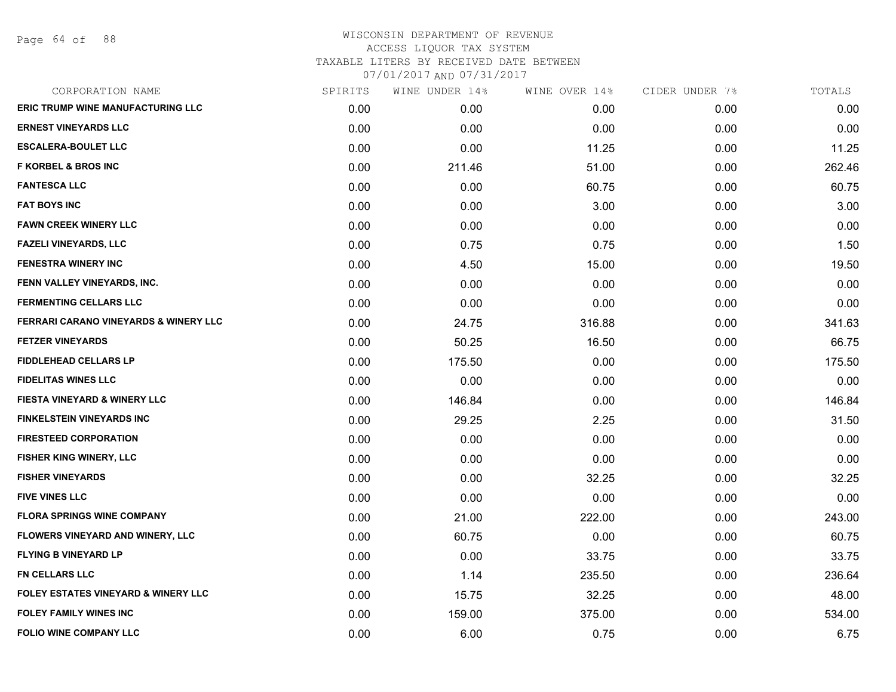WISCONSIN DEPARTMENT OF REVENUE
ACCESS LIQUOR TAX SYSTEM
TAXABLE LITERS BY RECEIVED DATE BETWEEN
07/01/2017 AND 07/31/2017

| CORPORATION NAME | SPIRITS | WINE UNDER 14% | WINE OVER 14% | CIDER UNDER 7% | TOTALS |
|---|---|---|---|---|---|
| ERIC TRUMP WINE MANUFACTURING LLC | 0.00 | 0.00 | 0.00 | 0.00 | 0.00 |
| ERNEST VINEYARDS LLC | 0.00 | 0.00 | 0.00 | 0.00 | 0.00 |
| ESCALERA-BOULET LLC | 0.00 | 0.00 | 11.25 | 0.00 | 11.25 |
| F KORBEL & BROS INC | 0.00 | 211.46 | 51.00 | 0.00 | 262.46 |
| FANTESCA LLC | 0.00 | 0.00 | 60.75 | 0.00 | 60.75 |
| FAT BOYS INC | 0.00 | 0.00 | 3.00 | 0.00 | 3.00 |
| FAWN CREEK WINERY LLC | 0.00 | 0.00 | 0.00 | 0.00 | 0.00 |
| FAZELI VINEYARDS, LLC | 0.00 | 0.75 | 0.75 | 0.00 | 1.50 |
| FENESTRA WINERY INC | 0.00 | 4.50 | 15.00 | 0.00 | 19.50 |
| FENN VALLEY VINEYARDS, INC. | 0.00 | 0.00 | 0.00 | 0.00 | 0.00 |
| FERMENTING CELLARS LLC | 0.00 | 0.00 | 0.00 | 0.00 | 0.00 |
| FERRARI CARANO VINEYARDS & WINERY LLC | 0.00 | 24.75 | 316.88 | 0.00 | 341.63 |
| FETZER VINEYARDS | 0.00 | 50.25 | 16.50 | 0.00 | 66.75 |
| FIDDLEHEAD CELLARS LP | 0.00 | 175.50 | 0.00 | 0.00 | 175.50 |
| FIDELITAS WINES LLC | 0.00 | 0.00 | 0.00 | 0.00 | 0.00 |
| FIESTA VINEYARD & WINERY LLC | 0.00 | 146.84 | 0.00 | 0.00 | 146.84 |
| FINKELSTEIN VINEYARDS INC | 0.00 | 29.25 | 2.25 | 0.00 | 31.50 |
| FIRESTEED CORPORATION | 0.00 | 0.00 | 0.00 | 0.00 | 0.00 |
| FISHER KING WINERY, LLC | 0.00 | 0.00 | 0.00 | 0.00 | 0.00 |
| FISHER VINEYARDS | 0.00 | 0.00 | 32.25 | 0.00 | 32.25 |
| FIVE VINES LLC | 0.00 | 0.00 | 0.00 | 0.00 | 0.00 |
| FLORA SPRINGS WINE COMPANY | 0.00 | 21.00 | 222.00 | 0.00 | 243.00 |
| FLOWERS VINEYARD AND WINERY, LLC | 0.00 | 60.75 | 0.00 | 0.00 | 60.75 |
| FLYING B VINEYARD LP | 0.00 | 0.00 | 33.75 | 0.00 | 33.75 |
| FN CELLARS LLC | 0.00 | 1.14 | 235.50 | 0.00 | 236.64 |
| FOLEY ESTATES VINEYARD & WINERY LLC | 0.00 | 15.75 | 32.25 | 0.00 | 48.00 |
| FOLEY FAMILY WINES INC | 0.00 | 159.00 | 375.00 | 0.00 | 534.00 |
| FOLIO WINE COMPANY LLC | 0.00 | 6.00 | 0.75 | 0.00 | 6.75 |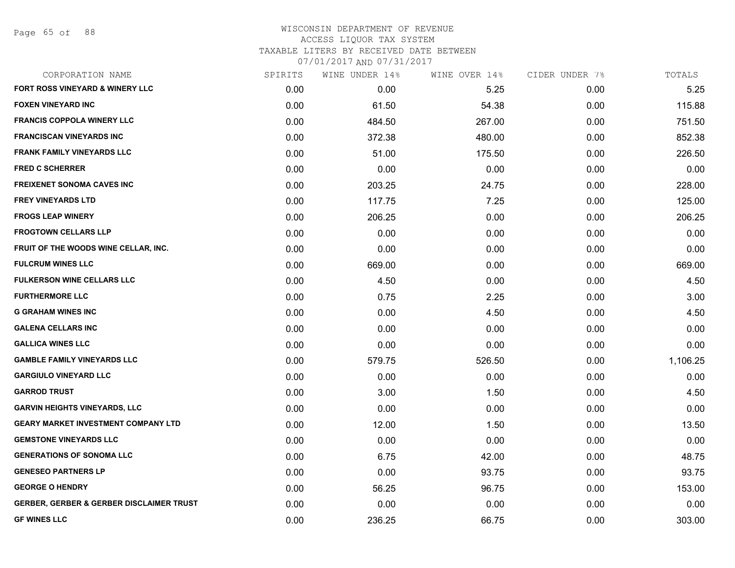# WISCONSIN DEPARTMENT OF REVENUE
## ACCESS LIQUOR TAX SYSTEM
### TAXABLE LITERS BY RECEIVED DATE BETWEEN 07/01/2017 AND 07/31/2017

| CORPORATION NAME | SPIRITS | WINE UNDER 14% | WINE OVER 14% | CIDER UNDER 7% | TOTALS |
|---|---|---|---|---|---|
| **FORT ROSS VINEYARD & WINERY LLC** | 0.00 | 0.00 | 5.25 | 0.00 | 5.25 |
| **FOXEN VINEYARD INC** | 0.00 | 61.50 | 54.38 | 0.00 | 115.88 |
| **FRANCIS COPPOLA WINERY LLC** | 0.00 | 484.50 | 267.00 | 0.00 | 751.50 |
| **FRANCISCAN VINEYARDS INC** | 0.00 | 372.38 | 480.00 | 0.00 | 852.38 |
| **FRANK FAMILY VINEYARDS LLC** | 0.00 | 51.00 | 175.50 | 0.00 | 226.50 |
| **FRED C SCHERRER** | 0.00 | 0.00 | 0.00 | 0.00 | 0.00 |
| **FREIXENET SONOMA CAVES INC** | 0.00 | 203.25 | 24.75 | 0.00 | 228.00 |
| **FREY VINEYARDS LTD** | 0.00 | 117.75 | 7.25 | 0.00 | 125.00 |
| **FROGS LEAP WINERY** | 0.00 | 206.25 | 0.00 | 0.00 | 206.25 |
| **FROGTOWN CELLARS LLP** | 0.00 | 0.00 | 0.00 | 0.00 | 0.00 |
| **FRUIT OF THE WOODS WINE CELLAR, INC.** | 0.00 | 0.00 | 0.00 | 0.00 | 0.00 |
| **FULCRUM WINES LLC** | 0.00 | 669.00 | 0.00 | 0.00 | 669.00 |
| **FULKERSON WINE CELLARS LLC** | 0.00 | 4.50 | 0.00 | 0.00 | 4.50 |
| **FURTHERMORE LLC** | 0.00 | 0.75 | 2.25 | 0.00 | 3.00 |
| **G GRAHAM WINES INC** | 0.00 | 0.00 | 4.50 | 0.00 | 4.50 |
| **GALENA CELLARS INC** | 0.00 | 0.00 | 0.00 | 0.00 | 0.00 |
| **GALLICA WINES LLC** | 0.00 | 0.00 | 0.00 | 0.00 | 0.00 |
| **GAMBLE FAMILY VINEYARDS LLC** | 0.00 | 579.75 | 526.50 | 0.00 | 1,106.25 |
| **GARGIULO VINEYARD LLC** | 0.00 | 0.00 | 0.00 | 0.00 | 0.00 |
| **GARROD TRUST** | 0.00 | 3.00 | 1.50 | 0.00 | 4.50 |
| **GARVIN HEIGHTS VINEYARDS, LLC** | 0.00 | 0.00 | 0.00 | 0.00 | 0.00 |
| **GEARY MARKET INVESTMENT COMPANY LTD** | 0.00 | 12.00 | 1.50 | 0.00 | 13.50 |
| **GEMSTONE VINEYARDS LLC** | 0.00 | 0.00 | 0.00 | 0.00 | 0.00 |
| **GENERATIONS OF SONOMA LLC** | 0.00 | 6.75 | 42.00 | 0.00 | 48.75 |
| **GENESEO PARTNERS LP** | 0.00 | 0.00 | 93.75 | 0.00 | 93.75 |
| **GEORGE O HENDRY** | 0.00 | 56.25 | 96.75 | 0.00 | 153.00 |
| **GERBER, GERBER & GERBER DISCLAIMER TRUST** | 0.00 | 0.00 | 0.00 | 0.00 | 0.00 |
| **GF WINES LLC** | 0.00 | 236.25 | 66.75 | 0.00 | 303.00 |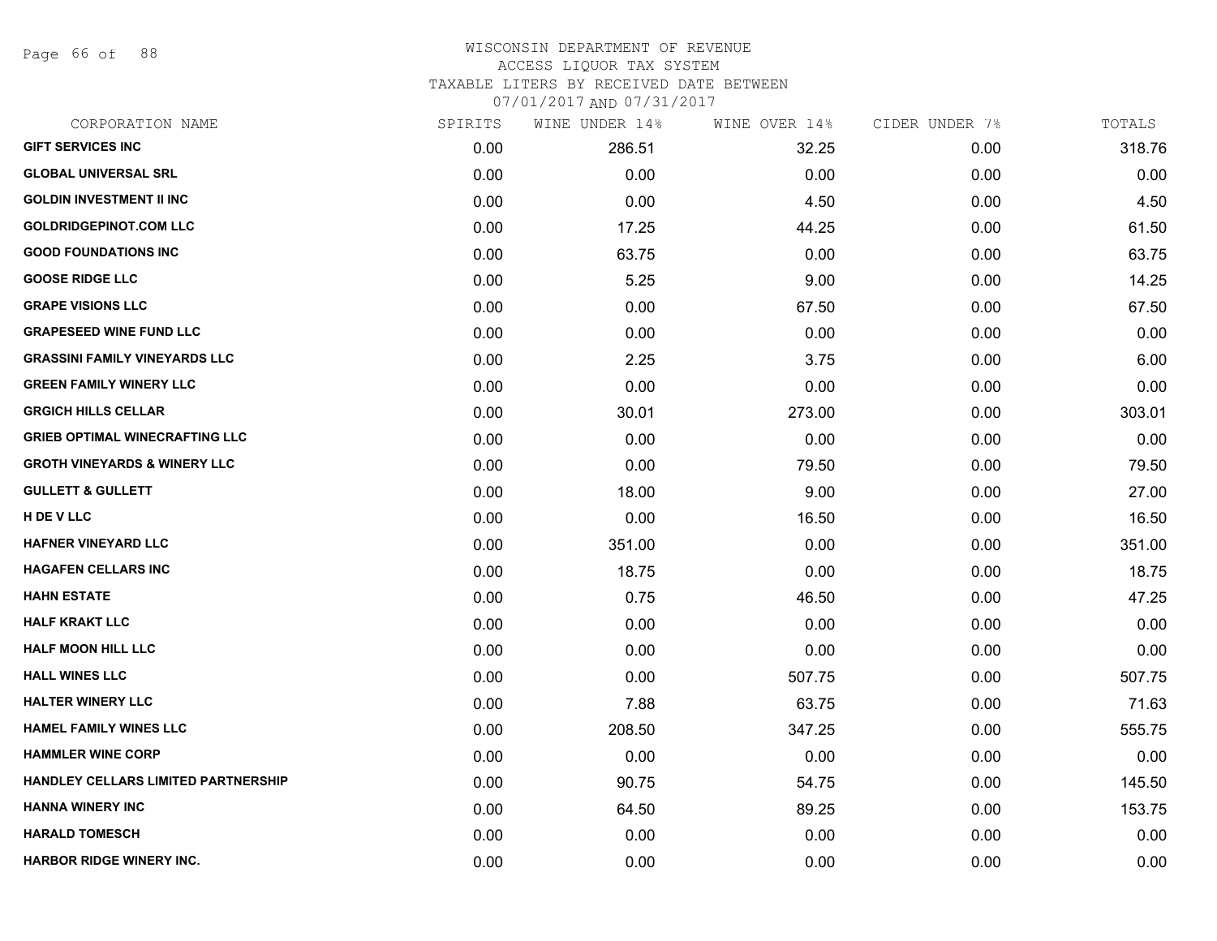# WISCONSIN DEPARTMENT OF REVENUE
## ACCESS LIQUOR TAX SYSTEM
### TAXABLE LITERS BY RECEIVED DATE BETWEEN 07/01/2017 AND 07/31/2017

| CORPORATION NAME | SPIRITS | WINE UNDER 14% | WINE OVER 14% | CIDER UNDER 7% | TOTALS |
|---|---|---|---|---|---|
| GIFT SERVICES INC | 0.00 | 286.51 | 32.25 | 0.00 | 318.76 |
| GLOBAL UNIVERSAL SRL | 0.00 | 0.00 | 0.00 | 0.00 | 0.00 |
| GOLDIN INVESTMENT II INC | 0.00 | 0.00 | 4.50 | 0.00 | 4.50 |
| GOLDRIDGEPINOT.COM LLC | 0.00 | 17.25 | 44.25 | 0.00 | 61.50 |
| GOOD FOUNDATIONS INC | 0.00 | 63.75 | 0.00 | 0.00 | 63.75 |
| GOOSE RIDGE LLC | 0.00 | 5.25 | 9.00 | 0.00 | 14.25 |
| GRAPE VISIONS LLC | 0.00 | 0.00 | 67.50 | 0.00 | 67.50 |
| GRAPESEED WINE FUND LLC | 0.00 | 0.00 | 0.00 | 0.00 | 0.00 |
| GRASSINI FAMILY VINEYARDS LLC | 0.00 | 2.25 | 3.75 | 0.00 | 6.00 |
| GREEN FAMILY WINERY LLC | 0.00 | 0.00 | 0.00 | 0.00 | 0.00 |
| GRGICH HILLS CELLAR | 0.00 | 30.01 | 273.00 | 0.00 | 303.01 |
| GRIEB OPTIMAL WINECRAFTING LLC | 0.00 | 0.00 | 0.00 | 0.00 | 0.00 |
| GROTH VINEYARDS & WINERY LLC | 0.00 | 0.00 | 79.50 | 0.00 | 79.50 |
| GULLETT & GULLETT | 0.00 | 18.00 | 9.00 | 0.00 | 27.00 |
| H DE V LLC | 0.00 | 0.00 | 16.50 | 0.00 | 16.50 |
| HAFNER VINEYARD LLC | 0.00 | 351.00 | 0.00 | 0.00 | 351.00 |
| HAGAFEN CELLARS INC | 0.00 | 18.75 | 0.00 | 0.00 | 18.75 |
| HAHN ESTATE | 0.00 | 0.75 | 46.50 | 0.00 | 47.25 |
| HALF KRAKT LLC | 0.00 | 0.00 | 0.00 | 0.00 | 0.00 |
| HALF MOON HILL LLC | 0.00 | 0.00 | 0.00 | 0.00 | 0.00 |
| HALL WINES LLC | 0.00 | 0.00 | 507.75 | 0.00 | 507.75 |
| HALTER WINERY LLC | 0.00 | 7.88 | 63.75 | 0.00 | 71.63 |
| HAMEL FAMILY WINES LLC | 0.00 | 208.50 | 347.25 | 0.00 | 555.75 |
| HAMMLER WINE CORP | 0.00 | 0.00 | 0.00 | 0.00 | 0.00 |
| HANDLEY CELLARS LIMITED PARTNERSHIP | 0.00 | 90.75 | 54.75 | 0.00 | 145.50 |
| HANNA WINERY INC | 0.00 | 64.50 | 89.25 | 0.00 | 153.75 |
| HARALD TOMESCH | 0.00 | 0.00 | 0.00 | 0.00 | 0.00 |
| HARBOR RIDGE WINERY INC. | 0.00 | 0.00 | 0.00 | 0.00 | 0.00 |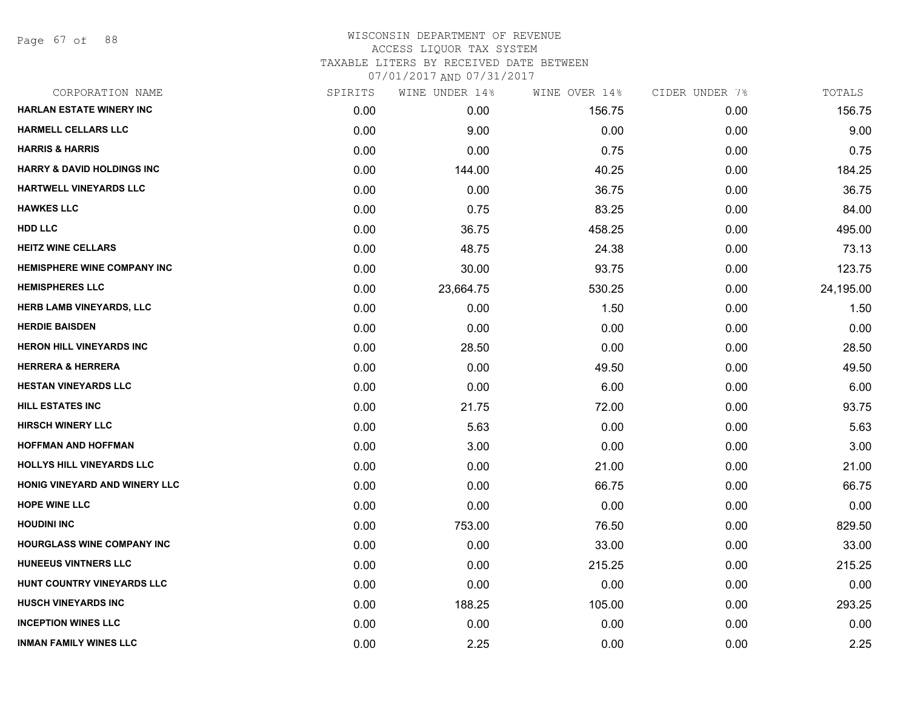WISCONSIN DEPARTMENT OF REVENUE
ACCESS LIQUOR TAX SYSTEM
TAXABLE LITERS BY RECEIVED DATE BETWEEN
07/01/2017 AND 07/31/2017

| CORPORATION NAME | SPIRITS | WINE UNDER 14% | WINE OVER 14% | CIDER UNDER 7% | TOTALS |
|---|---|---|---|---|---|
| HARLAN ESTATE WINERY INC | 0.00 | 0.00 | 156.75 | 0.00 | 156.75 |
| HARMELL CELLARS LLC | 0.00 | 9.00 | 0.00 | 0.00 | 9.00 |
| HARRIS & HARRIS | 0.00 | 0.00 | 0.75 | 0.00 | 0.75 |
| HARRY & DAVID HOLDINGS INC | 0.00 | 144.00 | 40.25 | 0.00 | 184.25 |
| HARTWELL VINEYARDS LLC | 0.00 | 0.00 | 36.75 | 0.00 | 36.75 |
| HAWKES LLC | 0.00 | 0.75 | 83.25 | 0.00 | 84.00 |
| HDD LLC | 0.00 | 36.75 | 458.25 | 0.00 | 495.00 |
| HEITZ WINE CELLARS | 0.00 | 48.75 | 24.38 | 0.00 | 73.13 |
| HEMISPHERE WINE COMPANY INC | 0.00 | 30.00 | 93.75 | 0.00 | 123.75 |
| HEMISPHERES LLC | 0.00 | 23,664.75 | 530.25 | 0.00 | 24,195.00 |
| HERB LAMB VINEYARDS, LLC | 0.00 | 0.00 | 1.50 | 0.00 | 1.50 |
| HERDIE BAISDEN | 0.00 | 0.00 | 0.00 | 0.00 | 0.00 |
| HERON HILL VINEYARDS INC | 0.00 | 28.50 | 0.00 | 0.00 | 28.50 |
| HERRERA & HERRERA | 0.00 | 0.00 | 49.50 | 0.00 | 49.50 |
| HESTAN VINEYARDS LLC | 0.00 | 0.00 | 6.00 | 0.00 | 6.00 |
| HILL ESTATES INC | 0.00 | 21.75 | 72.00 | 0.00 | 93.75 |
| HIRSCH WINERY LLC | 0.00 | 5.63 | 0.00 | 0.00 | 5.63 |
| HOFFMAN AND HOFFMAN | 0.00 | 3.00 | 0.00 | 0.00 | 3.00 |
| HOLLYS HILL VINEYARDS LLC | 0.00 | 0.00 | 21.00 | 0.00 | 21.00 |
| HONIG VINEYARD AND WINERY LLC | 0.00 | 0.00 | 66.75 | 0.00 | 66.75 |
| HOPE WINE LLC | 0.00 | 0.00 | 0.00 | 0.00 | 0.00 |
| HOUDINI INC | 0.00 | 753.00 | 76.50 | 0.00 | 829.50 |
| HOURGLASS WINE COMPANY INC | 0.00 | 0.00 | 33.00 | 0.00 | 33.00 |
| HUNEEUS VINTNERS LLC | 0.00 | 0.00 | 215.25 | 0.00 | 215.25 |
| HUNT COUNTRY VINEYARDS LLC | 0.00 | 0.00 | 0.00 | 0.00 | 0.00 |
| HUSCH VINEYARDS INC | 0.00 | 188.25 | 105.00 | 0.00 | 293.25 |
| INCEPTION WINES LLC | 0.00 | 0.00 | 0.00 | 0.00 | 0.00 |
| INMAN FAMILY WINES LLC | 0.00 | 2.25 | 0.00 | 0.00 | 2.25 |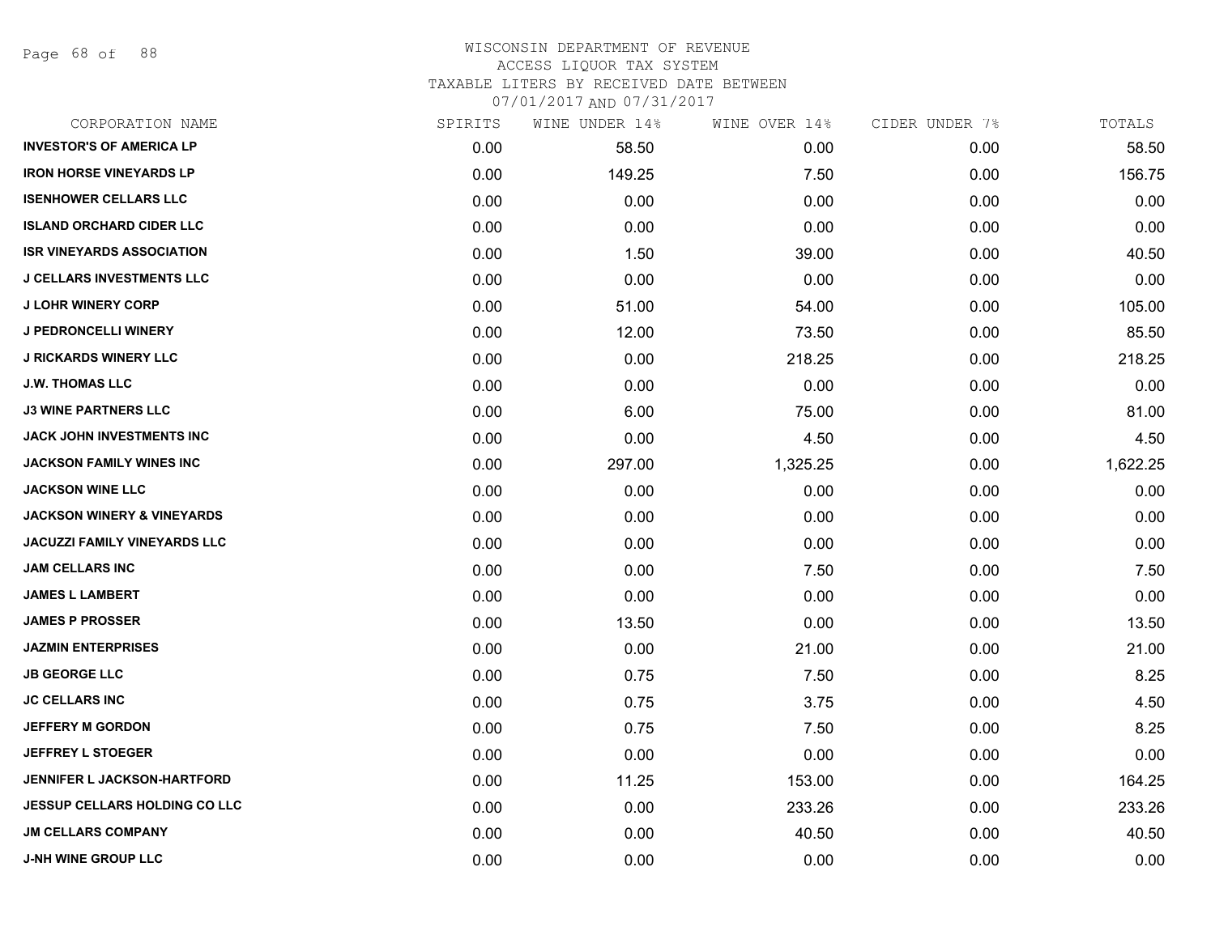WISCONSIN DEPARTMENT OF REVENUE
ACCESS LIQUOR TAX SYSTEM
TAXABLE LITERS BY RECEIVED DATE BETWEEN
07/01/2017 AND 07/31/2017

| CORPORATION NAME | SPIRITS | WINE UNDER 14% | WINE OVER 14% | CIDER UNDER 7% | TOTALS |
|---|---|---|---|---|---|
| INVESTOR'S OF AMERICA LP | 0.00 | 58.50 | 0.00 | 0.00 | 58.50 |
| IRON HORSE VINEYARDS LP | 0.00 | 149.25 | 7.50 | 0.00 | 156.75 |
| ISENHOWER CELLARS LLC | 0.00 | 0.00 | 0.00 | 0.00 | 0.00 |
| ISLAND ORCHARD CIDER LLC | 0.00 | 0.00 | 0.00 | 0.00 | 0.00 |
| ISR VINEYARDS ASSOCIATION | 0.00 | 1.50 | 39.00 | 0.00 | 40.50 |
| J CELLARS INVESTMENTS LLC | 0.00 | 0.00 | 0.00 | 0.00 | 0.00 |
| J LOHR WINERY CORP | 0.00 | 51.00 | 54.00 | 0.00 | 105.00 |
| J PEDRONCELLI WINERY | 0.00 | 12.00 | 73.50 | 0.00 | 85.50 |
| J RICKARDS WINERY LLC | 0.00 | 0.00 | 218.25 | 0.00 | 218.25 |
| J.W. THOMAS LLC | 0.00 | 0.00 | 0.00 | 0.00 | 0.00 |
| J3 WINE PARTNERS LLC | 0.00 | 6.00 | 75.00 | 0.00 | 81.00 |
| JACK JOHN INVESTMENTS INC | 0.00 | 0.00 | 4.50 | 0.00 | 4.50 |
| JACKSON FAMILY WINES INC | 0.00 | 297.00 | 1,325.25 | 0.00 | 1,622.25 |
| JACKSON WINE LLC | 0.00 | 0.00 | 0.00 | 0.00 | 0.00 |
| JACKSON WINERY & VINEYARDS | 0.00 | 0.00 | 0.00 | 0.00 | 0.00 |
| JACUZZI FAMILY VINEYARDS LLC | 0.00 | 0.00 | 0.00 | 0.00 | 0.00 |
| JAM CELLARS INC | 0.00 | 0.00 | 7.50 | 0.00 | 7.50 |
| JAMES L LAMBERT | 0.00 | 0.00 | 0.00 | 0.00 | 0.00 |
| JAMES P PROSSER | 0.00 | 13.50 | 0.00 | 0.00 | 13.50 |
| JAZMIN ENTERPRISES | 0.00 | 0.00 | 21.00 | 0.00 | 21.00 |
| JB GEORGE LLC | 0.00 | 0.75 | 7.50 | 0.00 | 8.25 |
| JC CELLARS INC | 0.00 | 0.75 | 3.75 | 0.00 | 4.50 |
| JEFFERY M GORDON | 0.00 | 0.75 | 7.50 | 0.00 | 8.25 |
| JEFFREY L STOEGER | 0.00 | 0.00 | 0.00 | 0.00 | 0.00 |
| JENNIFER L JACKSON-HARTFORD | 0.00 | 11.25 | 153.00 | 0.00 | 164.25 |
| JESSUP CELLARS HOLDING CO LLC | 0.00 | 0.00 | 233.26 | 0.00 | 233.26 |
| JM CELLARS COMPANY | 0.00 | 0.00 | 40.50 | 0.00 | 40.50 |
| J-NH WINE GROUP LLC | 0.00 | 0.00 | 0.00 | 0.00 | 0.00 |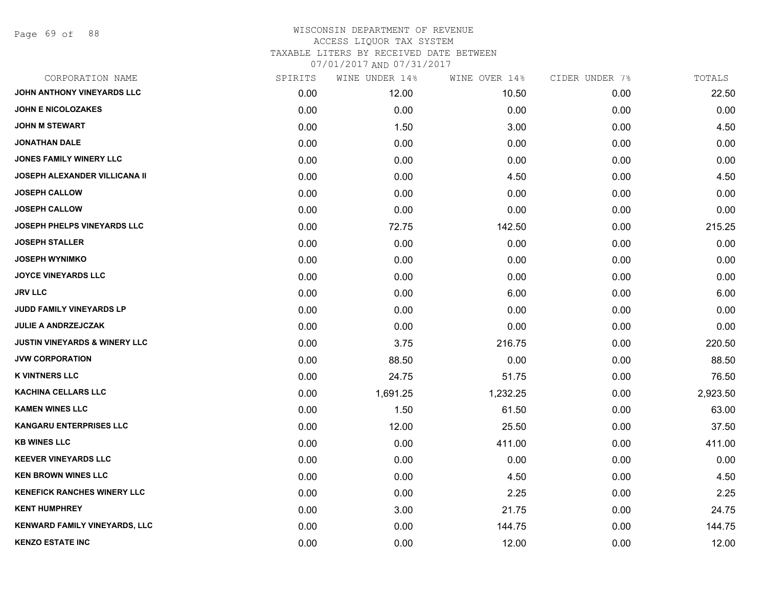# WISCONSIN DEPARTMENT OF REVENUE
## ACCESS LIQUOR TAX SYSTEM
### TAXABLE LITERS BY RECEIVED DATE BETWEEN 07/01/2017 AND 07/31/2017

| CORPORATION NAME | SPIRITS | WINE UNDER 14% | WINE OVER 14% | CIDER UNDER 7% | TOTALS |
|---|---|---|---|---|---|
| JOHN ANTHONY VINEYARDS LLC | 0.00 | 12.00 | 10.50 | 0.00 | 22.50 |
| JOHN E NICOLOZAKES | 0.00 | 0.00 | 0.00 | 0.00 | 0.00 |
| JOHN M STEWART | 0.00 | 1.50 | 3.00 | 0.00 | 4.50 |
| JONATHAN DALE | 0.00 | 0.00 | 0.00 | 0.00 | 0.00 |
| JONES FAMILY WINERY LLC | 0.00 | 0.00 | 0.00 | 0.00 | 0.00 |
| JOSEPH ALEXANDER VILLICANA II | 0.00 | 0.00 | 4.50 | 0.00 | 4.50 |
| JOSEPH CALLOW | 0.00 | 0.00 | 0.00 | 0.00 | 0.00 |
| JOSEPH CALLOW | 0.00 | 0.00 | 0.00 | 0.00 | 0.00 |
| JOSEPH PHELPS VINEYARDS LLC | 0.00 | 72.75 | 142.50 | 0.00 | 215.25 |
| JOSEPH STALLER | 0.00 | 0.00 | 0.00 | 0.00 | 0.00 |
| JOSEPH WYNIMKO | 0.00 | 0.00 | 0.00 | 0.00 | 0.00 |
| JOYCE VINEYARDS LLC | 0.00 | 0.00 | 0.00 | 0.00 | 0.00 |
| JRV LLC | 0.00 | 0.00 | 6.00 | 0.00 | 6.00 |
| JUDD FAMILY VINEYARDS LP | 0.00 | 0.00 | 0.00 | 0.00 | 0.00 |
| JULIE A ANDRZEJCZAK | 0.00 | 0.00 | 0.00 | 0.00 | 0.00 |
| JUSTIN VINEYARDS & WINERY LLC | 0.00 | 3.75 | 216.75 | 0.00 | 220.50 |
| JVW CORPORATION | 0.00 | 88.50 | 0.00 | 0.00 | 88.50 |
| K VINTNERS LLC | 0.00 | 24.75 | 51.75 | 0.00 | 76.50 |
| KACHINA CELLARS LLC | 0.00 | 1,691.25 | 1,232.25 | 0.00 | 2,923.50 |
| KAMEN WINES LLC | 0.00 | 1.50 | 61.50 | 0.00 | 63.00 |
| KANGARU ENTERPRISES LLC | 0.00 | 12.00 | 25.50 | 0.00 | 37.50 |
| KB WINES LLC | 0.00 | 0.00 | 411.00 | 0.00 | 411.00 |
| KEEVER VINEYARDS LLC | 0.00 | 0.00 | 0.00 | 0.00 | 0.00 |
| KEN BROWN WINES LLC | 0.00 | 0.00 | 4.50 | 0.00 | 4.50 |
| KENEFICK RANCHES WINERY LLC | 0.00 | 0.00 | 2.25 | 0.00 | 2.25 |
| KENT HUMPHREY | 0.00 | 3.00 | 21.75 | 0.00 | 24.75 |
| KENWARD FAMILY VINEYARDS, LLC | 0.00 | 0.00 | 144.75 | 0.00 | 144.75 |
| KENZO ESTATE INC | 0.00 | 0.00 | 12.00 | 0.00 | 12.00 |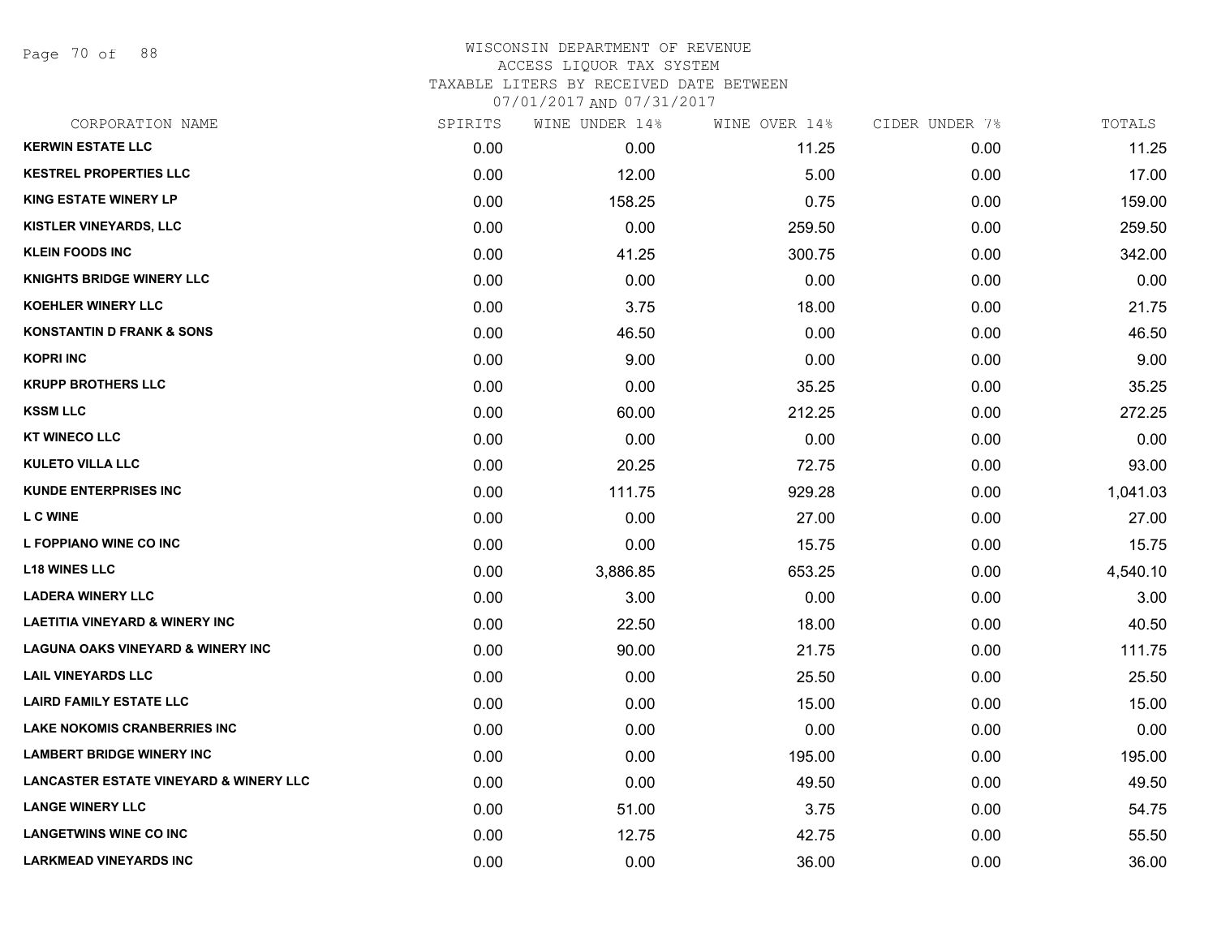WISCONSIN DEPARTMENT OF REVENUE
ACCESS LIQUOR TAX SYSTEM
TAXABLE LITERS BY RECEIVED DATE BETWEEN
07/01/2017 AND 07/31/2017

| CORPORATION NAME | SPIRITS | WINE UNDER 14% | WINE OVER 14% | CIDER UNDER 7% | TOTALS |
|---|---|---|---|---|---|
| **KERWIN ESTATE LLC** | 0.00 | 0.00 | 11.25 | 0.00 | 11.25 |
| **KESTREL PROPERTIES LLC** | 0.00 | 12.00 | 5.00 | 0.00 | 17.00 |
| **KING ESTATE WINERY LP** | 0.00 | 158.25 | 0.75 | 0.00 | 159.00 |
| **KISTLER VINEYARDS, LLC** | 0.00 | 0.00 | 259.50 | 0.00 | 259.50 |
| **KLEIN FOODS INC** | 0.00 | 41.25 | 300.75 | 0.00 | 342.00 |
| **KNIGHTS BRIDGE WINERY LLC** | 0.00 | 0.00 | 0.00 | 0.00 | 0.00 |
| **KOEHLER WINERY LLC** | 0.00 | 3.75 | 18.00 | 0.00 | 21.75 |
| **KONSTANTIN D FRANK & SONS** | 0.00 | 46.50 | 0.00 | 0.00 | 46.50 |
| **KOPRI INC** | 0.00 | 9.00 | 0.00 | 0.00 | 9.00 |
| **KRUPP BROTHERS LLC** | 0.00 | 0.00 | 35.25 | 0.00 | 35.25 |
| **KSSM LLC** | 0.00 | 60.00 | 212.25 | 0.00 | 272.25 |
| **KT WINECO LLC** | 0.00 | 0.00 | 0.00 | 0.00 | 0.00 |
| **KULETO VILLA LLC** | 0.00 | 20.25 | 72.75 | 0.00 | 93.00 |
| **KUNDE ENTERPRISES INC** | 0.00 | 111.75 | 929.28 | 0.00 | 1,041.03 |
| **L C WINE** | 0.00 | 0.00 | 27.00 | 0.00 | 27.00 |
| **L FOPPIANO WINE CO INC** | 0.00 | 0.00 | 15.75 | 0.00 | 15.75 |
| **L18 WINES LLC** | 0.00 | 3,886.85 | 653.25 | 0.00 | 4,540.10 |
| **LADERA WINERY LLC** | 0.00 | 3.00 | 0.00 | 0.00 | 3.00 |
| **LAETITIA VINEYARD & WINERY INC** | 0.00 | 22.50 | 18.00 | 0.00 | 40.50 |
| **LAGUNA OAKS VINEYARD & WINERY INC** | 0.00 | 90.00 | 21.75 | 0.00 | 111.75 |
| **LAIL VINEYARDS LLC** | 0.00 | 0.00 | 25.50 | 0.00 | 25.50 |
| **LAIRD FAMILY ESTATE LLC** | 0.00 | 0.00 | 15.00 | 0.00 | 15.00 |
| **LAKE NOKOMIS CRANBERRIES INC** | 0.00 | 0.00 | 0.00 | 0.00 | 0.00 |
| **LAMBERT BRIDGE WINERY INC** | 0.00 | 0.00 | 195.00 | 0.00 | 195.00 |
| **LANCASTER ESTATE VINEYARD & WINERY LLC** | 0.00 | 0.00 | 49.50 | 0.00 | 49.50 |
| **LANGE WINERY LLC** | 0.00 | 51.00 | 3.75 | 0.00 | 54.75 |
| **LANGETWINS WINE CO INC** | 0.00 | 12.75 | 42.75 | 0.00 | 55.50 |
| **LARKMEAD VINEYARDS INC** | 0.00 | 0.00 | 36.00 | 0.00 | 36.00 |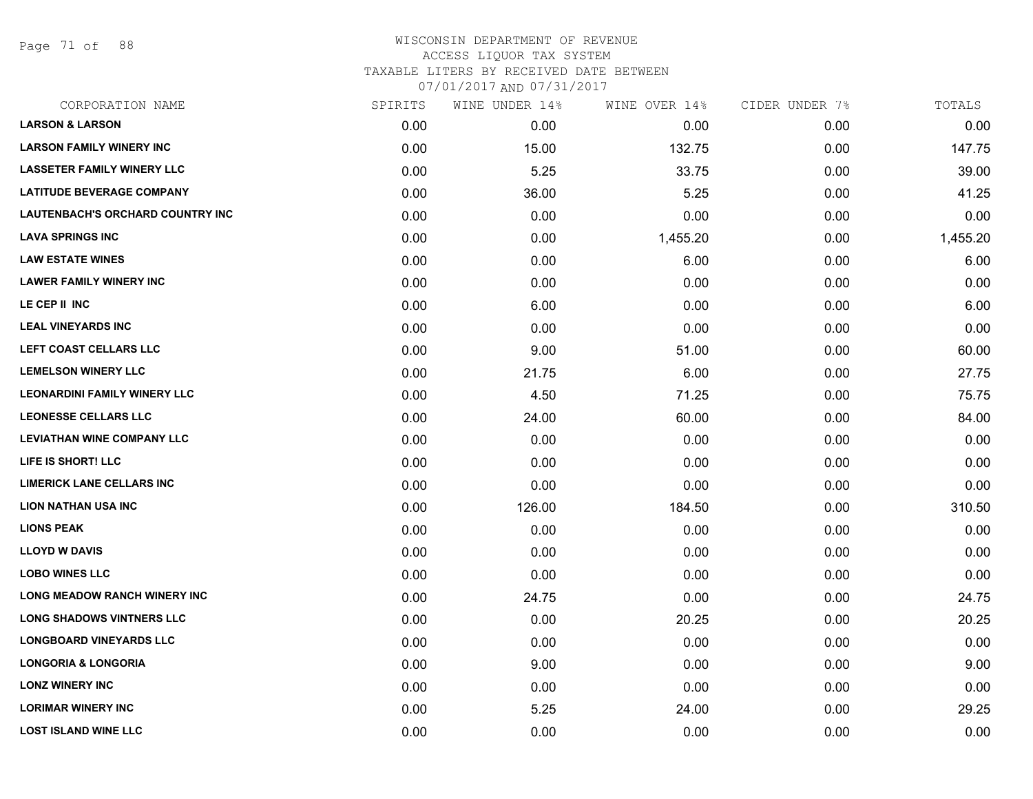# WISCONSIN DEPARTMENT OF REVENUE
ACCESS LIQUOR TAX SYSTEM
TAXABLE LITERS BY RECEIVED DATE BETWEEN
07/01/2017 AND 07/31/2017

| CORPORATION NAME | SPIRITS | WINE UNDER 14% | WINE OVER 14% | CIDER UNDER 7% | TOTALS |
|---|---|---|---|---|---|
| LARSON & LARSON | 0.00 | 0.00 | 0.00 | 0.00 | 0.00 |
| LARSON FAMILY WINERY INC | 0.00 | 15.00 | 132.75 | 0.00 | 147.75 |
| LASSETER FAMILY WINERY LLC | 0.00 | 5.25 | 33.75 | 0.00 | 39.00 |
| LATITUDE BEVERAGE COMPANY | 0.00 | 36.00 | 5.25 | 0.00 | 41.25 |
| LAUTENBACH'S ORCHARD COUNTRY INC | 0.00 | 0.00 | 0.00 | 0.00 | 0.00 |
| LAVA SPRINGS INC | 0.00 | 0.00 | 1,455.20 | 0.00 | 1,455.20 |
| LAW ESTATE WINES | 0.00 | 0.00 | 6.00 | 0.00 | 6.00 |
| LAWER FAMILY WINERY INC | 0.00 | 0.00 | 0.00 | 0.00 | 0.00 |
| LE CEP II INC | 0.00 | 6.00 | 0.00 | 0.00 | 6.00 |
| LEAL VINEYARDS INC | 0.00 | 0.00 | 0.00 | 0.00 | 0.00 |
| LEFT COAST CELLARS LLC | 0.00 | 9.00 | 51.00 | 0.00 | 60.00 |
| LEMELSON WINERY LLC | 0.00 | 21.75 | 6.00 | 0.00 | 27.75 |
| LEONARDINI FAMILY WINERY LLC | 0.00 | 4.50 | 71.25 | 0.00 | 75.75 |
| LEONESSE CELLARS LLC | 0.00 | 24.00 | 60.00 | 0.00 | 84.00 |
| LEVIATHAN WINE COMPANY LLC | 0.00 | 0.00 | 0.00 | 0.00 | 0.00 |
| LIFE IS SHORT! LLC | 0.00 | 0.00 | 0.00 | 0.00 | 0.00 |
| LIMERICK LANE CELLARS INC | 0.00 | 0.00 | 0.00 | 0.00 | 0.00 |
| LION NATHAN USA INC | 0.00 | 126.00 | 184.50 | 0.00 | 310.50 |
| LIONS PEAK | 0.00 | 0.00 | 0.00 | 0.00 | 0.00 |
| LLOYD W DAVIS | 0.00 | 0.00 | 0.00 | 0.00 | 0.00 |
| LOBO WINES LLC | 0.00 | 0.00 | 0.00 | 0.00 | 0.00 |
| LONG MEADOW RANCH WINERY INC | 0.00 | 24.75 | 0.00 | 0.00 | 24.75 |
| LONG SHADOWS VINTNERS LLC | 0.00 | 0.00 | 20.25 | 0.00 | 20.25 |
| LONGBOARD VINEYARDS LLC | 0.00 | 0.00 | 0.00 | 0.00 | 0.00 |
| LONGORIA & LONGORIA | 0.00 | 9.00 | 0.00 | 0.00 | 9.00 |
| LONZ WINERY INC | 0.00 | 0.00 | 0.00 | 0.00 | 0.00 |
| LORIMAR WINERY INC | 0.00 | 5.25 | 24.00 | 0.00 | 29.25 |
| LOST ISLAND WINE LLC | 0.00 | 0.00 | 0.00 | 0.00 | 0.00 |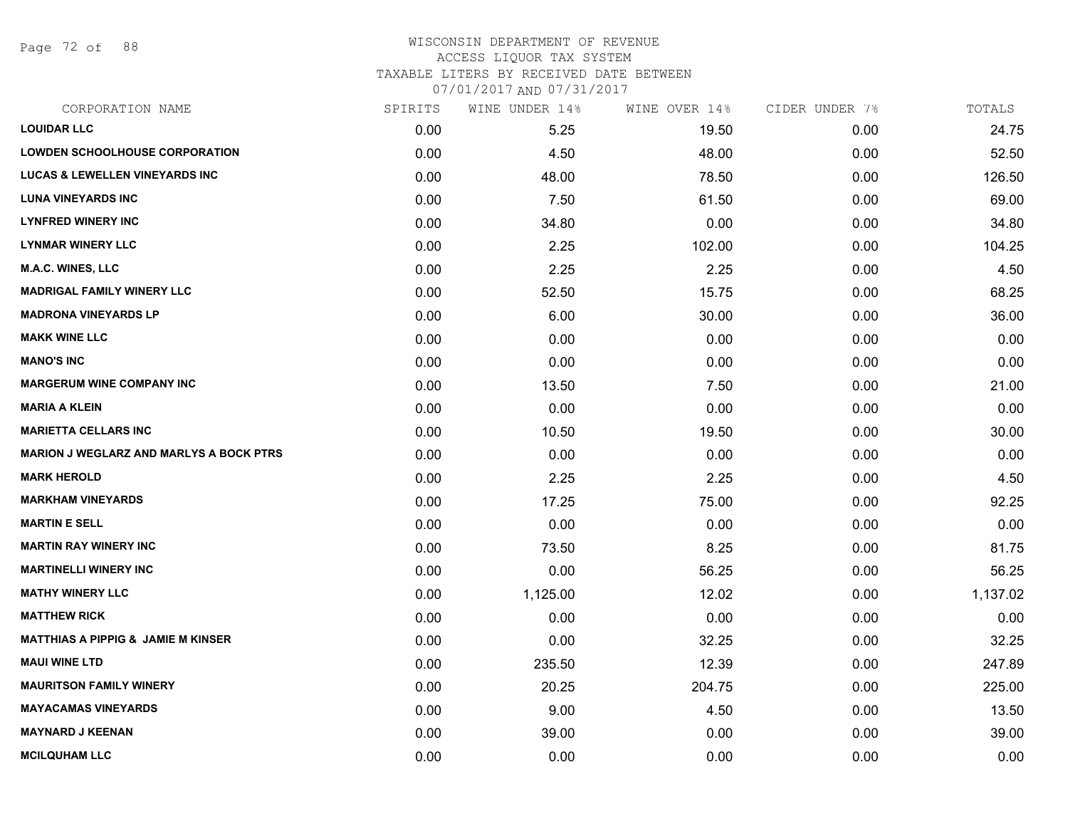# WISCONSIN DEPARTMENT OF REVENUE
ACCESS LIQUOR TAX SYSTEM
TAXABLE LITERS BY RECEIVED DATE BETWEEN
07/01/2017 AND 07/31/2017

| CORPORATION NAME | SPIRITS | WINE UNDER 14% | WINE OVER 14% | CIDER UNDER 7% | TOTALS |
|---|---|---|---|---|---|
| **LOUIDAR LLC** | 0.00 | 5.25 | 19.50 | 0.00 | 24.75 |
| **LOWDEN SCHOOLHOUSE CORPORATION** | 0.00 | 4.50 | 48.00 | 0.00 | 52.50 |
| **LUCAS & LEWELLEN VINEYARDS INC** | 0.00 | 48.00 | 78.50 | 0.00 | 126.50 |
| **LUNA VINEYARDS INC** | 0.00 | 7.50 | 61.50 | 0.00 | 69.00 |
| **LYNFRED WINERY INC** | 0.00 | 34.80 | 0.00 | 0.00 | 34.80 |
| **LYNMAR WINERY LLC** | 0.00 | 2.25 | 102.00 | 0.00 | 104.25 |
| **M.A.C. WINES, LLC** | 0.00 | 2.25 | 2.25 | 0.00 | 4.50 |
| **MADRIGAL FAMILY WINERY LLC** | 0.00 | 52.50 | 15.75 | 0.00 | 68.25 |
| **MADRONA VINEYARDS LP** | 0.00 | 6.00 | 30.00 | 0.00 | 36.00 |
| **MAKK WINE LLC** | 0.00 | 0.00 | 0.00 | 0.00 | 0.00 |
| **MANO'S INC** | 0.00 | 0.00 | 0.00 | 0.00 | 0.00 |
| **MARGERUM WINE COMPANY INC** | 0.00 | 13.50 | 7.50 | 0.00 | 21.00 |
| **MARIA A KLEIN** | 0.00 | 0.00 | 0.00 | 0.00 | 0.00 |
| **MARIETTA CELLARS INC** | 0.00 | 10.50 | 19.50 | 0.00 | 30.00 |
| **MARION J WEGLARZ AND MARLYS A BOCK PTRS** | 0.00 | 0.00 | 0.00 | 0.00 | 0.00 |
| **MARK HEROLD** | 0.00 | 2.25 | 2.25 | 0.00 | 4.50 |
| **MARKHAM VINEYARDS** | 0.00 | 17.25 | 75.00 | 0.00 | 92.25 |
| **MARTIN E SELL** | 0.00 | 0.00 | 0.00 | 0.00 | 0.00 |
| **MARTIN RAY WINERY INC** | 0.00 | 73.50 | 8.25 | 0.00 | 81.75 |
| **MARTINELLI WINERY INC** | 0.00 | 0.00 | 56.25 | 0.00 | 56.25 |
| **MATHY WINERY LLC** | 0.00 | 1,125.00 | 12.02 | 0.00 | 1,137.02 |
| **MATTHEW RICK** | 0.00 | 0.00 | 0.00 | 0.00 | 0.00 |
| **MATTHIAS A PIPPIG & JAMIE M KINSER** | 0.00 | 0.00 | 32.25 | 0.00 | 32.25 |
| **MAUI WINE LTD** | 0.00 | 235.50 | 12.39 | 0.00 | 247.89 |
| **MAURITSON FAMILY WINERY** | 0.00 | 20.25 | 204.75 | 0.00 | 225.00 |
| **MAYACAMAS VINEYARDS** | 0.00 | 9.00 | 4.50 | 0.00 | 13.50 |
| **MAYNARD J KEENAN** | 0.00 | 39.00 | 0.00 | 0.00 | 39.00 |
| **MCILQUHAM LLC** | 0.00 | 0.00 | 0.00 | 0.00 | 0.00 |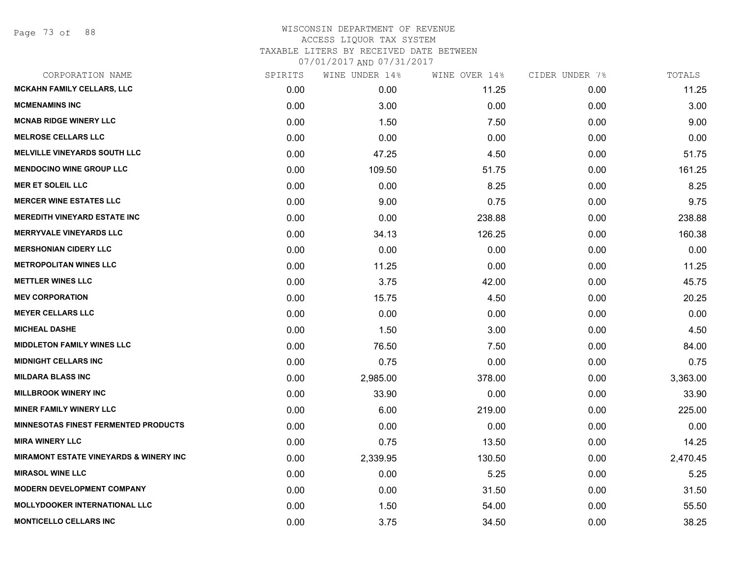WISCONSIN DEPARTMENT OF REVENUE
ACCESS LIQUOR TAX SYSTEM
TAXABLE LITERS BY RECEIVED DATE BETWEEN
07/01/2017 AND 07/31/2017

| CORPORATION NAME | SPIRITS | WINE UNDER 14% | WINE OVER 14% | CIDER UNDER 7% | TOTALS |
|---|---|---|---|---|---|
| MCKAHN FAMILY CELLARS, LLC | 0.00 | 0.00 | 11.25 | 0.00 | 11.25 |
| MCMENAMINS INC | 0.00 | 3.00 | 0.00 | 0.00 | 3.00 |
| MCNAB RIDGE WINERY LLC | 0.00 | 1.50 | 7.50 | 0.00 | 9.00 |
| MELROSE CELLARS LLC | 0.00 | 0.00 | 0.00 | 0.00 | 0.00 |
| MELVILLE VINEYARDS SOUTH LLC | 0.00 | 47.25 | 4.50 | 0.00 | 51.75 |
| MENDOCINO WINE GROUP LLC | 0.00 | 109.50 | 51.75 | 0.00 | 161.25 |
| MER ET SOLEIL LLC | 0.00 | 0.00 | 8.25 | 0.00 | 8.25 |
| MERCER WINE ESTATES LLC | 0.00 | 9.00 | 0.75 | 0.00 | 9.75 |
| MEREDITH VINEYARD ESTATE INC | 0.00 | 0.00 | 238.88 | 0.00 | 238.88 |
| MERRYVALE VINEYARDS LLC | 0.00 | 34.13 | 126.25 | 0.00 | 160.38 |
| MERSHONIAN CIDERY LLC | 0.00 | 0.00 | 0.00 | 0.00 | 0.00 |
| METROPOLITAN WINES LLC | 0.00 | 11.25 | 0.00 | 0.00 | 11.25 |
| METTLER WINES LLC | 0.00 | 3.75 | 42.00 | 0.00 | 45.75 |
| MEV CORPORATION | 0.00 | 15.75 | 4.50 | 0.00 | 20.25 |
| MEYER CELLARS LLC | 0.00 | 0.00 | 0.00 | 0.00 | 0.00 |
| MICHEAL DASHE | 0.00 | 1.50 | 3.00 | 0.00 | 4.50 |
| MIDDLETON FAMILY WINES LLC | 0.00 | 76.50 | 7.50 | 0.00 | 84.00 |
| MIDNIGHT CELLARS INC | 0.00 | 0.75 | 0.00 | 0.00 | 0.75 |
| MILDARA BLASS INC | 0.00 | 2,985.00 | 378.00 | 0.00 | 3,363.00 |
| MILLBROOK WINERY INC | 0.00 | 33.90 | 0.00 | 0.00 | 33.90 |
| MINER FAMILY WINERY LLC | 0.00 | 6.00 | 219.00 | 0.00 | 225.00 |
| MINNESOTAS FINEST FERMENTED PRODUCTS | 0.00 | 0.00 | 0.00 | 0.00 | 0.00 |
| MIRA WINERY LLC | 0.00 | 0.75 | 13.50 | 0.00 | 14.25 |
| MIRAMONT ESTATE VINEYARDS & WINERY INC | 0.00 | 2,339.95 | 130.50 | 0.00 | 2,470.45 |
| MIRASOL WINE LLC | 0.00 | 0.00 | 5.25 | 0.00 | 5.25 |
| MODERN DEVELOPMENT COMPANY | 0.00 | 0.00 | 31.50 | 0.00 | 31.50 |
| MOLLYDOOKER INTERNATIONAL LLC | 0.00 | 1.50 | 54.00 | 0.00 | 55.50 |
| MONTICELLO CELLARS INC | 0.00 | 3.75 | 34.50 | 0.00 | 38.25 |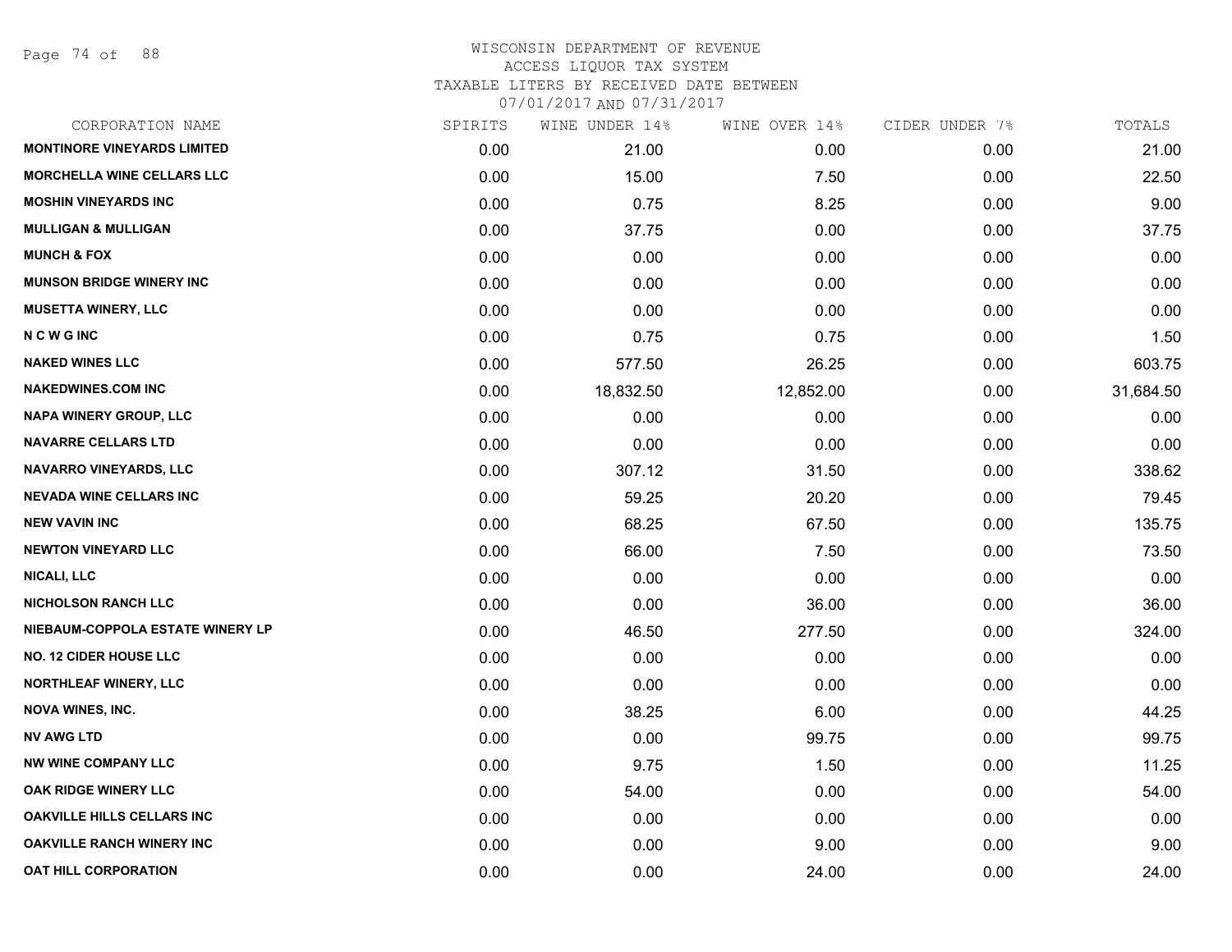WISCONSIN DEPARTMENT OF REVENUE
ACCESS LIQUOR TAX SYSTEM
TAXABLE LITERS BY RECEIVED DATE BETWEEN
07/01/2017 AND 07/31/2017

| CORPORATION NAME | SPIRITS | WINE UNDER 14% | WINE OVER 14% | CIDER UNDER 7% | TOTALS |
|---|---|---|---|---|---|
| MONTINORE VINEYARDS LIMITED | 0.00 | 21.00 | 0.00 | 0.00 | 21.00 |
| MORCHELLA WINE CELLARS LLC | 0.00 | 15.00 | 7.50 | 0.00 | 22.50 |
| MOSHIN VINEYARDS INC | 0.00 | 0.75 | 8.25 | 0.00 | 9.00 |
| MULLIGAN & MULLIGAN | 0.00 | 37.75 | 0.00 | 0.00 | 37.75 |
| MUNCH & FOX | 0.00 | 0.00 | 0.00 | 0.00 | 0.00 |
| MUNSON BRIDGE WINERY INC | 0.00 | 0.00 | 0.00 | 0.00 | 0.00 |
| MUSETTA WINERY, LLC | 0.00 | 0.00 | 0.00 | 0.00 | 0.00 |
| N C W G INC | 0.00 | 0.75 | 0.75 | 0.00 | 1.50 |
| NAKED WINES LLC | 0.00 | 577.50 | 26.25 | 0.00 | 603.75 |
| NAKEDWINES.COM INC | 0.00 | 18,832.50 | 12,852.00 | 0.00 | 31,684.50 |
| NAPA WINERY GROUP, LLC | 0.00 | 0.00 | 0.00 | 0.00 | 0.00 |
| NAVARRE CELLARS LTD | 0.00 | 0.00 | 0.00 | 0.00 | 0.00 |
| NAVARRO VINEYARDS, LLC | 0.00 | 307.12 | 31.50 | 0.00 | 338.62 |
| NEVADA WINE CELLARS INC | 0.00 | 59.25 | 20.20 | 0.00 | 79.45 |
| NEW VAVIN INC | 0.00 | 68.25 | 67.50 | 0.00 | 135.75 |
| NEWTON VINEYARD LLC | 0.00 | 66.00 | 7.50 | 0.00 | 73.50 |
| NICALI, LLC | 0.00 | 0.00 | 0.00 | 0.00 | 0.00 |
| NICHOLSON RANCH LLC | 0.00 | 0.00 | 36.00 | 0.00 | 36.00 |
| NIEBAUM-COPPOLA ESTATE WINERY LP | 0.00 | 46.50 | 277.50 | 0.00 | 324.00 |
| NO. 12 CIDER HOUSE LLC | 0.00 | 0.00 | 0.00 | 0.00 | 0.00 |
| NORTHLEAF WINERY, LLC | 0.00 | 0.00 | 0.00 | 0.00 | 0.00 |
| NOVA WINES, INC. | 0.00 | 38.25 | 6.00 | 0.00 | 44.25 |
| NV AWG LTD | 0.00 | 0.00 | 99.75 | 0.00 | 99.75 |
| NW WINE COMPANY LLC | 0.00 | 9.75 | 1.50 | 0.00 | 11.25 |
| OAK RIDGE WINERY LLC | 0.00 | 54.00 | 0.00 | 0.00 | 54.00 |
| OAKVILLE HILLS CELLARS INC | 0.00 | 0.00 | 0.00 | 0.00 | 0.00 |
| OAKVILLE RANCH WINERY INC | 0.00 | 0.00 | 9.00 | 0.00 | 9.00 |
| OAT HILL CORPORATION | 0.00 | 0.00 | 24.00 | 0.00 | 24.00 |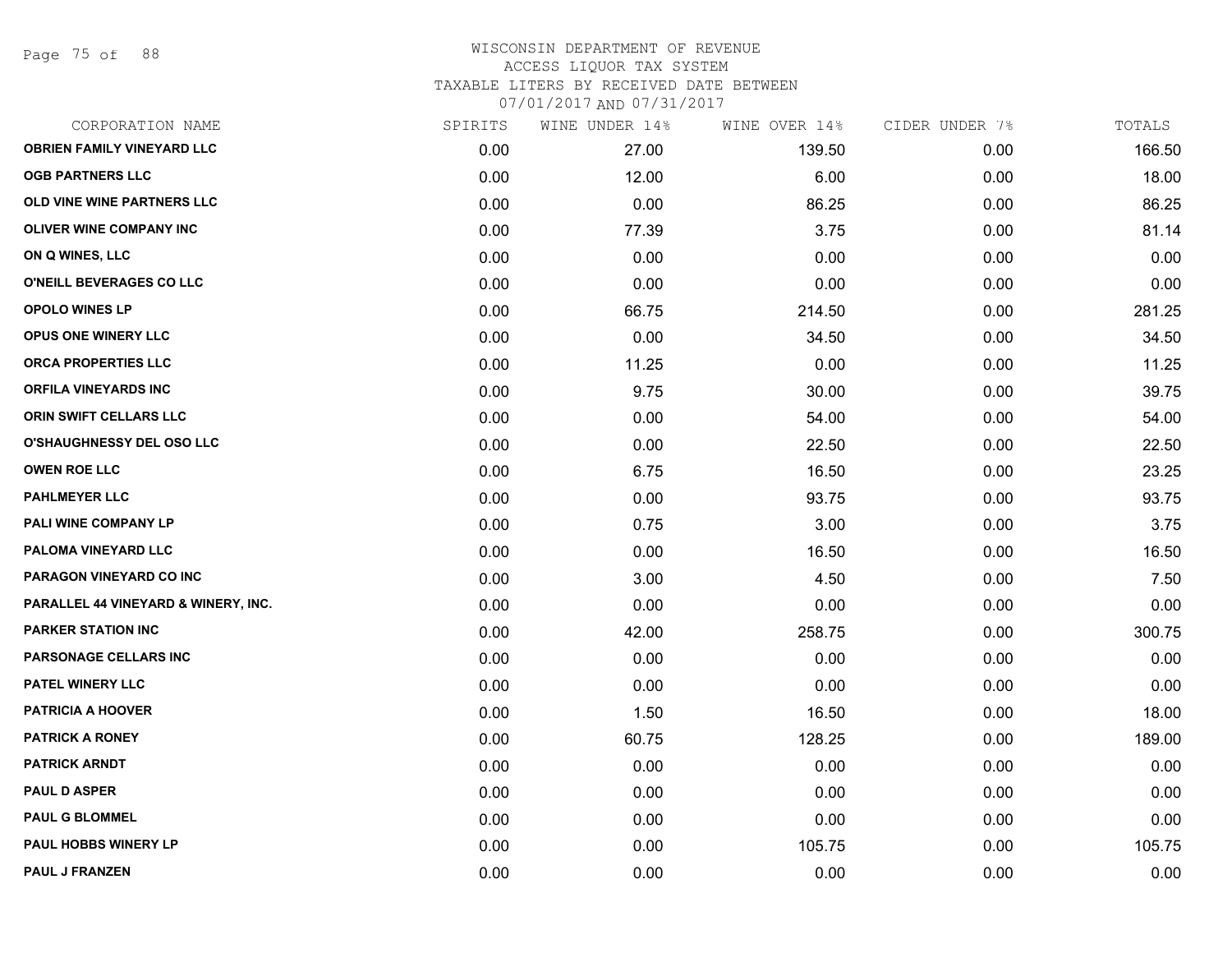WISCONSIN DEPARTMENT OF REVENUE
ACCESS LIQUOR TAX SYSTEM
TAXABLE LITERS BY RECEIVED DATE BETWEEN
07/01/2017 AND 07/31/2017

| CORPORATION NAME | SPIRITS | WINE UNDER 14% | WINE OVER 14% | CIDER UNDER 7% | TOTALS |
|---|---|---|---|---|---|
| OBRIEN FAMILY VINEYARD LLC | 0.00 | 27.00 | 139.50 | 0.00 | 166.50 |
| OGB PARTNERS LLC | 0.00 | 12.00 | 6.00 | 0.00 | 18.00 |
| OLD VINE WINE PARTNERS LLC | 0.00 | 0.00 | 86.25 | 0.00 | 86.25 |
| OLIVER WINE COMPANY INC | 0.00 | 77.39 | 3.75 | 0.00 | 81.14 |
| ON Q WINES, LLC | 0.00 | 0.00 | 0.00 | 0.00 | 0.00 |
| O'NEILL BEVERAGES CO LLC | 0.00 | 0.00 | 0.00 | 0.00 | 0.00 |
| OPOLO WINES LP | 0.00 | 66.75 | 214.50 | 0.00 | 281.25 |
| OPUS ONE WINERY LLC | 0.00 | 0.00 | 34.50 | 0.00 | 34.50 |
| ORCA PROPERTIES LLC | 0.00 | 11.25 | 0.00 | 0.00 | 11.25 |
| ORFILA VINEYARDS INC | 0.00 | 9.75 | 30.00 | 0.00 | 39.75 |
| ORIN SWIFT CELLARS LLC | 0.00 | 0.00 | 54.00 | 0.00 | 54.00 |
| O'SHAUGHNESSY DEL OSO LLC | 0.00 | 0.00 | 22.50 | 0.00 | 22.50 |
| OWEN ROE LLC | 0.00 | 6.75 | 16.50 | 0.00 | 23.25 |
| PAHLMEYER LLC | 0.00 | 0.00 | 93.75 | 0.00 | 93.75 |
| PALI WINE COMPANY LP | 0.00 | 0.75 | 3.00 | 0.00 | 3.75 |
| PALOMA VINEYARD LLC | 0.00 | 0.00 | 16.50 | 0.00 | 16.50 |
| PARAGON VINEYARD CO INC | 0.00 | 3.00 | 4.50 | 0.00 | 7.50 |
| PARALLEL 44 VINEYARD & WINERY, INC. | 0.00 | 0.00 | 0.00 | 0.00 | 0.00 |
| PARKER STATION INC | 0.00 | 42.00 | 258.75 | 0.00 | 300.75 |
| PARSONAGE CELLARS INC | 0.00 | 0.00 | 0.00 | 0.00 | 0.00 |
| PATEL WINERY LLC | 0.00 | 0.00 | 0.00 | 0.00 | 0.00 |
| PATRICIA A HOOVER | 0.00 | 1.50 | 16.50 | 0.00 | 18.00 |
| PATRICK A RONEY | 0.00 | 60.75 | 128.25 | 0.00 | 189.00 |
| PATRICK ARNDT | 0.00 | 0.00 | 0.00 | 0.00 | 0.00 |
| PAUL D ASPER | 0.00 | 0.00 | 0.00 | 0.00 | 0.00 |
| PAUL G BLOMMEL | 0.00 | 0.00 | 0.00 | 0.00 | 0.00 |
| PAUL HOBBS WINERY LP | 0.00 | 0.00 | 105.75 | 0.00 | 105.75 |
| PAUL J FRANZEN | 0.00 | 0.00 | 0.00 | 0.00 | 0.00 |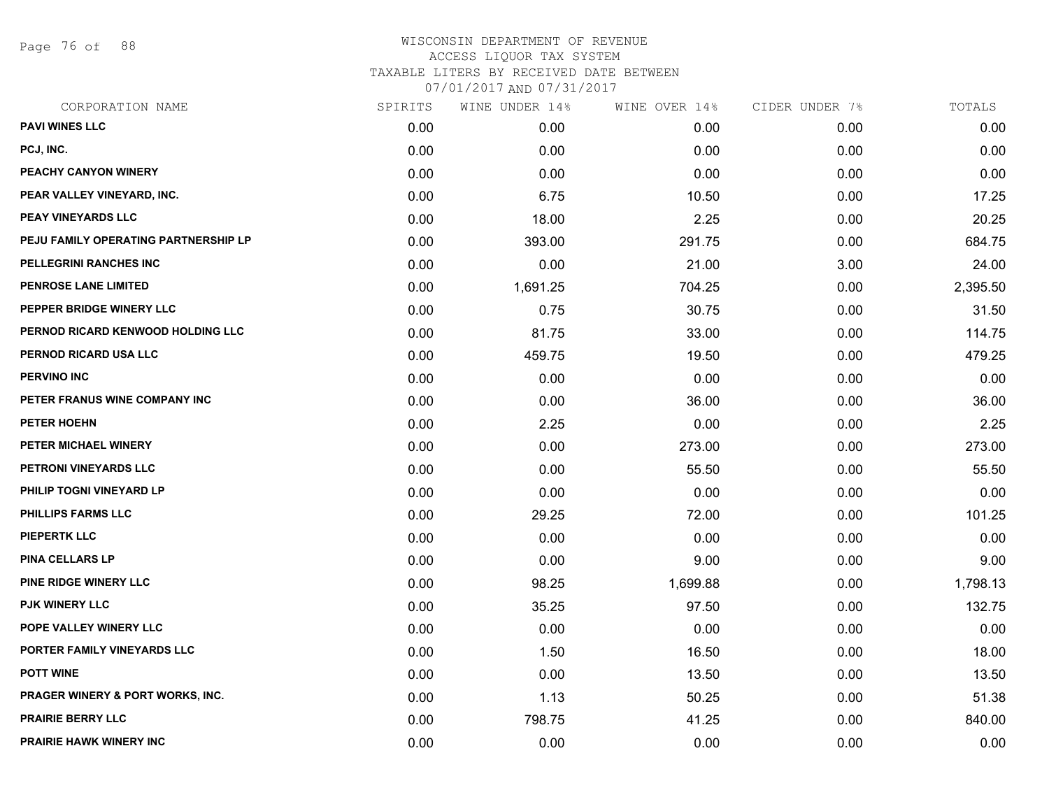# WISCONSIN DEPARTMENT OF REVENUE

ACCESS LIQUOR TAX SYSTEM

TAXABLE LITERS BY RECEIVED DATE BETWEEN

07/01/2017 AND 07/31/2017

| CORPORATION NAME | SPIRITS | WINE UNDER 14% | WINE OVER 14% | CIDER UNDER 7% | TOTALS |
|---|---|---|---|---|---|
| PAVI WINES LLC | 0.00 | 0.00 | 0.00 | 0.00 | 0.00 |
| PCJ, INC. | 0.00 | 0.00 | 0.00 | 0.00 | 0.00 |
| PEACHY CANYON WINERY | 0.00 | 0.00 | 0.00 | 0.00 | 0.00 |
| PEAR VALLEY VINEYARD, INC. | 0.00 | 6.75 | 10.50 | 0.00 | 17.25 |
| PEAY VINEYARDS LLC | 0.00 | 18.00 | 2.25 | 0.00 | 20.25 |
| PEJU FAMILY OPERATING PARTNERSHIP LP | 0.00 | 393.00 | 291.75 | 0.00 | 684.75 |
| PELLEGRINI RANCHES INC | 0.00 | 0.00 | 21.00 | 3.00 | 24.00 |
| PENROSE LANE LIMITED | 0.00 | 1,691.25 | 704.25 | 0.00 | 2,395.50 |
| PEPPER BRIDGE WINERY LLC | 0.00 | 0.75 | 30.75 | 0.00 | 31.50 |
| PERNOD RICARD KENWOOD HOLDING LLC | 0.00 | 81.75 | 33.00 | 0.00 | 114.75 |
| PERNOD RICARD USA LLC | 0.00 | 459.75 | 19.50 | 0.00 | 479.25 |
| PERVINO INC | 0.00 | 0.00 | 0.00 | 0.00 | 0.00 |
| PETER FRANUS WINE COMPANY INC | 0.00 | 0.00 | 36.00 | 0.00 | 36.00 |
| PETER HOEHN | 0.00 | 2.25 | 0.00 | 0.00 | 2.25 |
| PETER MICHAEL WINERY | 0.00 | 0.00 | 273.00 | 0.00 | 273.00 |
| PETRONI VINEYARDS LLC | 0.00 | 0.00 | 55.50 | 0.00 | 55.50 |
| PHILIP TOGNI VINEYARD LP | 0.00 | 0.00 | 0.00 | 0.00 | 0.00 |
| PHILLIPS FARMS LLC | 0.00 | 29.25 | 72.00 | 0.00 | 101.25 |
| PIEPERTK LLC | 0.00 | 0.00 | 0.00 | 0.00 | 0.00 |
| PINA CELLARS LP | 0.00 | 0.00 | 9.00 | 0.00 | 9.00 |
| PINE RIDGE WINERY LLC | 0.00 | 98.25 | 1,699.88 | 0.00 | 1,798.13 |
| PJK WINERY LLC | 0.00 | 35.25 | 97.50 | 0.00 | 132.75 |
| POPE VALLEY WINERY LLC | 0.00 | 0.00 | 0.00 | 0.00 | 0.00 |
| PORTER FAMILY VINEYARDS LLC | 0.00 | 1.50 | 16.50 | 0.00 | 18.00 |
| POTT WINE | 0.00 | 0.00 | 13.50 | 0.00 | 13.50 |
| PRAGER WINERY & PORT WORKS, INC. | 0.00 | 1.13 | 50.25 | 0.00 | 51.38 |
| PRAIRIE BERRY LLC | 0.00 | 798.75 | 41.25 | 0.00 | 840.00 |
| PRAIRIE HAWK WINERY INC | 0.00 | 0.00 | 0.00 | 0.00 | 0.00 |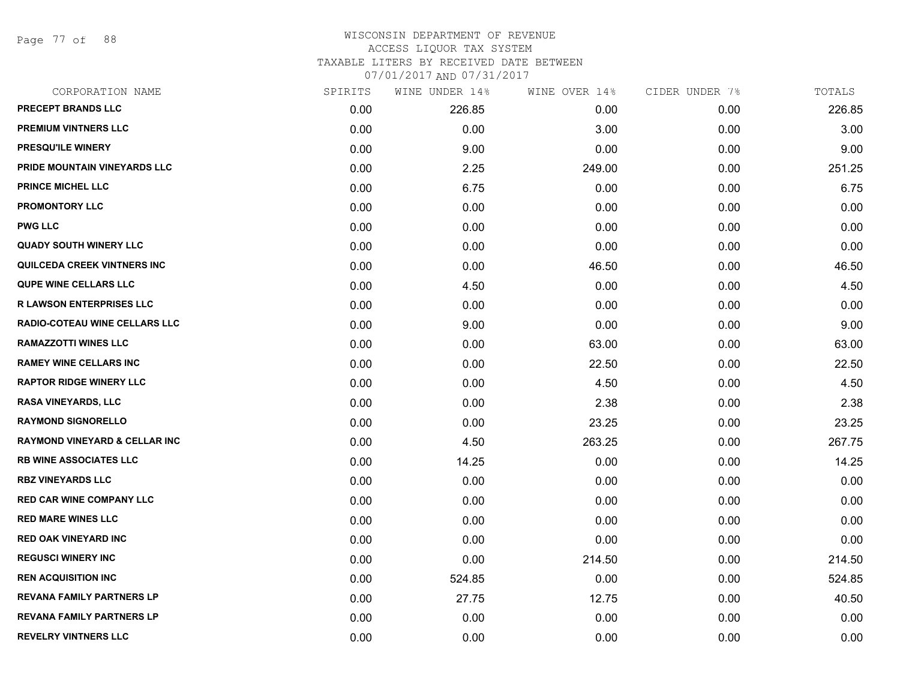# WISCONSIN DEPARTMENT OF REVENUE
## ACCESS LIQUOR TAX SYSTEM
### TAXABLE LITERS BY RECEIVED DATE BETWEEN 07/01/2017 AND 07/31/2017

| CORPORATION NAME | SPIRITS | WINE UNDER 14% | WINE OVER 14% | CIDER UNDER 7% | TOTALS |
|---|---|---|---|---|---|
| PRECEPT BRANDS LLC | 0.00 | 226.85 | 0.00 | 0.00 | 226.85 |
| PREMIUM VINTNERS LLC | 0.00 | 0.00 | 3.00 | 0.00 | 3.00 |
| PRESQU'ILE WINERY | 0.00 | 9.00 | 0.00 | 0.00 | 9.00 |
| PRIDE MOUNTAIN VINEYARDS LLC | 0.00 | 2.25 | 249.00 | 0.00 | 251.25 |
| PRINCE MICHEL LLC | 0.00 | 6.75 | 0.00 | 0.00 | 6.75 |
| PROMONTORY LLC | 0.00 | 0.00 | 0.00 | 0.00 | 0.00 |
| PWG LLC | 0.00 | 0.00 | 0.00 | 0.00 | 0.00 |
| QUADY SOUTH WINERY LLC | 0.00 | 0.00 | 0.00 | 0.00 | 0.00 |
| QUILCEDA CREEK VINTNERS INC | 0.00 | 0.00 | 46.50 | 0.00 | 46.50 |
| QUPE WINE CELLARS LLC | 0.00 | 4.50 | 0.00 | 0.00 | 4.50 |
| R LAWSON ENTERPRISES LLC | 0.00 | 0.00 | 0.00 | 0.00 | 0.00 |
| RADIO-COTEAU WINE CELLARS LLC | 0.00 | 9.00 | 0.00 | 0.00 | 9.00 |
| RAMAZZOTTI WINES LLC | 0.00 | 0.00 | 63.00 | 0.00 | 63.00 |
| RAMEY WINE CELLARS INC | 0.00 | 0.00 | 22.50 | 0.00 | 22.50 |
| RAPTOR RIDGE WINERY LLC | 0.00 | 0.00 | 4.50 | 0.00 | 4.50 |
| RASA VINEYARDS, LLC | 0.00 | 0.00 | 2.38 | 0.00 | 2.38 |
| RAYMOND SIGNORELLO | 0.00 | 0.00 | 23.25 | 0.00 | 23.25 |
| RAYMOND VINEYARD & CELLAR INC | 0.00 | 4.50 | 263.25 | 0.00 | 267.75 |
| RB WINE ASSOCIATES LLC | 0.00 | 14.25 | 0.00 | 0.00 | 14.25 |
| RBZ VINEYARDS LLC | 0.00 | 0.00 | 0.00 | 0.00 | 0.00 |
| RED CAR WINE COMPANY LLC | 0.00 | 0.00 | 0.00 | 0.00 | 0.00 |
| RED MARE WINES LLC | 0.00 | 0.00 | 0.00 | 0.00 | 0.00 |
| RED OAK VINEYARD INC | 0.00 | 0.00 | 0.00 | 0.00 | 0.00 |
| REGUSCI WINERY INC | 0.00 | 0.00 | 214.50 | 0.00 | 214.50 |
| REN ACQUISITION INC | 0.00 | 524.85 | 0.00 | 0.00 | 524.85 |
| REVANA FAMILY PARTNERS LP | 0.00 | 27.75 | 12.75 | 0.00 | 40.50 |
| REVANA FAMILY PARTNERS LP | 0.00 | 0.00 | 0.00 | 0.00 | 0.00 |
| REVELRY VINTNERS LLC | 0.00 | 0.00 | 0.00 | 0.00 | 0.00 |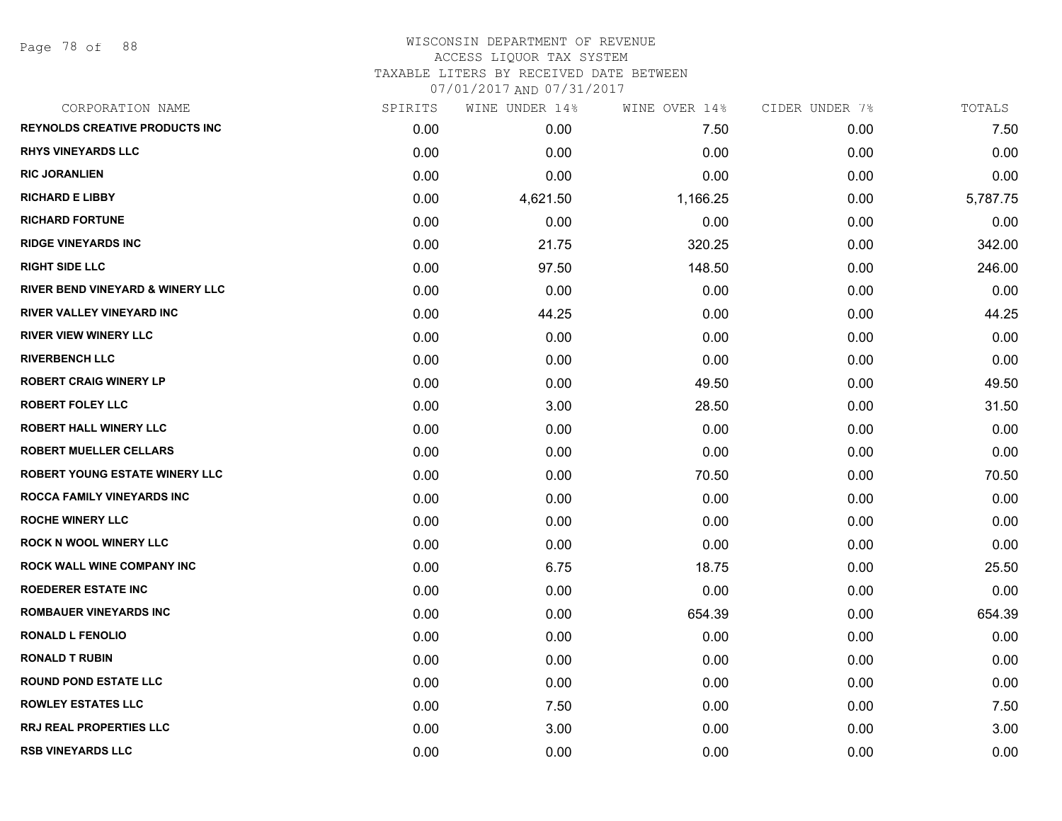# WISCONSIN DEPARTMENT OF REVENUE
ACCESS LIQUOR TAX SYSTEM
TAXABLE LITERS BY RECEIVED DATE BETWEEN
07/01/2017 AND 07/31/2017

| CORPORATION NAME | SPIRITS | WINE UNDER 14% | WINE OVER 14% | CIDER UNDER 7% | TOTALS |
|---|---|---|---|---|---|
| REYNOLDS CREATIVE PRODUCTS INC | 0.00 | 0.00 | 7.50 | 0.00 | 7.50 |
| RHYS VINEYARDS LLC | 0.00 | 0.00 | 0.00 | 0.00 | 0.00 |
| RIC JORANLIEN | 0.00 | 0.00 | 0.00 | 0.00 | 0.00 |
| RICHARD E LIBBY | 0.00 | 4,621.50 | 1,166.25 | 0.00 | 5,787.75 |
| RICHARD FORTUNE | 0.00 | 0.00 | 0.00 | 0.00 | 0.00 |
| RIDGE VINEYARDS INC | 0.00 | 21.75 | 320.25 | 0.00 | 342.00 |
| RIGHT SIDE LLC | 0.00 | 97.50 | 148.50 | 0.00 | 246.00 |
| RIVER BEND VINEYARD & WINERY LLC | 0.00 | 0.00 | 0.00 | 0.00 | 0.00 |
| RIVER VALLEY VINEYARD INC | 0.00 | 44.25 | 0.00 | 0.00 | 44.25 |
| RIVER VIEW WINERY LLC | 0.00 | 0.00 | 0.00 | 0.00 | 0.00 |
| RIVERBENCH LLC | 0.00 | 0.00 | 0.00 | 0.00 | 0.00 |
| ROBERT CRAIG WINERY LP | 0.00 | 0.00 | 49.50 | 0.00 | 49.50 |
| ROBERT FOLEY LLC | 0.00 | 3.00 | 28.50 | 0.00 | 31.50 |
| ROBERT HALL WINERY LLC | 0.00 | 0.00 | 0.00 | 0.00 | 0.00 |
| ROBERT MUELLER CELLARS | 0.00 | 0.00 | 0.00 | 0.00 | 0.00 |
| ROBERT YOUNG ESTATE WINERY LLC | 0.00 | 0.00 | 70.50 | 0.00 | 70.50 |
| ROCCA FAMILY VINEYARDS INC | 0.00 | 0.00 | 0.00 | 0.00 | 0.00 |
| ROCHE WINERY LLC | 0.00 | 0.00 | 0.00 | 0.00 | 0.00 |
| ROCK N WOOL WINERY LLC | 0.00 | 0.00 | 0.00 | 0.00 | 0.00 |
| ROCK WALL WINE COMPANY INC | 0.00 | 6.75 | 18.75 | 0.00 | 25.50 |
| ROEDERER ESTATE INC | 0.00 | 0.00 | 0.00 | 0.00 | 0.00 |
| ROMBAUER VINEYARDS INC | 0.00 | 0.00 | 654.39 | 0.00 | 654.39 |
| RONALD L FENOLIO | 0.00 | 0.00 | 0.00 | 0.00 | 0.00 |
| RONALD T RUBIN | 0.00 | 0.00 | 0.00 | 0.00 | 0.00 |
| ROUND POND ESTATE LLC | 0.00 | 0.00 | 0.00 | 0.00 | 0.00 |
| ROWLEY ESTATES LLC | 0.00 | 7.50 | 0.00 | 0.00 | 7.50 |
| RRJ REAL PROPERTIES LLC | 0.00 | 3.00 | 0.00 | 0.00 | 3.00 |
| RSB VINEYARDS LLC | 0.00 | 0.00 | 0.00 | 0.00 | 0.00 |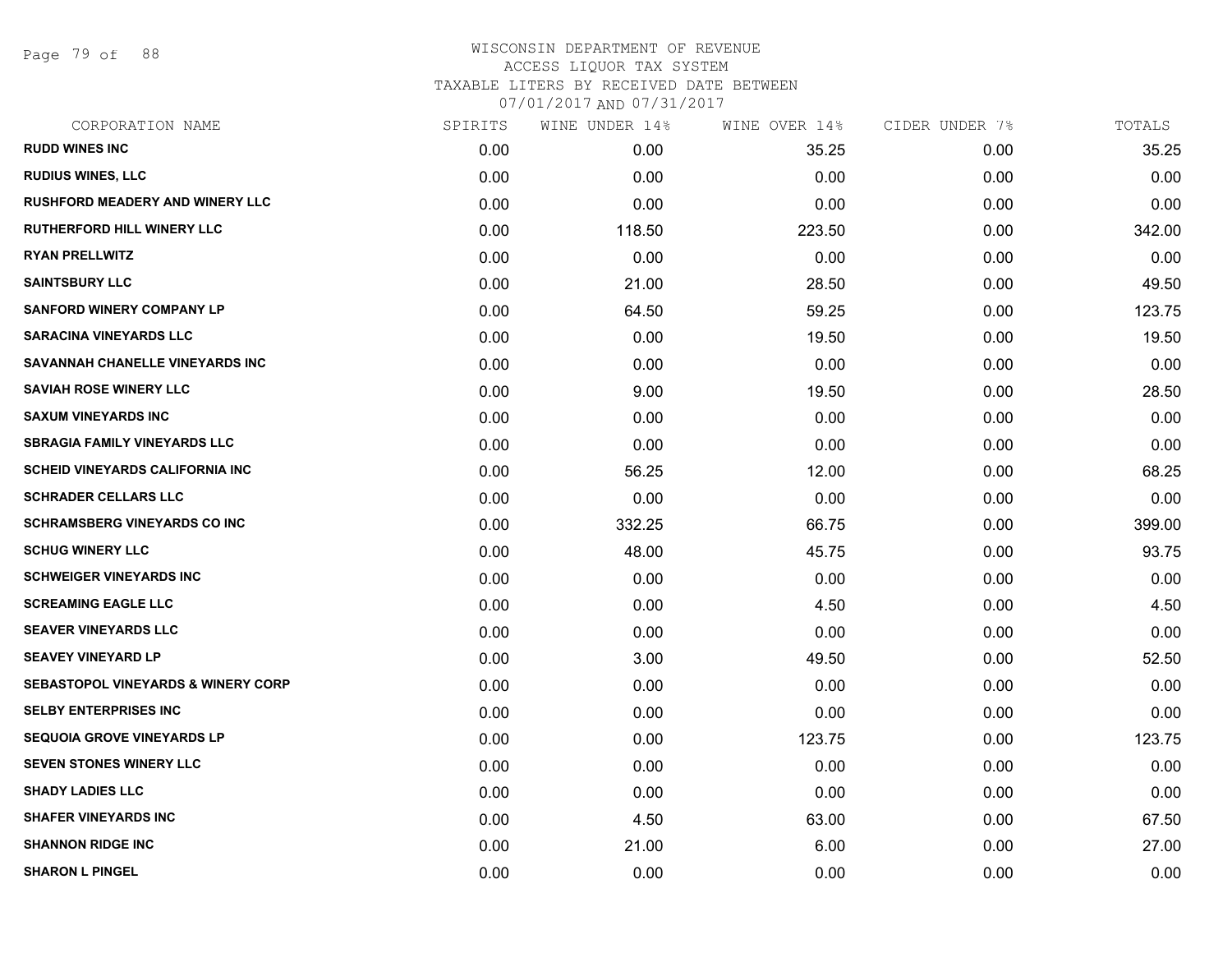WISCONSIN DEPARTMENT OF REVENUE
ACCESS LIQUOR TAX SYSTEM
TAXABLE LITERS BY RECEIVED DATE BETWEEN
07/01/2017 AND 07/31/2017

| CORPORATION NAME | SPIRITS | WINE UNDER 14% | WINE OVER 14% | CIDER UNDER 7% | TOTALS |
|---|---|---|---|---|---|
| RUDD WINES INC | 0.00 | 0.00 | 35.25 | 0.00 | 35.25 |
| RUDIUS WINES, LLC | 0.00 | 0.00 | 0.00 | 0.00 | 0.00 |
| RUSHFORD MEADERY AND WINERY LLC | 0.00 | 0.00 | 0.00 | 0.00 | 0.00 |
| RUTHERFORD HILL WINERY LLC | 0.00 | 118.50 | 223.50 | 0.00 | 342.00 |
| RYAN PRELLWITZ | 0.00 | 0.00 | 0.00 | 0.00 | 0.00 |
| SAINTSBURY LLC | 0.00 | 21.00 | 28.50 | 0.00 | 49.50 |
| SANFORD WINERY COMPANY LP | 0.00 | 64.50 | 59.25 | 0.00 | 123.75 |
| SARACINA VINEYARDS LLC | 0.00 | 0.00 | 19.50 | 0.00 | 19.50 |
| SAVANNAH CHANELLE VINEYARDS INC | 0.00 | 0.00 | 0.00 | 0.00 | 0.00 |
| SAVIAH ROSE WINERY LLC | 0.00 | 9.00 | 19.50 | 0.00 | 28.50 |
| SAXUM VINEYARDS INC | 0.00 | 0.00 | 0.00 | 0.00 | 0.00 |
| SBRAGIA FAMILY VINEYARDS LLC | 0.00 | 0.00 | 0.00 | 0.00 | 0.00 |
| SCHEID VINEYARDS CALIFORNIA INC | 0.00 | 56.25 | 12.00 | 0.00 | 68.25 |
| SCHRADER CELLARS LLC | 0.00 | 0.00 | 0.00 | 0.00 | 0.00 |
| SCHRAMSBERG VINEYARDS CO INC | 0.00 | 332.25 | 66.75 | 0.00 | 399.00 |
| SCHUG WINERY LLC | 0.00 | 48.00 | 45.75 | 0.00 | 93.75 |
| SCHWEIGER VINEYARDS INC | 0.00 | 0.00 | 0.00 | 0.00 | 0.00 |
| SCREAMING EAGLE LLC | 0.00 | 0.00 | 4.50 | 0.00 | 4.50 |
| SEAVER VINEYARDS LLC | 0.00 | 0.00 | 0.00 | 0.00 | 0.00 |
| SEAVEY VINEYARD LP | 0.00 | 3.00 | 49.50 | 0.00 | 52.50 |
| SEBASTOPOL VINEYARDS & WINERY CORP | 0.00 | 0.00 | 0.00 | 0.00 | 0.00 |
| SELBY ENTERPRISES INC | 0.00 | 0.00 | 0.00 | 0.00 | 0.00 |
| SEQUOIA GROVE VINEYARDS LP | 0.00 | 0.00 | 123.75 | 0.00 | 123.75 |
| SEVEN STONES WINERY LLC | 0.00 | 0.00 | 0.00 | 0.00 | 0.00 |
| SHADY LADIES LLC | 0.00 | 0.00 | 0.00 | 0.00 | 0.00 |
| SHAFER VINEYARDS INC | 0.00 | 4.50 | 63.00 | 0.00 | 67.50 |
| SHANNON RIDGE INC | 0.00 | 21.00 | 6.00 | 0.00 | 27.00 |
| SHARON L PINGEL | 0.00 | 0.00 | 0.00 | 0.00 | 0.00 |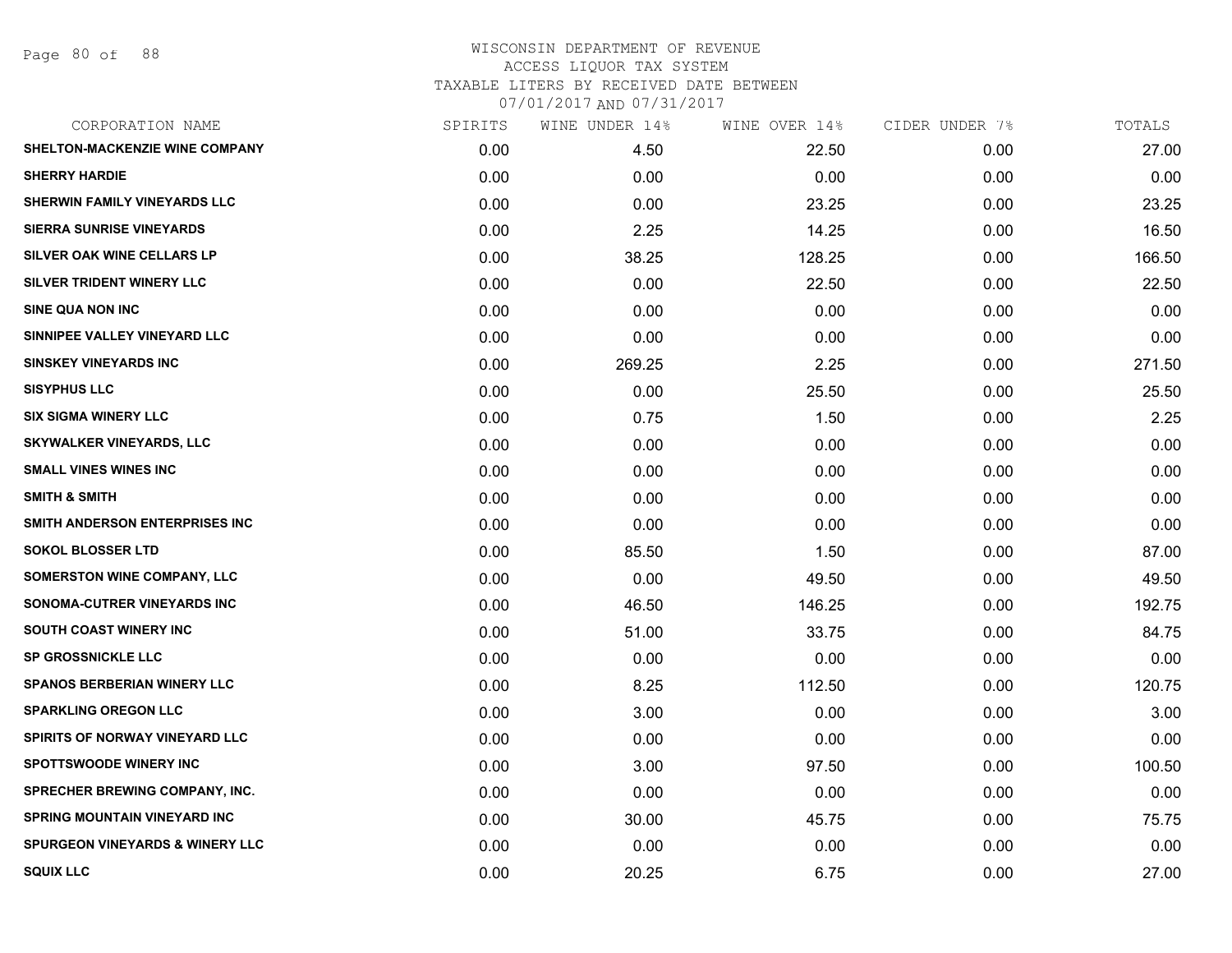# WISCONSIN DEPARTMENT OF REVENUE
## ACCESS LIQUOR TAX SYSTEM
## TAXABLE LITERS BY RECEIVED DATE BETWEEN 07/01/2017 AND 07/31/2017

| CORPORATION NAME | SPIRITS | WINE UNDER 14% | WINE OVER 14% | CIDER UNDER 7% | TOTALS |
|---|---|---|---|---|---|
| SHELTON-MACKENZIE WINE COMPANY | 0.00 | 4.50 | 22.50 | 0.00 | 27.00 |
| SHERRY HARDIE | 0.00 | 0.00 | 0.00 | 0.00 | 0.00 |
| SHERWIN FAMILY VINEYARDS LLC | 0.00 | 0.00 | 23.25 | 0.00 | 23.25 |
| SIERRA SUNRISE VINEYARDS | 0.00 | 2.25 | 14.25 | 0.00 | 16.50 |
| SILVER OAK WINE CELLARS LP | 0.00 | 38.25 | 128.25 | 0.00 | 166.50 |
| SILVER TRIDENT WINERY LLC | 0.00 | 0.00 | 22.50 | 0.00 | 22.50 |
| SINE QUA NON INC | 0.00 | 0.00 | 0.00 | 0.00 | 0.00 |
| SINNIPEE VALLEY VINEYARD LLC | 0.00 | 0.00 | 0.00 | 0.00 | 0.00 |
| SINSKEY VINEYARDS INC | 0.00 | 269.25 | 2.25 | 0.00 | 271.50 |
| SISYPHUS LLC | 0.00 | 0.00 | 25.50 | 0.00 | 25.50 |
| SIX SIGMA WINERY LLC | 0.00 | 0.75 | 1.50 | 0.00 | 2.25 |
| SKYWALKER VINEYARDS, LLC | 0.00 | 0.00 | 0.00 | 0.00 | 0.00 |
| SMALL VINES WINES INC | 0.00 | 0.00 | 0.00 | 0.00 | 0.00 |
| SMITH & SMITH | 0.00 | 0.00 | 0.00 | 0.00 | 0.00 |
| SMITH ANDERSON ENTERPRISES INC | 0.00 | 0.00 | 0.00 | 0.00 | 0.00 |
| SOKOL BLOSSER LTD | 0.00 | 85.50 | 1.50 | 0.00 | 87.00 |
| SOMERSTON WINE COMPANY, LLC | 0.00 | 0.00 | 49.50 | 0.00 | 49.50 |
| SONOMA-CUTRER VINEYARDS INC | 0.00 | 46.50 | 146.25 | 0.00 | 192.75 |
| SOUTH COAST WINERY INC | 0.00 | 51.00 | 33.75 | 0.00 | 84.75 |
| SP GROSSNICKLE LLC | 0.00 | 0.00 | 0.00 | 0.00 | 0.00 |
| SPANOS BERBERIAN WINERY LLC | 0.00 | 8.25 | 112.50 | 0.00 | 120.75 |
| SPARKLING OREGON LLC | 0.00 | 3.00 | 0.00 | 0.00 | 3.00 |
| SPIRITS OF NORWAY VINEYARD LLC | 0.00 | 0.00 | 0.00 | 0.00 | 0.00 |
| SPOTTSWOODE WINERY INC | 0.00 | 3.00 | 97.50 | 0.00 | 100.50 |
| SPRECHER BREWING COMPANY, INC. | 0.00 | 0.00 | 0.00 | 0.00 | 0.00 |
| SPRING MOUNTAIN VINEYARD INC | 0.00 | 30.00 | 45.75 | 0.00 | 75.75 |
| SPURGEON VINEYARDS & WINERY LLC | 0.00 | 0.00 | 0.00 | 0.00 | 0.00 |
| SQUIX LLC | 0.00 | 20.25 | 6.75 | 0.00 | 27.00 |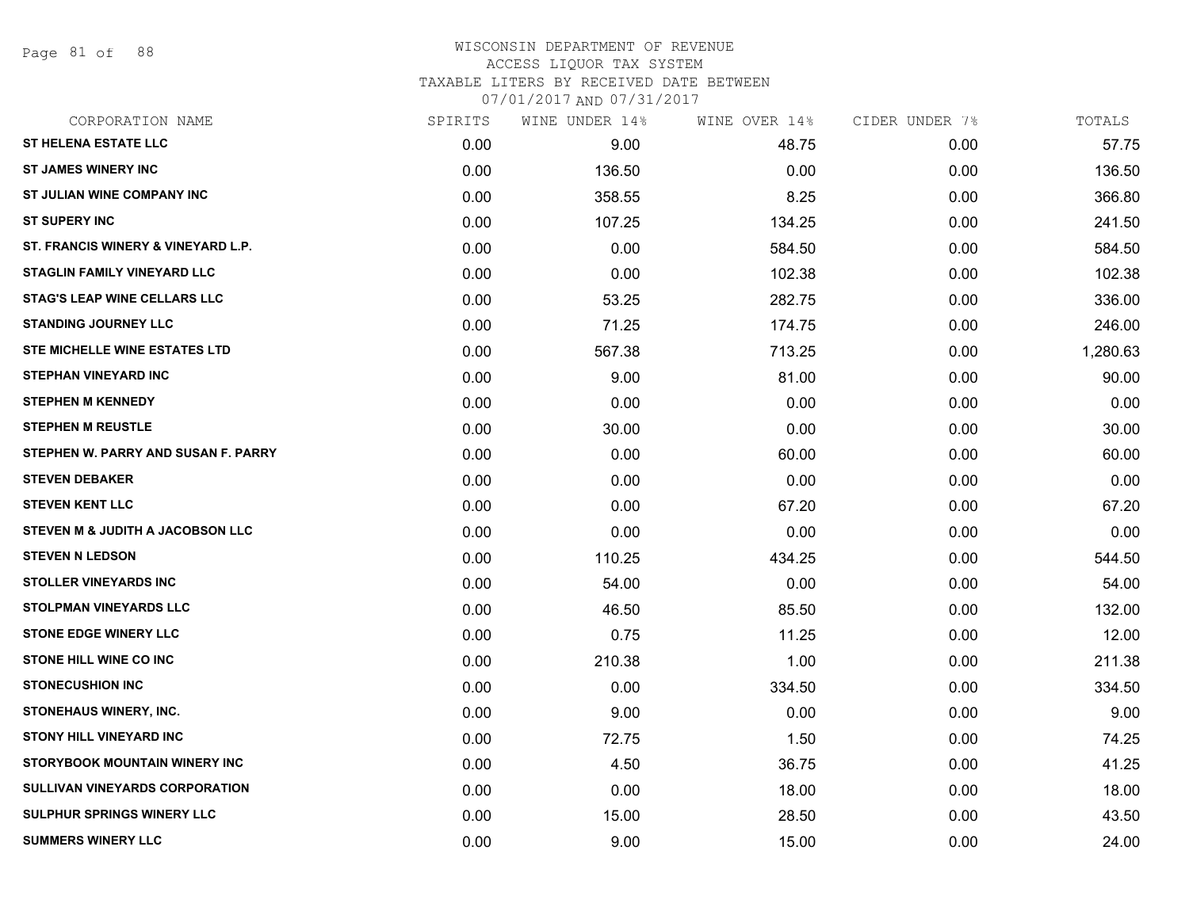WISCONSIN DEPARTMENT OF REVENUE
ACCESS LIQUOR TAX SYSTEM
TAXABLE LITERS BY RECEIVED DATE BETWEEN
07/01/2017 AND 07/31/2017

| CORPORATION NAME | SPIRITS | WINE UNDER 14% | WINE OVER 14% | CIDER UNDER 7% | TOTALS |
|---|---|---|---|---|---|
| ST HELENA ESTATE LLC | 0.00 | 9.00 | 48.75 | 0.00 | 57.75 |
| ST JAMES WINERY INC | 0.00 | 136.50 | 0.00 | 0.00 | 136.50 |
| ST JULIAN WINE COMPANY INC | 0.00 | 358.55 | 8.25 | 0.00 | 366.80 |
| ST SUPERY INC | 0.00 | 107.25 | 134.25 | 0.00 | 241.50 |
| ST. FRANCIS WINERY & VINEYARD L.P. | 0.00 | 0.00 | 584.50 | 0.00 | 584.50 |
| STAGLIN FAMILY VINEYARD LLC | 0.00 | 0.00 | 102.38 | 0.00 | 102.38 |
| STAG'S LEAP WINE CELLARS LLC | 0.00 | 53.25 | 282.75 | 0.00 | 336.00 |
| STANDING JOURNEY LLC | 0.00 | 71.25 | 174.75 | 0.00 | 246.00 |
| STE MICHELLE WINE ESTATES LTD | 0.00 | 567.38 | 713.25 | 0.00 | 1,280.63 |
| STEPHAN VINEYARD INC | 0.00 | 9.00 | 81.00 | 0.00 | 90.00 |
| STEPHEN M KENNEDY | 0.00 | 0.00 | 0.00 | 0.00 | 0.00 |
| STEPHEN M REUSTLE | 0.00 | 30.00 | 0.00 | 0.00 | 30.00 |
| STEPHEN W. PARRY AND SUSAN F. PARRY | 0.00 | 0.00 | 60.00 | 0.00 | 60.00 |
| STEVEN DEBAKER | 0.00 | 0.00 | 0.00 | 0.00 | 0.00 |
| STEVEN KENT LLC | 0.00 | 0.00 | 67.20 | 0.00 | 67.20 |
| STEVEN M & JUDITH A JACOBSON LLC | 0.00 | 0.00 | 0.00 | 0.00 | 0.00 |
| STEVEN N LEDSON | 0.00 | 110.25 | 434.25 | 0.00 | 544.50 |
| STOLLER VINEYARDS INC | 0.00 | 54.00 | 0.00 | 0.00 | 54.00 |
| STOLPMAN VINEYARDS LLC | 0.00 | 46.50 | 85.50 | 0.00 | 132.00 |
| STONE EDGE WINERY LLC | 0.00 | 0.75 | 11.25 | 0.00 | 12.00 |
| STONE HILL WINE CO INC | 0.00 | 210.38 | 1.00 | 0.00 | 211.38 |
| STONECUSHION INC | 0.00 | 0.00 | 334.50 | 0.00 | 334.50 |
| STONEHAUS WINERY, INC. | 0.00 | 9.00 | 0.00 | 0.00 | 9.00 |
| STONY HILL VINEYARD INC | 0.00 | 72.75 | 1.50 | 0.00 | 74.25 |
| STORYBOOK MOUNTAIN WINERY INC | 0.00 | 4.50 | 36.75 | 0.00 | 41.25 |
| SULLIVAN VINEYARDS CORPORATION | 0.00 | 0.00 | 18.00 | 0.00 | 18.00 |
| SULPHUR SPRINGS WINERY LLC | 0.00 | 15.00 | 28.50 | 0.00 | 43.50 |
| SUMMERS WINERY LLC | 0.00 | 9.00 | 15.00 | 0.00 | 24.00 |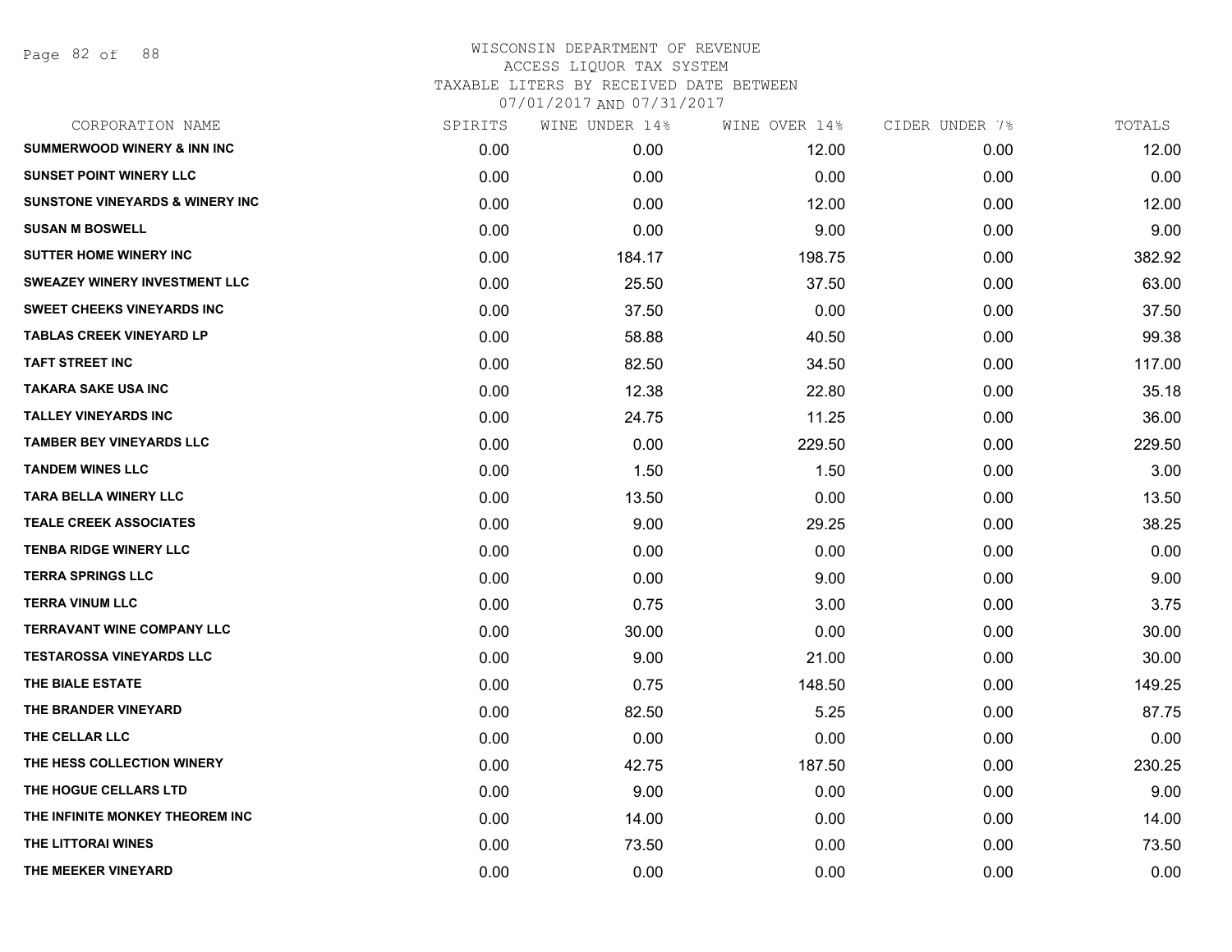WISCONSIN DEPARTMENT OF REVENUE
ACCESS LIQUOR TAX SYSTEM
TAXABLE LITERS BY RECEIVED DATE BETWEEN
07/01/2017 AND 07/31/2017

| CORPORATION NAME | SPIRITS | WINE UNDER 14% | WINE OVER 14% | CIDER UNDER 7% | TOTALS |
|---|---|---|---|---|---|
| SUMMERWOOD WINERY & INN INC | 0.00 | 0.00 | 12.00 | 0.00 | 12.00 |
| SUNSET POINT WINERY LLC | 0.00 | 0.00 | 0.00 | 0.00 | 0.00 |
| SUNSTONE VINEYARDS & WINERY INC | 0.00 | 0.00 | 12.00 | 0.00 | 12.00 |
| SUSAN M BOSWELL | 0.00 | 0.00 | 9.00 | 0.00 | 9.00 |
| SUTTER HOME WINERY INC | 0.00 | 184.17 | 198.75 | 0.00 | 382.92 |
| SWEAZEY WINERY INVESTMENT LLC | 0.00 | 25.50 | 37.50 | 0.00 | 63.00 |
| SWEET CHEEKS VINEYARDS INC | 0.00 | 37.50 | 0.00 | 0.00 | 37.50 |
| TABLAS CREEK VINEYARD LP | 0.00 | 58.88 | 40.50 | 0.00 | 99.38 |
| TAFT STREET INC | 0.00 | 82.50 | 34.50 | 0.00 | 117.00 |
| TAKARA SAKE USA INC | 0.00 | 12.38 | 22.80 | 0.00 | 35.18 |
| TALLEY VINEYARDS INC | 0.00 | 24.75 | 11.25 | 0.00 | 36.00 |
| TAMBER BEY VINEYARDS LLC | 0.00 | 0.00 | 229.50 | 0.00 | 229.50 |
| TANDEM WINES LLC | 0.00 | 1.50 | 1.50 | 0.00 | 3.00 |
| TARA BELLA WINERY LLC | 0.00 | 13.50 | 0.00 | 0.00 | 13.50 |
| TEALE CREEK ASSOCIATES | 0.00 | 9.00 | 29.25 | 0.00 | 38.25 |
| TENBA RIDGE WINERY LLC | 0.00 | 0.00 | 0.00 | 0.00 | 0.00 |
| TERRA SPRINGS LLC | 0.00 | 0.00 | 9.00 | 0.00 | 9.00 |
| TERRA VINUM LLC | 0.00 | 0.75 | 3.00 | 0.00 | 3.75 |
| TERRAVANT WINE COMPANY LLC | 0.00 | 30.00 | 0.00 | 0.00 | 30.00 |
| TESTAROSSA VINEYARDS LLC | 0.00 | 9.00 | 21.00 | 0.00 | 30.00 |
| THE BIALE ESTATE | 0.00 | 0.75 | 148.50 | 0.00 | 149.25 |
| THE BRANDER VINEYARD | 0.00 | 82.50 | 5.25 | 0.00 | 87.75 |
| THE CELLAR LLC | 0.00 | 0.00 | 0.00 | 0.00 | 0.00 |
| THE HESS COLLECTION WINERY | 0.00 | 42.75 | 187.50 | 0.00 | 230.25 |
| THE HOGUE CELLARS LTD | 0.00 | 9.00 | 0.00 | 0.00 | 9.00 |
| THE INFINITE MONKEY THEOREM INC | 0.00 | 14.00 | 0.00 | 0.00 | 14.00 |
| THE LITTORAI WINES | 0.00 | 73.50 | 0.00 | 0.00 | 73.50 |
| THE MEEKER VINEYARD | 0.00 | 0.00 | 0.00 | 0.00 | 0.00 |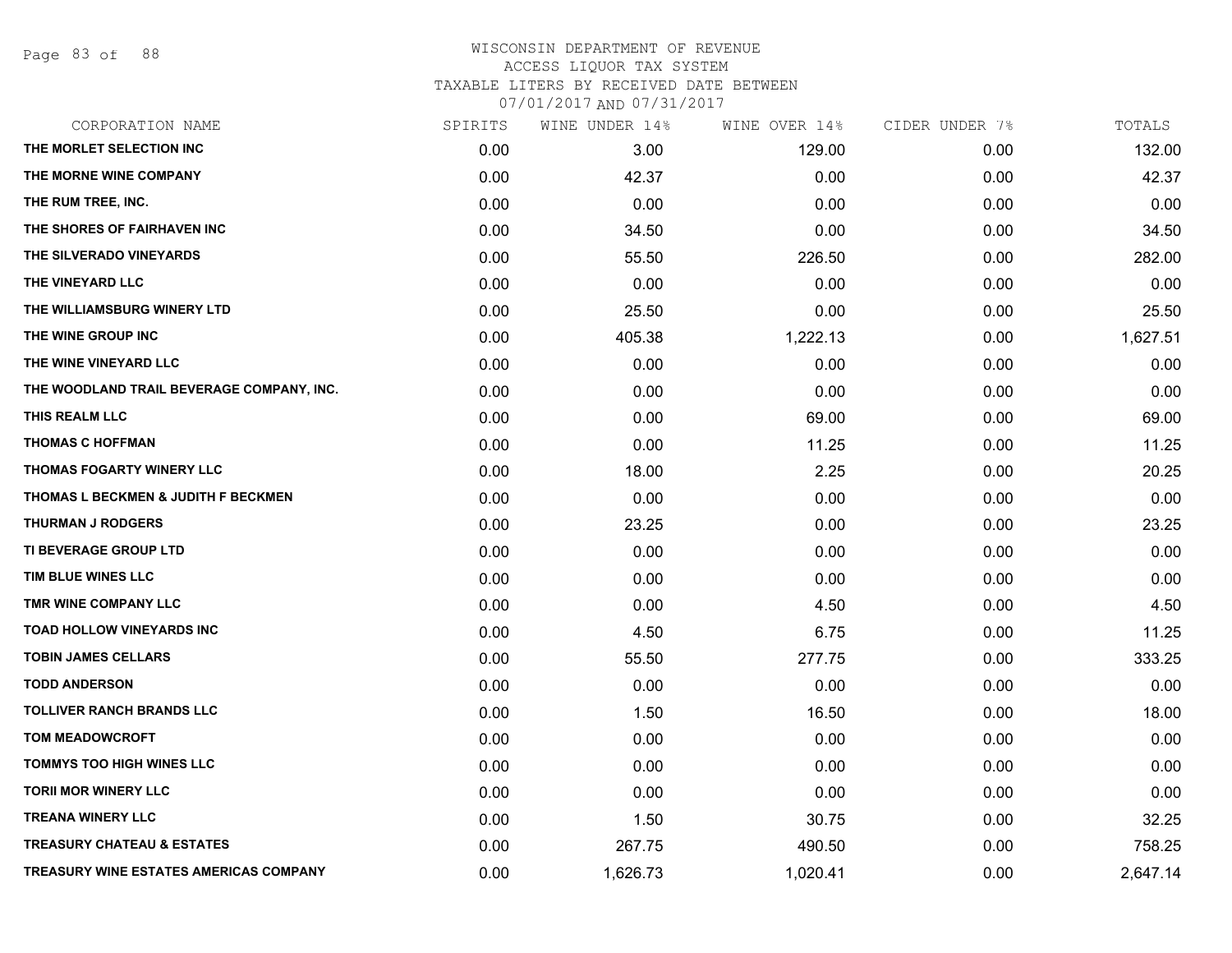WISCONSIN DEPARTMENT OF REVENUE
ACCESS LIQUOR TAX SYSTEM
TAXABLE LITERS BY RECEIVED DATE BETWEEN
07/01/2017 AND 07/31/2017

| CORPORATION NAME | SPIRITS | WINE UNDER 14% | WINE OVER 14% | CIDER UNDER 7% | TOTALS |
|---|---|---|---|---|---|
| THE MORLET SELECTION INC | 0.00 | 3.00 | 129.00 | 0.00 | 132.00 |
| THE MORNE WINE COMPANY | 0.00 | 42.37 | 0.00 | 0.00 | 42.37 |
| THE RUM TREE, INC. | 0.00 | 0.00 | 0.00 | 0.00 | 0.00 |
| THE SHORES OF FAIRHAVEN INC | 0.00 | 34.50 | 0.00 | 0.00 | 34.50 |
| THE SILVERADO VINEYARDS | 0.00 | 55.50 | 226.50 | 0.00 | 282.00 |
| THE VINEYARD LLC | 0.00 | 0.00 | 0.00 | 0.00 | 0.00 |
| THE WILLIAMSBURG WINERY LTD | 0.00 | 25.50 | 0.00 | 0.00 | 25.50 |
| THE WINE GROUP INC | 0.00 | 405.38 | 1,222.13 | 0.00 | 1,627.51 |
| THE WINE VINEYARD LLC | 0.00 | 0.00 | 0.00 | 0.00 | 0.00 |
| THE WOODLAND TRAIL BEVERAGE COMPANY, INC. | 0.00 | 0.00 | 0.00 | 0.00 | 0.00 |
| THIS REALM LLC | 0.00 | 0.00 | 69.00 | 0.00 | 69.00 |
| THOMAS C HOFFMAN | 0.00 | 0.00 | 11.25 | 0.00 | 11.25 |
| THOMAS FOGARTY WINERY LLC | 0.00 | 18.00 | 2.25 | 0.00 | 20.25 |
| THOMAS L BECKMEN & JUDITH F BECKMEN | 0.00 | 0.00 | 0.00 | 0.00 | 0.00 |
| THURMAN J RODGERS | 0.00 | 23.25 | 0.00 | 0.00 | 23.25 |
| TI BEVERAGE GROUP LTD | 0.00 | 0.00 | 0.00 | 0.00 | 0.00 |
| TIM BLUE WINES LLC | 0.00 | 0.00 | 0.00 | 0.00 | 0.00 |
| TMR WINE COMPANY LLC | 0.00 | 0.00 | 4.50 | 0.00 | 4.50 |
| TOAD HOLLOW VINEYARDS INC | 0.00 | 4.50 | 6.75 | 0.00 | 11.25 |
| TOBIN JAMES CELLARS | 0.00 | 55.50 | 277.75 | 0.00 | 333.25 |
| TODD ANDERSON | 0.00 | 0.00 | 0.00 | 0.00 | 0.00 |
| TOLLIVER RANCH BRANDS LLC | 0.00 | 1.50 | 16.50 | 0.00 | 18.00 |
| TOM MEADOWCROFT | 0.00 | 0.00 | 0.00 | 0.00 | 0.00 |
| TOMMYS TOO HIGH WINES LLC | 0.00 | 0.00 | 0.00 | 0.00 | 0.00 |
| TORII MOR WINERY LLC | 0.00 | 0.00 | 0.00 | 0.00 | 0.00 |
| TREANA WINERY LLC | 0.00 | 1.50 | 30.75 | 0.00 | 32.25 |
| TREASURY CHATEAU & ESTATES | 0.00 | 267.75 | 490.50 | 0.00 | 758.25 |
| TREASURY WINE ESTATES AMERICAS COMPANY | 0.00 | 1,626.73 | 1,020.41 | 0.00 | 2,647.14 |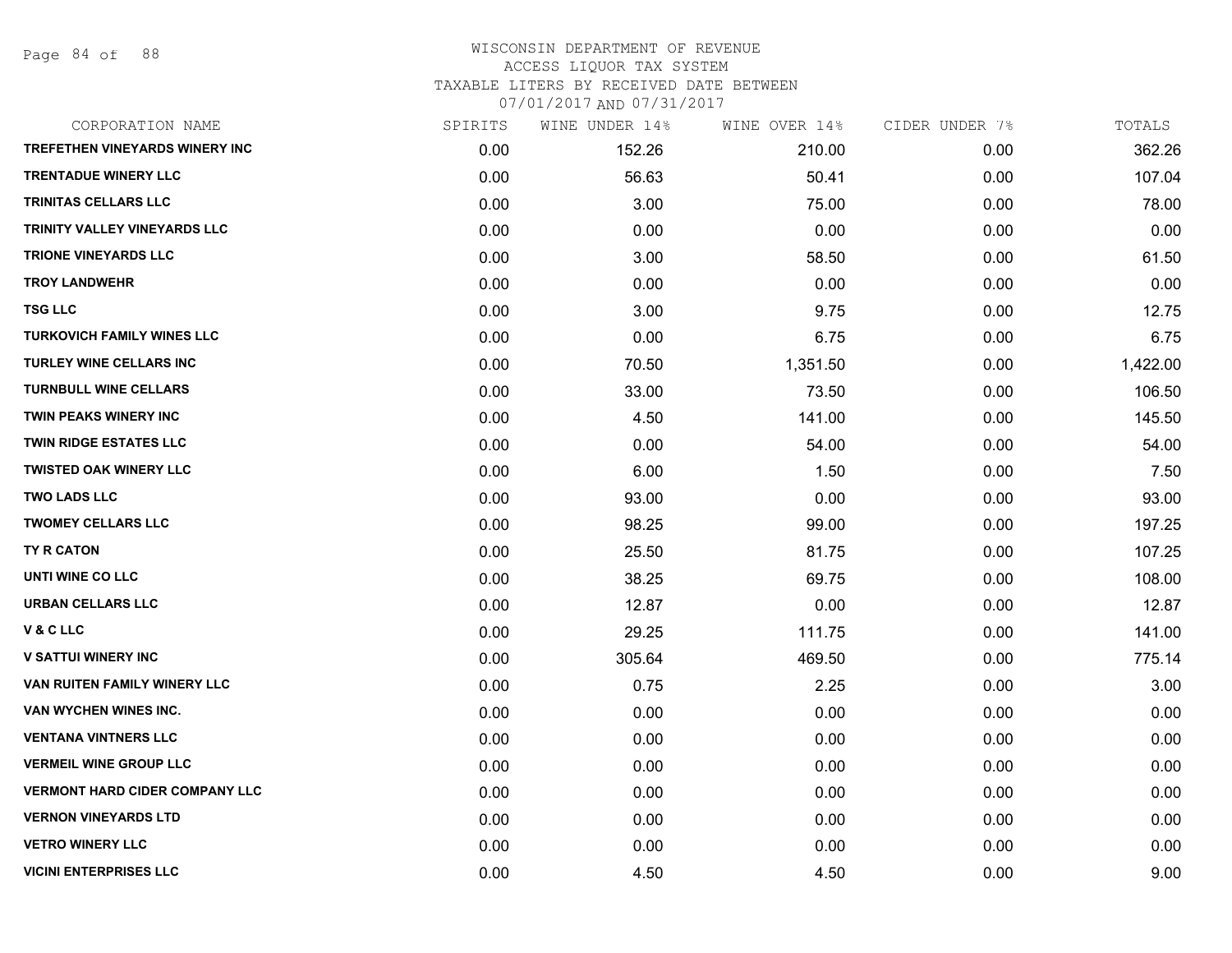WISCONSIN DEPARTMENT OF REVENUE
ACCESS LIQUOR TAX SYSTEM
TAXABLE LITERS BY RECEIVED DATE BETWEEN
07/01/2017 AND 07/31/2017

| CORPORATION NAME | SPIRITS | WINE UNDER 14% | WINE OVER 14% | CIDER UNDER 7% | TOTALS |
|---|---|---|---|---|---|
| TREFETHEN VINEYARDS WINERY INC | 0.00 | 152.26 | 210.00 | 0.00 | 362.26 |
| TRENTADUE WINERY LLC | 0.00 | 56.63 | 50.41 | 0.00 | 107.04 |
| TRINITAS CELLARS LLC | 0.00 | 3.00 | 75.00 | 0.00 | 78.00 |
| TRINITY VALLEY VINEYARDS LLC | 0.00 | 0.00 | 0.00 | 0.00 | 0.00 |
| TRIONE VINEYARDS LLC | 0.00 | 3.00 | 58.50 | 0.00 | 61.50 |
| TROY LANDWEHR | 0.00 | 0.00 | 0.00 | 0.00 | 0.00 |
| TSG LLC | 0.00 | 3.00 | 9.75 | 0.00 | 12.75 |
| TURKOVICH FAMILY WINES LLC | 0.00 | 0.00 | 6.75 | 0.00 | 6.75 |
| TURLEY WINE CELLARS INC | 0.00 | 70.50 | 1,351.50 | 0.00 | 1,422.00 |
| TURNBULL WINE CELLARS | 0.00 | 33.00 | 73.50 | 0.00 | 106.50 |
| TWIN PEAKS WINERY INC | 0.00 | 4.50 | 141.00 | 0.00 | 145.50 |
| TWIN RIDGE ESTATES LLC | 0.00 | 0.00 | 54.00 | 0.00 | 54.00 |
| TWISTED OAK WINERY LLC | 0.00 | 6.00 | 1.50 | 0.00 | 7.50 |
| TWO LADS LLC | 0.00 | 93.00 | 0.00 | 0.00 | 93.00 |
| TWOMEY CELLARS LLC | 0.00 | 98.25 | 99.00 | 0.00 | 197.25 |
| TY R CATON | 0.00 | 25.50 | 81.75 | 0.00 | 107.25 |
| UNTI WINE CO LLC | 0.00 | 38.25 | 69.75 | 0.00 | 108.00 |
| URBAN CELLARS LLC | 0.00 | 12.87 | 0.00 | 0.00 | 12.87 |
| V & C LLC | 0.00 | 29.25 | 111.75 | 0.00 | 141.00 |
| V SATTUI WINERY INC | 0.00 | 305.64 | 469.50 | 0.00 | 775.14 |
| VAN RUITEN FAMILY WINERY LLC | 0.00 | 0.75 | 2.25 | 0.00 | 3.00 |
| VAN WYCHEN WINES INC. | 0.00 | 0.00 | 0.00 | 0.00 | 0.00 |
| VENTANA VINTNERS LLC | 0.00 | 0.00 | 0.00 | 0.00 | 0.00 |
| VERMEIL WINE GROUP LLC | 0.00 | 0.00 | 0.00 | 0.00 | 0.00 |
| VERMONT HARD CIDER COMPANY LLC | 0.00 | 0.00 | 0.00 | 0.00 | 0.00 |
| VERNON VINEYARDS LTD | 0.00 | 0.00 | 0.00 | 0.00 | 0.00 |
| VETRO WINERY LLC | 0.00 | 0.00 | 0.00 | 0.00 | 0.00 |
| VICINI ENTERPRISES LLC | 0.00 | 4.50 | 4.50 | 0.00 | 9.00 |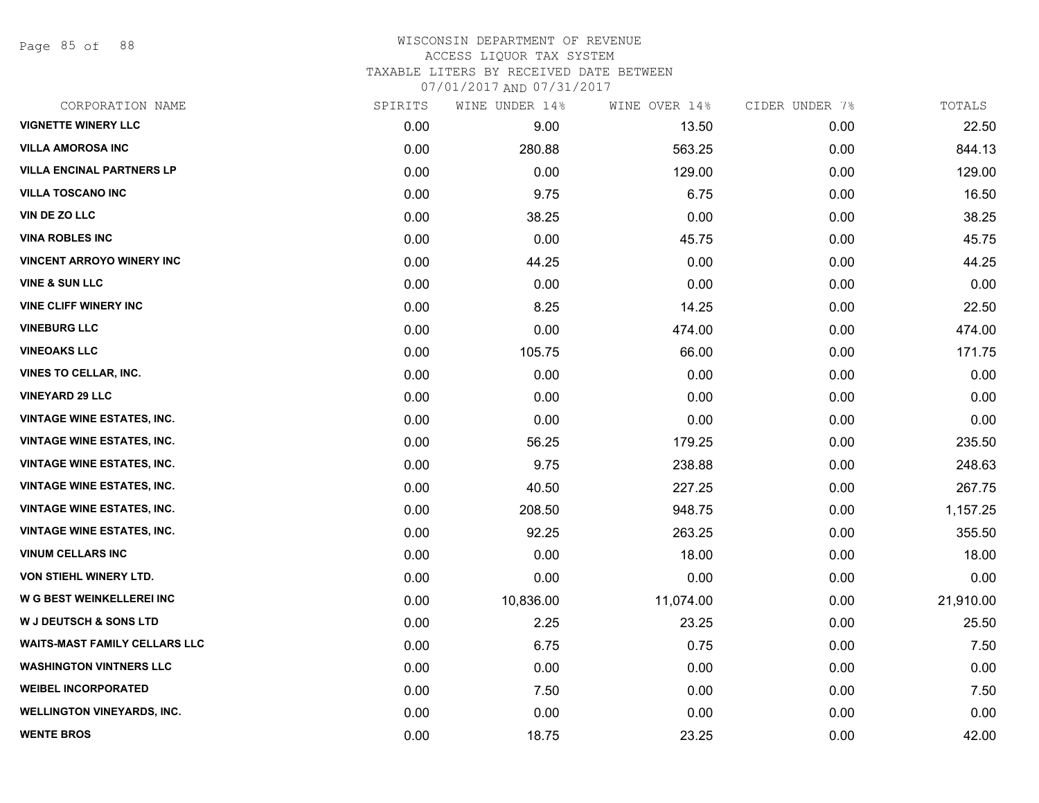# WISCONSIN DEPARTMENT OF REVENUE
## ACCESS LIQUOR TAX SYSTEM
### TAXABLE LITERS BY RECEIVED DATE BETWEEN 07/01/2017 AND 07/31/2017

| CORPORATION NAME | SPIRITS | WINE UNDER 14% | WINE OVER 14% | CIDER UNDER 7% | TOTALS |
|---|---|---|---|---|---|
| VIGNETTE WINERY LLC | 0.00 | 9.00 | 13.50 | 0.00 | 22.50 |
| VILLA AMOROSA INC | 0.00 | 280.88 | 563.25 | 0.00 | 844.13 |
| VILLA ENCINAL PARTNERS LP | 0.00 | 0.00 | 129.00 | 0.00 | 129.00 |
| VILLA TOSCANO INC | 0.00 | 9.75 | 6.75 | 0.00 | 16.50 |
| VIN DE ZO LLC | 0.00 | 38.25 | 0.00 | 0.00 | 38.25 |
| VINA ROBLES INC | 0.00 | 0.00 | 45.75 | 0.00 | 45.75 |
| VINCENT ARROYO WINERY INC | 0.00 | 44.25 | 0.00 | 0.00 | 44.25 |
| VINE & SUN LLC | 0.00 | 0.00 | 0.00 | 0.00 | 0.00 |
| VINE CLIFF WINERY INC | 0.00 | 8.25 | 14.25 | 0.00 | 22.50 |
| VINEBURG LLC | 0.00 | 0.00 | 474.00 | 0.00 | 474.00 |
| VINEOAKS LLC | 0.00 | 105.75 | 66.00 | 0.00 | 171.75 |
| VINES TO CELLAR, INC. | 0.00 | 0.00 | 0.00 | 0.00 | 0.00 |
| VINEYARD 29 LLC | 0.00 | 0.00 | 0.00 | 0.00 | 0.00 |
| VINTAGE WINE ESTATES, INC. | 0.00 | 0.00 | 0.00 | 0.00 | 0.00 |
| VINTAGE WINE ESTATES, INC. | 0.00 | 56.25 | 179.25 | 0.00 | 235.50 |
| VINTAGE WINE ESTATES, INC. | 0.00 | 9.75 | 238.88 | 0.00 | 248.63 |
| VINTAGE WINE ESTATES, INC. | 0.00 | 40.50 | 227.25 | 0.00 | 267.75 |
| VINTAGE WINE ESTATES, INC. | 0.00 | 208.50 | 948.75 | 0.00 | 1,157.25 |
| VINTAGE WINE ESTATES, INC. | 0.00 | 92.25 | 263.25 | 0.00 | 355.50 |
| VINUM CELLARS INC | 0.00 | 0.00 | 18.00 | 0.00 | 18.00 |
| VON STIEHL WINERY LTD. | 0.00 | 0.00 | 0.00 | 0.00 | 0.00 |
| W G BEST WEINKELLEREI INC | 0.00 | 10,836.00 | 11,074.00 | 0.00 | 21,910.00 |
| W J DEUTSCH & SONS LTD | 0.00 | 2.25 | 23.25 | 0.00 | 25.50 |
| WAITS-MAST FAMILY CELLARS LLC | 0.00 | 6.75 | 0.75 | 0.00 | 7.50 |
| WASHINGTON VINTNERS LLC | 0.00 | 0.00 | 0.00 | 0.00 | 0.00 |
| WEIBEL INCORPORATED | 0.00 | 7.50 | 0.00 | 0.00 | 7.50 |
| WELLINGTON VINEYARDS, INC. | 0.00 | 0.00 | 0.00 | 0.00 | 0.00 |
| WENTE BROS | 0.00 | 18.75 | 23.25 | 0.00 | 42.00 |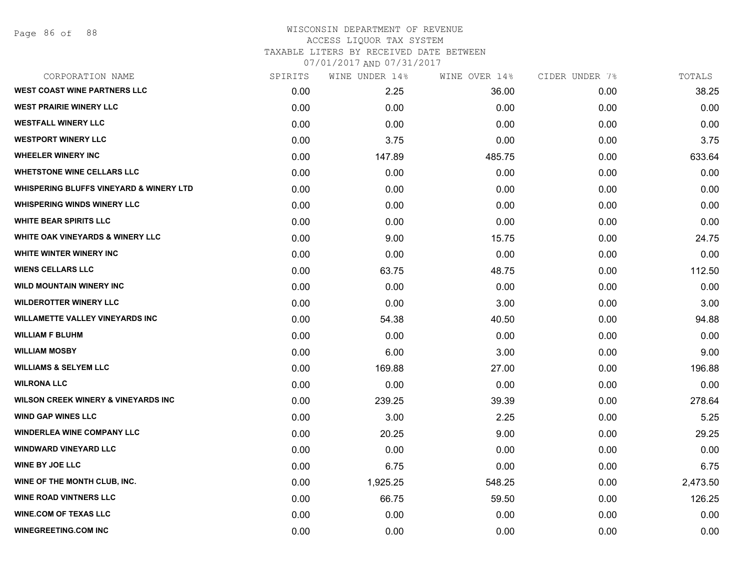# WISCONSIN DEPARTMENT OF REVENUE
## ACCESS LIQUOR TAX SYSTEM
### TAXABLE LITERS BY RECEIVED DATE BETWEEN 07/01/2017 AND 07/31/2017

| CORPORATION NAME | SPIRITS | WINE UNDER 14% | WINE OVER 14% | CIDER UNDER 7% | TOTALS |
|---|---|---|---|---|---|
| WEST COAST WINE PARTNERS LLC | 0.00 | 2.25 | 36.00 | 0.00 | 38.25 |
| WEST PRAIRIE WINERY LLC | 0.00 | 0.00 | 0.00 | 0.00 | 0.00 |
| WESTFALL WINERY LLC | 0.00 | 0.00 | 0.00 | 0.00 | 0.00 |
| WESTPORT WINERY LLC | 0.00 | 3.75 | 0.00 | 0.00 | 3.75 |
| WHEELER WINERY INC | 0.00 | 147.89 | 485.75 | 0.00 | 633.64 |
| WHETSTONE WINE CELLARS LLC | 0.00 | 0.00 | 0.00 | 0.00 | 0.00 |
| WHISPERING BLUFFS VINEYARD & WINERY LTD | 0.00 | 0.00 | 0.00 | 0.00 | 0.00 |
| WHISPERING WINDS WINERY LLC | 0.00 | 0.00 | 0.00 | 0.00 | 0.00 |
| WHITE BEAR SPIRITS LLC | 0.00 | 0.00 | 0.00 | 0.00 | 0.00 |
| WHITE OAK VINEYARDS & WINERY LLC | 0.00 | 9.00 | 15.75 | 0.00 | 24.75 |
| WHITE WINTER WINERY INC | 0.00 | 0.00 | 0.00 | 0.00 | 0.00 |
| WIENS CELLARS LLC | 0.00 | 63.75 | 48.75 | 0.00 | 112.50 |
| WILD MOUNTAIN WINERY INC | 0.00 | 0.00 | 0.00 | 0.00 | 0.00 |
| WILDEROTTER WINERY LLC | 0.00 | 0.00 | 3.00 | 0.00 | 3.00 |
| WILLAMETTE VALLEY VINEYARDS INC | 0.00 | 54.38 | 40.50 | 0.00 | 94.88 |
| WILLIAM F BLUHM | 0.00 | 0.00 | 0.00 | 0.00 | 0.00 |
| WILLIAM MOSBY | 0.00 | 6.00 | 3.00 | 0.00 | 9.00 |
| WILLIAMS & SELYEM LLC | 0.00 | 169.88 | 27.00 | 0.00 | 196.88 |
| WILRONA LLC | 0.00 | 0.00 | 0.00 | 0.00 | 0.00 |
| WILSON CREEK WINERY & VINEYARDS INC | 0.00 | 239.25 | 39.39 | 0.00 | 278.64 |
| WIND GAP WINES LLC | 0.00 | 3.00 | 2.25 | 0.00 | 5.25 |
| WINDERLEA WINE COMPANY LLC | 0.00 | 20.25 | 9.00 | 0.00 | 29.25 |
| WINDWARD VINEYARD LLC | 0.00 | 0.00 | 0.00 | 0.00 | 0.00 |
| WINE BY JOE LLC | 0.00 | 6.75 | 0.00 | 0.00 | 6.75 |
| WINE OF THE MONTH CLUB, INC. | 0.00 | 1,925.25 | 548.25 | 0.00 | 2,473.50 |
| WINE ROAD VINTNERS LLC | 0.00 | 66.75 | 59.50 | 0.00 | 126.25 |
| WINE.COM OF TEXAS LLC | 0.00 | 0.00 | 0.00 | 0.00 | 0.00 |
| WINEGREETING.COM INC | 0.00 | 0.00 | 0.00 | 0.00 | 0.00 |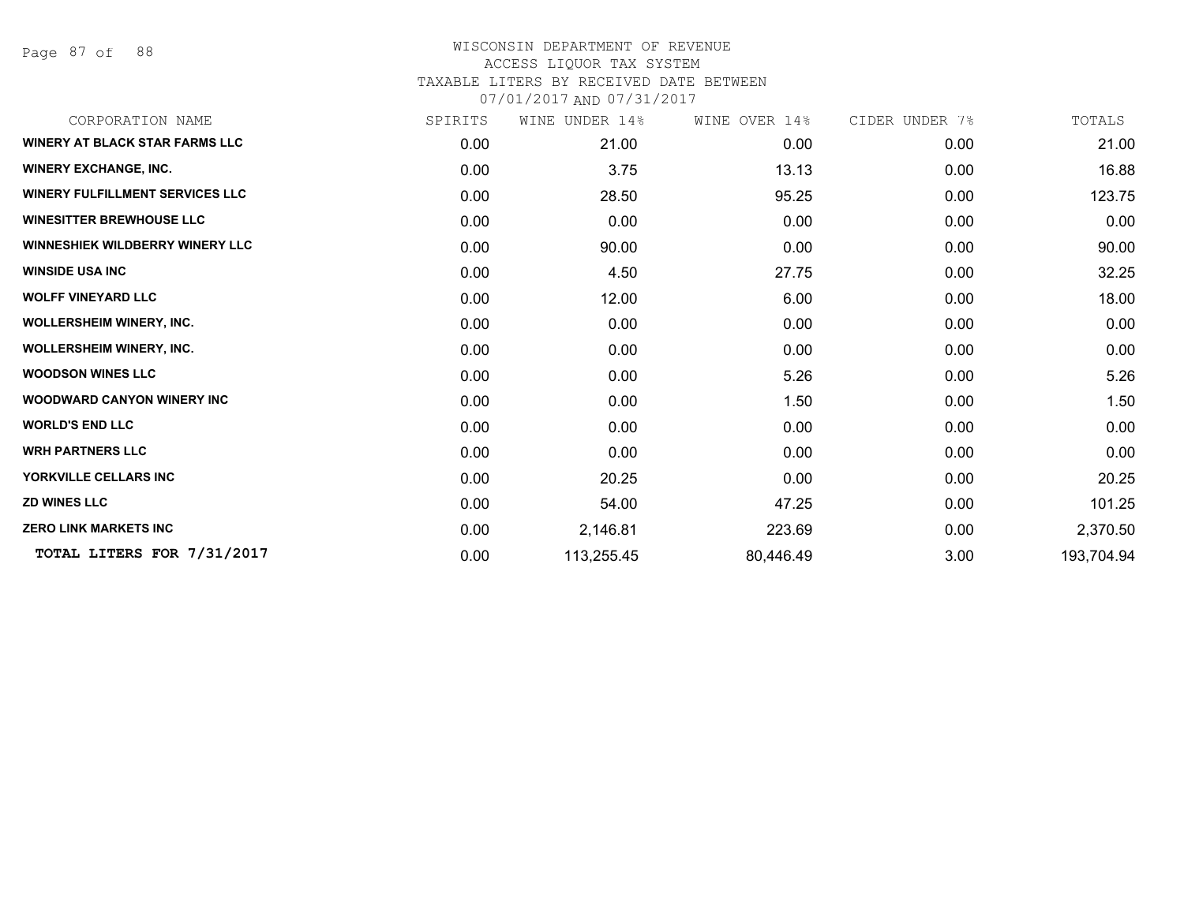WISCONSIN DEPARTMENT OF REVENUE
ACCESS LIQUOR TAX SYSTEM
TAXABLE LITERS BY RECEIVED DATE BETWEEN
07/01/2017 AND 07/31/2017

| CORPORATION NAME | SPIRITS | WINE UNDER 14% | WINE OVER 14% | CIDER UNDER 7% | TOTALS |
|---|---|---|---|---|---|
| **WINERY AT BLACK STAR FARMS LLC** | 0.00 | 21.00 | 0.00 | 0.00 | 21.00 |
| **WINERY EXCHANGE, INC.** | 0.00 | 3.75 | 13.13 | 0.00 | 16.88 |
| **WINERY FULFILLMENT SERVICES LLC** | 0.00 | 28.50 | 95.25 | 0.00 | 123.75 |
| **WINESITTER BREWHOUSE LLC** | 0.00 | 0.00 | 0.00 | 0.00 | 0.00 |
| **WINNESHIEK WILDBERRY WINERY LLC** | 0.00 | 90.00 | 0.00 | 0.00 | 90.00 |
| **WINSIDE USA INC** | 0.00 | 4.50 | 27.75 | 0.00 | 32.25 |
| **WOLFF VINEYARD LLC** | 0.00 | 12.00 | 6.00 | 0.00 | 18.00 |
| **WOLLERSHEIM WINERY, INC.** | 0.00 | 0.00 | 0.00 | 0.00 | 0.00 |
| **WOLLERSHEIM WINERY, INC.** | 0.00 | 0.00 | 0.00 | 0.00 | 0.00 |
| **WOODSON WINES LLC** | 0.00 | 0.00 | 5.26 | 0.00 | 5.26 |
| **WOODWARD CANYON WINERY INC** | 0.00 | 0.00 | 1.50 | 0.00 | 1.50 |
| **WORLD'S END LLC** | 0.00 | 0.00 | 0.00 | 0.00 | 0.00 |
| **WRH PARTNERS LLC** | 0.00 | 0.00 | 0.00 | 0.00 | 0.00 |
| **YORKVILLE CELLARS INC** | 0.00 | 20.25 | 0.00 | 0.00 | 20.25 |
| **ZD WINES LLC** | 0.00 | 54.00 | 47.25 | 0.00 | 101.25 |
| **ZERO LINK MARKETS INC** | 0.00 | 2,146.81 | 223.69 | 0.00 | 2,370.50 |
| **TOTAL LITERS FOR 7/31/2017** | 0.00 | 113,255.45 | 80,446.49 | 3.00 | 193,704.94 |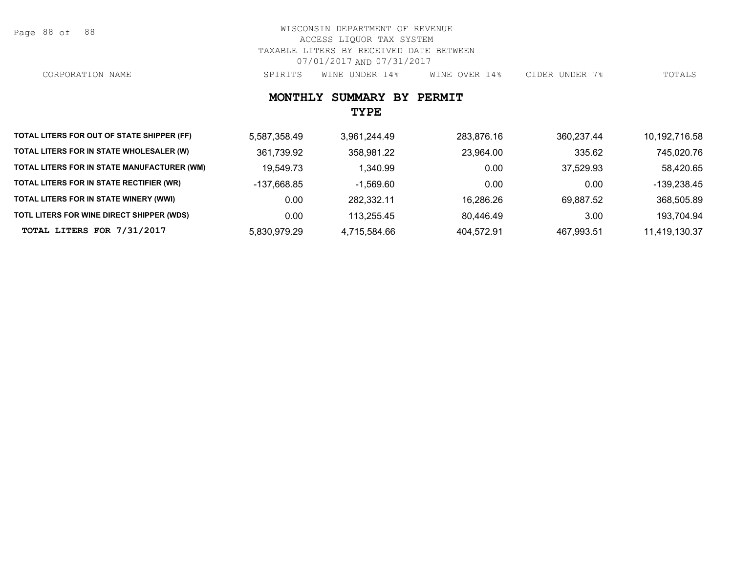WISCONSIN DEPARTMENT OF REVENUE
ACCESS LIQUOR TAX SYSTEM
TAXABLE LITERS BY RECEIVED DATE BETWEEN
07/01/2017 AND 07/31/2017

## MONTHLY SUMMARY BY PERMIT TYPE

| CORPORATION NAME | SPIRITS | WINE UNDER 14% | WINE OVER 14% | CIDER UNDER 7% | TOTALS |
|---|---|---|---|---|---|
| TOTAL LITERS FOR OUT OF STATE SHIPPER (FF) | 5,587,358.49 | 3,961,244.49 | 283,876.16 | 360,237.44 | 10,192,716.58 |
| TOTAL LITERS FOR IN STATE WHOLESALER (W) | 361,739.92 | 358,981.22 | 23,964.00 | 335.62 | 745,020.76 |
| TOTAL LITERS FOR IN STATE MANUFACTURER (WM) | 19,549.73 | 1,340.99 | 0.00 | 37,529.93 | 58,420.65 |
| TOTAL LITERS FOR IN STATE RECTIFIER (WR) | -137,668.85 | -1,569.60 | 0.00 | 0.00 | -139,238.45 |
| TOTAL LITERS FOR IN STATE WINERY (WWI) | 0.00 | 282,332.11 | 16,286.26 | 69,887.52 | 368,505.89 |
| TOTL LITERS FOR WINE DIRECT SHIPPER (WDS) | 0.00 | 113,255.45 | 80,446.49 | 3.00 | 193,704.94 |
| **TOTAL LITERS FOR 7/31/2017** | 5,830,979.29 | 4,715,584.66 | 404,572.91 | 467,993.51 | 11,419,130.37 |